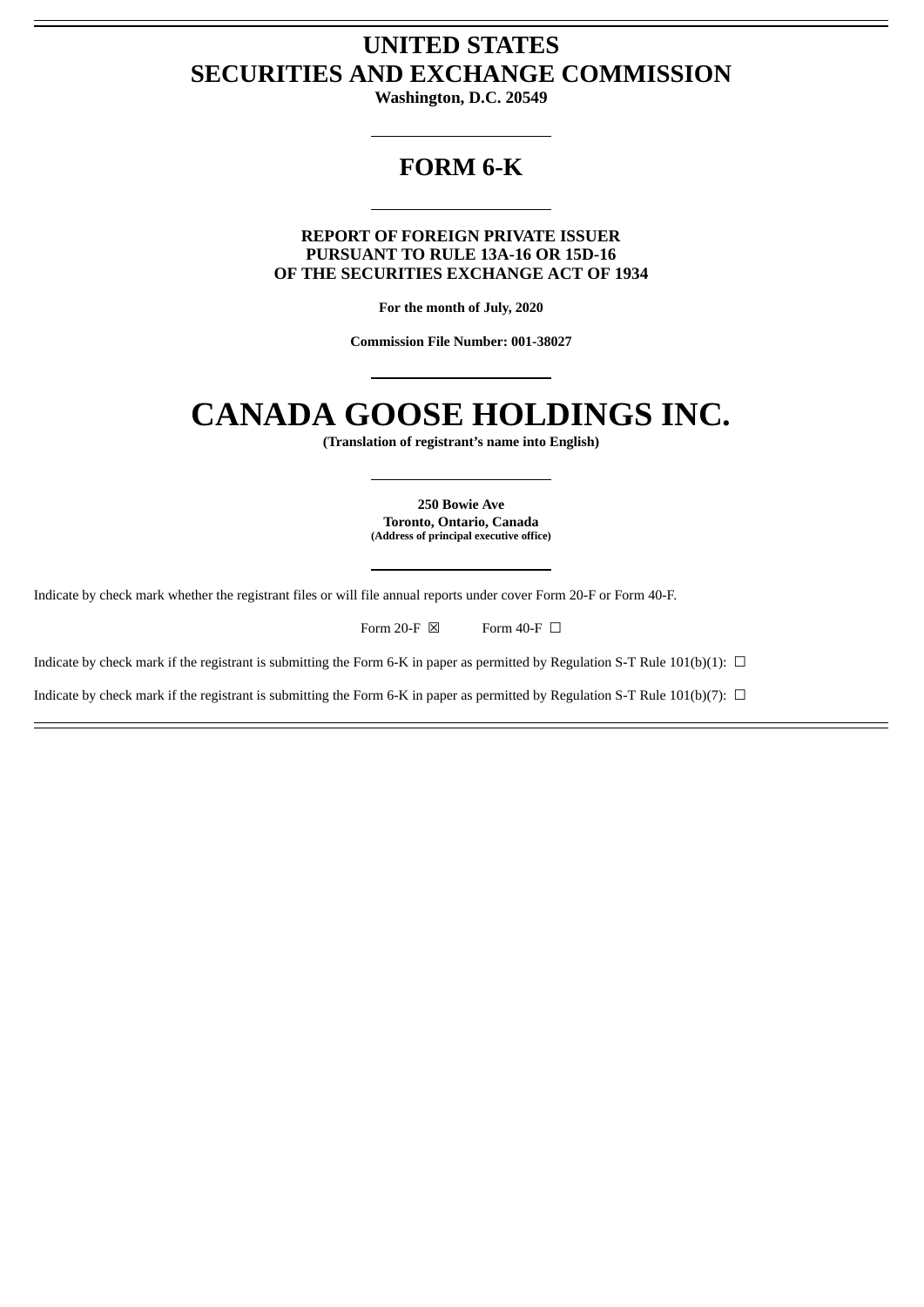# UNITED STATES
# SECURITIES AND EXCHANGE COMMISSION

**Washington, D.C. 20549**

---

## FORM 6-K

---

**REPORT OF FOREIGN PRIVATE ISSUER**
**PURSUANT TO RULE 13A-16 OR 15D-16**
**OF THE SECURITIES EXCHANGE ACT OF 1934**

**For the month of July, 2020**

**Commission File Number: 001-38027**

---

# CANADA GOOSE HOLDINGS INC.

**(Translation of registrant's name into English)**

---

**250 Bowie Ave**
**Toronto, Ontario, Canada**
**(Address of principal executive office)**

---

Indicate by check mark whether the registrant files or will file annual reports under cover Form 20-F or Form 40-F.

Form 20-F ☒ Form 40-F ☐

Indicate by check mark if the registrant is submitting the Form 6-K in paper as permitted by Regulation S-T Rule 101(b)(1): ☐

Indicate by check mark if the registrant is submitting the Form 6-K in paper as permitted by Regulation S-T Rule 101(b)(7): ☐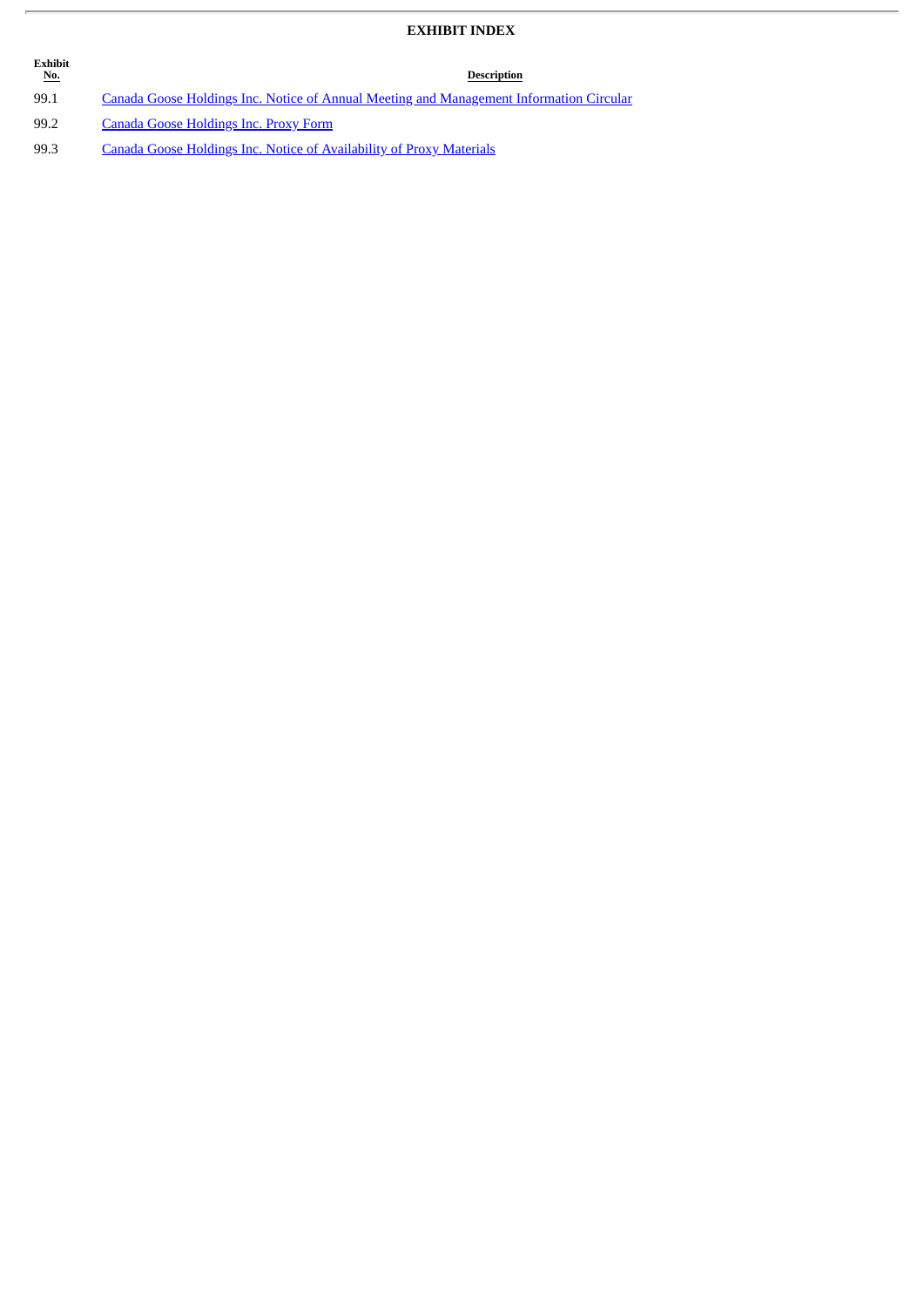## EXHIBIT INDEX

| Exhibit No. | Description |
|---|---|
| 99.1 | Canada Goose Holdings Inc. Notice of Annual Meeting and Management Information Circular |
| 99.2 | Canada Goose Holdings Inc. Proxy Form |
| 99.3 | Canada Goose Holdings Inc. Notice of Availability of Proxy Materials |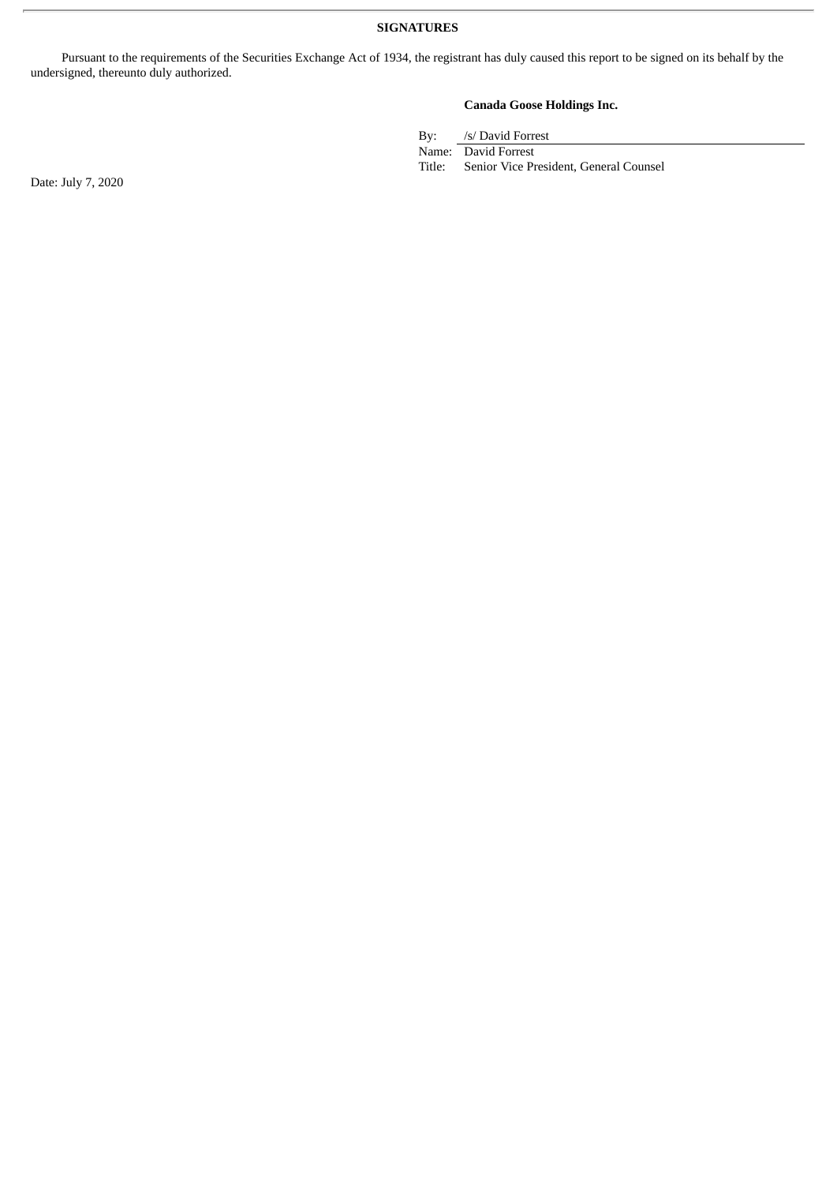**SIGNATURES**

Pursuant to the requirements of the Securities Exchange Act of 1934, the registrant has duly caused this report to be signed on its behalf by the undersigned, thereunto duly authorized.

**Canada Goose Holdings Inc.**

| | |
|---|---|
| By: | /s/ David Forrest |
| Name: | David Forrest |
| Title: | Senior Vice President, General Counsel |

Date: July 7, 2020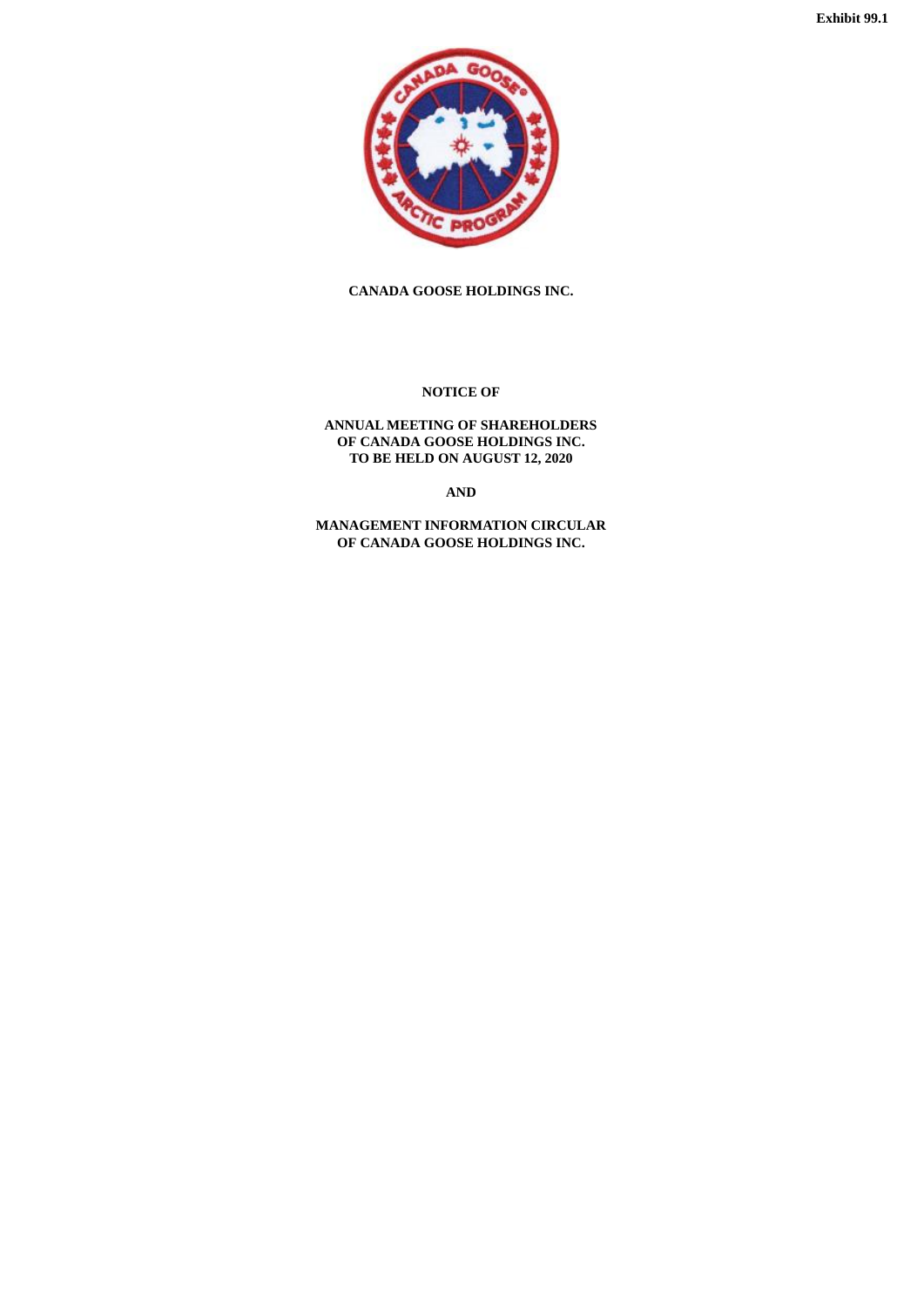Exhibit 99.1

**CANADA GOOSE HOLDINGS INC.**

**NOTICE OF**

**ANNUAL MEETING OF SHAREHOLDERS**
**OF CANADA GOOSE HOLDINGS INC.**
**TO BE HELD ON AUGUST 12, 2020**

**AND**

**MANAGEMENT INFORMATION CIRCULAR**
**OF CANADA GOOSE HOLDINGS INC.**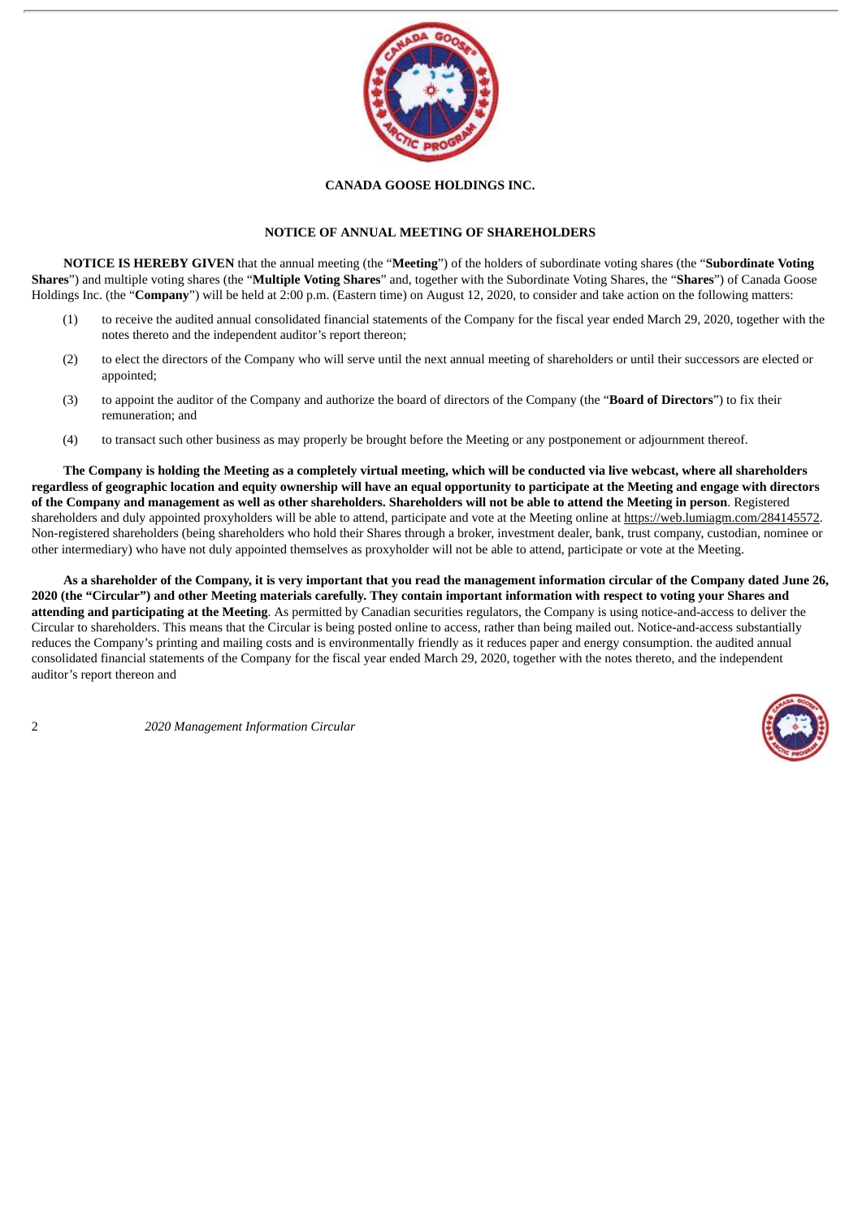**CANADA GOOSE HOLDINGS INC.**

**NOTICE OF ANNUAL MEETING OF SHAREHOLDERS**

**NOTICE IS HEREBY GIVEN** that the annual meeting (the "**Meeting**") of the holders of subordinate voting shares (the "**Subordinate Voting Shares**") and multiple voting shares (the "**Multiple Voting Shares**" and, together with the Subordinate Voting Shares, the "**Shares**") of Canada Goose Holdings Inc. (the "**Company**") will be held at 2:00 p.m. (Eastern time) on August 12, 2020, to consider and take action on the following matters:

(1) to receive the audited annual consolidated financial statements of the Company for the fiscal year ended March 29, 2020, together with the notes thereto and the independent auditor's report thereon;

(2) to elect the directors of the Company who will serve until the next annual meeting of shareholders or until their successors are elected or appointed;

(3) to appoint the auditor of the Company and authorize the board of directors of the Company (the "**Board of Directors**") to fix their remuneration; and

(4) to transact such other business as may properly be brought before the Meeting or any postponement or adjournment thereof.

**The Company is holding the Meeting as a completely virtual meeting, which will be conducted via live webcast, where all shareholders regardless of geographic location and equity ownership will have an equal opportunity to participate at the Meeting and engage with directors of the Company and management as well as other shareholders. Shareholders will not be able to attend the Meeting in person**. Registered shareholders and duly appointed proxyholders will be able to attend, participate and vote at the Meeting online at https://web.lumiagm.com/284145572. Non-registered shareholders (being shareholders who hold their Shares through a broker, investment dealer, bank, trust company, custodian, nominee or other intermediary) who have not duly appointed themselves as proxyholder will not be able to attend, participate or vote at the Meeting.

**As a shareholder of the Company, it is very important that you read the management information circular of the Company dated June 26, 2020 (the "Circular") and other Meeting materials carefully. They contain important information with respect to voting your Shares and attending and participating at the Meeting**. As permitted by Canadian securities regulators, the Company is using notice-and-access to deliver the Circular to shareholders. This means that the Circular is being posted online to access, rather than being mailed out. Notice-and-access substantially reduces the Company's printing and mailing costs and is environmentally friendly as it reduces paper and energy consumption. the audited annual consolidated financial statements of the Company for the fiscal year ended March 29, 2020, together with the notes thereto, and the independent auditor's report thereon and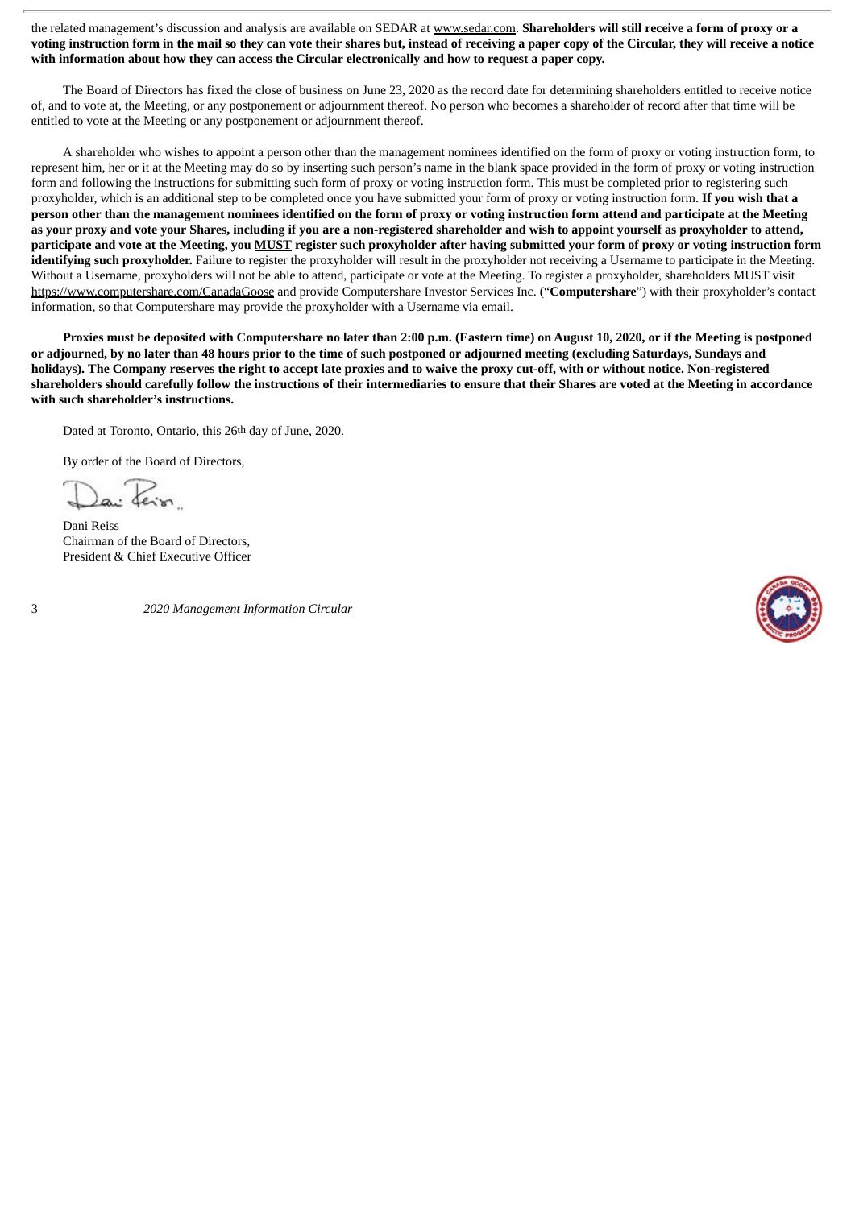the related management's discussion and analysis are available on SEDAR at www.sedar.com. **Shareholders will still receive a form of proxy or a voting instruction form in the mail so they can vote their shares but, instead of receiving a paper copy of the Circular, they will receive a notice with information about how they can access the Circular electronically and how to request a paper copy.**

The Board of Directors has fixed the close of business on June 23, 2020 as the record date for determining shareholders entitled to receive notice of, and to vote at, the Meeting, or any postponement or adjournment thereof. No person who becomes a shareholder of record after that time will be entitled to vote at the Meeting or any postponement or adjournment thereof.

A shareholder who wishes to appoint a person other than the management nominees identified on the form of proxy or voting instruction form, to represent him, her or it at the Meeting may do so by inserting such person's name in the blank space provided in the form of proxy or voting instruction form and following the instructions for submitting such form of proxy or voting instruction form. This must be completed prior to registering such proxyholder, which is an additional step to be completed once you have submitted your form of proxy or voting instruction form. **If you wish that a person other than the management nominees identified on the form of proxy or voting instruction form attend and participate at the Meeting as your proxy and vote your Shares, including if you are a non-registered shareholder and wish to appoint yourself as proxyholder to attend, participate and vote at the Meeting, you MUST register such proxyholder after having submitted your form of proxy or voting instruction form identifying such proxyholder.** Failure to register the proxyholder will result in the proxyholder not receiving a Username to participate in the Meeting. Without a Username, proxyholders will not be able to attend, participate or vote at the Meeting. To register a proxyholder, shareholders MUST visit https://www.computershare.com/CanadaGoose and provide Computershare Investor Services Inc. ("**Computershare**") with their proxyholder's contact information, so that Computershare may provide the proxyholder with a Username via email.

**Proxies must be deposited with Computershare no later than 2:00 p.m. (Eastern time) on August 10, 2020, or if the Meeting is postponed or adjourned, by no later than 48 hours prior to the time of such postponed or adjourned meeting (excluding Saturdays, Sundays and holidays). The Company reserves the right to accept late proxies and to waive the proxy cut-off, with or without notice. Non-registered shareholders should carefully follow the instructions of their intermediaries to ensure that their Shares are voted at the Meeting in accordance with such shareholder's instructions.**

Dated at Toronto, Ontario, this 26th day of June, 2020.

By order of the Board of Directors,

Dani Reiss
Chairman of the Board of Directors,
President & Chief Executive Officer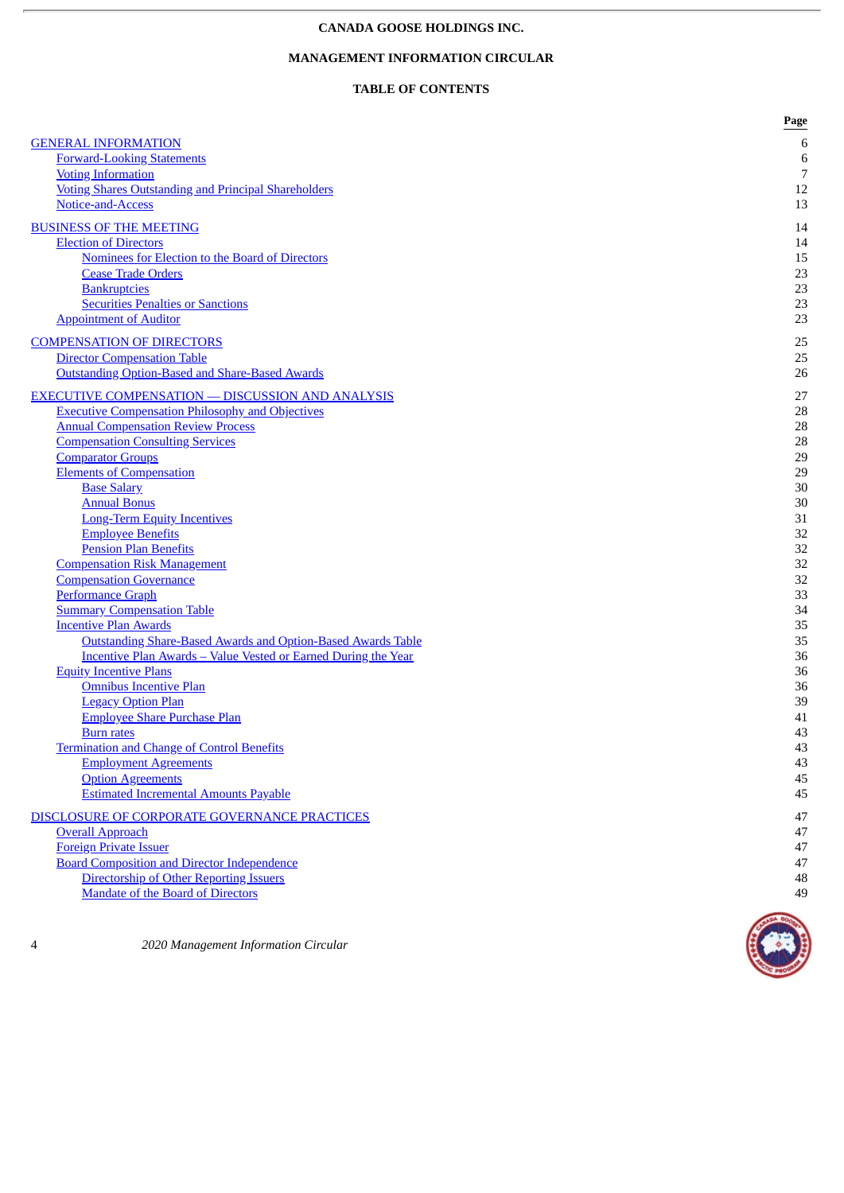**CANADA GOOSE HOLDINGS INC.**

**MANAGEMENT INFORMATION CIRCULAR**

**TABLE OF CONTENTS**

| | Page |
|---|---|
| GENERAL INFORMATION | 6 |
| Forward-Looking Statements | 6 |
| Voting Information | 7 |
| Voting Shares Outstanding and Principal Shareholders | 12 |
| Notice-and-Access | 13 |
| BUSINESS OF THE MEETING | 14 |
| Election of Directors | 14 |
| Nominees for Election to the Board of Directors | 15 |
| Cease Trade Orders | 23 |
| Bankruptcies | 23 |
| Securities Penalties or Sanctions | 23 |
| Appointment of Auditor | 23 |
| COMPENSATION OF DIRECTORS | 25 |
| Director Compensation Table | 25 |
| Outstanding Option-Based and Share-Based Awards | 26 |
| EXECUTIVE COMPENSATION — DISCUSSION AND ANALYSIS | 27 |
| Executive Compensation Philosophy and Objectives | 28 |
| Annual Compensation Review Process | 28 |
| Compensation Consulting Services | 28 |
| Comparator Groups | 29 |
| Elements of Compensation | 29 |
| Base Salary | 30 |
| Annual Bonus | 30 |
| Long-Term Equity Incentives | 31 |
| Employee Benefits | 32 |
| Pension Plan Benefits | 32 |
| Compensation Risk Management | 32 |
| Compensation Governance | 32 |
| Performance Graph | 33 |
| Summary Compensation Table | 34 |
| Incentive Plan Awards | 35 |
| Outstanding Share-Based Awards and Option-Based Awards Table | 35 |
| Incentive Plan Awards – Value Vested or Earned During the Year | 36 |
| Equity Incentive Plans | 36 |
| Omnibus Incentive Plan | 36 |
| Legacy Option Plan | 39 |
| Employee Share Purchase Plan | 41 |
| Burn rates | 43 |
| Termination and Change of Control Benefits | 43 |
| Employment Agreements | 43 |
| Option Agreements | 45 |
| Estimated Incremental Amounts Payable | 45 |
| DISCLOSURE OF CORPORATE GOVERNANCE PRACTICES | 47 |
| Overall Approach | 47 |
| Foreign Private Issuer | 47 |
| Board Composition and Director Independence | 47 |
| Directorship of Other Reporting Issuers | 48 |
| Mandate of the Board of Directors | 49 |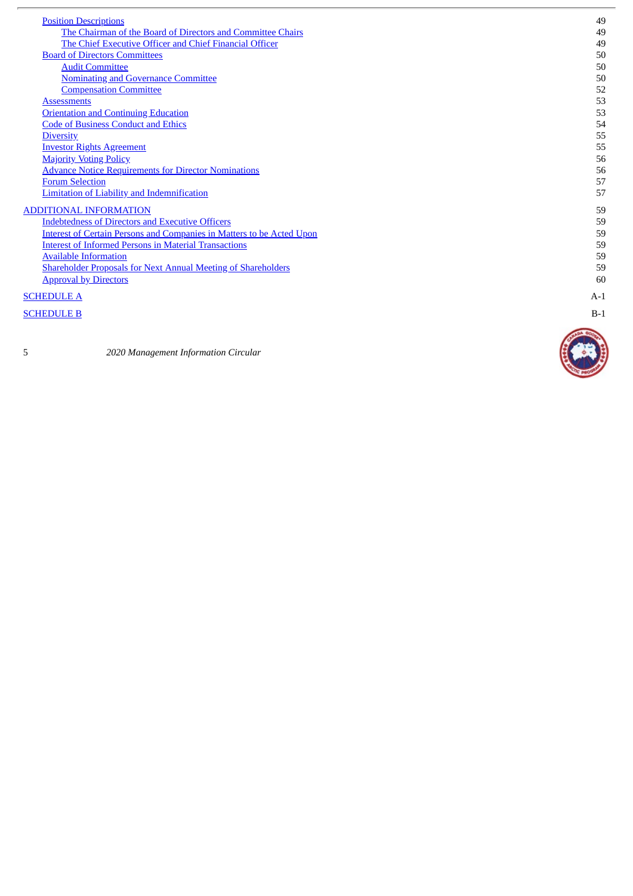| | |
|---|---|
| Position Descriptions | 49 |
| &nbsp;&nbsp;&nbsp;&nbsp;The Chairman of the Board of Directors and Committee Chairs | 49 |
| &nbsp;&nbsp;&nbsp;&nbsp;The Chief Executive Officer and Chief Financial Officer | 49 |
| Board of Directors Committees | 50 |
| &nbsp;&nbsp;&nbsp;&nbsp;Audit Committee | 50 |
| &nbsp;&nbsp;&nbsp;&nbsp;Nominating and Governance Committee | 50 |
| &nbsp;&nbsp;&nbsp;&nbsp;Compensation Committee | 52 |
| Assessments | 53 |
| Orientation and Continuing Education | 53 |
| Code of Business Conduct and Ethics | 54 |
| Diversity | 55 |
| Investor Rights Agreement | 55 |
| Majority Voting Policy | 56 |
| Advance Notice Requirements for Director Nominations | 56 |
| Forum Selection | 57 |
| Limitation of Liability and Indemnification | 57 |
| ADDITIONAL INFORMATION | 59 |
| Indebtedness of Directors and Executive Officers | 59 |
| Interest of Certain Persons and Companies in Matters to be Acted Upon | 59 |
| Interest of Informed Persons in Material Transactions | 59 |
| Available Information | 59 |
| Shareholder Proposals for Next Annual Meeting of Shareholders | 59 |
| Approval by Directors | 60 |
| SCHEDULE A | A-1 |
| SCHEDULE B | B-1 |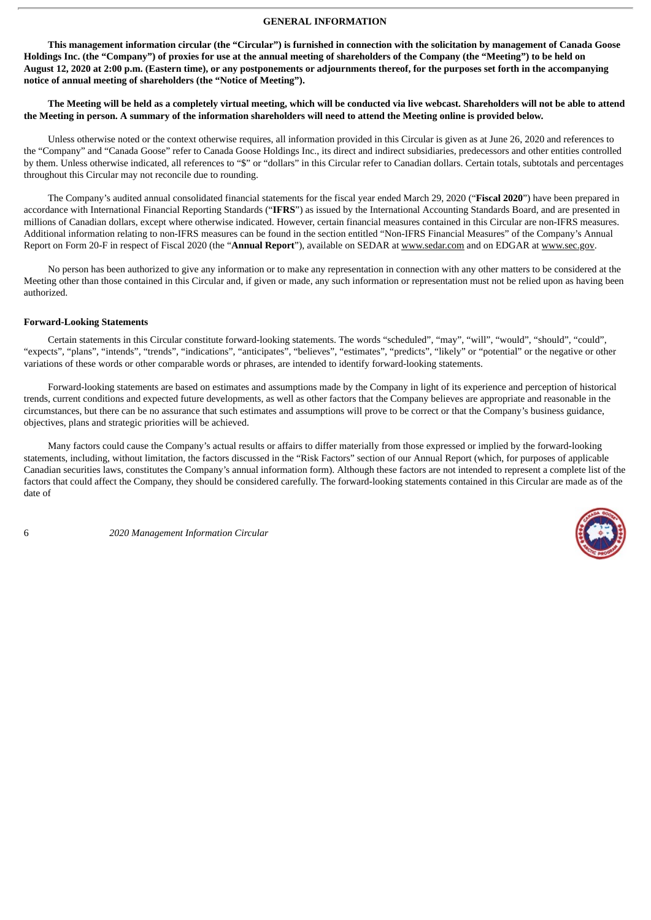## GENERAL INFORMATION

**This management information circular (the "Circular") is furnished in connection with the solicitation by management of Canada Goose Holdings Inc. (the "Company") of proxies for use at the annual meeting of shareholders of the Company (the "Meeting") to be held on August 12, 2020 at 2:00 p.m. (Eastern time), or any postponements or adjournments thereof, for the purposes set forth in the accompanying notice of annual meeting of shareholders (the "Notice of Meeting").**

**The Meeting will be held as a completely virtual meeting, which will be conducted via live webcast. Shareholders will not be able to attend the Meeting in person. A summary of the information shareholders will need to attend the Meeting online is provided below.**

Unless otherwise noted or the context otherwise requires, all information provided in this Circular is given as at June 26, 2020 and references to the "Company" and "Canada Goose" refer to Canada Goose Holdings Inc., its direct and indirect subsidiaries, predecessors and other entities controlled by them. Unless otherwise indicated, all references to "$" or "dollars" in this Circular refer to Canadian dollars. Certain totals, subtotals and percentages throughout this Circular may not reconcile due to rounding.

The Company's audited annual consolidated financial statements for the fiscal year ended March 29, 2020 ("**Fiscal 2020**") have been prepared in accordance with International Financial Reporting Standards ("**IFRS**") as issued by the International Accounting Standards Board, and are presented in millions of Canadian dollars, except where otherwise indicated. However, certain financial measures contained in this Circular are non-IFRS measures. Additional information relating to non-IFRS measures can be found in the section entitled "Non-IFRS Financial Measures" of the Company's Annual Report on Form 20-F in respect of Fiscal 2020 (the "**Annual Report**"), available on SEDAR at www.sedar.com and on EDGAR at www.sec.gov.

No person has been authorized to give any information or to make any representation in connection with any other matters to be considered at the Meeting other than those contained in this Circular and, if given or made, any such information or representation must not be relied upon as having been authorized.

### Forward-Looking Statements

Certain statements in this Circular constitute forward-looking statements. The words "scheduled", "may", "will", "would", "should", "could", "expects", "plans", "intends", "trends", "indications", "anticipates", "believes", "estimates", "predicts", "likely" or "potential" or the negative or other variations of these words or other comparable words or phrases, are intended to identify forward-looking statements.

Forward-looking statements are based on estimates and assumptions made by the Company in light of its experience and perception of historical trends, current conditions and expected future developments, as well as other factors that the Company believes are appropriate and reasonable in the circumstances, but there can be no assurance that such estimates and assumptions will prove to be correct or that the Company's business guidance, objectives, plans and strategic priorities will be achieved.

Many factors could cause the Company's actual results or affairs to differ materially from those expressed or implied by the forward-looking statements, including, without limitation, the factors discussed in the "Risk Factors" section of our Annual Report (which, for purposes of applicable Canadian securities laws, constitutes the Company's annual information form). Although these factors are not intended to represent a complete list of the factors that could affect the Company, they should be considered carefully. The forward-looking statements contained in this Circular are made as of the date of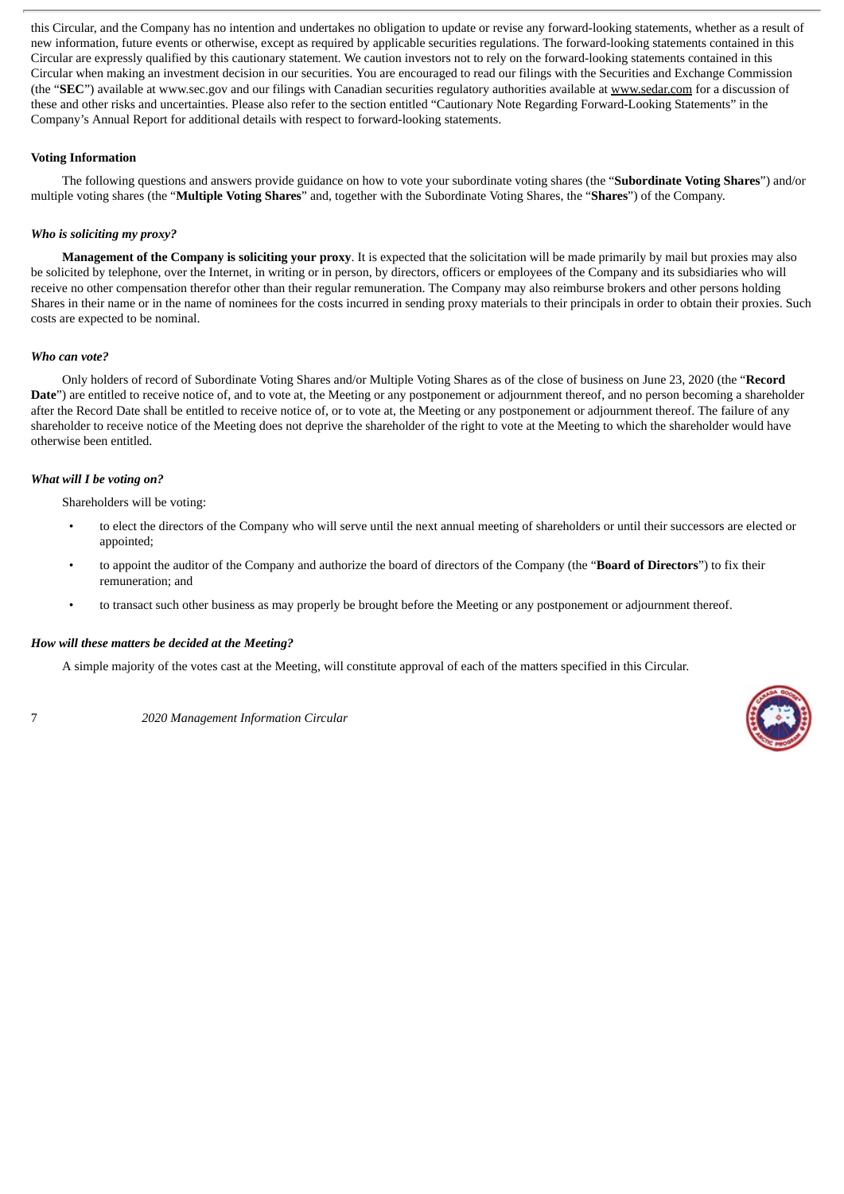this Circular, and the Company has no intention and undertakes no obligation to update or revise any forward-looking statements, whether as a result of new information, future events or otherwise, except as required by applicable securities regulations. The forward-looking statements contained in this Circular are expressly qualified by this cautionary statement. We caution investors not to rely on the forward-looking statements contained in this Circular when making an investment decision in our securities. You are encouraged to read our filings with the Securities and Exchange Commission (the "**SEC**") available at www.sec.gov and our filings with Canadian securities regulatory authorities available at www.sedar.com for a discussion of these and other risks and uncertainties. Please also refer to the section entitled "Cautionary Note Regarding Forward-Looking Statements" in the Company's Annual Report for additional details with respect to forward-looking statements.

### Voting Information

The following questions and answers provide guidance on how to vote your subordinate voting shares (the "**Subordinate Voting Shares**") and/or multiple voting shares (the "**Multiple Voting Shares**" and, together with the Subordinate Voting Shares, the "**Shares**") of the Company.

#### *Who is soliciting my proxy?*

**Management of the Company is soliciting your proxy**. It is expected that the solicitation will be made primarily by mail but proxies may also be solicited by telephone, over the Internet, in writing or in person, by directors, officers or employees of the Company and its subsidiaries who will receive no other compensation therefor other than their regular remuneration. The Company may also reimburse brokers and other persons holding Shares in their name or in the name of nominees for the costs incurred in sending proxy materials to their principals in order to obtain their proxies. Such costs are expected to be nominal.

#### *Who can vote?*

Only holders of record of Subordinate Voting Shares and/or Multiple Voting Shares as of the close of business on June 23, 2020 (the "**Record Date**") are entitled to receive notice of, and to vote at, the Meeting or any postponement or adjournment thereof, and no person becoming a shareholder after the Record Date shall be entitled to receive notice of, or to vote at, the Meeting or any postponement or adjournment thereof. The failure of any shareholder to receive notice of the Meeting does not deprive the shareholder of the right to vote at the Meeting to which the shareholder would have otherwise been entitled.

#### *What will I be voting on?*

Shareholders will be voting:

- to elect the directors of the Company who will serve until the next annual meeting of shareholders or until their successors are elected or appointed;
- to appoint the auditor of the Company and authorize the board of directors of the Company (the "**Board of Directors**") to fix their remuneration; and
- to transact such other business as may properly be brought before the Meeting or any postponement or adjournment thereof.

#### *How will these matters be decided at the Meeting?*

A simple majority of the votes cast at the Meeting, will constitute approval of each of the matters specified in this Circular.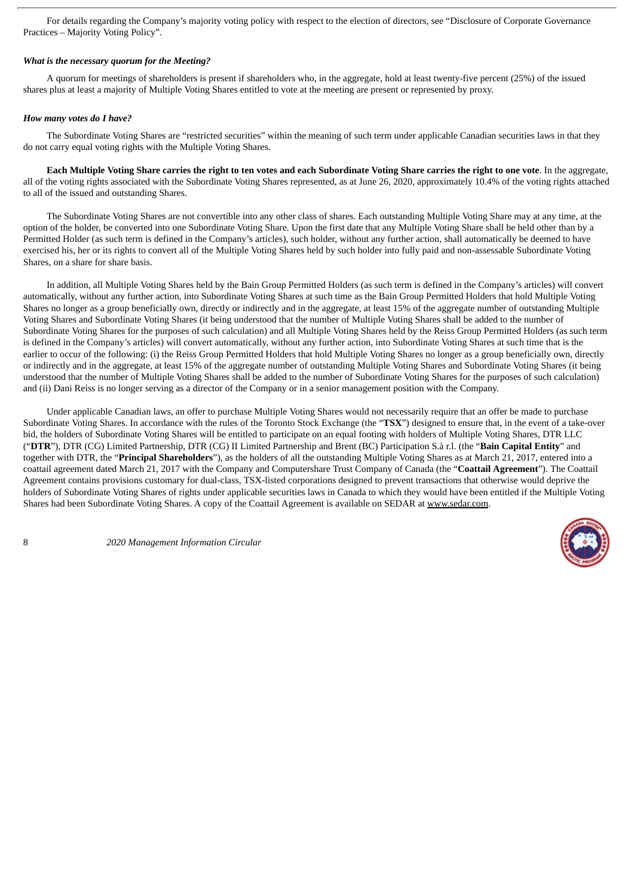For details regarding the Company's majority voting policy with respect to the election of directors, see "Disclosure of Corporate Governance Practices – Majority Voting Policy".

***What is the necessary quorum for the Meeting?***

A quorum for meetings of shareholders is present if shareholders who, in the aggregate, hold at least twenty-five percent (25%) of the issued shares plus at least a majority of Multiple Voting Shares entitled to vote at the meeting are present or represented by proxy.

***How many votes do I have?***

The Subordinate Voting Shares are "restricted securities" within the meaning of such term under applicable Canadian securities laws in that they do not carry equal voting rights with the Multiple Voting Shares.

**Each Multiple Voting Share carries the right to ten votes and each Subordinate Voting Share carries the right to one vote**. In the aggregate, all of the voting rights associated with the Subordinate Voting Shares represented, as at June 26, 2020, approximately 10.4% of the voting rights attached to all of the issued and outstanding Shares.

The Subordinate Voting Shares are not convertible into any other class of shares. Each outstanding Multiple Voting Share may at any time, at the option of the holder, be converted into one Subordinate Voting Share. Upon the first date that any Multiple Voting Share shall be held other than by a Permitted Holder (as such term is defined in the Company's articles), such holder, without any further action, shall automatically be deemed to have exercised his, her or its rights to convert all of the Multiple Voting Shares held by such holder into fully paid and non-assessable Subordinate Voting Shares, on a share for share basis.

In addition, all Multiple Voting Shares held by the Bain Group Permitted Holders (as such term is defined in the Company's articles) will convert automatically, without any further action, into Subordinate Voting Shares at such time as the Bain Group Permitted Holders that hold Multiple Voting Shares no longer as a group beneficially own, directly or indirectly and in the aggregate, at least 15% of the aggregate number of outstanding Multiple Voting Shares and Subordinate Voting Shares (it being understood that the number of Multiple Voting Shares shall be added to the number of Subordinate Voting Shares for the purposes of such calculation) and all Multiple Voting Shares held by the Reiss Group Permitted Holders (as such term is defined in the Company's articles) will convert automatically, without any further action, into Subordinate Voting Shares at such time that is the earlier to occur of the following: (i) the Reiss Group Permitted Holders that hold Multiple Voting Shares no longer as a group beneficially own, directly or indirectly and in the aggregate, at least 15% of the aggregate number of outstanding Multiple Voting Shares and Subordinate Voting Shares (it being understood that the number of Multiple Voting Shares shall be added to the number of Subordinate Voting Shares for the purposes of such calculation) and (ii) Dani Reiss is no longer serving as a director of the Company or in a senior management position with the Company.

Under applicable Canadian laws, an offer to purchase Multiple Voting Shares would not necessarily require that an offer be made to purchase Subordinate Voting Shares. In accordance with the rules of the Toronto Stock Exchange (the "**TSX**") designed to ensure that, in the event of a take-over bid, the holders of Subordinate Voting Shares will be entitled to participate on an equal footing with holders of Multiple Voting Shares, DTR LLC ("**DTR**"), DTR (CG) Limited Partnership, DTR (CG) II Limited Partnership and Brent (BC) Participation S.à r.l. (the "**Bain Capital Entity**" and together with DTR, the "**Principal Shareholders**"), as the holders of all the outstanding Multiple Voting Shares as at March 21, 2017, entered into a coattail agreement dated March 21, 2017 with the Company and Computershare Trust Company of Canada (the "**Coattail Agreement**"). The Coattail Agreement contains provisions customary for dual-class, TSX-listed corporations designed to prevent transactions that otherwise would deprive the holders of Subordinate Voting Shares of rights under applicable securities laws in Canada to which they would have been entitled if the Multiple Voting Shares had been Subordinate Voting Shares. A copy of the Coattail Agreement is available on SEDAR at www.sedar.com.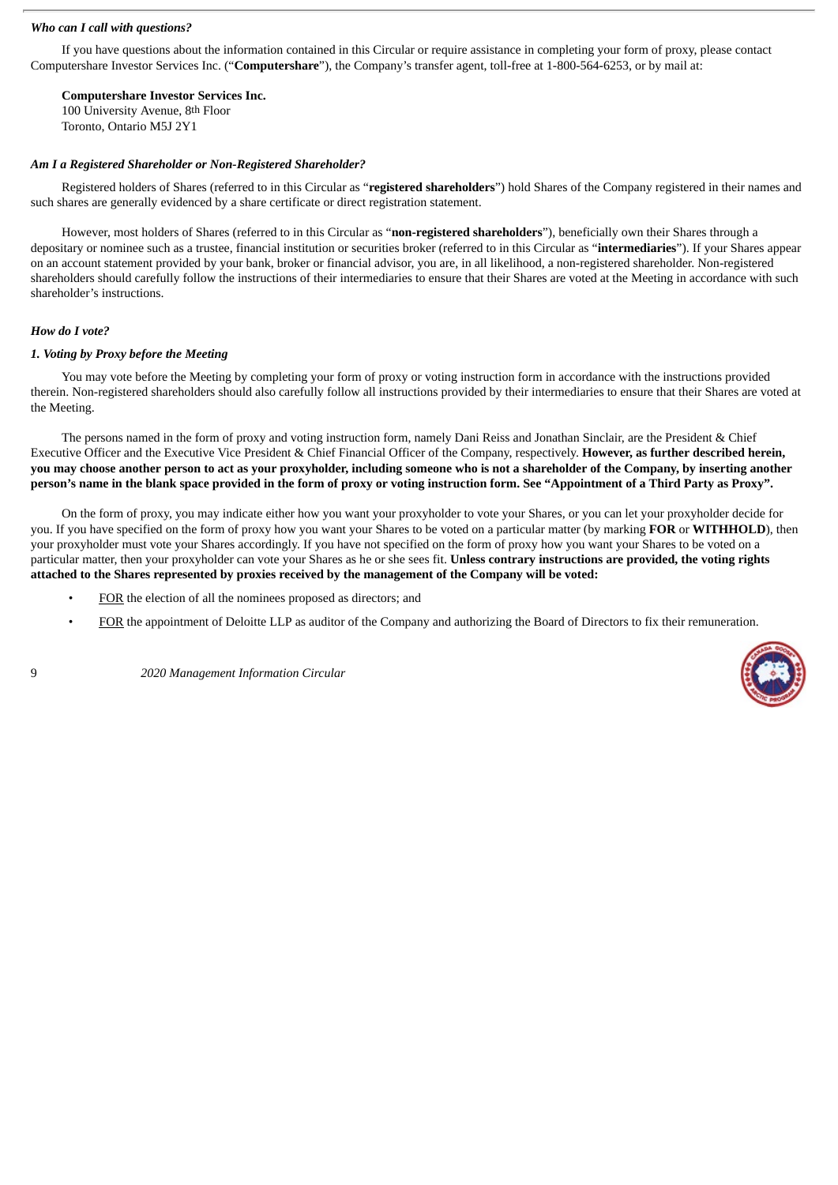***Who can I call with questions?***

If you have questions about the information contained in this Circular or require assistance in completing your form of proxy, please contact Computershare Investor Services Inc. ("**Computershare**"), the Company's transfer agent, toll-free at 1-800-564-6253, or by mail at:

**Computershare Investor Services Inc.**
100 University Avenue, 8th Floor
Toronto, Ontario M5J 2Y1

***Am I a Registered Shareholder or Non-Registered Shareholder?***

Registered holders of Shares (referred to in this Circular as "**registered shareholders**") hold Shares of the Company registered in their names and such shares are generally evidenced by a share certificate or direct registration statement.

However, most holders of Shares (referred to in this Circular as "**non-registered shareholders**"), beneficially own their Shares through a depositary or nominee such as a trustee, financial institution or securities broker (referred to in this Circular as "**intermediaries**"). If your Shares appear on an account statement provided by your bank, broker or financial advisor, you are, in all likelihood, a non-registered shareholder. Non-registered shareholders should carefully follow the instructions of their intermediaries to ensure that their Shares are voted at the Meeting in accordance with such shareholder's instructions.

***How do I vote?***

***1. Voting by Proxy before the Meeting***

You may vote before the Meeting by completing your form of proxy or voting instruction form in accordance with the instructions provided therein. Non-registered shareholders should also carefully follow all instructions provided by their intermediaries to ensure that their Shares are voted at the Meeting.

The persons named in the form of proxy and voting instruction form, namely Dani Reiss and Jonathan Sinclair, are the President & Chief Executive Officer and the Executive Vice President & Chief Financial Officer of the Company, respectively. **However, as further described herein, you may choose another person to act as your proxyholder, including someone who is not a shareholder of the Company, by inserting another person's name in the blank space provided in the form of proxy or voting instruction form. See "Appointment of a Third Party as Proxy".**

On the form of proxy, you may indicate either how you want your proxyholder to vote your Shares, or you can let your proxyholder decide for you. If you have specified on the form of proxy how you want your Shares to be voted on a particular matter (by marking **FOR** or **WITHHOLD**), then your proxyholder must vote your Shares accordingly. If you have not specified on the form of proxy how you want your Shares to be voted on a particular matter, then your proxyholder can vote your Shares as he or she sees fit. **Unless contrary instructions are provided, the voting rights attached to the Shares represented by proxies received by the management of the Company will be voted:**

- FOR the election of all the nominees proposed as directors; and
- FOR the appointment of Deloitte LLP as auditor of the Company and authorizing the Board of Directors to fix their remuneration.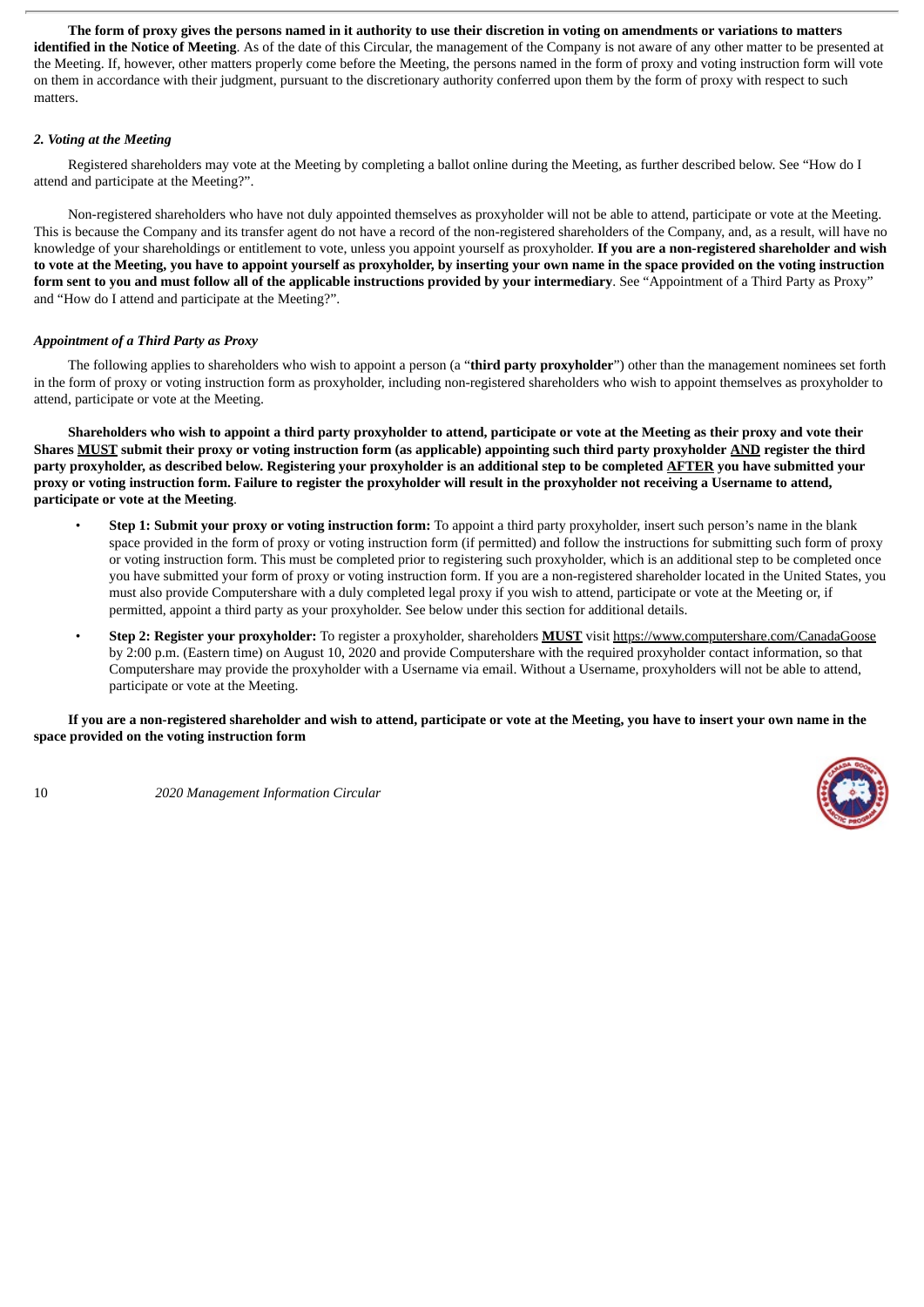**The form of proxy gives the persons named in it authority to use their discretion in voting on amendments or variations to matters identified in the Notice of Meeting**. As of the date of this Circular, the management of the Company is not aware of any other matter to be presented at the Meeting. If, however, other matters properly come before the Meeting, the persons named in the form of proxy and voting instruction form will vote on them in accordance with their judgment, pursuant to the discretionary authority conferred upon them by the form of proxy with respect to such matters.

### *2. Voting at the Meeting*

Registered shareholders may vote at the Meeting by completing a ballot online during the Meeting, as further described below. See "How do I attend and participate at the Meeting?".

Non-registered shareholders who have not duly appointed themselves as proxyholder will not be able to attend, participate or vote at the Meeting. This is because the Company and its transfer agent do not have a record of the non-registered shareholders of the Company, and, as a result, will have no knowledge of your shareholdings or entitlement to vote, unless you appoint yourself as proxyholder. **If you are a non-registered shareholder and wish to vote at the Meeting, you have to appoint yourself as proxyholder, by inserting your own name in the space provided on the voting instruction form sent to you and must follow all of the applicable instructions provided by your intermediary**. See "Appointment of a Third Party as Proxy" and "How do I attend and participate at the Meeting?".

#### *Appointment of a Third Party as Proxy*

The following applies to shareholders who wish to appoint a person (a "**third party proxyholder**") other than the management nominees set forth in the form of proxy or voting instruction form as proxyholder, including non-registered shareholders who wish to appoint themselves as proxyholder to attend, participate or vote at the Meeting.

**Shareholders who wish to appoint a third party proxyholder to attend, participate or vote at the Meeting as their proxy and vote their Shares MUST submit their proxy or voting instruction form (as applicable) appointing such third party proxyholder AND register the third party proxyholder, as described below. Registering your proxyholder is an additional step to be completed AFTER you have submitted your proxy or voting instruction form. Failure to register the proxyholder will result in the proxyholder not receiving a Username to attend, participate or vote at the Meeting**.

- **Step 1: Submit your proxy or voting instruction form:** To appoint a third party proxyholder, insert such person's name in the blank space provided in the form of proxy or voting instruction form (if permitted) and follow the instructions for submitting such form of proxy or voting instruction form. This must be completed prior to registering such proxyholder, which is an additional step to be completed once you have submitted your form of proxy or voting instruction form. If you are a non-registered shareholder located in the United States, you must also provide Computershare with a duly completed legal proxy if you wish to attend, participate or vote at the Meeting or, if permitted, appoint a third party as your proxyholder. See below under this section for additional details.
- **Step 2: Register your proxyholder:** To register a proxyholder, shareholders **MUST** visit https://www.computershare.com/CanadaGoose by 2:00 p.m. (Eastern time) on August 10, 2020 and provide Computershare with the required proxyholder contact information, so that Computershare may provide the proxyholder with a Username via email. Without a Username, proxyholders will not be able to attend, participate or vote at the Meeting.

**If you are a non-registered shareholder and wish to attend, participate or vote at the Meeting, you have to insert your own name in the space provided on the voting instruction form**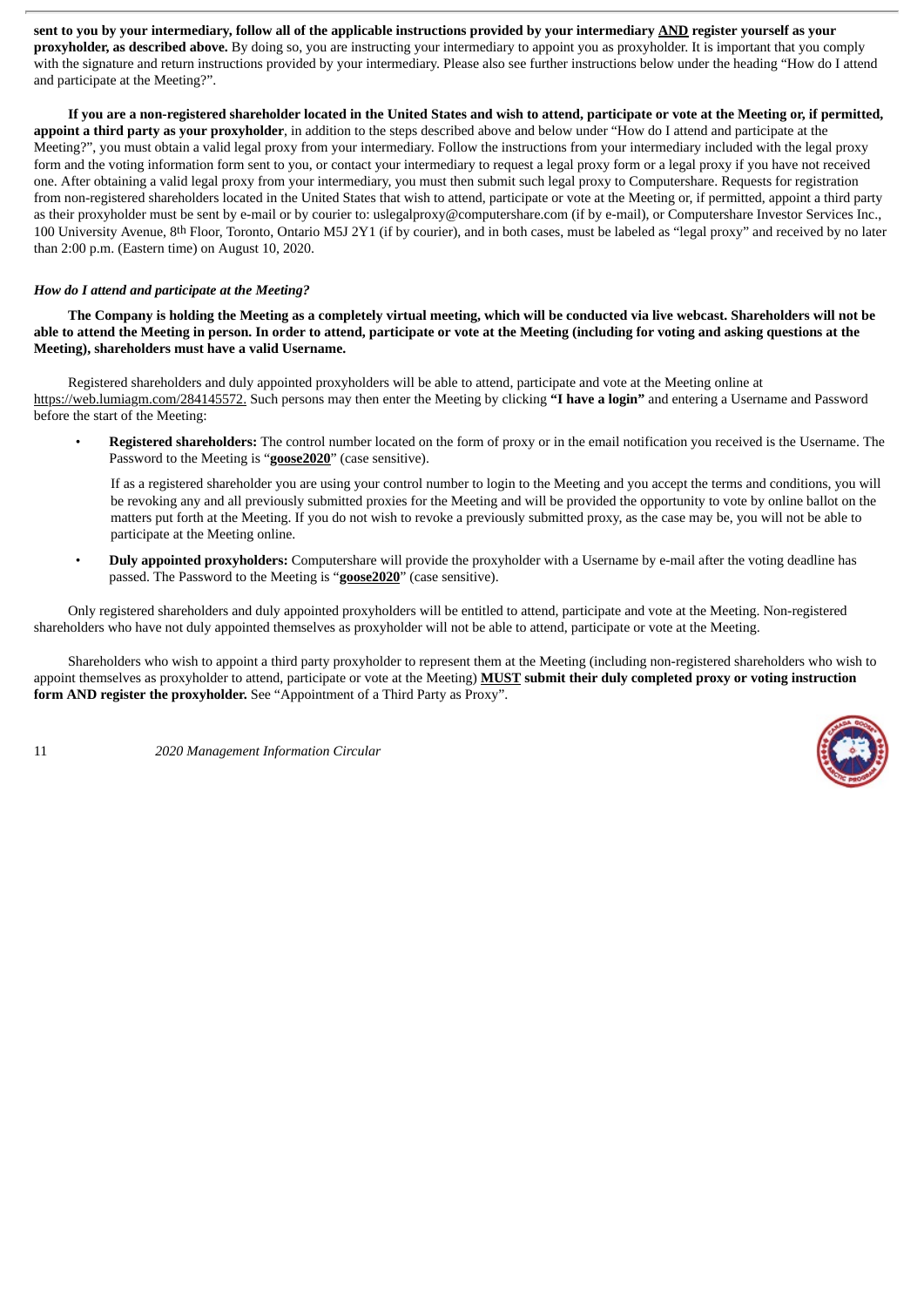**sent to you by your intermediary, follow all of the applicable instructions provided by your intermediary AND register yourself as your proxyholder, as described above.** By doing so, you are instructing your intermediary to appoint you as proxyholder. It is important that you comply with the signature and return instructions provided by your intermediary. Please also see further instructions below under the heading "How do I attend and participate at the Meeting?".

**If you are a non-registered shareholder located in the United States and wish to attend, participate or vote at the Meeting or, if permitted, appoint a third party as your proxyholder**, in addition to the steps described above and below under "How do I attend and participate at the Meeting?", you must obtain a valid legal proxy from your intermediary. Follow the instructions from your intermediary included with the legal proxy form and the voting information form sent to you, or contact your intermediary to request a legal proxy form or a legal proxy if you have not received one. After obtaining a valid legal proxy from your intermediary, you must then submit such legal proxy to Computershare. Requests for registration from non-registered shareholders located in the United States that wish to attend, participate or vote at the Meeting or, if permitted, appoint a third party as their proxyholder must be sent by e-mail or by courier to: uslegalproxy@computershare.com (if by e-mail), or Computershare Investor Services Inc., 100 University Avenue, 8th Floor, Toronto, Ontario M5J 2Y1 (if by courier), and in both cases, must be labeled as "legal proxy" and received by no later than 2:00 p.m. (Eastern time) on August 10, 2020.

### *How do I attend and participate at the Meeting?*

**The Company is holding the Meeting as a completely virtual meeting, which will be conducted via live webcast. Shareholders will not be able to attend the Meeting in person. In order to attend, participate or vote at the Meeting (including for voting and asking questions at the Meeting), shareholders must have a valid Username.**

Registered shareholders and duly appointed proxyholders will be able to attend, participate and vote at the Meeting online at https://web.lumiagm.com/284145572. Such persons may then enter the Meeting by clicking **"I have a login"** and entering a Username and Password before the start of the Meeting:

- **Registered shareholders:** The control number located on the form of proxy or in the email notification you received is the Username. The Password to the Meeting is "**goose2020**" (case sensitive).

  If as a registered shareholder you are using your control number to login to the Meeting and you accept the terms and conditions, you will be revoking any and all previously submitted proxies for the Meeting and will be provided the opportunity to vote by online ballot on the matters put forth at the Meeting. If you do not wish to revoke a previously submitted proxy, as the case may be, you will not be able to participate at the Meeting online.

- **Duly appointed proxyholders:** Computershare will provide the proxyholder with a Username by e-mail after the voting deadline has passed. The Password to the Meeting is "**goose2020**" (case sensitive).

Only registered shareholders and duly appointed proxyholders will be entitled to attend, participate and vote at the Meeting. Non-registered shareholders who have not duly appointed themselves as proxyholder will not be able to attend, participate or vote at the Meeting.

Shareholders who wish to appoint a third party proxyholder to represent them at the Meeting (including non-registered shareholders who wish to appoint themselves as proxyholder to attend, participate or vote at the Meeting) **MUST submit their duly completed proxy or voting instruction form AND register the proxyholder.** See "Appointment of a Third Party as Proxy".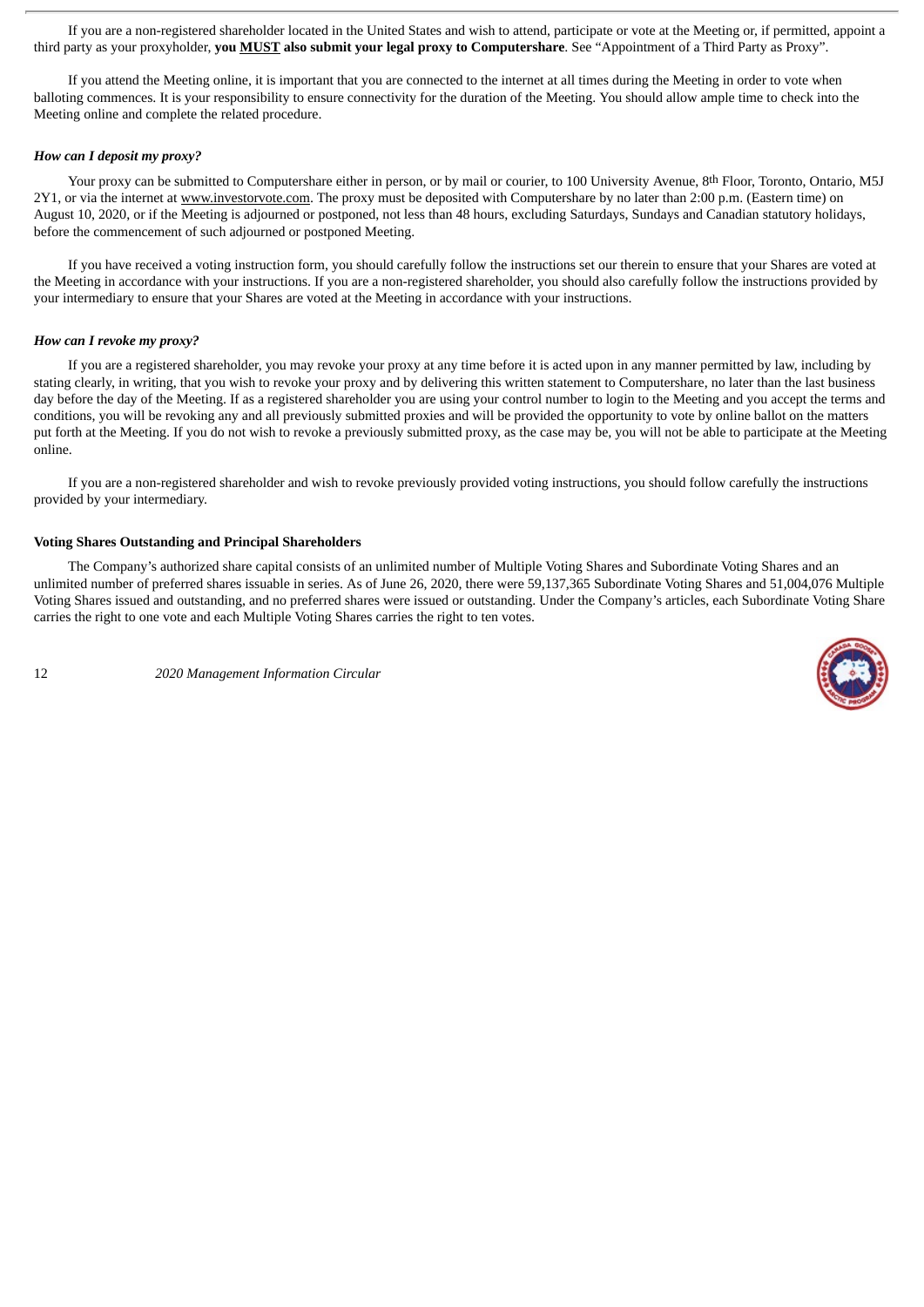If you are a non-registered shareholder located in the United States and wish to attend, participate or vote at the Meeting or, if permitted, appoint a third party as your proxyholder, **you MUST also submit your legal proxy to Computershare**. See "Appointment of a Third Party as Proxy".

If you attend the Meeting online, it is important that you are connected to the internet at all times during the Meeting in order to vote when balloting commences. It is your responsibility to ensure connectivity for the duration of the Meeting. You should allow ample time to check into the Meeting online and complete the related procedure.

***How can I deposit my proxy?***

Your proxy can be submitted to Computershare either in person, or by mail or courier, to 100 University Avenue, 8th Floor, Toronto, Ontario, M5J 2Y1, or via the internet at www.investorvote.com. The proxy must be deposited with Computershare by no later than 2:00 p.m. (Eastern time) on August 10, 2020, or if the Meeting is adjourned or postponed, not less than 48 hours, excluding Saturdays, Sundays and Canadian statutory holidays, before the commencement of such adjourned or postponed Meeting.

If you have received a voting instruction form, you should carefully follow the instructions set our therein to ensure that your Shares are voted at the Meeting in accordance with your instructions. If you are a non-registered shareholder, you should also carefully follow the instructions provided by your intermediary to ensure that your Shares are voted at the Meeting in accordance with your instructions.

***How can I revoke my proxy?***

If you are a registered shareholder, you may revoke your proxy at any time before it is acted upon in any manner permitted by law, including by stating clearly, in writing, that you wish to revoke your proxy and by delivering this written statement to Computershare, no later than the last business day before the day of the Meeting. If as a registered shareholder you are using your control number to login to the Meeting and you accept the terms and conditions, you will be revoking any and all previously submitted proxies and will be provided the opportunity to vote by online ballot on the matters put forth at the Meeting. If you do not wish to revoke a previously submitted proxy, as the case may be, you will not be able to participate at the Meeting online.

If you are a non-registered shareholder and wish to revoke previously provided voting instructions, you should follow carefully the instructions provided by your intermediary.

**Voting Shares Outstanding and Principal Shareholders**

The Company's authorized share capital consists of an unlimited number of Multiple Voting Shares and Subordinate Voting Shares and an unlimited number of preferred shares issuable in series. As of June 26, 2020, there were 59,137,365 Subordinate Voting Shares and 51,004,076 Multiple Voting Shares issued and outstanding, and no preferred shares were issued or outstanding. Under the Company's articles, each Subordinate Voting Share carries the right to one vote and each Multiple Voting Shares carries the right to ten votes.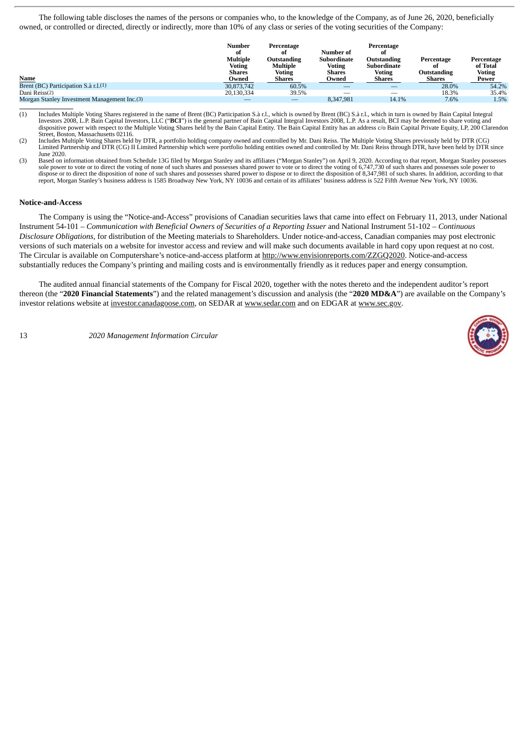The following table discloses the names of the persons or companies who, to the knowledge of the Company, as of June 26, 2020, beneficially owned, or controlled or directed, directly or indirectly, more than 10% of any class or series of the voting securities of the Company:

| Name | Number of Multiple Voting Shares Owned | Percentage of Outstanding Multiple Voting Shares | Number of Subordinate Voting Shares Owned | Percentage of Outstanding Subordinate Voting Shares | Percentage of Outstanding Shares | Percentage of Total Voting Power |
|---|---|---|---|---|---|---|
| Brent (BC) Participation S.à r.l.(1) | 30,873,742 | 60.5% | — | — | 28.0% | 54.2% |
| Dani Reiss(2) | 20,130,334 | 39.5% | — | — | 18.3% | 35.4% |
| Morgan Stanley Investment Management Inc.(3) | — | — | 8,347,981 | 14.1% | 7.6% | 1.5% |

(1) Includes Multiple Voting Shares registered in the name of Brent (BC) Participation S.à r.l., which is owned by Brent (BC) S.à r.l., which in turn is owned by Bain Capital Integral Investors 2008, L.P. Bain Capital Investors, LLC ("**BCI**") is the general partner of Bain Capital Integral Investors 2008, L.P. As a result, BCI may be deemed to share voting and dispositive power with respect to the Multiple Voting Shares held by the Bain Capital Entity. The Bain Capital Entity has an address c/o Bain Capital Private Equity, LP, 200 Clarendon Street, Boston, Massachusetts 02116.

(2) Includes Multiple Voting Shares held by DTR, a portfolio holding company owned and controlled by Mr. Dani Reiss. The Multiple Voting Shares previously held by DTR (CG) Limited Partnership and DTR (CG) II Limited Partnership which were portfolio holding entities owned and controlled by Mr. Dani Reiss through DTR, have been held by DTR since June 2020.

(3) Based on information obtained from Schedule 13G filed by Morgan Stanley and its affiliates ("Morgan Stanley") on April 9, 2020. According to that report, Morgan Stanley possesses sole power to vote or to direct the voting of none of such shares and possesses shared power to vote or to direct the voting of 6,747,730 of such shares and possesses sole power to dispose or to direct the disposition of none of such shares and possesses shared power to dispose or to direct the disposition of 8,347,981 of such shares. In addition, according to that report, Morgan Stanley's business address is 1585 Broadway New York, NY 10036 and certain of its affiliates' business address is 522 Fifth Avenue New York, NY 10036.

**Notice-and-Access**

The Company is using the "Notice-and-Access" provisions of Canadian securities laws that came into effect on February 11, 2013, under National Instrument 54-101 – *Communication with Beneficial Owners of Securities of a Reporting Issuer* and National Instrument 51-102 – *Continuous Disclosure Obligations*, for distribution of the Meeting materials to Shareholders. Under notice-and-access, Canadian companies may post electronic versions of such materials on a website for investor access and review and will make such documents available in hard copy upon request at no cost. The Circular is available on Computershare's notice-and-access platform at http://www.envisionreports.com/ZZGQ2020. Notice-and-access substantially reduces the Company's printing and mailing costs and is environmentally friendly as it reduces paper and energy consumption.

The audited annual financial statements of the Company for Fiscal 2020, together with the notes thereto and the independent auditor's report thereon (the "**2020 Financial Statements**") and the related management's discussion and analysis (the "**2020 MD&A**") are available on the Company's investor relations website at investor.canadagoose.com, on SEDAR at www.sedar.com and on EDGAR at www.sec.gov.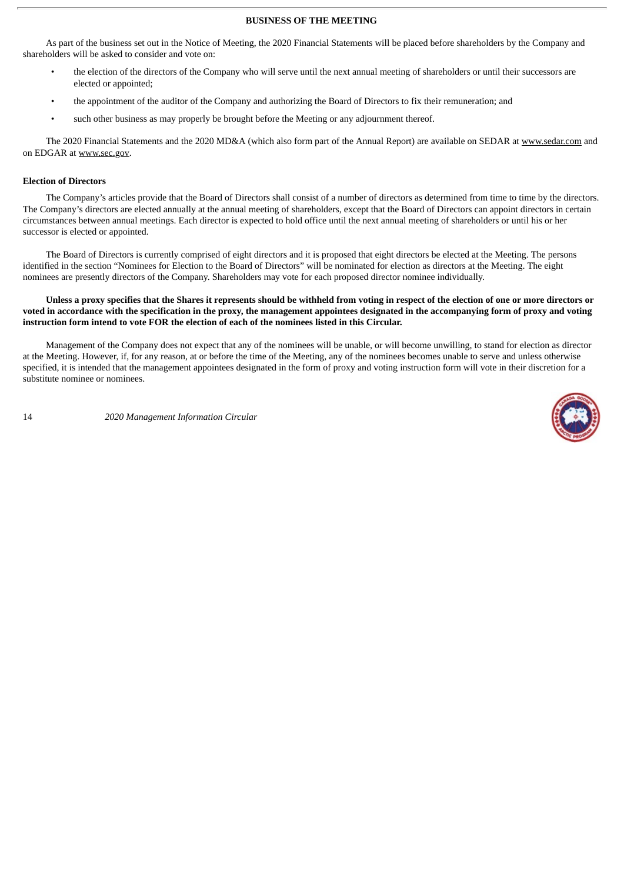## BUSINESS OF THE MEETING

As part of the business set out in the Notice of Meeting, the 2020 Financial Statements will be placed before shareholders by the Company and shareholders will be asked to consider and vote on:

- the election of the directors of the Company who will serve until the next annual meeting of shareholders or until their successors are elected or appointed;
- the appointment of the auditor of the Company and authorizing the Board of Directors to fix their remuneration; and
- such other business as may properly be brought before the Meeting or any adjournment thereof.

The 2020 Financial Statements and the 2020 MD&A (which also form part of the Annual Report) are available on SEDAR at www.sedar.com and on EDGAR at www.sec.gov.

### Election of Directors

The Company's articles provide that the Board of Directors shall consist of a number of directors as determined from time to time by the directors. The Company's directors are elected annually at the annual meeting of shareholders, except that the Board of Directors can appoint directors in certain circumstances between annual meetings. Each director is expected to hold office until the next annual meeting of shareholders or until his or her successor is elected or appointed.

The Board of Directors is currently comprised of eight directors and it is proposed that eight directors be elected at the Meeting. The persons identified in the section "Nominees for Election to the Board of Directors" will be nominated for election as directors at the Meeting. The eight nominees are presently directors of the Company. Shareholders may vote for each proposed director nominee individually.

**Unless a proxy specifies that the Shares it represents should be withheld from voting in respect of the election of one or more directors or voted in accordance with the specification in the proxy, the management appointees designated in the accompanying form of proxy and voting instruction form intend to vote FOR the election of each of the nominees listed in this Circular.**

Management of the Company does not expect that any of the nominees will be unable, or will become unwilling, to stand for election as director at the Meeting. However, if, for any reason, at or before the time of the Meeting, any of the nominees becomes unable to serve and unless otherwise specified, it is intended that the management appointees designated in the form of proxy and voting instruction form will vote in their discretion for a substitute nominee or nominees.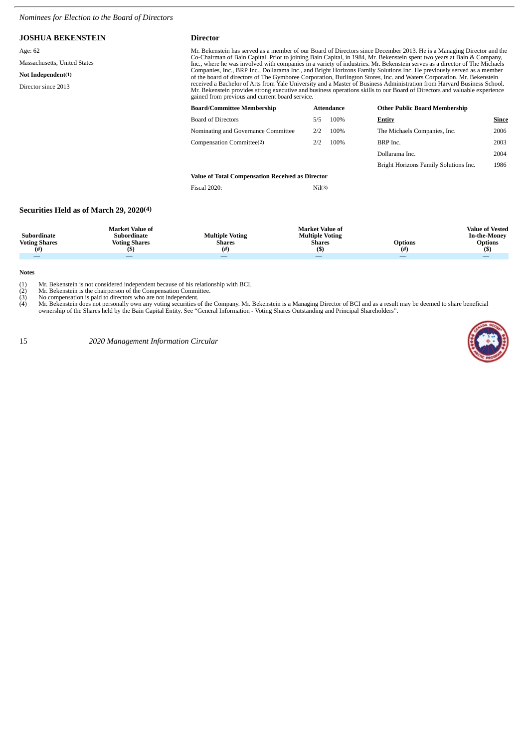*Nominees for Election to the Board of Directors*

## JOSHUA BEKENSTEIN

Age: 62

Massachusetts, United States

**Not Independent**[(1)]

Director since 2013

### Director

Mr. Bekenstein has served as a member of our Board of Directors since December 2013. He is a Managing Director and the Co-Chairman of Bain Capital. Prior to joining Bain Capital, in 1984, Mr. Bekenstein spent two years at Bain & Company, Inc., where he was involved with companies in a variety of industries. Mr. Bekenstein serves as a director of The Michaels Companies, Inc., BRP Inc., Dollarama Inc., and Bright Horizons Family Solutions Inc. He previously served as a member of the board of directors of The Gymboree Corporation, Burlington Stores, Inc. and Waters Corporation. Mr. Bekenstein received a Bachelor of Arts from Yale University and a Master of Business Administration from Harvard Business School. Mr. Bekenstein provides strong executive and business operations skills to our Board of Directors and valuable experience gained from previous and current board service.

| Board/Committee Membership | Attendance | |
|---|---|---|
| Board of Directors | 5/5 | 100% |
| Nominating and Governance Committee | 2/2 | 100% |
| Compensation Committee[(2)] | 2/2 | 100% |

**Other Public Board Membership**

| Entity | Since |
|---|---|
| The Michaels Companies, Inc. | 2006 |
| BRP Inc. | 2003 |
| Dollarama Inc. | 2004 |
| Bright Horizons Family Solutions Inc. | 1986 |

**Value of Total Compensation Received as Director**

| | |
|---|---|
| Fiscal 2020: | Nil[(3)] |

### Securities Held as of March 29, 2020[(4)]

| Subordinate Voting Shares (#) | Market Value of Subordinate Voting Shares ($) | Multiple Voting Shares (#) | Market Value of Multiple Voting Shares ($) | Options (#) | Value of Vested In-the-Money Options ($) |
|---|---|---|---|---|---|
| — | — | — | — | — | — |

**Notes**

(1) Mr. Bekenstein is not considered independent because of his relationship with BCI.
(2) Mr. Bekenstein is the chairperson of the Compensation Committee.
(3) No compensation is paid to directors who are not independent.
(4) Mr. Bekenstein does not personally own any voting securities of the Company. Mr. Bekenstein is a Managing Director of BCI and as a result may be deemed to share beneficial ownership of the Shares held by the Bain Capital Entity. See "General Information - Voting Shares Outstanding and Principal Shareholders".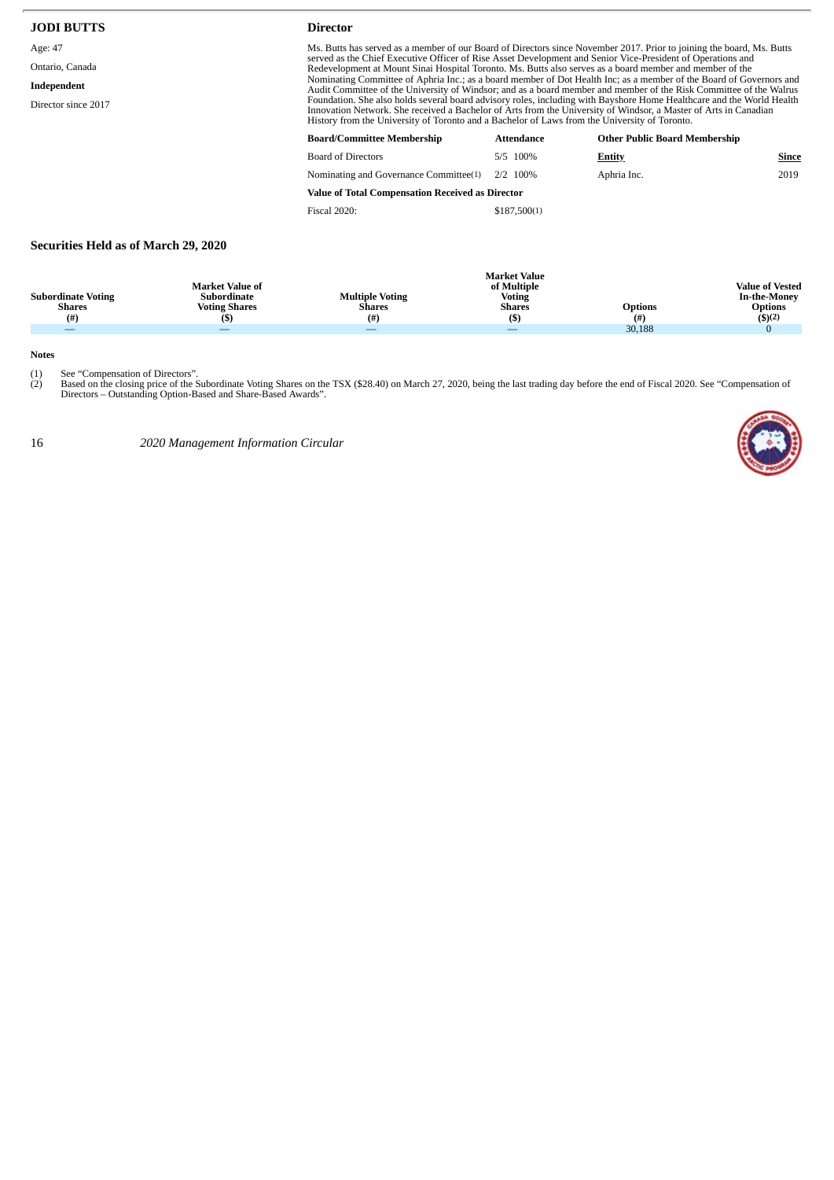**JODI BUTTS**

Age: 47

Ontario, Canada

**Independent**

Director since 2017

**Director**

Ms. Butts has served as a member of our Board of Directors since November 2017. Prior to joining the board, Ms. Butts served as the Chief Executive Officer of Rise Asset Development and Senior Vice-President of Operations and Redevelopment at Mount Sinai Hospital Toronto. Ms. Butts also serves as a board member and member of the Nominating Committee of Aphria Inc.; as a board member of Dot Health Inc; as a member of the Board of Governors and Audit Committee of the University of Windsor; and as a board member and member of the Risk Committee of the Walrus Foundation. She also holds several board advisory roles, including with Bayshore Home Healthcare and the World Health Innovation Network. She received a Bachelor of Arts from the University of Windsor, a Master of Arts in Canadian History from the University of Toronto and a Bachelor of Laws from the University of Toronto.

| Board/Committee Membership | Attendance | Other Public Board Membership | |
|---|---|---|---|
| | | **Entity** | **Since** |
| Board of Directors | 5/5 100% | | |
| Nominating and Governance Committee(1) | 2/2 100% | Aphria Inc. | 2019 |
| **Value of Total Compensation Received as Director** | | | |
| Fiscal 2020: | $187,500(1) | | |

### Securities Held as of March 29, 2020

| Subordinate Voting Shares (#) | Market Value of Subordinate Voting Shares ($) | Multiple Voting Shares (#) | Market Value of Multiple Voting Shares ($) | Options (#) | Value of Vested In-the-Money Options ($)(2) |
|---|---|---|---|---|---|
| — | — | — | — | 30,188 | 0 |

**Notes**

(1) See "Compensation of Directors".
(2) Based on the closing price of the Subordinate Voting Shares on the TSX ($28.40) on March 27, 2020, being the last trading day before the end of Fiscal 2020. See "Compensation of Directors – Outstanding Option-Based and Share-Based Awards".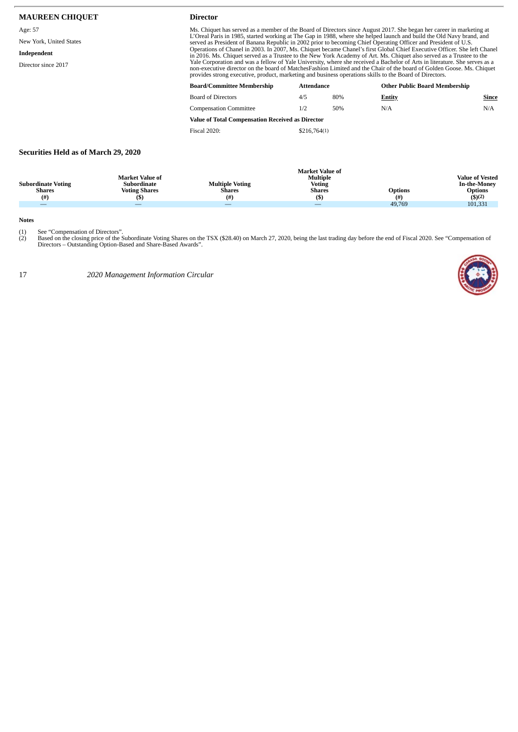**MAUREEN CHIQUET**

Age: 57

New York, United States

**Independent**

Director since 2017

**Director**

Ms. Chiquet has served as a member of the Board of Directors since August 2017. She began her career in marketing at L'Oreal Paris in 1985, started working at The Gap in 1988, where she helped launch and build the Old Navy brand, and served as President of Banana Republic in 2002 prior to becoming Chief Operating Officer and President of U.S. Operations of Chanel in 2003. In 2007, Ms. Chiquet became Chanel's first Global Chief Executive Officer. She left Chanel in 2016. Ms. Chiquet served as a Trustee to the New York Academy of Art. Ms. Chiquet also served as a Trustee to the Yale Corporation and was a fellow of Yale University, where she received a Bachelor of Arts in literature. She serves as a non-executive director on the board of MatchesFashion Limited and the Chair of the board of Golden Goose. Ms. Chiquet provides strong executive, product, marketing and business operations skills to the Board of Directors.

| Board/Committee Membership | Attendance | | Other Public Board Membership | |
|---|---|---|---|---|
| | | | **Entity** | **Since** |
| Board of Directors | 4/5 | 80% | N/A | N/A |
| Compensation Committee | 1/2 | 50% | | |

| Value of Total Compensation Received as Director | |
|---|---|
| Fiscal 2020: | $216,764(1) |

**Securities Held as of March 29, 2020**

| Subordinate Voting Shares (#) | Market Value of Subordinate Voting Shares ($) | Multiple Voting Shares (#) | Market Value of Multiple Voting Shares ($) | Options (#) | Value of Vested In-the-Money Options ($)(2) |
|---|---|---|---|---|---|
| — | — | — | — | 49,769 | 101,331 |

**Notes**

(1) See "Compensation of Directors".

(2) Based on the closing price of the Subordinate Voting Shares on the TSX ($28.40) on March 27, 2020, being the last trading day before the end of Fiscal 2020. See "Compensation of Directors – Outstanding Option-Based and Share-Based Awards".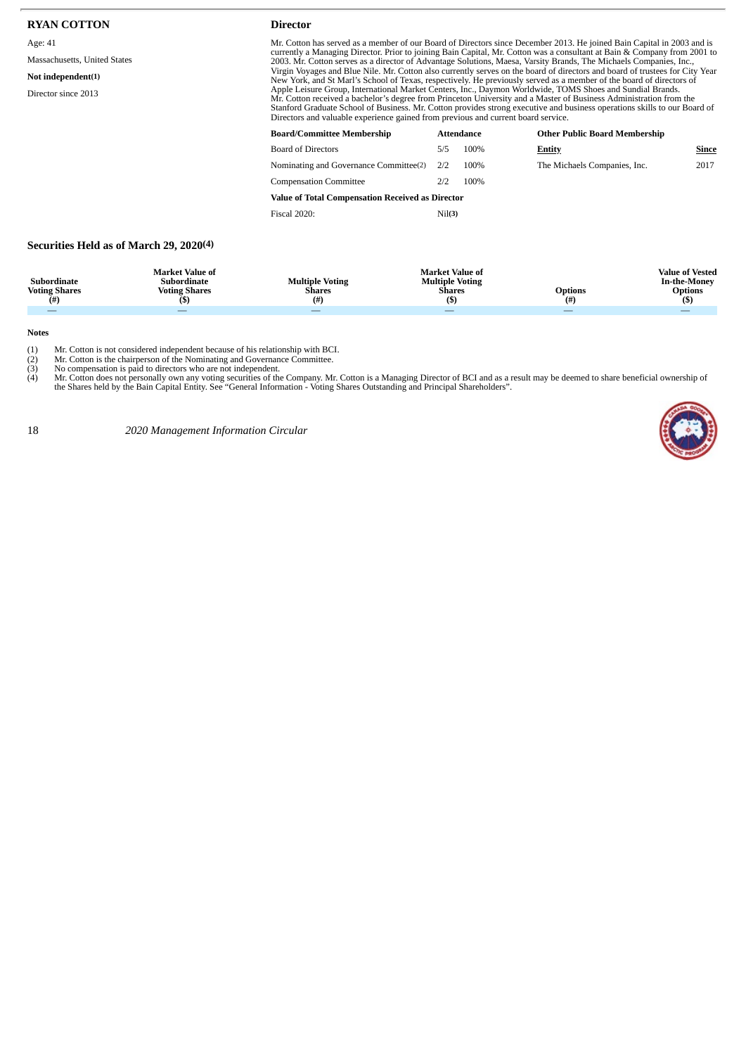**RYAN COTTON**

Age: 41

Massachusetts, United States

**Not independent(1)**

Director since 2013

**Director**

Mr. Cotton has served as a member of our Board of Directors since December 2013. He joined Bain Capital in 2003 and is currently a Managing Director. Prior to joining Bain Capital, Mr. Cotton was a consultant at Bain & Company from 2001 to 2003. Mr. Cotton serves as a director of Advantage Solutions, Maesa, Varsity Brands, The Michaels Companies, Inc., Virgin Voyages and Blue Nile. Mr. Cotton also currently serves on the board of directors and board of trustees for City Year New York, and St Marl's School of Texas, respectively. He previously served as a member of the board of directors of Apple Leisure Group, International Market Centers, Inc., Daymon Worldwide, TOMS Shoes and Sundial Brands.
Mr. Cotton received a bachelor's degree from Princeton University and a Master of Business Administration from the Stanford Graduate School of Business. Mr. Cotton provides strong executive and business operations skills to our Board of Directors and valuable experience gained from previous and current board service.

| Board/Committee Membership | Attendance | | Other Public Board Membership | |
|---|---|---|---|---|
| | | | **Entity** | **Since** |
| Board of Directors | 5/5 | 100% | The Michaels Companies, Inc. | 2017 |
| Nominating and Governance Committee(2) | 2/2 | 100% | | |
| Compensation Committee | 2/2 | 100% | | |
| **Value of Total Compensation Received as Director** | | | | |
| Fiscal 2020: | Nil(3) | | | |

### Securities Held as of March 29, 2020(4)

| Subordinate Voting Shares (#) | Market Value of Subordinate Voting Shares ($) | Multiple Voting Shares (#) | Market Value of Multiple Voting Shares ($) | Options (#) | Value of Vested In-the-Money Options ($) |
|---|---|---|---|---|---|
| — | — | — | — | — | — |

**Notes**

(1) Mr. Cotton is not considered independent because of his relationship with BCI.
(2) Mr. Cotton is the chairperson of the Nominating and Governance Committee.
(3) No compensation is paid to directors who are not independent.
(4) Mr. Cotton does not personally own any voting securities of the Company. Mr. Cotton is a Managing Director of BCI and as a result may be deemed to share beneficial ownership of the Shares held by the Bain Capital Entity. See "General Information - Voting Shares Outstanding and Principal Shareholders".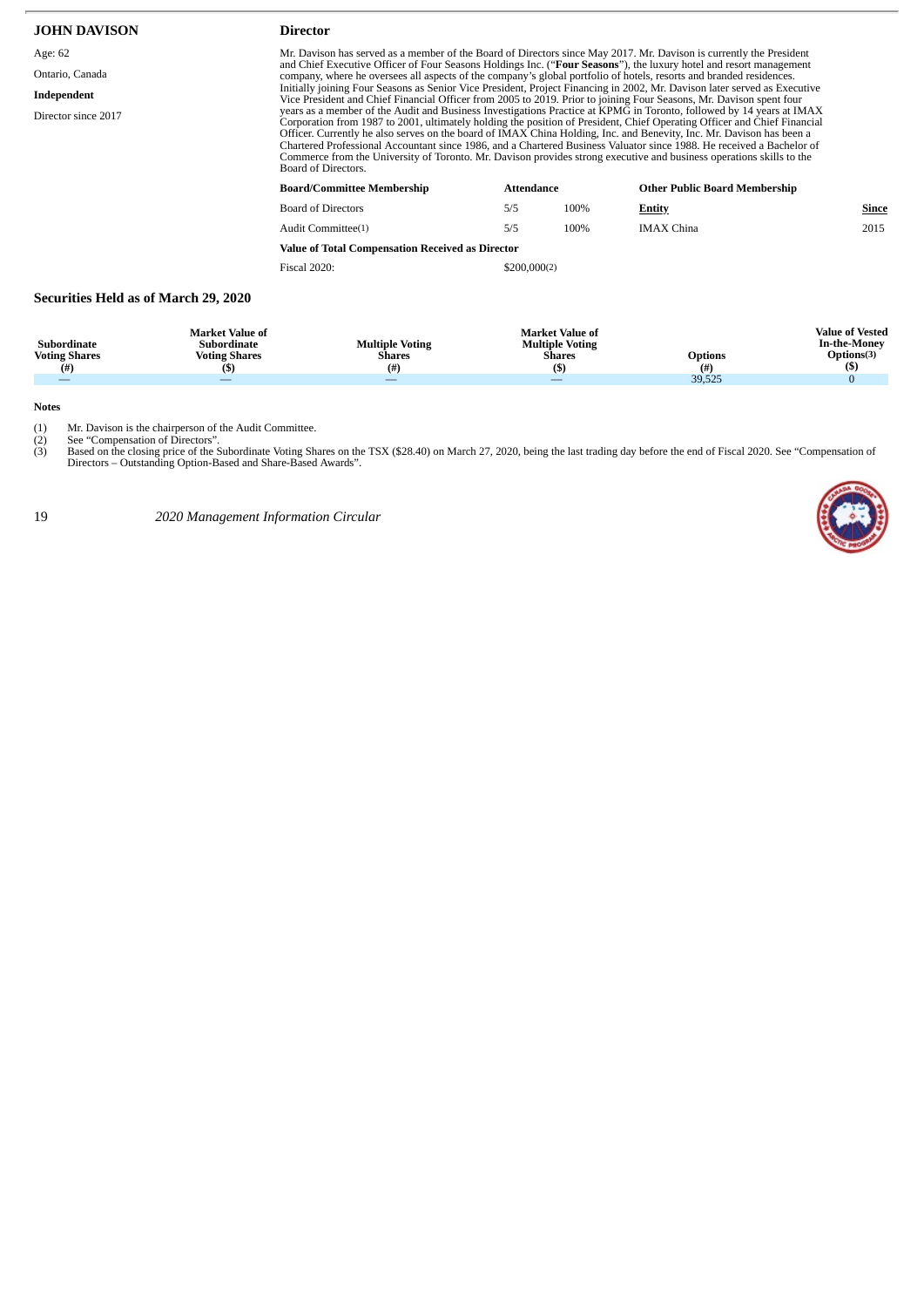## JOHN DAVISON

**Director**

Age: 62

Ontario, Canada

**Independent**

Director since 2017

Mr. Davison has served as a member of the Board of Directors since May 2017. Mr. Davison is currently the President and Chief Executive Officer of Four Seasons Holdings Inc. ("**Four Seasons**"), the luxury hotel and resort management company, where he oversees all aspects of the company's global portfolio of hotels, resorts and branded residences. Initially joining Four Seasons as Senior Vice President, Project Financing in 2002, Mr. Davison later served as Executive Vice President and Chief Financial Officer from 2005 to 2019. Prior to joining Four Seasons, Mr. Davison spent four years as a member of the Audit and Business Investigations Practice at KPMG in Toronto, followed by 14 years at IMAX Corporation from 1987 to 2001, ultimately holding the position of President, Chief Operating Officer and Chief Financial Officer. Currently he also serves on the board of IMAX China Holding, Inc. and Benevity, Inc. Mr. Davison has been a Chartered Professional Accountant since 1986, and a Chartered Business Valuator since 1988. He received a Bachelor of Commerce from the University of Toronto. Mr. Davison provides strong executive and business operations skills to the Board of Directors.

| Board/Committee Membership | Attendance | | Other Public Board Membership | |
|---|---|---|---|---|
| | | | **Entity** | **Since** |
| Board of Directors | 5/5 | 100% | | |
| Audit Committee(1) | 5/5 | 100% | IMAX China | 2015 |

| Value of Total Compensation Received as Director | |
|---|---|
| Fiscal 2020: | $200,000(2) |

### Securities Held as of March 29, 2020

| Subordinate Voting Shares (#) | Market Value of Subordinate Voting Shares ($) | Multiple Voting Shares (#) | Market Value of Multiple Voting Shares ($) | Options (#) | Value of Vested In-the-Money Options(3) ($) |
|---|---|---|---|---|---|
| — | — | — | — | 39,525 | 0 |

**Notes**

(1) Mr. Davison is the chairperson of the Audit Committee.

(2) See "Compensation of Directors".

(3) Based on the closing price of the Subordinate Voting Shares on the TSX ($28.40) on March 27, 2020, being the last trading day before the end of Fiscal 2020. See "Compensation of Directors – Outstanding Option-Based and Share-Based Awards".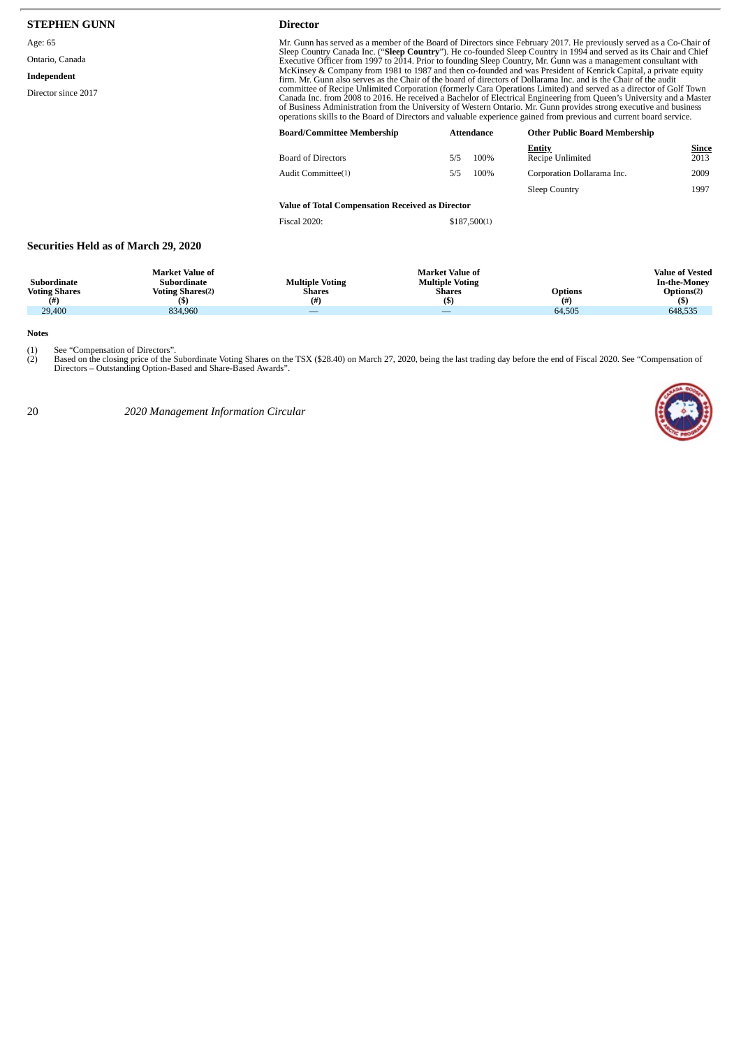## STEPHEN GUNN

Age: 65

Ontario, Canada

**Independent**

Director since 2017

### Director

Mr. Gunn has served as a member of the Board of Directors since February 2017. He previously served as a Co-Chair of Sleep Country Canada Inc. ("**Sleep Country**"). He co-founded Sleep Country in 1994 and served as its Chair and Chief Executive Officer from 1997 to 2014. Prior to founding Sleep Country, Mr. Gunn was a management consultant with McKinsey & Company from 1981 to 1987 and then co-founded and was President of Kenrick Capital, a private equity firm. Mr. Gunn also serves as the Chair of the board of directors of Dollarama Inc. and is the Chair of the audit committee of Recipe Unlimited Corporation (formerly Cara Operations Limited) and served as a director of Golf Town Canada Inc. from 2008 to 2016. He received a Bachelor of Electrical Engineering from Queen's University and a Master of Business Administration from the University of Western Ontario. Mr. Gunn provides strong executive and business operations skills to the Board of Directors and valuable experience gained from previous and current board service.

| Board/Committee Membership | Attendance | | Other Public Board Membership | |
|---|---|---|---|---|
| | | | **Entity** | **Since** |
| Board of Directors | 5/5 | 100% | Recipe Unlimited | 2013 |
| Audit Committee(1) | 5/5 | 100% | Corporation Dollarama Inc. | 2009 |
| | | | Sleep Country | 1997 |

**Value of Total Compensation Received as Director**

Fiscal 2020: $187,500(1)

### Securities Held as of March 29, 2020

| Subordinate Voting Shares (#) | Market Value of Subordinate Voting Shares(2) ($) | Multiple Voting Shares (#) | Market Value of Multiple Voting Shares ($) | Options (#) | Value of Vested In-the-Money Options(2) ($) |
|---|---|---|---|---|---|
| 29,400 | 834,960 | — | — | 64,505 | 648,535 |

**Notes**

(1) See "Compensation of Directors".

(2) Based on the closing price of the Subordinate Voting Shares on the TSX ($28.40) on March 27, 2020, being the last trading day before the end of Fiscal 2020. See "Compensation of Directors – Outstanding Option-Based and Share-Based Awards".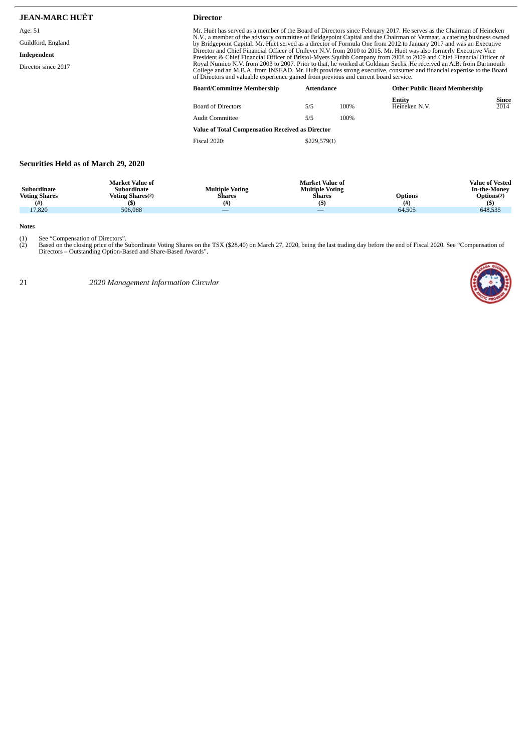## JEAN-MARC HUËT

Age: 51

Guildford, England

**Independent**

Director since 2017

### Director

Mr. Huët has served as a member of the Board of Directors since February 2017. He serves as the Chairman of Heineken N.V., a member of the advisory committee of Bridgepoint Capital and the Chairman of Vermaat, a catering business owned by Bridgepoint Capital. Mr. Huët served as a director of Formula One from 2012 to January 2017 and was an Executive Director and Chief Financial Officer of Unilever N.V. from 2010 to 2015. Mr. Huët was also formerly Executive Vice President & Chief Financial Officer of Bristol-Myers Squibb Company from 2008 to 2009 and Chief Financial Officer of Royal Numico N.V. from 2003 to 2007. Prior to that, he worked at Goldman Sachs. He received an A.B. from Dartmouth College and an M.B.A. from INSEAD. Mr. Huët provides strong executive, consumer and financial expertise to the Board of Directors and valuable experience gained from previous and current board service.

| Board/Committee Membership | Attendance | |
|---|---|---|
| Board of Directors | 5/5 | 100% |
| Audit Committee | 5/5 | 100% |

| Other Public Board Membership | |
|---|---|
| **Entity** | **Since** |
| Heineken N.V. | 2014 |

**Value of Total Compensation Received as Director**

| | |
|---|---|
| Fiscal 2020: | $229,579(1) |

### Securities Held as of March 29, 2020

| Subordinate Voting Shares (#) | Market Value of Subordinate Voting Shares(2) ($) | Multiple Voting Shares (#) | Market Value of Multiple Voting Shares ($) | Options (#) | Value of Vested In-the-Money Options(2) ($) |
|---|---|---|---|---|---|
| 17,820 | 506,088 | — | — | 64,505 | 648,535 |

**Notes**

(1) See "Compensation of Directors".

(2) Based on the closing price of the Subordinate Voting Shares on the TSX ($28.40) on March 27, 2020, being the last trading day before the end of Fiscal 2020. See "Compensation of Directors – Outstanding Option-Based and Share-Based Awards".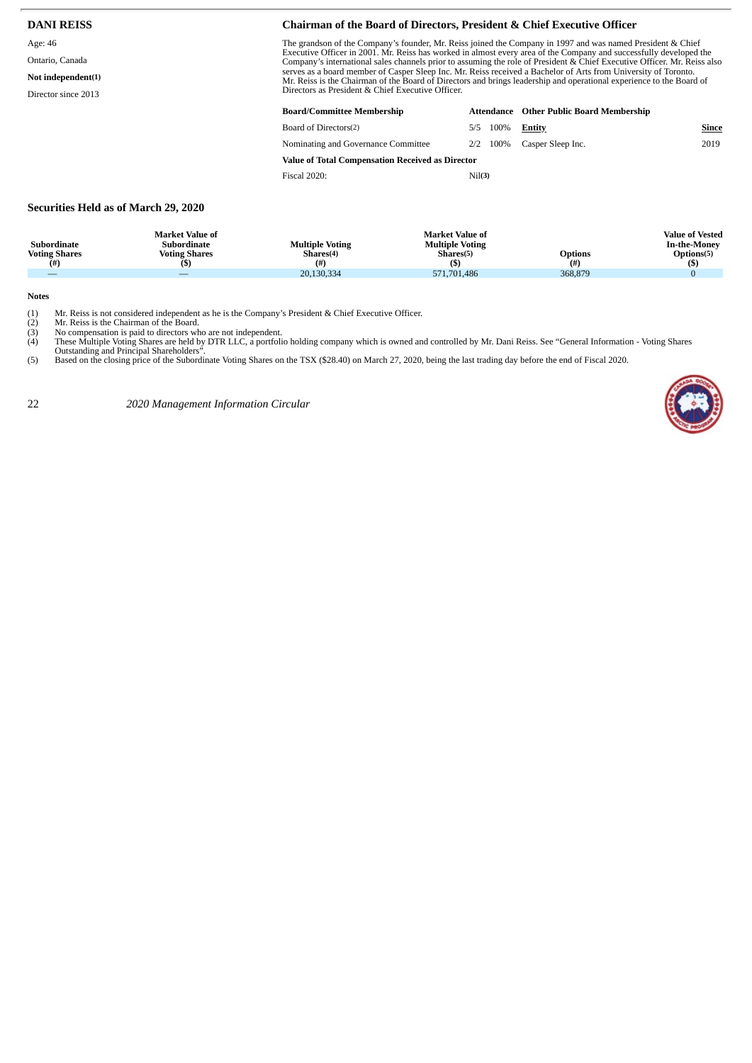## DANI REISS

Age: 46

Ontario, Canada

**Not independent(1)**

Director since 2013

### Chairman of the Board of Directors, President & Chief Executive Officer

The grandson of the Company's founder, Mr. Reiss joined the Company in 1997 and was named President & Chief Executive Officer in 2001. Mr. Reiss has worked in almost every area of the Company and successfully developed the Company's international sales channels prior to assuming the role of President & Chief Executive Officer. Mr. Reiss also serves as a board member of Casper Sleep Inc. Mr. Reiss received a Bachelor of Arts from University of Toronto. Mr. Reiss is the Chairman of the Board of Directors and brings leadership and operational experience to the Board of Directors as President & Chief Executive Officer.

| Board/Committee Membership | Attendance | | Other Public Board Membership | |
|---|---|---|---|---|
| | | | **Entity** | **Since** |
| Board of Directors(2) | 5/5 | 100% | | |
| Nominating and Governance Committee | 2/2 | 100% | Casper Sleep Inc. | 2019 |
| **Value of Total Compensation Received as Director** | | | | |
| Fiscal 2020: | Nil(3) | | | |

### Securities Held as of March 29, 2020

| Subordinate Voting Shares (#) | Market Value of Subordinate Voting Shares ($) | Multiple Voting Shares(4) (#) | Market Value of Multiple Voting Shares(5) ($) | Options (#) | Value of Vested In-the-Money Options(5) ($) |
|---|---|---|---|---|---|
| — | — | 20,130,334 | 571,701,486 | 368,879 | 0 |

**Notes**

(1) Mr. Reiss is not considered independent as he is the Company's President & Chief Executive Officer.
(2) Mr. Reiss is the Chairman of the Board.
(3) No compensation is paid to directors who are not independent.
(4) These Multiple Voting Shares are held by DTR LLC, a portfolio holding company which is owned and controlled by Mr. Dani Reiss. See "General Information - Voting Shares Outstanding and Principal Shareholders".
(5) Based on the closing price of the Subordinate Voting Shares on the TSX ($28.40) on March 27, 2020, being the last trading day before the end of Fiscal 2020.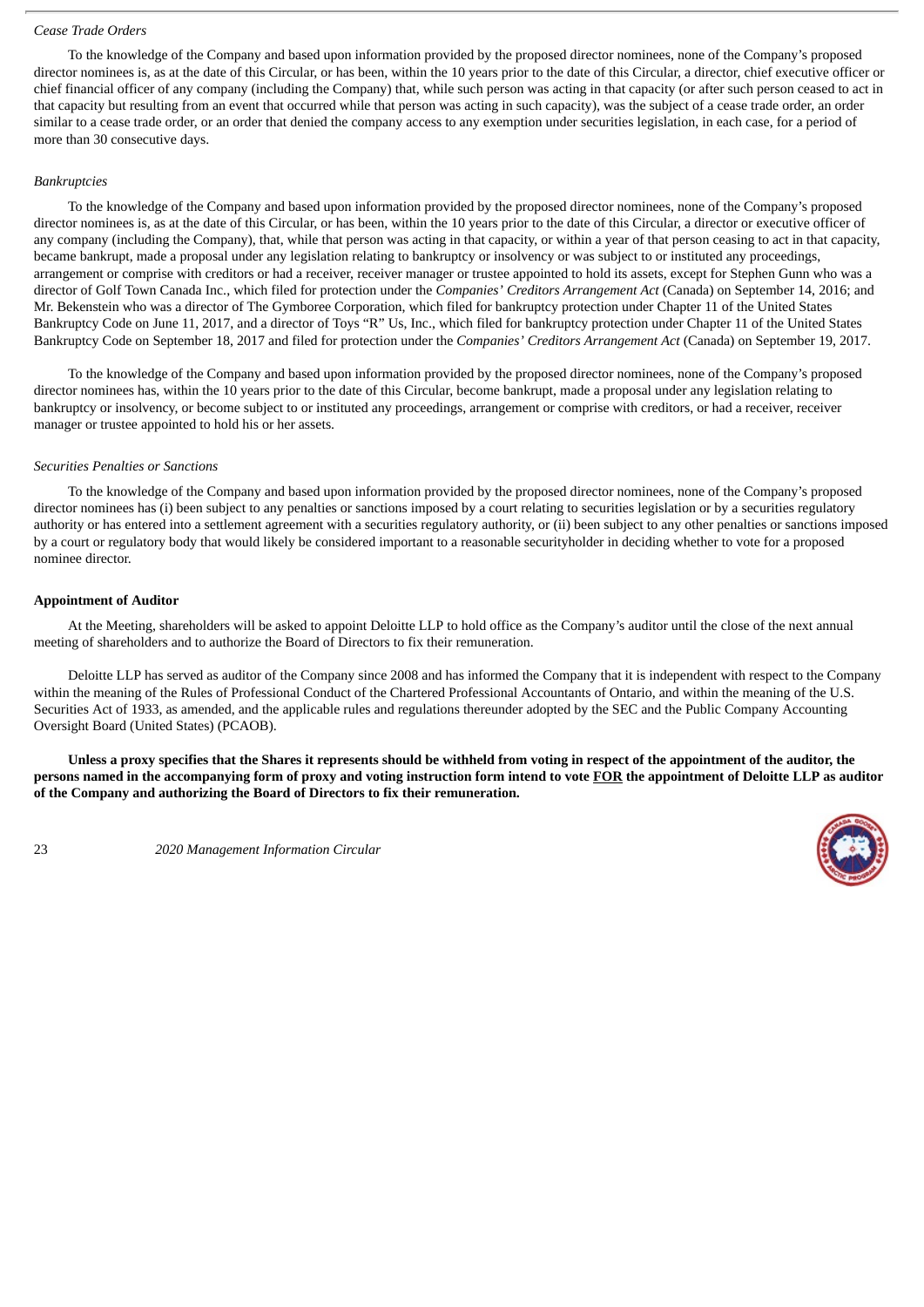*Cease Trade Orders*

To the knowledge of the Company and based upon information provided by the proposed director nominees, none of the Company's proposed director nominees is, as at the date of this Circular, or has been, within the 10 years prior to the date of this Circular, a director, chief executive officer or chief financial officer of any company (including the Company) that, while such person was acting in that capacity (or after such person ceased to act in that capacity but resulting from an event that occurred while that person was acting in such capacity), was the subject of a cease trade order, an order similar to a cease trade order, or an order that denied the company access to any exemption under securities legislation, in each case, for a period of more than 30 consecutive days.

*Bankruptcies*

To the knowledge of the Company and based upon information provided by the proposed director nominees, none of the Company's proposed director nominees is, as at the date of this Circular, or has been, within the 10 years prior to the date of this Circular, a director or executive officer of any company (including the Company), that, while that person was acting in that capacity, or within a year of that person ceasing to act in that capacity, became bankrupt, made a proposal under any legislation relating to bankruptcy or insolvency or was subject to or instituted any proceedings, arrangement or comprise with creditors or had a receiver, receiver manager or trustee appointed to hold its assets, except for Stephen Gunn who was a director of Golf Town Canada Inc., which filed for protection under the *Companies' Creditors Arrangement Act* (Canada) on September 14, 2016; and Mr. Bekenstein who was a director of The Gymboree Corporation, which filed for bankruptcy protection under Chapter 11 of the United States Bankruptcy Code on June 11, 2017, and a director of Toys "R" Us, Inc., which filed for bankruptcy protection under Chapter 11 of the United States Bankruptcy Code on September 18, 2017 and filed for protection under the *Companies' Creditors Arrangement Act* (Canada) on September 19, 2017.

To the knowledge of the Company and based upon information provided by the proposed director nominees, none of the Company's proposed director nominees has, within the 10 years prior to the date of this Circular, become bankrupt, made a proposal under any legislation relating to bankruptcy or insolvency, or become subject to or instituted any proceedings, arrangement or comprise with creditors, or had a receiver, receiver manager or trustee appointed to hold his or her assets.

*Securities Penalties or Sanctions*

To the knowledge of the Company and based upon information provided by the proposed director nominees, none of the Company's proposed director nominees has (i) been subject to any penalties or sanctions imposed by a court relating to securities legislation or by a securities regulatory authority or has entered into a settlement agreement with a securities regulatory authority, or (ii) been subject to any other penalties or sanctions imposed by a court or regulatory body that would likely be considered important to a reasonable securityholder in deciding whether to vote for a proposed nominee director.

**Appointment of Auditor**

At the Meeting, shareholders will be asked to appoint Deloitte LLP to hold office as the Company's auditor until the close of the next annual meeting of shareholders and to authorize the Board of Directors to fix their remuneration.

Deloitte LLP has served as auditor of the Company since 2008 and has informed the Company that it is independent with respect to the Company within the meaning of the Rules of Professional Conduct of the Chartered Professional Accountants of Ontario, and within the meaning of the U.S. Securities Act of 1933, as amended, and the applicable rules and regulations thereunder adopted by the SEC and the Public Company Accounting Oversight Board (United States) (PCAOB).

**Unless a proxy specifies that the Shares it represents should be withheld from voting in respect of the appointment of the auditor, the persons named in the accompanying form of proxy and voting instruction form intend to vote FOR the appointment of Deloitte LLP as auditor of the Company and authorizing the Board of Directors to fix their remuneration.**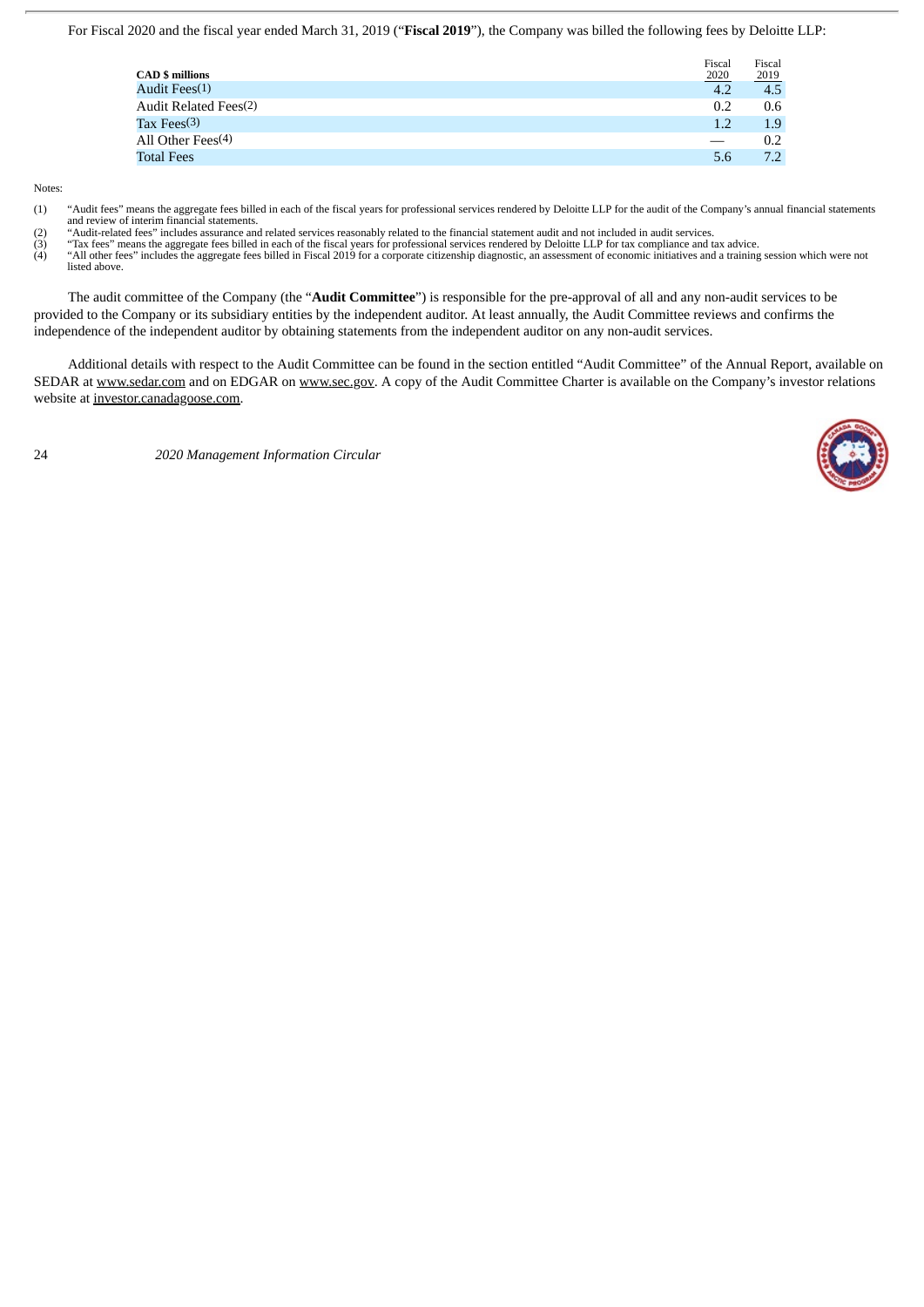For Fiscal 2020 and the fiscal year ended March 31, 2019 ("**Fiscal 2019**"), the Company was billed the following fees by Deloitte LLP:

| CAD $ millions | Fiscal 2020 | Fiscal 2019 |
|---|---|---|
| Audit Fees[(1)] | 4.2 | 4.5 |
| Audit Related Fees[(2)] | 0.2 | 0.6 |
| Tax Fees[(3)] | 1.2 | 1.9 |
| All Other Fees[(4)] | — | 0.2 |
| Total Fees | 5.6 | 7.2 |

Notes:

(1) "Audit fees" means the aggregate fees billed in each of the fiscal years for professional services rendered by Deloitte LLP for the audit of the Company's annual financial statements and review of interim financial statements.

(2) "Audit-related fees" includes assurance and related services reasonably related to the financial statement audit and not included in audit services.

(3) "Tax fees" means the aggregate fees billed in each of the fiscal years for professional services rendered by Deloitte LLP for tax compliance and tax advice.

(4) "All other fees" includes the aggregate fees billed in Fiscal 2019 for a corporate citizenship diagnostic, an assessment of economic initiatives and a training session which were not listed above.

The audit committee of the Company (the "**Audit Committee**") is responsible for the pre-approval of all and any non-audit services to be provided to the Company or its subsidiary entities by the independent auditor. At least annually, the Audit Committee reviews and confirms the independence of the independent auditor by obtaining statements from the independent auditor on any non-audit services.

Additional details with respect to the Audit Committee can be found in the section entitled "Audit Committee" of the Annual Report, available on SEDAR at www.sedar.com and on EDGAR on www.sec.gov. A copy of the Audit Committee Charter is available on the Company's investor relations website at investor.canadagoose.com.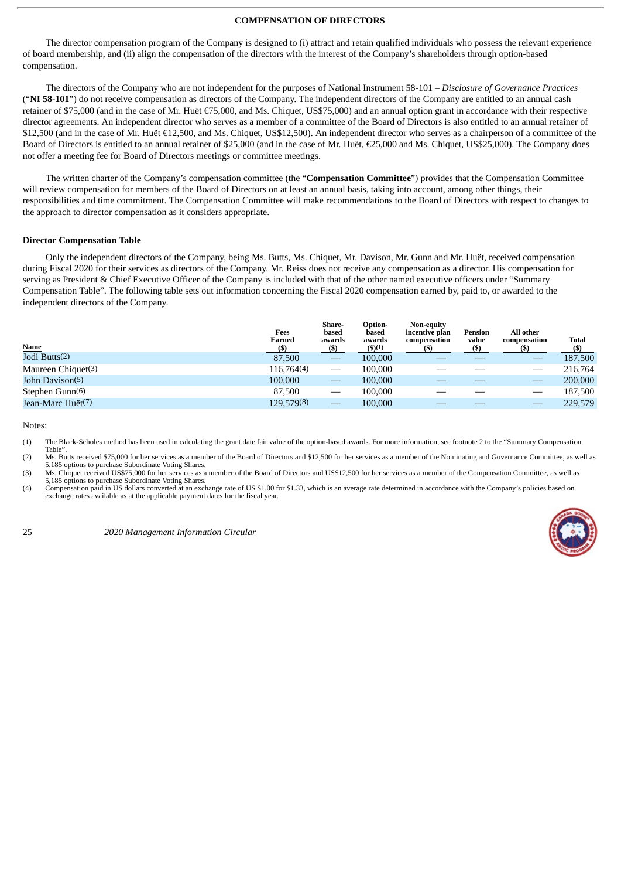## COMPENSATION OF DIRECTORS

The director compensation program of the Company is designed to (i) attract and retain qualified individuals who possess the relevant experience of board membership, and (ii) align the compensation of the directors with the interest of the Company's shareholders through option-based compensation.

The directors of the Company who are not independent for the purposes of National Instrument 58-101 – *Disclosure of Governance Practices* ("**NI 58-101**") do not receive compensation as directors of the Company. The independent directors of the Company are entitled to an annual cash retainer of $75,000 (and in the case of Mr. Huët €75,000, and Ms. Chiquet, US$75,000) and an annual option grant in accordance with their respective director agreements. An independent director who serves as a member of a committee of the Board of Directors is also entitled to an annual retainer of $12,500 (and in the case of Mr. Huët €12,500, and Ms. Chiquet, US$12,500). An independent director who serves as a chairperson of a committee of the Board of Directors is entitled to an annual retainer of $25,000 (and in the case of Mr. Huët, €25,000 and Ms. Chiquet, US$25,000). The Company does not offer a meeting fee for Board of Directors meetings or committee meetings.

The written charter of the Company's compensation committee (the "**Compensation Committee**") provides that the Compensation Committee will review compensation for members of the Board of Directors on at least an annual basis, taking into account, among other things, their responsibilities and time commitment. The Compensation Committee will make recommendations to the Board of Directors with respect to changes to the approach to director compensation as it considers appropriate.

### Director Compensation Table

Only the independent directors of the Company, being Ms. Butts, Ms. Chiquet, Mr. Davison, Mr. Gunn and Mr. Huët, received compensation during Fiscal 2020 for their services as directors of the Company. Mr. Reiss does not receive any compensation as a director. His compensation for serving as President & Chief Executive Officer of the Company is included with that of the other named executive officers under "Summary Compensation Table". The following table sets out information concerning the Fiscal 2020 compensation earned by, paid to, or awarded to the independent directors of the Company.

| Name | Fees Earned ($) | Share-based awards ($) | Option-based awards ($)(1) | Non-equity incentive plan compensation ($) | Pension value ($) | All other compensation ($) | Total ($) |
|---|---|---|---|---|---|---|---|
| Jodi Butts(2) | 87,500 | — | 100,000 | — | — | — | 187,500 |
| Maureen Chiquet(3) | 116,764(4) | — | 100,000 | — | — | — | 216,764 |
| John Davison(5) | 100,000 | — | 100,000 | — | — | — | 200,000 |
| Stephen Gunn(6) | 87,500 | — | 100,000 | — | — | — | 187,500 |
| Jean-Marc Huët(7) | 129,579(8) | — | 100,000 | — | — | — | 229,579 |

Notes:

(1) The Black-Scholes method has been used in calculating the grant date fair value of the option-based awards. For more information, see footnote 2 to the "Summary Compensation Table".

(2) Ms. Butts received $75,000 for her services as a member of the Board of Directors and $12,500 for her services as a member of the Nominating and Governance Committee, as well as 5,185 options to purchase Subordinate Voting Shares.

(3) Ms. Chiquet received US$75,000 for her services as a member of the Board of Directors and US$12,500 for her services as a member of the Compensation Committee, as well as 5,185 options to purchase Subordinate Voting Shares.

(4) Compensation paid in US dollars converted at an exchange rate of US $1.00 for $1.33, which is an average rate determined in accordance with the Company's policies based on exchange rates available as at the applicable payment dates for the fiscal year.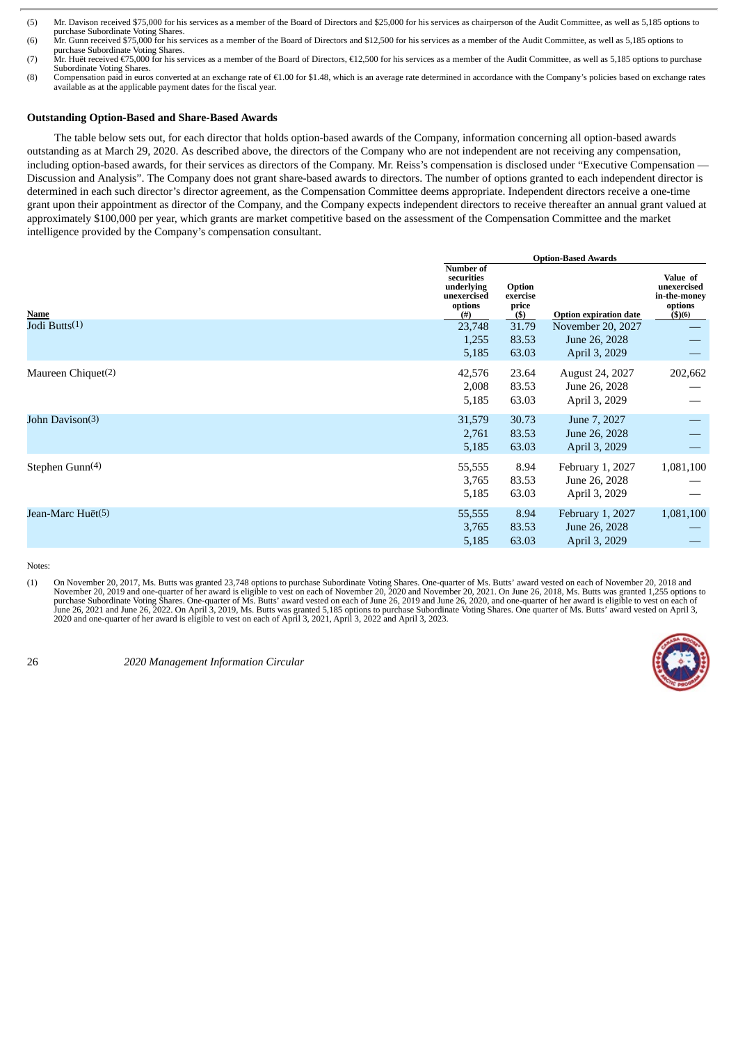(5) Mr. Davison received $75,000 for his services as a member of the Board of Directors and $25,000 for his services as chairperson of the Audit Committee, as well as 5,185 options to purchase Subordinate Voting Shares.

(6) Mr. Gunn received $75,000 for his services as a member of the Board of Directors and $12,500 for his services as a member of the Audit Committee, as well as 5,185 options to purchase Subordinate Voting Shares.

(7) Mr. Huët received €75,000 for his services as a member of the Board of Directors, €12,500 for his services as a member of the Audit Committee, as well as 5,185 options to purchase Subordinate Voting Shares.

(8) Compensation paid in euros converted at an exchange rate of €1.00 for $1.48, which is an average rate determined in accordance with the Company's policies based on exchange rates available as at the applicable payment dates for the fiscal year.

### Outstanding Option-Based and Share-Based Awards

The table below sets out, for each director that holds option-based awards of the Company, information concerning all option-based awards outstanding as at March 29, 2020. As described above, the directors of the Company who are not independent are not receiving any compensation, including option-based awards, for their services as directors of the Company. Mr. Reiss's compensation is disclosed under "Executive Compensation — Discussion and Analysis". The Company does not grant share-based awards to directors. The number of options granted to each independent director is determined in each such director's director agreement, as the Compensation Committee deems appropriate. Independent directors receive a one-time grant upon their appointment as director of the Company, and the Company expects independent directors to receive thereafter an annual grant valued at approximately $100,000 per year, which grants are market competitive based on the assessment of the Compensation Committee and the market intelligence provided by the Company's compensation consultant.

| | Option-Based Awards | | | |
|---|---|---|---|---|
| Name | Number of securities underlying unexercised options (#) | Option exercise price ($) | Option expiration date | Value of unexercised in-the-money options ($)(6) |
| Jodi Butts(1) | 23,748 | 31.79 | November 20, 2027 | — |
| | 1,255 | 83.53 | June 26, 2028 | — |
| | 5,185 | 63.03 | April 3, 2029 | — |
| Maureen Chiquet(2) | 42,576 | 23.64 | August 24, 2027 | 202,662 |
| | 2,008 | 83.53 | June 26, 2028 | — |
| | 5,185 | 63.03 | April 3, 2029 | — |
| John Davison(3) | 31,579 | 30.73 | June 7, 2027 | — |
| | 2,761 | 83.53 | June 26, 2028 | — |
| | 5,185 | 63.03 | April 3, 2029 | — |
| Stephen Gunn(4) | 55,555 | 8.94 | February 1, 2027 | 1,081,100 |
| | 3,765 | 83.53 | June 26, 2028 | — |
| | 5,185 | 63.03 | April 3, 2029 | — |
| Jean-Marc Huët(5) | 55,555 | 8.94 | February 1, 2027 | 1,081,100 |
| | 3,765 | 83.53 | June 26, 2028 | — |
| | 5,185 | 63.03 | April 3, 2029 | — |

Notes:

(1) On November 20, 2017, Ms. Butts was granted 23,748 options to purchase Subordinate Voting Shares. One-quarter of Ms. Butts' award vested on each of November 20, 2018 and November 20, 2019 and one-quarter of her award is eligible to vest on each of November 20, 2020 and November 20, 2021. On June 26, 2018, Ms. Butts was granted 1,255 options to purchase Subordinate Voting Shares. One-quarter of Ms. Butts' award vested on each of June 26, 2019 and June 26, 2020, and one-quarter of her award is eligible to vest on each of June 26, 2021 and June 26, 2022. On April 3, 2019, Ms. Butts was granted 5,185 options to purchase Subordinate Voting Shares. One quarter of Ms. Butts' award vested on April 3, 2020 and one-quarter of her award is eligible to vest on each of April 3, 2021, April 3, 2022 and April 3, 2023.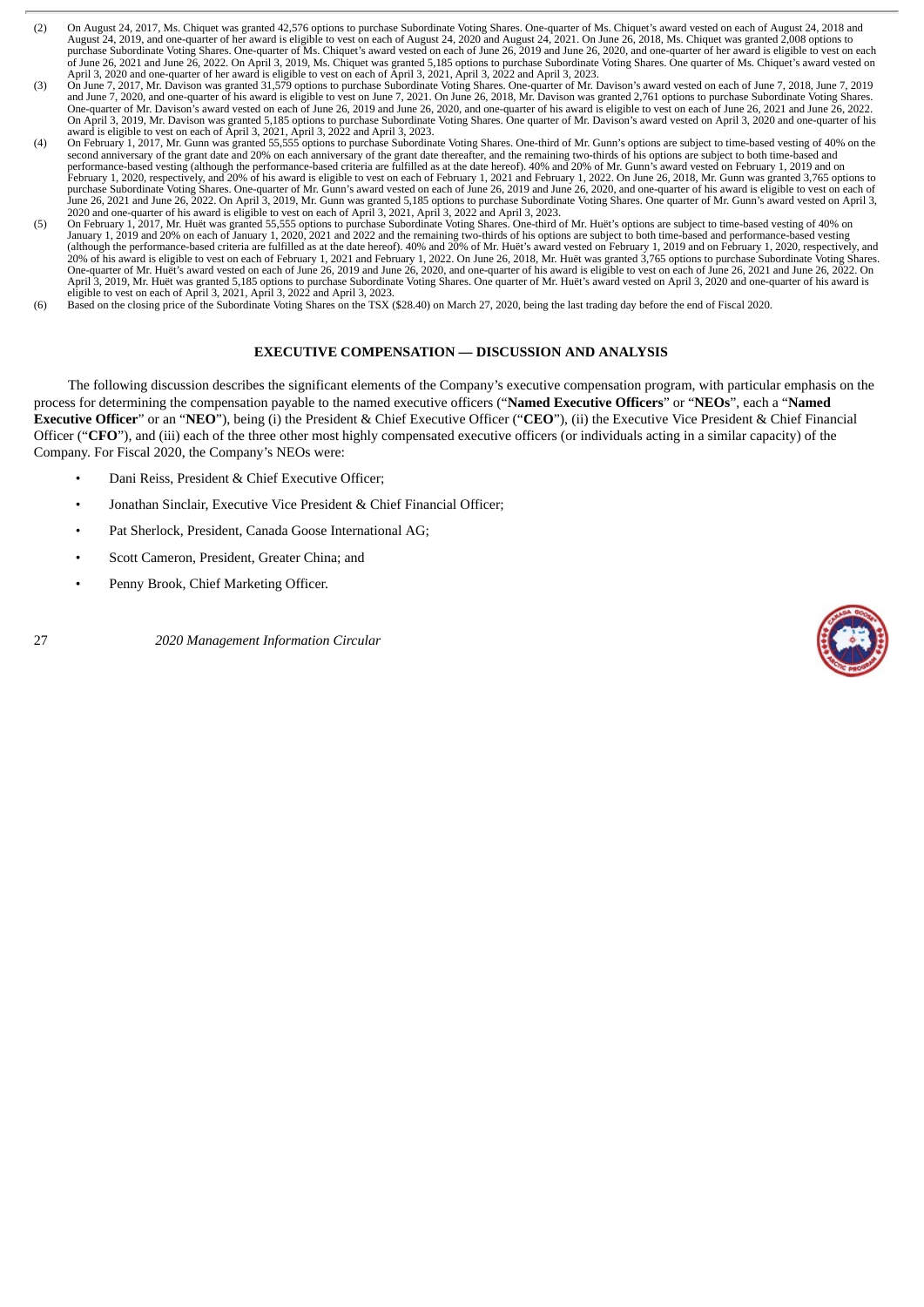(2) On August 24, 2017, Ms. Chiquet was granted 42,576 options to purchase Subordinate Voting Shares. One-quarter of Ms. Chiquet's award vested on each of August 24, 2018 and August 24, 2019, and one-quarter of her award is eligible to vest on each of August 24, 2020 and August 24, 2021. On June 26, 2018, Ms. Chiquet was granted 2,008 options to purchase Subordinate Voting Shares. One-quarter of Ms. Chiquet's award vested on each of June 26, 2019 and June 26, 2020, and one-quarter of her award is eligible to vest on each of June 26, 2021 and June 26, 2022. On April 3, 2019, Ms. Chiquet was granted 5,185 options to purchase Subordinate Voting Shares. One quarter of Ms. Chiquet's award vested on April 3, 2020 and one-quarter of her award is eligible to vest on each of April 3, 2021, April 3, 2022 and April 3, 2023.

(3) On June 7, 2017, Mr. Davison was granted 31,579 options to purchase Subordinate Voting Shares. One-quarter of Mr. Davison's award vested on each of June 7, 2018, June 7, 2019 and June 7, 2020, and one-quarter of his award is eligible to vest on June 7, 2021. On June 26, 2018, Mr. Davison was granted 2,761 options to purchase Subordinate Voting Shares. One-quarter of Mr. Davison's award vested on each of June 26, 2019 and June 26, 2020, and one-quarter of his award is eligible to vest on each of June 26, 2021 and June 26, 2022. On April 3, 2019, Mr. Davison was granted 5,185 options to purchase Subordinate Voting Shares. One quarter of Mr. Davison's award vested on April 3, 2020 and one-quarter of his award is eligible to vest on each of April 3, 2021, April 3, 2022 and April 3, 2023.

(4) On February 1, 2017, Mr. Gunn was granted 55,555 options to purchase Subordinate Voting Shares. One-third of Mr. Gunn's options are subject to time-based vesting of 40% on the second anniversary of the grant date and 20% on each anniversary of the grant date thereafter, and the remaining two-thirds of his options are subject to both time-based and performance-based vesting (although the performance-based criteria are fulfilled as at the date hereof). 40% and 20% of Mr. Gunn's award vested on February 1, 2019 and on February 1, 2020, respectively, and 20% of his award is eligible to vest on each of February 1, 2021 and February 1, 2022. On June 26, 2018, Mr. Gunn was granted 3,765 options to purchase Subordinate Voting Shares. One-quarter of Mr. Gunn's award vested on each of June 26, 2019 and June 26, 2020, and one-quarter of his award is eligible to vest on each of June 26, 2021 and June 26, 2022. On April 3, 2019, Mr. Gunn was granted 5,185 options to purchase Subordinate Voting Shares. One quarter of Mr. Gunn's award vested on April 3, 2020 and one-quarter of his award is eligible to vest on each of April 3, 2021, April 3, 2022 and April 3, 2023.

(5) On February 1, 2017, Mr. Huët was granted 55,555 options to purchase Subordinate Voting Shares. One-third of Mr. Huët's options are subject to time-based vesting of 40% on January 1, 2019 and 20% on each of January 1, 2020, 2021 and 2022 and the remaining two-thirds of his options are subject to both time-based and performance-based vesting (although the performance-based criteria are fulfilled as at the date hereof). 40% and 20% of Mr. Huët's award vested on February 1, 2019 and on February 1, 2020, respectively, and 20% of his award is eligible to vest on each of February 1, 2021 and February 1, 2022. On June 26, 2018, Mr. Huët was granted 3,765 options to purchase Subordinate Voting Shares. One-quarter of Mr. Huët's award vested on each of June 26, 2019 and June 26, 2020, and one-quarter of his award is eligible to vest on each of June 26, 2021 and June 26, 2022. On April 3, 2019, Mr. Huët was granted 5,185 options to purchase Subordinate Voting Shares. One quarter of Mr. Huët's award vested on April 3, 2020 and one-quarter of his award is eligible to vest on each of April 3, 2021, April 3, 2022 and April 3, 2023.

(6) Based on the closing price of the Subordinate Voting Shares on the TSX ($28.40) on March 27, 2020, being the last trading day before the end of Fiscal 2020.

## EXECUTIVE COMPENSATION — DISCUSSION AND ANALYSIS

The following discussion describes the significant elements of the Company's executive compensation program, with particular emphasis on the process for determining the compensation payable to the named executive officers ("**Named Executive Officers**" or "**NEOs**", each a "**Named Executive Officer**" or an "**NEO**"), being (i) the President & Chief Executive Officer ("**CEO**"), (ii) the Executive Vice President & Chief Financial Officer ("**CFO**"), and (iii) each of the three other most highly compensated executive officers (or individuals acting in a similar capacity) of the Company. For Fiscal 2020, the Company's NEOs were:

- Dani Reiss, President & Chief Executive Officer;
- Jonathan Sinclair, Executive Vice President & Chief Financial Officer;
- Pat Sherlock, President, Canada Goose International AG;
- Scott Cameron, President, Greater China; and
- Penny Brook, Chief Marketing Officer.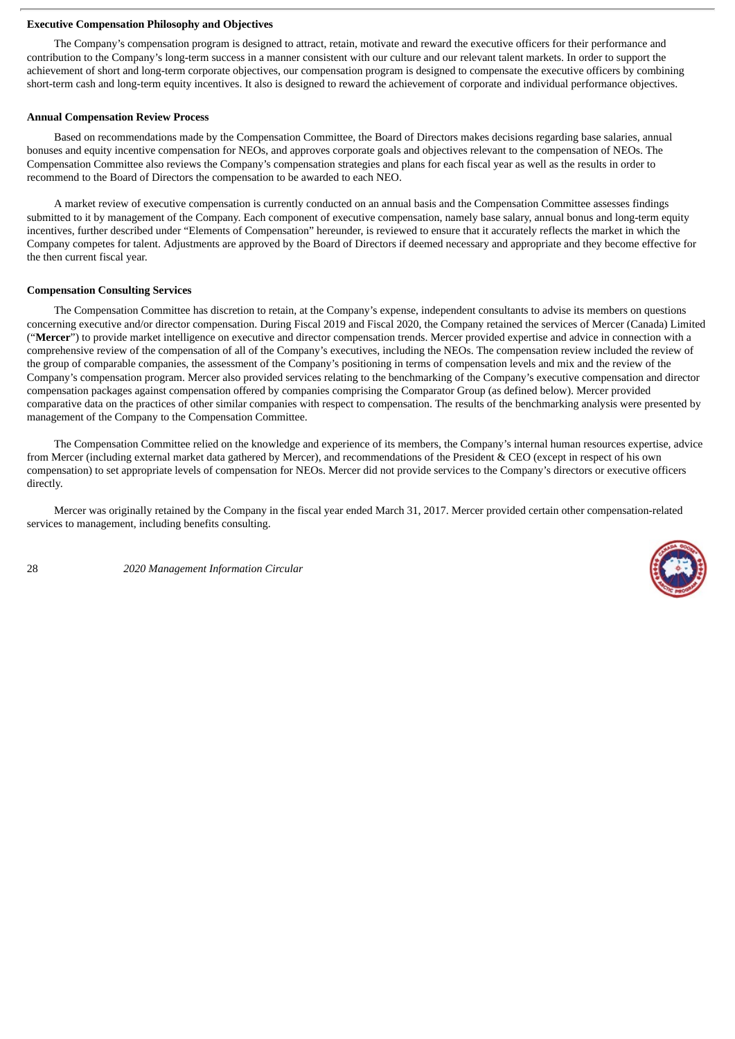**Executive Compensation Philosophy and Objectives**

The Company's compensation program is designed to attract, retain, motivate and reward the executive officers for their performance and contribution to the Company's long-term success in a manner consistent with our culture and our relevant talent markets. In order to support the achievement of short and long-term corporate objectives, our compensation program is designed to compensate the executive officers by combining short-term cash and long-term equity incentives. It also is designed to reward the achievement of corporate and individual performance objectives.

**Annual Compensation Review Process**

Based on recommendations made by the Compensation Committee, the Board of Directors makes decisions regarding base salaries, annual bonuses and equity incentive compensation for NEOs, and approves corporate goals and objectives relevant to the compensation of NEOs. The Compensation Committee also reviews the Company's compensation strategies and plans for each fiscal year as well as the results in order to recommend to the Board of Directors the compensation to be awarded to each NEO.

A market review of executive compensation is currently conducted on an annual basis and the Compensation Committee assesses findings submitted to it by management of the Company. Each component of executive compensation, namely base salary, annual bonus and long-term equity incentives, further described under "Elements of Compensation" hereunder, is reviewed to ensure that it accurately reflects the market in which the Company competes for talent. Adjustments are approved by the Board of Directors if deemed necessary and appropriate and they become effective for the then current fiscal year.

**Compensation Consulting Services**

The Compensation Committee has discretion to retain, at the Company's expense, independent consultants to advise its members on questions concerning executive and/or director compensation. During Fiscal 2019 and Fiscal 2020, the Company retained the services of Mercer (Canada) Limited ("**Mercer**") to provide market intelligence on executive and director compensation trends. Mercer provided expertise and advice in connection with a comprehensive review of the compensation of all of the Company's executives, including the NEOs. The compensation review included the review of the group of comparable companies, the assessment of the Company's positioning in terms of compensation levels and mix and the review of the Company's compensation program. Mercer also provided services relating to the benchmarking of the Company's executive compensation and director compensation packages against compensation offered by companies comprising the Comparator Group (as defined below). Mercer provided comparative data on the practices of other similar companies with respect to compensation. The results of the benchmarking analysis were presented by management of the Company to the Compensation Committee.

The Compensation Committee relied on the knowledge and experience of its members, the Company's internal human resources expertise, advice from Mercer (including external market data gathered by Mercer), and recommendations of the President & CEO (except in respect of his own compensation) to set appropriate levels of compensation for NEOs. Mercer did not provide services to the Company's directors or executive officers directly.

Mercer was originally retained by the Company in the fiscal year ended March 31, 2017. Mercer provided certain other compensation-related services to management, including benefits consulting.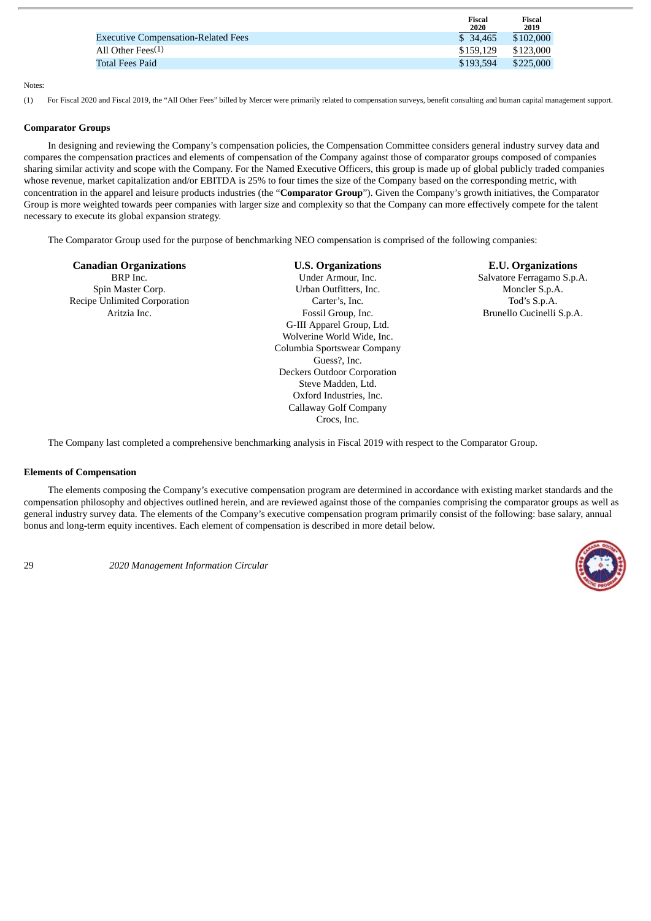| | Fiscal 2020 | Fiscal 2019 |
|---|---|---|
| Executive Compensation-Related Fees | $ 34,465 | $102,000 |
| All Other Fees(1) | $159,129 | $123,000 |
| Total Fees Paid | $193,594 | $225,000 |

Notes:

(1) For Fiscal 2020 and Fiscal 2019, the "All Other Fees" billed by Mercer were primarily related to compensation surveys, benefit consulting and human capital management support.

**Comparator Groups**

In designing and reviewing the Company's compensation policies, the Compensation Committee considers general industry survey data and compares the compensation practices and elements of compensation of the Company against those of comparator groups composed of companies sharing similar activity and scope with the Company. For the Named Executive Officers, this group is made up of global publicly traded companies whose revenue, market capitalization and/or EBITDA is 25% to four times the size of the Company based on the corresponding metric, with concentration in the apparel and leisure products industries (the "**Comparator Group**"). Given the Company's growth initiatives, the Comparator Group is more weighted towards peer companies with larger size and complexity so that the Company can more effectively compete for the talent necessary to execute its global expansion strategy.

The Comparator Group used for the purpose of benchmarking NEO compensation is comprised of the following companies:

| Canadian Organizations | U.S. Organizations | E.U. Organizations |
|---|---|---|
| BRP Inc. | Under Armour, Inc. | Salvatore Ferragamo S.p.A. |
| Spin Master Corp. | Urban Outfitters, Inc. | Moncler S.p.A. |
| Recipe Unlimited Corporation | Carter's, Inc. | Tod's S.p.A. |
| Aritzia Inc. | Fossil Group, Inc. | Brunello Cucinelli S.p.A. |
| | G-III Apparel Group, Ltd. | |
| | Wolverine World Wide, Inc. | |
| | Columbia Sportswear Company | |
| | Guess?, Inc. | |
| | Deckers Outdoor Corporation | |
| | Steve Madden, Ltd. | |
| | Oxford Industries, Inc. | |
| | Callaway Golf Company | |
| | Crocs, Inc. | |

The Company last completed a comprehensive benchmarking analysis in Fiscal 2019 with respect to the Comparator Group.

**Elements of Compensation**

The elements composing the Company's executive compensation program are determined in accordance with existing market standards and the compensation philosophy and objectives outlined herein, and are reviewed against those of the companies comprising the comparator groups as well as general industry survey data. The elements of the Company's executive compensation program primarily consist of the following: base salary, annual bonus and long-term equity incentives. Each element of compensation is described in more detail below.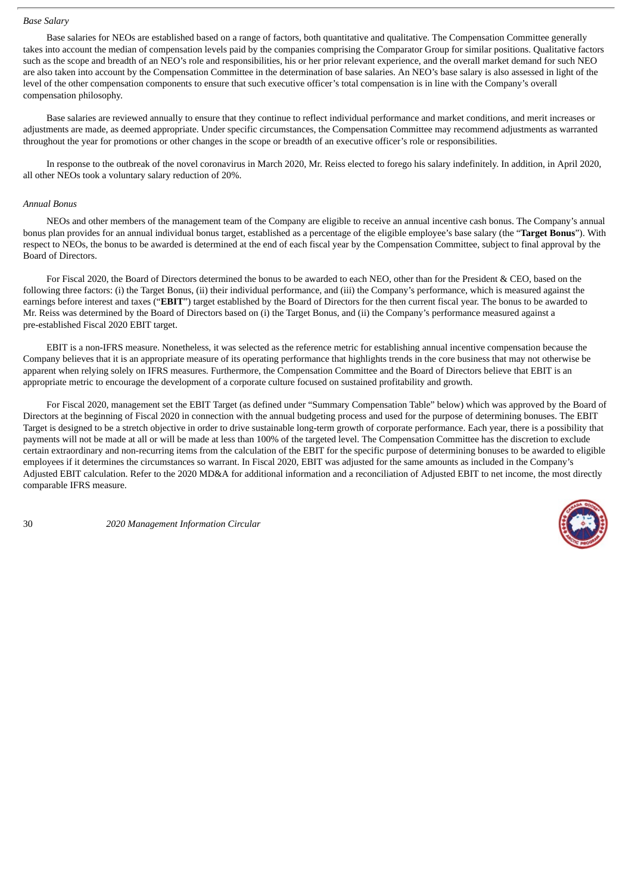*Base Salary*

Base salaries for NEOs are established based on a range of factors, both quantitative and qualitative. The Compensation Committee generally takes into account the median of compensation levels paid by the companies comprising the Comparator Group for similar positions. Qualitative factors such as the scope and breadth of an NEO's role and responsibilities, his or her prior relevant experience, and the overall market demand for such NEO are also taken into account by the Compensation Committee in the determination of base salaries. An NEO's base salary is also assessed in light of the level of the other compensation components to ensure that such executive officer's total compensation is in line with the Company's overall compensation philosophy.

Base salaries are reviewed annually to ensure that they continue to reflect individual performance and market conditions, and merit increases or adjustments are made, as deemed appropriate. Under specific circumstances, the Compensation Committee may recommend adjustments as warranted throughout the year for promotions or other changes in the scope or breadth of an executive officer's role or responsibilities.

In response to the outbreak of the novel coronavirus in March 2020, Mr. Reiss elected to forego his salary indefinitely. In addition, in April 2020, all other NEOs took a voluntary salary reduction of 20%.

*Annual Bonus*

NEOs and other members of the management team of the Company are eligible to receive an annual incentive cash bonus. The Company's annual bonus plan provides for an annual individual bonus target, established as a percentage of the eligible employee's base salary (the "**Target Bonus**"). With respect to NEOs, the bonus to be awarded is determined at the end of each fiscal year by the Compensation Committee, subject to final approval by the Board of Directors.

For Fiscal 2020, the Board of Directors determined the bonus to be awarded to each NEO, other than for the President & CEO, based on the following three factors: (i) the Target Bonus, (ii) their individual performance, and (iii) the Company's performance, which is measured against the earnings before interest and taxes ("**EBIT**") target established by the Board of Directors for the then current fiscal year. The bonus to be awarded to Mr. Reiss was determined by the Board of Directors based on (i) the Target Bonus, and (ii) the Company's performance measured against a pre-established Fiscal 2020 EBIT target.

EBIT is a non-IFRS measure. Nonetheless, it was selected as the reference metric for establishing annual incentive compensation because the Company believes that it is an appropriate measure of its operating performance that highlights trends in the core business that may not otherwise be apparent when relying solely on IFRS measures. Furthermore, the Compensation Committee and the Board of Directors believe that EBIT is an appropriate metric to encourage the development of a corporate culture focused on sustained profitability and growth.

For Fiscal 2020, management set the EBIT Target (as defined under "Summary Compensation Table" below) which was approved by the Board of Directors at the beginning of Fiscal 2020 in connection with the annual budgeting process and used for the purpose of determining bonuses. The EBIT Target is designed to be a stretch objective in order to drive sustainable long-term growth of corporate performance. Each year, there is a possibility that payments will not be made at all or will be made at less than 100% of the targeted level. The Compensation Committee has the discretion to exclude certain extraordinary and non-recurring items from the calculation of the EBIT for the specific purpose of determining bonuses to be awarded to eligible employees if it determines the circumstances so warrant. In Fiscal 2020, EBIT was adjusted for the same amounts as included in the Company's Adjusted EBIT calculation. Refer to the 2020 MD&A for additional information and a reconciliation of Adjusted EBIT to net income, the most directly comparable IFRS measure.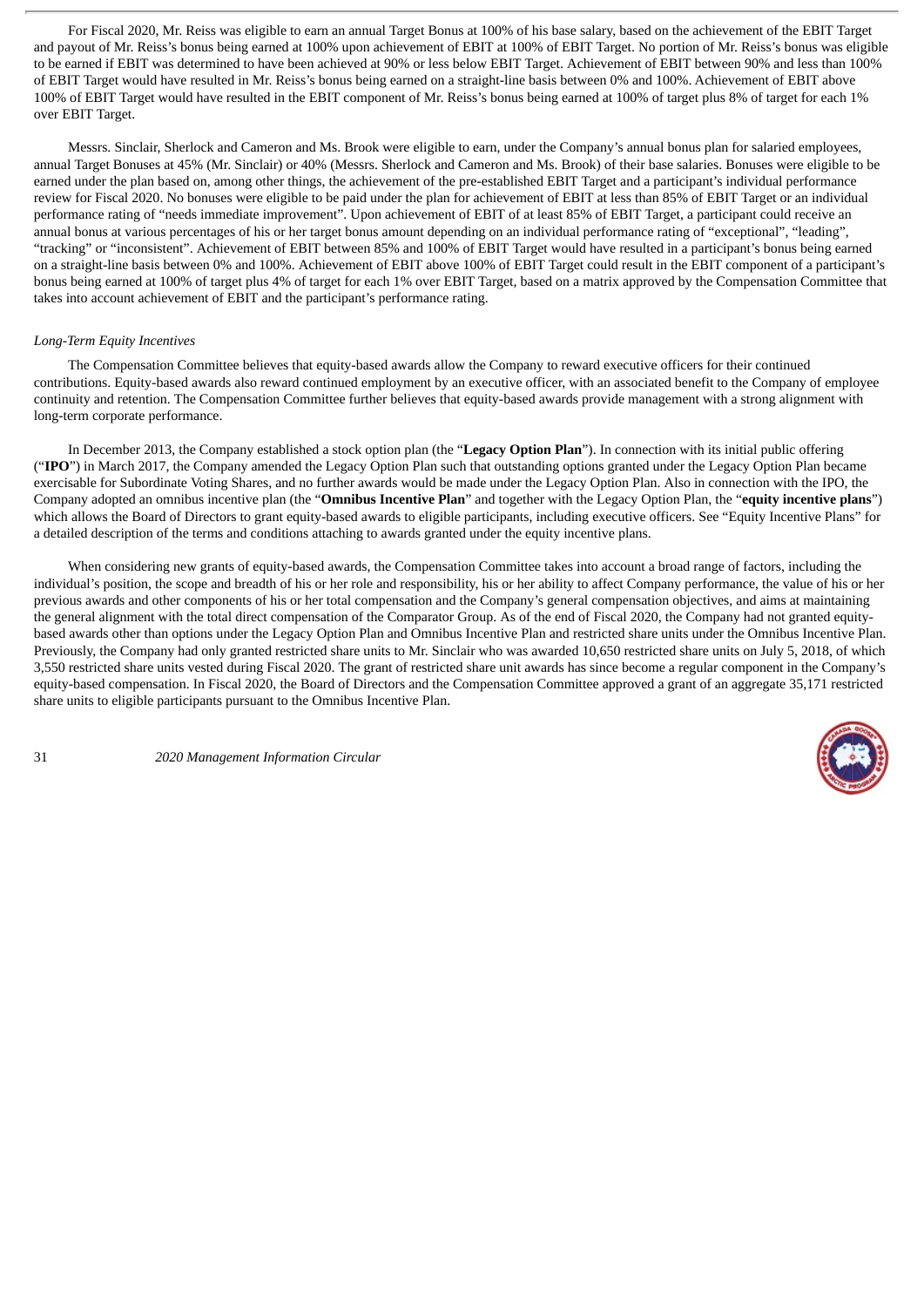For Fiscal 2020, Mr. Reiss was eligible to earn an annual Target Bonus at 100% of his base salary, based on the achievement of the EBIT Target and payout of Mr. Reiss's bonus being earned at 100% upon achievement of EBIT at 100% of EBIT Target. No portion of Mr. Reiss's bonus was eligible to be earned if EBIT was determined to have been achieved at 90% or less below EBIT Target. Achievement of EBIT between 90% and less than 100% of EBIT Target would have resulted in Mr. Reiss's bonus being earned on a straight-line basis between 0% and 100%. Achievement of EBIT above 100% of EBIT Target would have resulted in the EBIT component of Mr. Reiss's bonus being earned at 100% of target plus 8% of target for each 1% over EBIT Target.

Messrs. Sinclair, Sherlock and Cameron and Ms. Brook were eligible to earn, under the Company's annual bonus plan for salaried employees, annual Target Bonuses at 45% (Mr. Sinclair) or 40% (Messrs. Sherlock and Cameron and Ms. Brook) of their base salaries. Bonuses were eligible to be earned under the plan based on, among other things, the achievement of the pre-established EBIT Target and a participant's individual performance review for Fiscal 2020. No bonuses were eligible to be paid under the plan for achievement of EBIT at less than 85% of EBIT Target or an individual performance rating of "needs immediate improvement". Upon achievement of EBIT of at least 85% of EBIT Target, a participant could receive an annual bonus at various percentages of his or her target bonus amount depending on an individual performance rating of "exceptional", "leading", "tracking" or "inconsistent". Achievement of EBIT between 85% and 100% of EBIT Target would have resulted in a participant's bonus being earned on a straight-line basis between 0% and 100%. Achievement of EBIT above 100% of EBIT Target could result in the EBIT component of a participant's bonus being earned at 100% of target plus 4% of target for each 1% over EBIT Target, based on a matrix approved by the Compensation Committee that takes into account achievement of EBIT and the participant's performance rating.

*Long-Term Equity Incentives*

The Compensation Committee believes that equity-based awards allow the Company to reward executive officers for their continued contributions. Equity-based awards also reward continued employment by an executive officer, with an associated benefit to the Company of employee continuity and retention. The Compensation Committee further believes that equity-based awards provide management with a strong alignment with long-term corporate performance.

In December 2013, the Company established a stock option plan (the "**Legacy Option Plan**"). In connection with its initial public offering ("**IPO**") in March 2017, the Company amended the Legacy Option Plan such that outstanding options granted under the Legacy Option Plan became exercisable for Subordinate Voting Shares, and no further awards would be made under the Legacy Option Plan. Also in connection with the IPO, the Company adopted an omnibus incentive plan (the "**Omnibus Incentive Plan**" and together with the Legacy Option Plan, the "**equity incentive plans**") which allows the Board of Directors to grant equity-based awards to eligible participants, including executive officers. See "Equity Incentive Plans" for a detailed description of the terms and conditions attaching to awards granted under the equity incentive plans.

When considering new grants of equity-based awards, the Compensation Committee takes into account a broad range of factors, including the individual's position, the scope and breadth of his or her role and responsibility, his or her ability to affect Company performance, the value of his or her previous awards and other components of his or her total compensation and the Company's general compensation objectives, and aims at maintaining the general alignment with the total direct compensation of the Comparator Group. As of the end of Fiscal 2020, the Company had not granted equity-based awards other than options under the Legacy Option Plan and Omnibus Incentive Plan and restricted share units under the Omnibus Incentive Plan. Previously, the Company had only granted restricted share units to Mr. Sinclair who was awarded 10,650 restricted share units on July 5, 2018, of which 3,550 restricted share units vested during Fiscal 2020. The grant of restricted share unit awards has since become a regular component in the Company's equity-based compensation. In Fiscal 2020, the Board of Directors and the Compensation Committee approved a grant of an aggregate 35,171 restricted share units to eligible participants pursuant to the Omnibus Incentive Plan.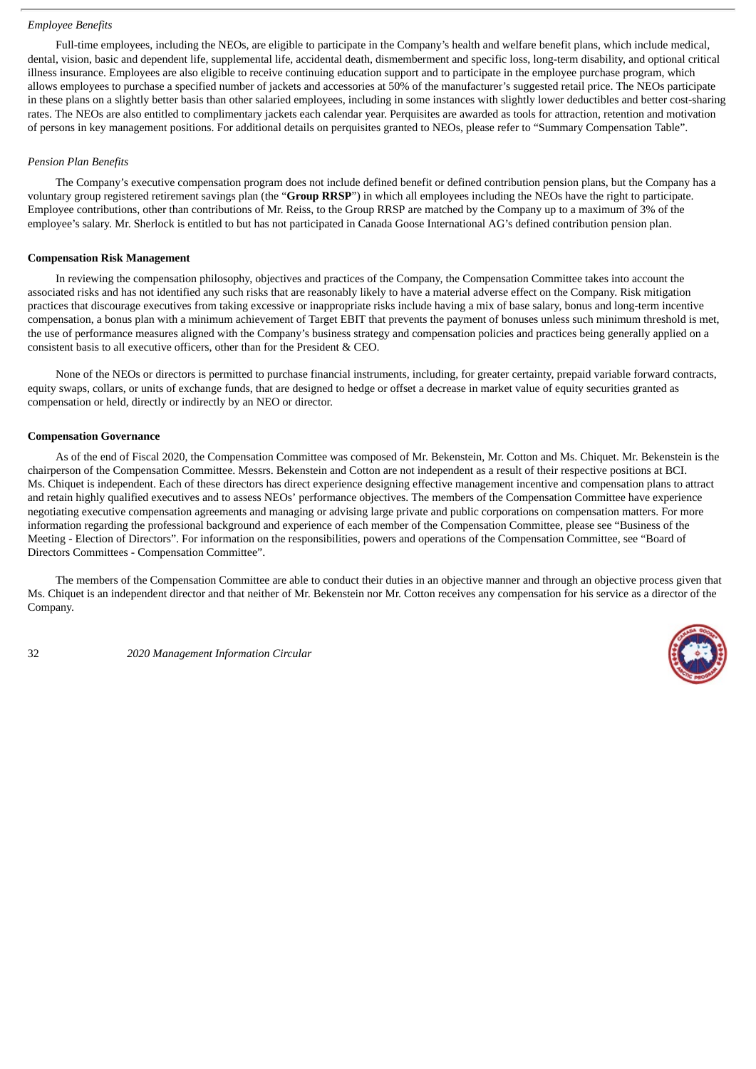*Employee Benefits*

Full-time employees, including the NEOs, are eligible to participate in the Company's health and welfare benefit plans, which include medical, dental, vision, basic and dependent life, supplemental life, accidental death, dismemberment and specific loss, long-term disability, and optional critical illness insurance. Employees are also eligible to receive continuing education support and to participate in the employee purchase program, which allows employees to purchase a specified number of jackets and accessories at 50% of the manufacturer's suggested retail price. The NEOs participate in these plans on a slightly better basis than other salaried employees, including in some instances with slightly lower deductibles and better cost-sharing rates. The NEOs are also entitled to complimentary jackets each calendar year. Perquisites are awarded as tools for attraction, retention and motivation of persons in key management positions. For additional details on perquisites granted to NEOs, please refer to "Summary Compensation Table".

*Pension Plan Benefits*

The Company's executive compensation program does not include defined benefit or defined contribution pension plans, but the Company has a voluntary group registered retirement savings plan (the "**Group RRSP**") in which all employees including the NEOs have the right to participate. Employee contributions, other than contributions of Mr. Reiss, to the Group RRSP are matched by the Company up to a maximum of 3% of the employee's salary. Mr. Sherlock is entitled to but has not participated in Canada Goose International AG's defined contribution pension plan.

**Compensation Risk Management**

In reviewing the compensation philosophy, objectives and practices of the Company, the Compensation Committee takes into account the associated risks and has not identified any such risks that are reasonably likely to have a material adverse effect on the Company. Risk mitigation practices that discourage executives from taking excessive or inappropriate risks include having a mix of base salary, bonus and long-term incentive compensation, a bonus plan with a minimum achievement of Target EBIT that prevents the payment of bonuses unless such minimum threshold is met, the use of performance measures aligned with the Company's business strategy and compensation policies and practices being generally applied on a consistent basis to all executive officers, other than for the President & CEO.

None of the NEOs or directors is permitted to purchase financial instruments, including, for greater certainty, prepaid variable forward contracts, equity swaps, collars, or units of exchange funds, that are designed to hedge or offset a decrease in market value of equity securities granted as compensation or held, directly or indirectly by an NEO or director.

**Compensation Governance**

As of the end of Fiscal 2020, the Compensation Committee was composed of Mr. Bekenstein, Mr. Cotton and Ms. Chiquet. Mr. Bekenstein is the chairperson of the Compensation Committee. Messrs. Bekenstein and Cotton are not independent as a result of their respective positions at BCI. Ms. Chiquet is independent. Each of these directors has direct experience designing effective management incentive and compensation plans to attract and retain highly qualified executives and to assess NEOs' performance objectives. The members of the Compensation Committee have experience negotiating executive compensation agreements and managing or advising large private and public corporations on compensation matters. For more information regarding the professional background and experience of each member of the Compensation Committee, please see "Business of the Meeting - Election of Directors". For information on the responsibilities, powers and operations of the Compensation Committee, see "Board of Directors Committees - Compensation Committee".

The members of the Compensation Committee are able to conduct their duties in an objective manner and through an objective process given that Ms. Chiquet is an independent director and that neither of Mr. Bekenstein nor Mr. Cotton receives any compensation for his service as a director of the Company.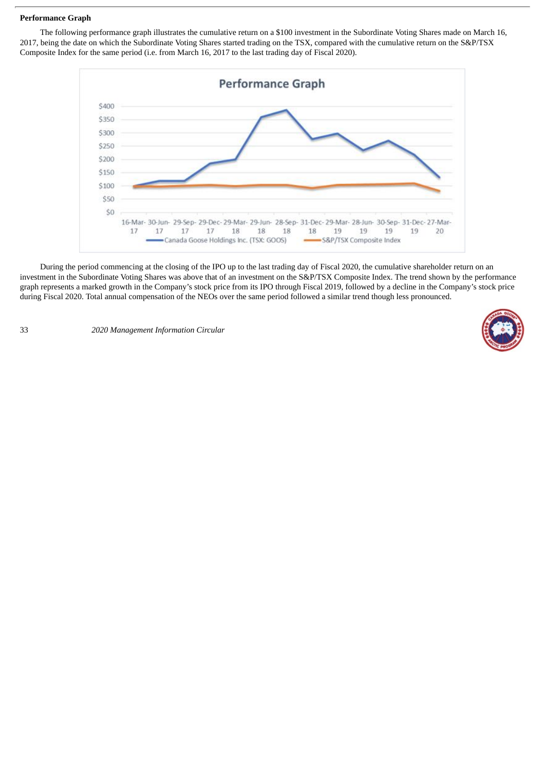**Performance Graph**

The following performance graph illustrates the cumulative return on a $100 investment in the Subordinate Voting Shares made on March 16, 2017, being the date on which the Subordinate Voting Shares started trading on the TSX, compared with the cumulative return on the S&P/TSX Composite Index for the same period (i.e. from March 16, 2017 to the last trading day of Fiscal 2020).

During the period commencing at the closing of the IPO up to the last trading day of Fiscal 2020, the cumulative shareholder return on an investment in the Subordinate Voting Shares was above that of an investment on the S&P/TSX Composite Index. The trend shown by the performance graph represents a marked growth in the Company's stock price from its IPO through Fiscal 2019, followed by a decline in the Company's stock price during Fiscal 2020. Total annual compensation of the NEOs over the same period followed a similar trend though less pronounced.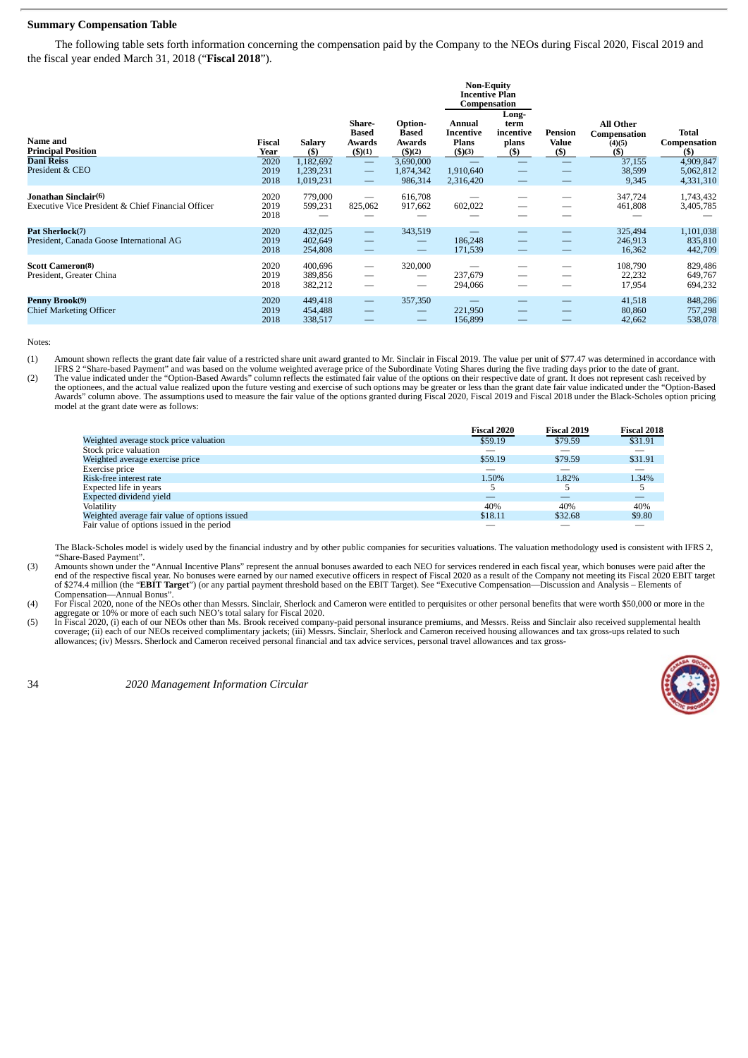**Summary Compensation Table**

The following table sets forth information concerning the compensation paid by the Company to the NEOs during Fiscal 2020, Fiscal 2019 and the fiscal year ended March 31, 2018 ("**Fiscal 2018**").

| Name and Principal Position | Fiscal Year | Salary ($) | Share-Based Awards ($)(1) | Option-Based Awards ($)(2) | Non-Equity Incentive Plan Compensation: Annual Incentive Plans ($)(3) | Non-Equity Incentive Plan Compensation: Long-term incentive plans ($) | Pension Value ($) | All Other Compensation (4)(5) ($) | Total Compensation ($) |
|---|---|---|---|---|---|---|---|---|---|
| **Dani Reiss**<br>President & CEO | 2020 | 1,182,692 | — | 3,690,000 | — | — | — | 37,155 | 4,909,847 |
| | 2019 | 1,239,231 | — | 1,874,342 | 1,910,640 | — | — | 38,599 | 5,062,812 |
| | 2018 | 1,019,231 | — | 986,314 | 2,316,420 | — | — | 9,345 | 4,331,310 |
| **Jonathan Sinclair(6)**<br>Executive Vice President & Chief Financial Officer | 2020 | 779,000 | — | 616,708 | — | — | — | 347,724 | 1,743,432 |
| | 2019 | 599,231 | 825,062 | 917,662 | 602,022 | — | — | 461,808 | 3,405,785 |
| | 2018 | — | — | — | — | — | — | — | — |
| **Pat Sherlock(7)**<br>President, Canada Goose International AG | 2020 | 432,025 | — | 343,519 | — | — | — | 325,494 | 1,101,038 |
| | 2019 | 402,649 | — | — | 186,248 | — | — | 246,913 | 835,810 |
| | 2018 | 254,808 | — | — | 171,539 | — | — | 16,362 | 442,709 |
| **Scott Cameron(8)**<br>President, Greater China | 2020 | 400,696 | — | 320,000 | — | — | — | 108,790 | 829,486 |
| | 2019 | 389,856 | — | — | 237,679 | — | — | 22,232 | 649,767 |
| | 2018 | 382,212 | — | — | 294,066 | — | — | 17,954 | 694,232 |
| **Penny Brook(9)**<br>Chief Marketing Officer | 2020 | 449,418 | — | 357,350 | — | — | — | 41,518 | 848,286 |
| | 2019 | 454,488 | — | — | 221,950 | — | — | 80,860 | 757,298 |
| | 2018 | 338,517 | — | — | 156,899 | — | — | 42,662 | 538,078 |

Notes:

(1) Amount shown reflects the grant date fair value of a restricted share unit award granted to Mr. Sinclair in Fiscal 2019. The value per unit of $77.47 was determined in accordance with IFRS 2 "Share-based Payment" and was based on the volume weighted average price of the Subordinate Voting Shares during the five trading days prior to the date of grant.

(2) The value indicated under the "Option-Based Awards" column reflects the estimated fair value of the options on their respective date of grant. It does not represent cash received by the optionees, and the actual value realized upon the future vesting and exercise of such options may be greater or less than the grant date fair value indicated under the "Option-Based Awards" column above. The assumptions used to measure the fair value of the options granted during Fiscal 2020, Fiscal 2019 and Fiscal 2018 under the Black-Scholes option pricing model at the grant date were as follows:

| | Fiscal 2020 | Fiscal 2019 | Fiscal 2018 |
|---|---|---|---|
| Weighted average stock price valuation | $59.19 | $79.59 | $31.91 |
| Stock price valuation | — | — | — |
| Weighted average exercise price | $59.19 | $79.59 | $31.91 |
| Exercise price | — | — | — |
| Risk-free interest rate | 1.50% | 1.82% | 1.34% |
| Expected life in years | 5 | 5 | 5 |
| Expected dividend yield | — | — | — |
| Volatility | 40% | 40% | 40% |
| Weighted average fair value of options issued | $18.11 | $32.68 | $9.80 |
| Fair value of options issued in the period | — | — | — |

The Black-Scholes model is widely used by the financial industry and by other public companies for securities valuations. The valuation methodology used is consistent with IFRS 2, "Share-Based Payment".

(3) Amounts shown under the "Annual Incentive Plans" represent the annual bonuses awarded to each NEO for services rendered in each fiscal year, which bonuses were paid after the end of the respective fiscal year. No bonuses were earned by our named executive officers in respect of Fiscal 2020 as a result of the Company not meeting its Fiscal 2020 EBIT target of $274.4 million (the "**EBIT Target**") (or any partial payment threshold based on the EBIT Target). See "Executive Compensation—Discussion and Analysis – Elements of Compensation—Annual Bonus".

(4) For Fiscal 2020, none of the NEOs other than Messrs. Sinclair, Sherlock and Cameron were entitled to perquisites or other personal benefits that were worth $50,000 or more in the aggregate or 10% or more of each such NEO's total salary for Fiscal 2020.

(5) In Fiscal 2020, (i) each of our NEOs other than Ms. Brook received company-paid personal insurance premiums, and Messrs. Reiss and Sinclair also received supplemental health coverage; (ii) each of our NEOs received complimentary jackets; (iii) Messrs. Sinclair, Sherlock and Cameron received housing allowances and tax gross-ups related to such allowances; (iv) Messrs. Sherlock and Cameron received personal financial and tax advice services, personal travel allowances and tax gross-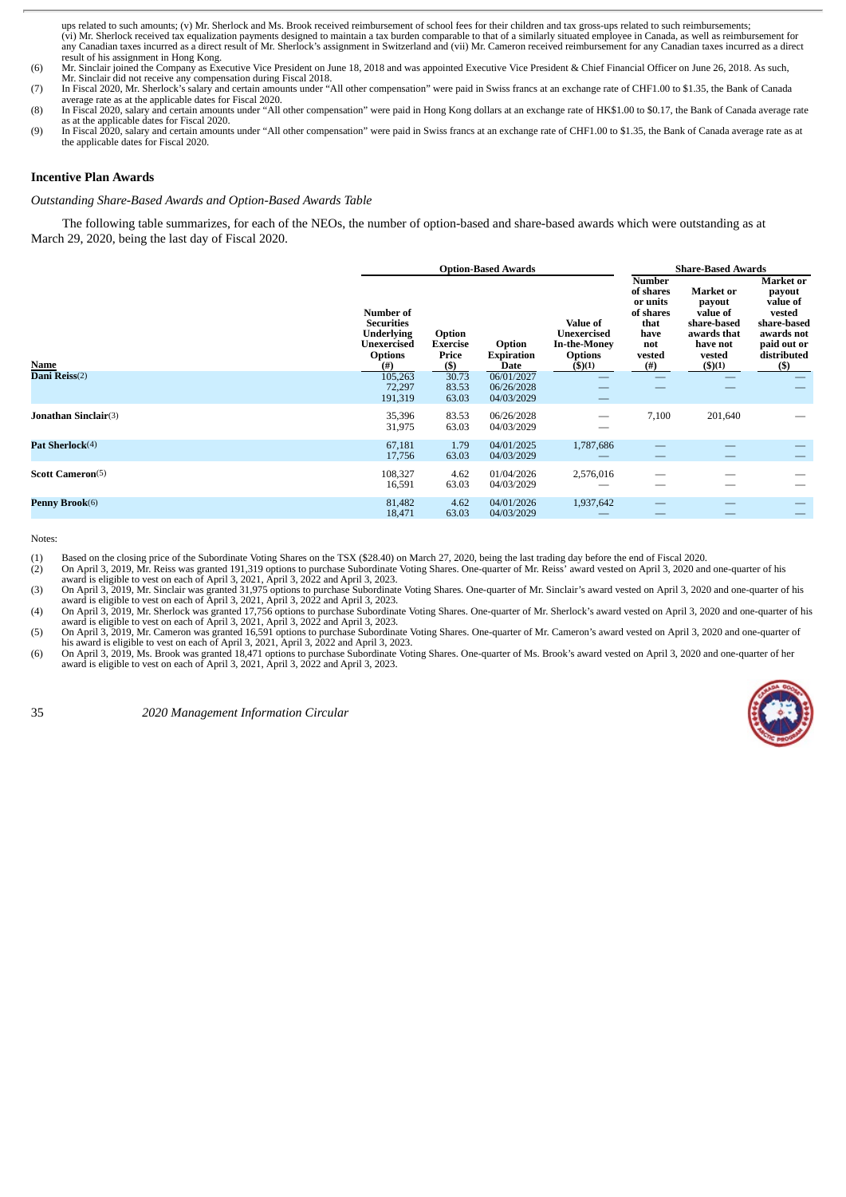ups related to such amounts; (v) Mr. Sherlock and Ms. Brook received reimbursement of school fees for their children and tax gross-ups related to such reimbursements; (vi) Mr. Sherlock received tax equalization payments designed to maintain a tax burden comparable to that of a similarly situated employee in Canada, as well as reimbursement for any Canadian taxes incurred as a direct result of Mr. Sherlock's assignment in Switzerland and (vii) Mr. Cameron received reimbursement for any Canadian taxes incurred as a direct result of his assignment in Hong Kong.

(6) Mr. Sinclair joined the Company as Executive Vice President on June 18, 2018 and was appointed Executive Vice President & Chief Financial Officer on June 26, 2018. As such, Mr. Sinclair did not receive any compensation during Fiscal 2018.

(7) In Fiscal 2020, Mr. Sherlock's salary and certain amounts under "All other compensation" were paid in Swiss francs at an exchange rate of CHF1.00 to $1.35, the Bank of Canada average rate as at the applicable dates for Fiscal 2020.

(8) In Fiscal 2020, salary and certain amounts under "All other compensation" were paid in Hong Kong dollars at an exchange rate of HK$1.00 to $0.17, the Bank of Canada average rate as at the applicable dates for Fiscal 2020.

(9) In Fiscal 2020, salary and certain amounts under "All other compensation" were paid in Swiss francs at an exchange rate of CHF1.00 to $1.35, the Bank of Canada average rate as at the applicable dates for Fiscal 2020.

## Incentive Plan Awards

*Outstanding Share-Based Awards and Option-Based Awards Table*

The following table summarizes, for each of the NEOs, the number of option-based and share-based awards which were outstanding as at March 29, 2020, being the last day of Fiscal 2020.

| | Option-Based Awards | | | | Share-Based Awards | | |
|---|---|---|---|---|---|---|---|
| **Name** | **Number of Securities Underlying Unexercised Options (#)** | **Option Exercise Price ($)** | **Option Expiration Date** | **Value of Unexercised In-the-Money Options ($)(1)** | **Number of shares or units of shares that have not vested (#)** | **Market or payout value of share-based awards that have not vested ($)(1)** | **Market or payout value of vested share-based awards not paid out or distributed ($)** |
| **Dani Reiss**(2) | 105,263 | 30.73 | 06/01/2027 | — | — | — | — |
| | 72,297 | 83.53 | 06/26/2028 | — | — | — | — |
| | 191,319 | 63.03 | 04/03/2029 | — | | | |
| **Jonathan Sinclair**(3) | 35,396 | 83.53 | 06/26/2028 | — | 7,100 | 201,640 | — |
| | 31,975 | 63.03 | 04/03/2029 | — | | | |
| **Pat Sherlock**(4) | 67,181 | 1.79 | 04/01/2025 | 1,787,686 | — | — | — |
| | 17,756 | 63.03 | 04/03/2029 | — | — | — | — |
| **Scott Cameron**(5) | 108,327 | 4.62 | 01/04/2026 | 2,576,016 | — | — | — |
| | 16,591 | 63.03 | 04/03/2029 | — | — | — | — |
| **Penny Brook**(6) | 81,482 | 4.62 | 04/01/2026 | 1,937,642 | — | — | — |
| | 18,471 | 63.03 | 04/03/2029 | — | — | — | — |

Notes:

(1) Based on the closing price of the Subordinate Voting Shares on the TSX ($28.40) on March 27, 2020, being the last trading day before the end of Fiscal 2020.

(2) On April 3, 2019, Mr. Reiss was granted 191,319 options to purchase Subordinate Voting Shares. One-quarter of Mr. Reiss' award vested on April 3, 2020 and one-quarter of his award is eligible to vest on each of April 3, 2021, April 3, 2022 and April 3, 2023.

(3) On April 3, 2019, Mr. Sinclair was granted 31,975 options to purchase Subordinate Voting Shares. One-quarter of Mr. Sinclair's award vested on April 3, 2020 and one-quarter of his award is eligible to vest on each of April 3, 2021, April 3, 2022 and April 3, 2023.

(4) On April 3, 2019, Mr. Sherlock was granted 17,756 options to purchase Subordinate Voting Shares. One-quarter of Mr. Sherlock's award vested on April 3, 2020 and one-quarter of his award is eligible to vest on each of April 3, 2021, April 3, 2022 and April 3, 2023.

(5) On April 3, 2019, Mr. Cameron was granted 16,591 options to purchase Subordinate Voting Shares. One-quarter of Mr. Cameron's award vested on April 3, 2020 and one-quarter of his award is eligible to vest on each of April 3, 2021, April 3, 2022 and April 3, 2023.

(6) On April 3, 2019, Ms. Brook was granted 18,471 options to purchase Subordinate Voting Shares. One-quarter of Ms. Brook's award vested on April 3, 2020 and one-quarter of her award is eligible to vest on each of April 3, 2021, April 3, 2022 and April 3, 2023.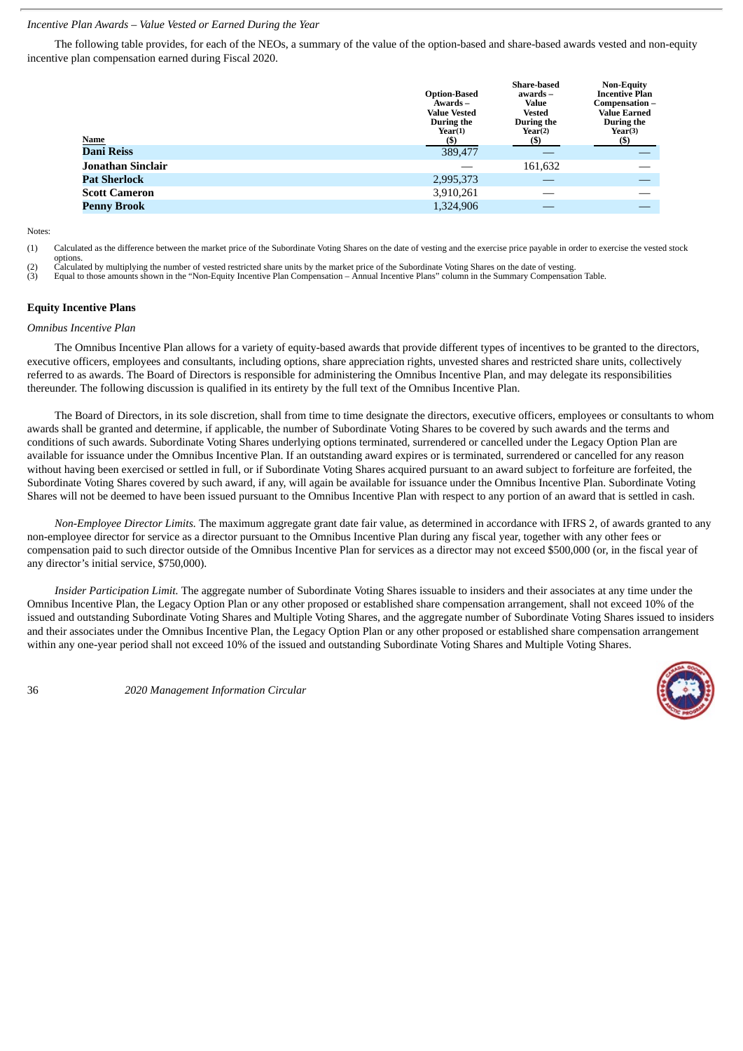*Incentive Plan Awards – Value Vested or Earned During the Year*

The following table provides, for each of the NEOs, a summary of the value of the option-based and share-based awards vested and non-equity incentive plan compensation earned during Fiscal 2020.

| Name | Option-Based Awards – Value Vested During the Year(1) ($) | Share-based awards – Value Vested During the Year(2) ($) | Non-Equity Incentive Plan Compensation – Value Earned During the Year(3) ($) |
|---|---|---|---|
| **Dani Reiss** | 389,477 | — | — |
| **Jonathan Sinclair** | — | 161,632 | — |
| **Pat Sherlock** | 2,995,373 | — | — |
| **Scott Cameron** | 3,910,261 | — | — |
| **Penny Brook** | 1,324,906 | — | — |

Notes:

(1) Calculated as the difference between the market price of the Subordinate Voting Shares on the date of vesting and the exercise price payable in order to exercise the vested stock options.

(2) Calculated by multiplying the number of vested restricted share units by the market price of the Subordinate Voting Shares on the date of vesting.

(3) Equal to those amounts shown in the "Non-Equity Incentive Plan Compensation – Annual Incentive Plans" column in the Summary Compensation Table.

## Equity Incentive Plans

*Omnibus Incentive Plan*

The Omnibus Incentive Plan allows for a variety of equity-based awards that provide different types of incentives to be granted to the directors, executive officers, employees and consultants, including options, share appreciation rights, unvested shares and restricted share units, collectively referred to as awards. The Board of Directors is responsible for administering the Omnibus Incentive Plan, and may delegate its responsibilities thereunder. The following discussion is qualified in its entirety by the full text of the Omnibus Incentive Plan.

The Board of Directors, in its sole discretion, shall from time to time designate the directors, executive officers, employees or consultants to whom awards shall be granted and determine, if applicable, the number of Subordinate Voting Shares to be covered by such awards and the terms and conditions of such awards. Subordinate Voting Shares underlying options terminated, surrendered or cancelled under the Legacy Option Plan are available for issuance under the Omnibus Incentive Plan. If an outstanding award expires or is terminated, surrendered or cancelled for any reason without having been exercised or settled in full, or if Subordinate Voting Shares acquired pursuant to an award subject to forfeiture are forfeited, the Subordinate Voting Shares covered by such award, if any, will again be available for issuance under the Omnibus Incentive Plan. Subordinate Voting Shares will not be deemed to have been issued pursuant to the Omnibus Incentive Plan with respect to any portion of an award that is settled in cash.

*Non-Employee Director Limits.* The maximum aggregate grant date fair value, as determined in accordance with IFRS 2, of awards granted to any non-employee director for service as a director pursuant to the Omnibus Incentive Plan during any fiscal year, together with any other fees or compensation paid to such director outside of the Omnibus Incentive Plan for services as a director may not exceed $500,000 (or, in the fiscal year of any director's initial service, $750,000).

*Insider Participation Limit.* The aggregate number of Subordinate Voting Shares issuable to insiders and their associates at any time under the Omnibus Incentive Plan, the Legacy Option Plan or any other proposed or established share compensation arrangement, shall not exceed 10% of the issued and outstanding Subordinate Voting Shares and Multiple Voting Shares, and the aggregate number of Subordinate Voting Shares issued to insiders and their associates under the Omnibus Incentive Plan, the Legacy Option Plan or any other proposed or established share compensation arrangement within any one-year period shall not exceed 10% of the issued and outstanding Subordinate Voting Shares and Multiple Voting Shares.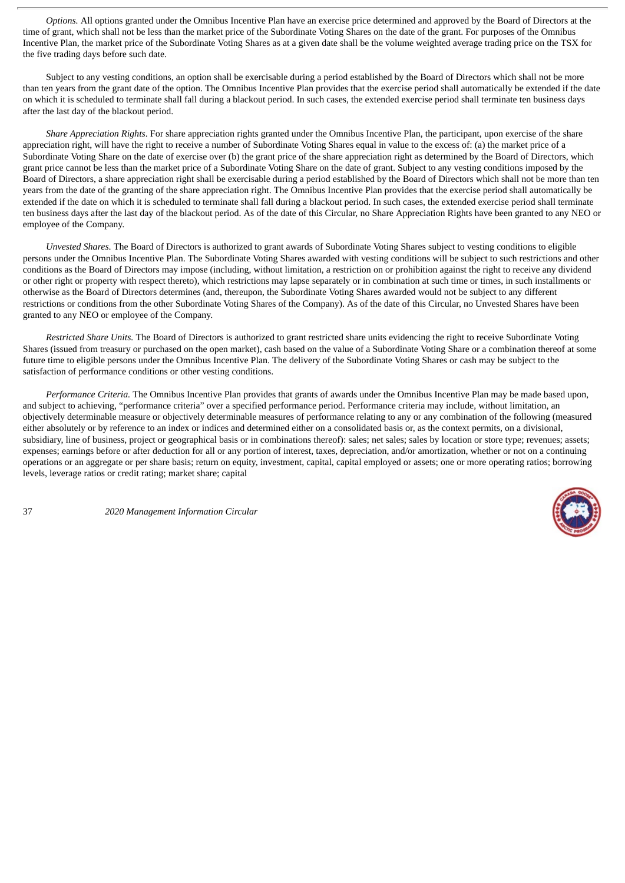*Options.* All options granted under the Omnibus Incentive Plan have an exercise price determined and approved by the Board of Directors at the time of grant, which shall not be less than the market price of the Subordinate Voting Shares on the date of the grant. For purposes of the Omnibus Incentive Plan, the market price of the Subordinate Voting Shares as at a given date shall be the volume weighted average trading price on the TSX for the five trading days before such date.

Subject to any vesting conditions, an option shall be exercisable during a period established by the Board of Directors which shall not be more than ten years from the grant date of the option. The Omnibus Incentive Plan provides that the exercise period shall automatically be extended if the date on which it is scheduled to terminate shall fall during a blackout period. In such cases, the extended exercise period shall terminate ten business days after the last day of the blackout period.

*Share Appreciation Rights*. For share appreciation rights granted under the Omnibus Incentive Plan, the participant, upon exercise of the share appreciation right, will have the right to receive a number of Subordinate Voting Shares equal in value to the excess of: (a) the market price of a Subordinate Voting Share on the date of exercise over (b) the grant price of the share appreciation right as determined by the Board of Directors, which grant price cannot be less than the market price of a Subordinate Voting Share on the date of grant. Subject to any vesting conditions imposed by the Board of Directors, a share appreciation right shall be exercisable during a period established by the Board of Directors which shall not be more than ten years from the date of the granting of the share appreciation right. The Omnibus Incentive Plan provides that the exercise period shall automatically be extended if the date on which it is scheduled to terminate shall fall during a blackout period. In such cases, the extended exercise period shall terminate ten business days after the last day of the blackout period. As of the date of this Circular, no Share Appreciation Rights have been granted to any NEO or employee of the Company.

*Unvested Shares.* The Board of Directors is authorized to grant awards of Subordinate Voting Shares subject to vesting conditions to eligible persons under the Omnibus Incentive Plan. The Subordinate Voting Shares awarded with vesting conditions will be subject to such restrictions and other conditions as the Board of Directors may impose (including, without limitation, a restriction on or prohibition against the right to receive any dividend or other right or property with respect thereto), which restrictions may lapse separately or in combination at such time or times, in such installments or otherwise as the Board of Directors determines (and, thereupon, the Subordinate Voting Shares awarded would not be subject to any different restrictions or conditions from the other Subordinate Voting Shares of the Company). As of the date of this Circular, no Unvested Shares have been granted to any NEO or employee of the Company.

*Restricted Share Units.* The Board of Directors is authorized to grant restricted share units evidencing the right to receive Subordinate Voting Shares (issued from treasury or purchased on the open market), cash based on the value of a Subordinate Voting Share or a combination thereof at some future time to eligible persons under the Omnibus Incentive Plan. The delivery of the Subordinate Voting Shares or cash may be subject to the satisfaction of performance conditions or other vesting conditions.

*Performance Criteria.* The Omnibus Incentive Plan provides that grants of awards under the Omnibus Incentive Plan may be made based upon, and subject to achieving, "performance criteria" over a specified performance period. Performance criteria may include, without limitation, an objectively determinable measure or objectively determinable measures of performance relating to any or any combination of the following (measured either absolutely or by reference to an index or indices and determined either on a consolidated basis or, as the context permits, on a divisional, subsidiary, line of business, project or geographical basis or in combinations thereof): sales; net sales; sales by location or store type; revenues; assets; expenses; earnings before or after deduction for all or any portion of interest, taxes, depreciation, and/or amortization, whether or not on a continuing operations or an aggregate or per share basis; return on equity, investment, capital, capital employed or assets; one or more operating ratios; borrowing levels, leverage ratios or credit rating; market share; capital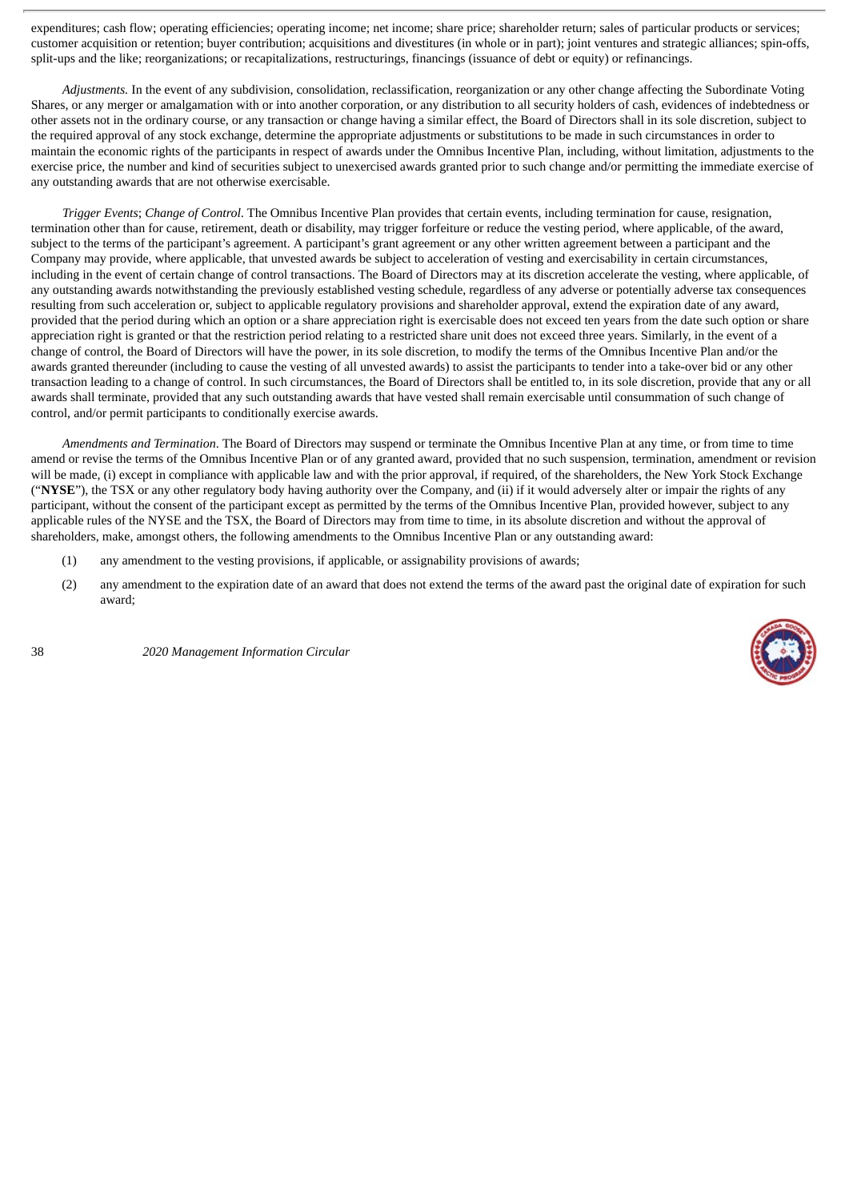expenditures; cash flow; operating efficiencies; operating income; net income; share price; shareholder return; sales of particular products or services; customer acquisition or retention; buyer contribution; acquisitions and divestitures (in whole or in part); joint ventures and strategic alliances; spin-offs, split-ups and the like; reorganizations; or recapitalizations, restructurings, financings (issuance of debt or equity) or refinancings.

*Adjustments.* In the event of any subdivision, consolidation, reclassification, reorganization or any other change affecting the Subordinate Voting Shares, or any merger or amalgamation with or into another corporation, or any distribution to all security holders of cash, evidences of indebtedness or other assets not in the ordinary course, or any transaction or change having a similar effect, the Board of Directors shall in its sole discretion, subject to the required approval of any stock exchange, determine the appropriate adjustments or substitutions to be made in such circumstances in order to maintain the economic rights of the participants in respect of awards under the Omnibus Incentive Plan, including, without limitation, adjustments to the exercise price, the number and kind of securities subject to unexercised awards granted prior to such change and/or permitting the immediate exercise of any outstanding awards that are not otherwise exercisable.

*Trigger Events*; *Change of Control*. The Omnibus Incentive Plan provides that certain events, including termination for cause, resignation, termination other than for cause, retirement, death or disability, may trigger forfeiture or reduce the vesting period, where applicable, of the award, subject to the terms of the participant's agreement. A participant's grant agreement or any other written agreement between a participant and the Company may provide, where applicable, that unvested awards be subject to acceleration of vesting and exercisability in certain circumstances, including in the event of certain change of control transactions. The Board of Directors may at its discretion accelerate the vesting, where applicable, of any outstanding awards notwithstanding the previously established vesting schedule, regardless of any adverse or potentially adverse tax consequences resulting from such acceleration or, subject to applicable regulatory provisions and shareholder approval, extend the expiration date of any award, provided that the period during which an option or a share appreciation right is exercisable does not exceed ten years from the date such option or share appreciation right is granted or that the restriction period relating to a restricted share unit does not exceed three years. Similarly, in the event of a change of control, the Board of Directors will have the power, in its sole discretion, to modify the terms of the Omnibus Incentive Plan and/or the awards granted thereunder (including to cause the vesting of all unvested awards) to assist the participants to tender into a take-over bid or any other transaction leading to a change of control. In such circumstances, the Board of Directors shall be entitled to, in its sole discretion, provide that any or all awards shall terminate, provided that any such outstanding awards that have vested shall remain exercisable until consummation of such change of control, and/or permit participants to conditionally exercise awards.

*Amendments and Termination*. The Board of Directors may suspend or terminate the Omnibus Incentive Plan at any time, or from time to time amend or revise the terms of the Omnibus Incentive Plan or of any granted award, provided that no such suspension, termination, amendment or revision will be made, (i) except in compliance with applicable law and with the prior approval, if required, of the shareholders, the New York Stock Exchange ("**NYSE**"), the TSX or any other regulatory body having authority over the Company, and (ii) if it would adversely alter or impair the rights of any participant, without the consent of the participant except as permitted by the terms of the Omnibus Incentive Plan, provided however, subject to any applicable rules of the NYSE and the TSX, the Board of Directors may from time to time, in its absolute discretion and without the approval of shareholders, make, amongst others, the following amendments to the Omnibus Incentive Plan or any outstanding award:

(1) any amendment to the vesting provisions, if applicable, or assignability provisions of awards;

(2) any amendment to the expiration date of an award that does not extend the terms of the award past the original date of expiration for such award;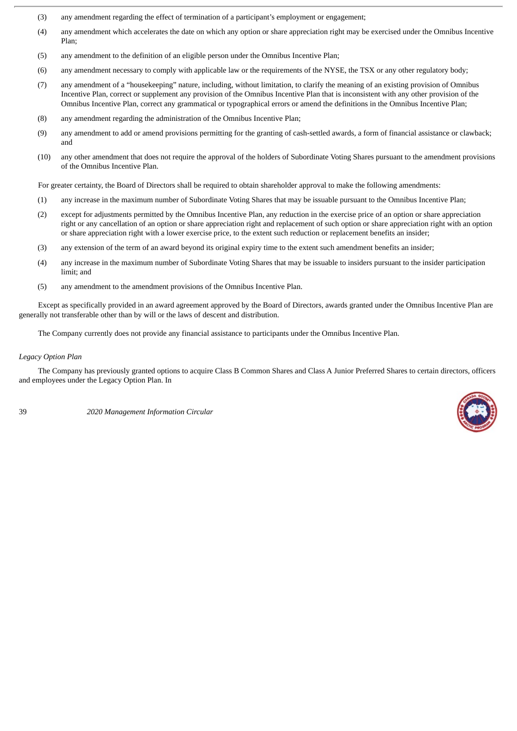(3) any amendment regarding the effect of termination of a participant's employment or engagement;

(4) any amendment which accelerates the date on which any option or share appreciation right may be exercised under the Omnibus Incentive Plan;

(5) any amendment to the definition of an eligible person under the Omnibus Incentive Plan;

(6) any amendment necessary to comply with applicable law or the requirements of the NYSE, the TSX or any other regulatory body;

(7) any amendment of a "housekeeping" nature, including, without limitation, to clarify the meaning of an existing provision of Omnibus Incentive Plan, correct or supplement any provision of the Omnibus Incentive Plan that is inconsistent with any other provision of the Omnibus Incentive Plan, correct any grammatical or typographical errors or amend the definitions in the Omnibus Incentive Plan;

(8) any amendment regarding the administration of the Omnibus Incentive Plan;

(9) any amendment to add or amend provisions permitting for the granting of cash-settled awards, a form of financial assistance or clawback; and

(10) any other amendment that does not require the approval of the holders of Subordinate Voting Shares pursuant to the amendment provisions of the Omnibus Incentive Plan.

For greater certainty, the Board of Directors shall be required to obtain shareholder approval to make the following amendments:

(1) any increase in the maximum number of Subordinate Voting Shares that may be issuable pursuant to the Omnibus Incentive Plan;

(2) except for adjustments permitted by the Omnibus Incentive Plan, any reduction in the exercise price of an option or share appreciation right or any cancellation of an option or share appreciation right and replacement of such option or share appreciation right with an option or share appreciation right with a lower exercise price, to the extent such reduction or replacement benefits an insider;

(3) any extension of the term of an award beyond its original expiry time to the extent such amendment benefits an insider;

(4) any increase in the maximum number of Subordinate Voting Shares that may be issuable to insiders pursuant to the insider participation limit; and

(5) any amendment to the amendment provisions of the Omnibus Incentive Plan.

Except as specifically provided in an award agreement approved by the Board of Directors, awards granted under the Omnibus Incentive Plan are generally not transferable other than by will or the laws of descent and distribution.

The Company currently does not provide any financial assistance to participants under the Omnibus Incentive Plan.

*Legacy Option Plan*

The Company has previously granted options to acquire Class B Common Shares and Class A Junior Preferred Shares to certain directors, officers and employees under the Legacy Option Plan. In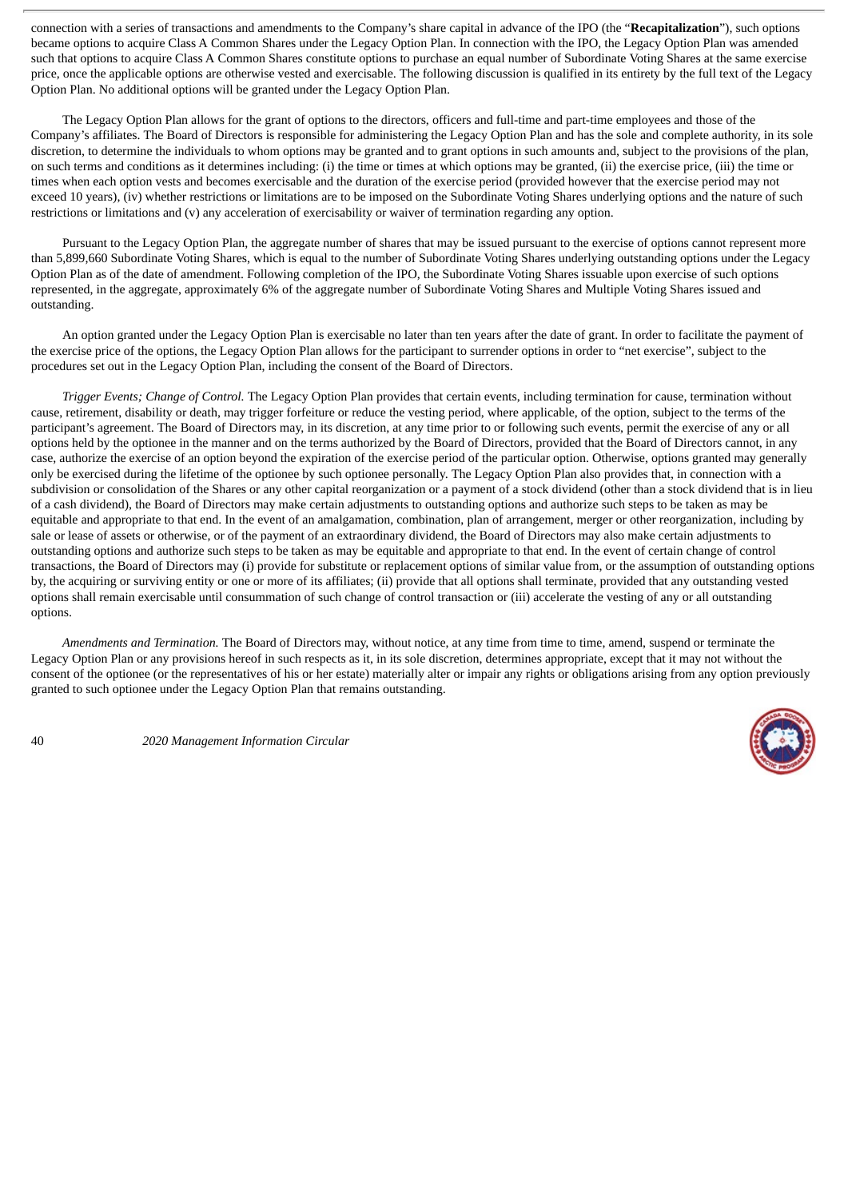connection with a series of transactions and amendments to the Company's share capital in advance of the IPO (the "**Recapitalization**"), such options became options to acquire Class A Common Shares under the Legacy Option Plan. In connection with the IPO, the Legacy Option Plan was amended such that options to acquire Class A Common Shares constitute options to purchase an equal number of Subordinate Voting Shares at the same exercise price, once the applicable options are otherwise vested and exercisable. The following discussion is qualified in its entirety by the full text of the Legacy Option Plan. No additional options will be granted under the Legacy Option Plan.

The Legacy Option Plan allows for the grant of options to the directors, officers and full-time and part-time employees and those of the Company's affiliates. The Board of Directors is responsible for administering the Legacy Option Plan and has the sole and complete authority, in its sole discretion, to determine the individuals to whom options may be granted and to grant options in such amounts and, subject to the provisions of the plan, on such terms and conditions as it determines including: (i) the time or times at which options may be granted, (ii) the exercise price, (iii) the time or times when each option vests and becomes exercisable and the duration of the exercise period (provided however that the exercise period may not exceed 10 years), (iv) whether restrictions or limitations are to be imposed on the Subordinate Voting Shares underlying options and the nature of such restrictions or limitations and (v) any acceleration of exercisability or waiver of termination regarding any option.

Pursuant to the Legacy Option Plan, the aggregate number of shares that may be issued pursuant to the exercise of options cannot represent more than 5,899,660 Subordinate Voting Shares, which is equal to the number of Subordinate Voting Shares underlying outstanding options under the Legacy Option Plan as of the date of amendment. Following completion of the IPO, the Subordinate Voting Shares issuable upon exercise of such options represented, in the aggregate, approximately 6% of the aggregate number of Subordinate Voting Shares and Multiple Voting Shares issued and outstanding.

An option granted under the Legacy Option Plan is exercisable no later than ten years after the date of grant. In order to facilitate the payment of the exercise price of the options, the Legacy Option Plan allows for the participant to surrender options in order to "net exercise", subject to the procedures set out in the Legacy Option Plan, including the consent of the Board of Directors.

*Trigger Events; Change of Control.* The Legacy Option Plan provides that certain events, including termination for cause, termination without cause, retirement, disability or death, may trigger forfeiture or reduce the vesting period, where applicable, of the option, subject to the terms of the participant's agreement. The Board of Directors may, in its discretion, at any time prior to or following such events, permit the exercise of any or all options held by the optionee in the manner and on the terms authorized by the Board of Directors, provided that the Board of Directors cannot, in any case, authorize the exercise of an option beyond the expiration of the exercise period of the particular option. Otherwise, options granted may generally only be exercised during the lifetime of the optionee by such optionee personally. The Legacy Option Plan also provides that, in connection with a subdivision or consolidation of the Shares or any other capital reorganization or a payment of a stock dividend (other than a stock dividend that is in lieu of a cash dividend), the Board of Directors may make certain adjustments to outstanding options and authorize such steps to be taken as may be equitable and appropriate to that end. In the event of an amalgamation, combination, plan of arrangement, merger or other reorganization, including by sale or lease of assets or otherwise, or of the payment of an extraordinary dividend, the Board of Directors may also make certain adjustments to outstanding options and authorize such steps to be taken as may be equitable and appropriate to that end. In the event of certain change of control transactions, the Board of Directors may (i) provide for substitute or replacement options of similar value from, or the assumption of outstanding options by, the acquiring or surviving entity or one or more of its affiliates; (ii) provide that all options shall terminate, provided that any outstanding vested options shall remain exercisable until consummation of such change of control transaction or (iii) accelerate the vesting of any or all outstanding options.

*Amendments and Termination.* The Board of Directors may, without notice, at any time from time to time, amend, suspend or terminate the Legacy Option Plan or any provisions hereof in such respects as it, in its sole discretion, determines appropriate, except that it may not without the consent of the optionee (or the representatives of his or her estate) materially alter or impair any rights or obligations arising from any option previously granted to such optionee under the Legacy Option Plan that remains outstanding.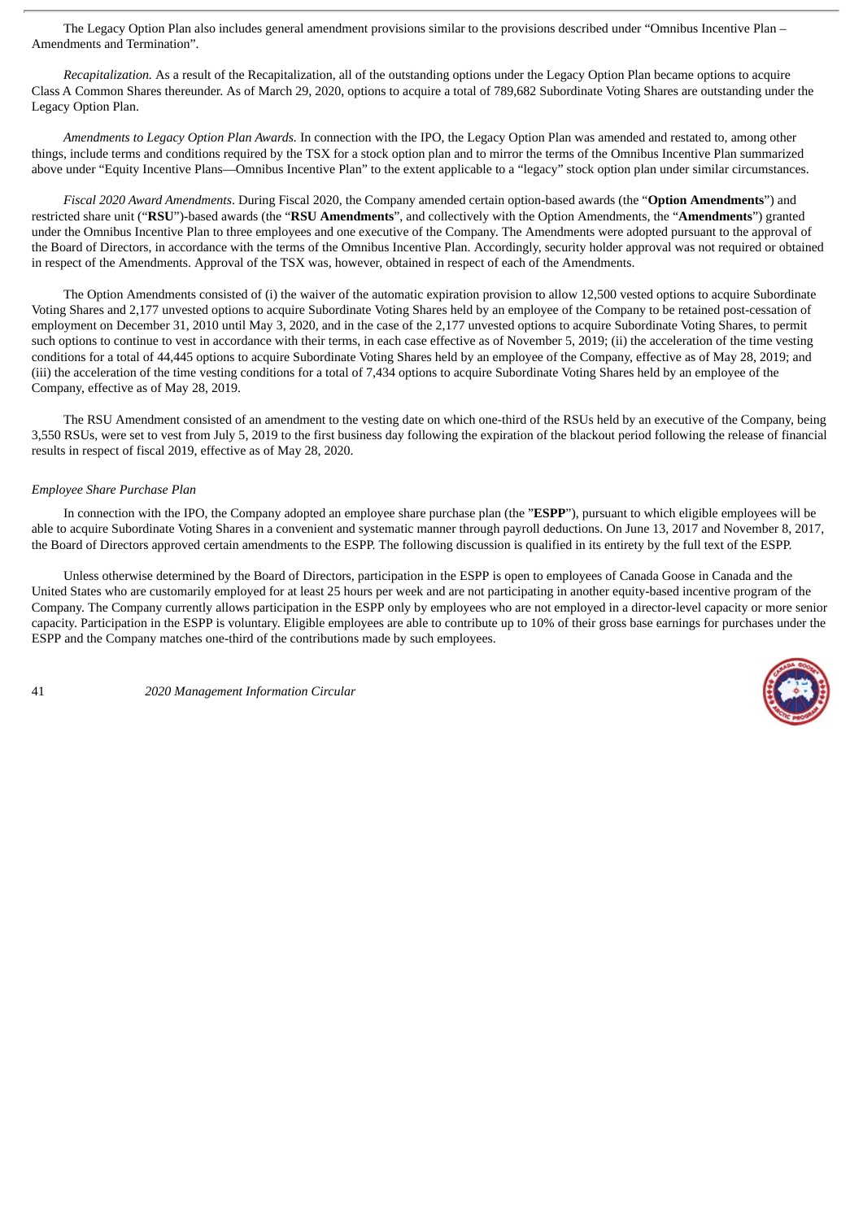The Legacy Option Plan also includes general amendment provisions similar to the provisions described under "Omnibus Incentive Plan – Amendments and Termination".

*Recapitalization.* As a result of the Recapitalization, all of the outstanding options under the Legacy Option Plan became options to acquire Class A Common Shares thereunder. As of March 29, 2020, options to acquire a total of 789,682 Subordinate Voting Shares are outstanding under the Legacy Option Plan.

*Amendments to Legacy Option Plan Awards.* In connection with the IPO, the Legacy Option Plan was amended and restated to, among other things, include terms and conditions required by the TSX for a stock option plan and to mirror the terms of the Omnibus Incentive Plan summarized above under "Equity Incentive Plans—Omnibus Incentive Plan" to the extent applicable to a "legacy" stock option plan under similar circumstances.

*Fiscal 2020 Award Amendments*. During Fiscal 2020, the Company amended certain option-based awards (the "**Option Amendments**") and restricted share unit ("**RSU**")-based awards (the "**RSU Amendments**", and collectively with the Option Amendments, the "**Amendments**") granted under the Omnibus Incentive Plan to three employees and one executive of the Company. The Amendments were adopted pursuant to the approval of the Board of Directors, in accordance with the terms of the Omnibus Incentive Plan. Accordingly, security holder approval was not required or obtained in respect of the Amendments. Approval of the TSX was, however, obtained in respect of each of the Amendments.

The Option Amendments consisted of (i) the waiver of the automatic expiration provision to allow 12,500 vested options to acquire Subordinate Voting Shares and 2,177 unvested options to acquire Subordinate Voting Shares held by an employee of the Company to be retained post-cessation of employment on December 31, 2010 until May 3, 2020, and in the case of the 2,177 unvested options to acquire Subordinate Voting Shares, to permit such options to continue to vest in accordance with their terms, in each case effective as of November 5, 2019; (ii) the acceleration of the time vesting conditions for a total of 44,445 options to acquire Subordinate Voting Shares held by an employee of the Company, effective as of May 28, 2019; and (iii) the acceleration of the time vesting conditions for a total of 7,434 options to acquire Subordinate Voting Shares held by an employee of the Company, effective as of May 28, 2019.

The RSU Amendment consisted of an amendment to the vesting date on which one-third of the RSUs held by an executive of the Company, being 3,550 RSUs, were set to vest from July 5, 2019 to the first business day following the expiration of the blackout period following the release of financial results in respect of fiscal 2019, effective as of May 28, 2020.

*Employee Share Purchase Plan*

In connection with the IPO, the Company adopted an employee share purchase plan (the "**ESPP**"), pursuant to which eligible employees will be able to acquire Subordinate Voting Shares in a convenient and systematic manner through payroll deductions. On June 13, 2017 and November 8, 2017, the Board of Directors approved certain amendments to the ESPP. The following discussion is qualified in its entirety by the full text of the ESPP.

Unless otherwise determined by the Board of Directors, participation in the ESPP is open to employees of Canada Goose in Canada and the United States who are customarily employed for at least 25 hours per week and are not participating in another equity-based incentive program of the Company. The Company currently allows participation in the ESPP only by employees who are not employed in a director-level capacity or more senior capacity. Participation in the ESPP is voluntary. Eligible employees are able to contribute up to 10% of their gross base earnings for purchases under the ESPP and the Company matches one-third of the contributions made by such employees.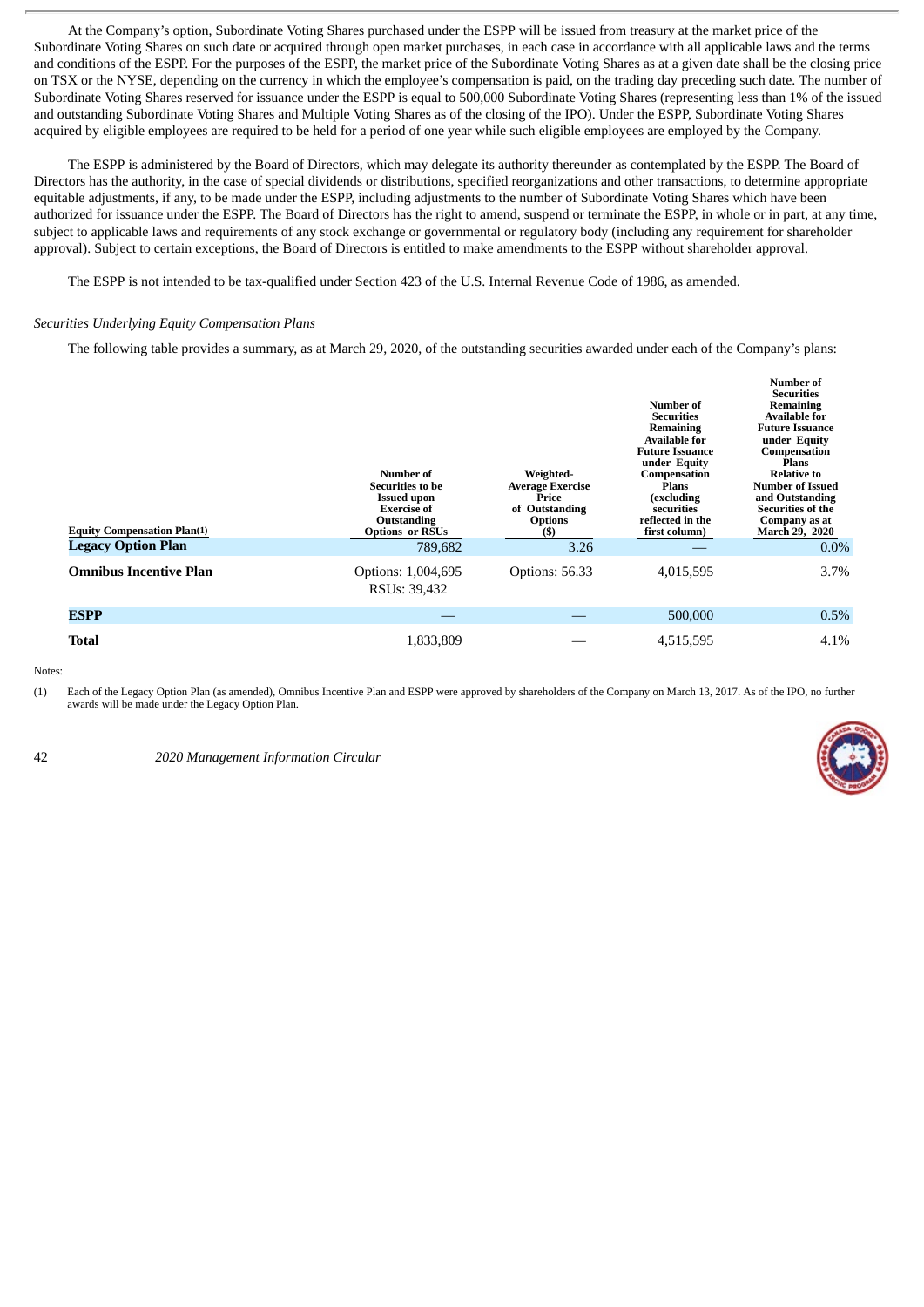At the Company's option, Subordinate Voting Shares purchased under the ESPP will be issued from treasury at the market price of the Subordinate Voting Shares on such date or acquired through open market purchases, in each case in accordance with all applicable laws and the terms and conditions of the ESPP. For the purposes of the ESPP, the market price of the Subordinate Voting Shares as at a given date shall be the closing price on TSX or the NYSE, depending on the currency in which the employee's compensation is paid, on the trading day preceding such date. The number of Subordinate Voting Shares reserved for issuance under the ESPP is equal to 500,000 Subordinate Voting Shares (representing less than 1% of the issued and outstanding Subordinate Voting Shares and Multiple Voting Shares as of the closing of the IPO). Under the ESPP, Subordinate Voting Shares acquired by eligible employees are required to be held for a period of one year while such eligible employees are employed by the Company.

The ESPP is administered by the Board of Directors, which may delegate its authority thereunder as contemplated by the ESPP. The Board of Directors has the authority, in the case of special dividends or distributions, specified reorganizations and other transactions, to determine appropriate equitable adjustments, if any, to be made under the ESPP, including adjustments to the number of Subordinate Voting Shares which have been authorized for issuance under the ESPP. The Board of Directors has the right to amend, suspend or terminate the ESPP, in whole or in part, at any time, subject to applicable laws and requirements of any stock exchange or governmental or regulatory body (including any requirement for shareholder approval). Subject to certain exceptions, the Board of Directors is entitled to make amendments to the ESPP without shareholder approval.

The ESPP is not intended to be tax-qualified under Section 423 of the U.S. Internal Revenue Code of 1986, as amended.

*Securities Underlying Equity Compensation Plans*

The following table provides a summary, as at March 29, 2020, of the outstanding securities awarded under each of the Company's plans:

| Equity Compensation Plan(1) | Number of Securities to be Issued upon Exercise of Outstanding Options or RSUs | Weighted-Average Exercise Price of Outstanding Options ($) | Number of Securities Remaining Available for Future Issuance under Equity Compensation Plans (excluding securities reflected in the first column) | Number of Securities Remaining Available for Future Issuance under Equity Compensation Plans Relative to Number of Issued and Outstanding Securities of the Company as at March 29, 2020 |
|---|---|---|---|---|
| **Legacy Option Plan** | 789,682 | 3.26 | — | 0.0% |
| **Omnibus Incentive Plan** | Options: 1,004,695<br>RSUs: 39,432 | Options: 56.33 | 4,015,595 | 3.7% |
| **ESPP** | — | — | 500,000 | 0.5% |
| **Total** | 1,833,809 | — | 4,515,595 | 4.1% |

Notes:

(1) Each of the Legacy Option Plan (as amended), Omnibus Incentive Plan and ESPP were approved by shareholders of the Company on March 13, 2017. As of the IPO, no further awards will be made under the Legacy Option Plan.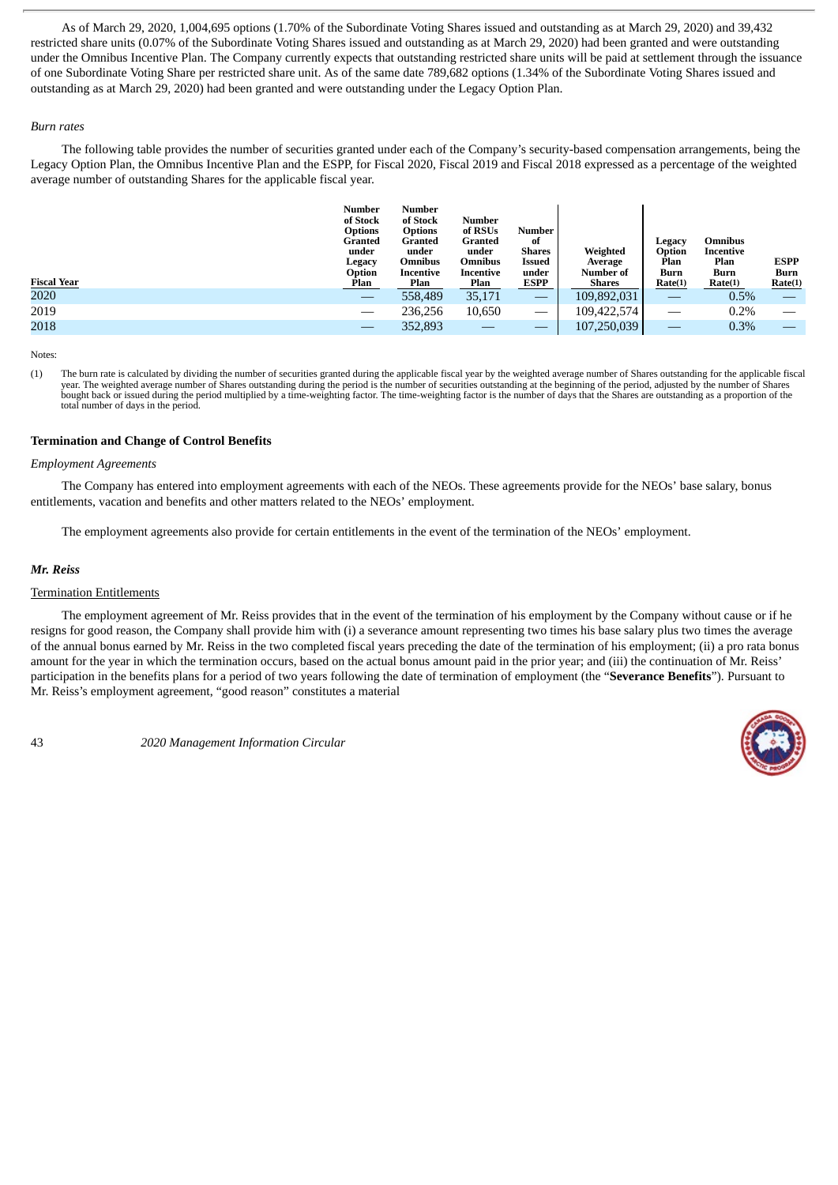As of March 29, 2020, 1,004,695 options (1.70% of the Subordinate Voting Shares issued and outstanding as at March 29, 2020) and 39,432 restricted share units (0.07% of the Subordinate Voting Shares issued and outstanding as at March 29, 2020) had been granted and were outstanding under the Omnibus Incentive Plan. The Company currently expects that outstanding restricted share units will be paid at settlement through the issuance of one Subordinate Voting Share per restricted share unit. As of the same date 789,682 options (1.34% of the Subordinate Voting Shares issued and outstanding as at March 29, 2020) had been granted and were outstanding under the Legacy Option Plan.

*Burn rates*

The following table provides the number of securities granted under each of the Company's security-based compensation arrangements, being the Legacy Option Plan, the Omnibus Incentive Plan and the ESPP, for Fiscal 2020, Fiscal 2019 and Fiscal 2018 expressed as a percentage of the weighted average number of outstanding Shares for the applicable fiscal year.

| Fiscal Year | Number of Stock Options Granted under Legacy Option Plan | Number of Stock Options Granted under Omnibus Incentive Plan | Number of RSUs Granted under Omnibus Incentive Plan | Number of Shares Issued under ESPP | Weighted Average Number of Shares | Legacy Option Plan Burn Rate(1) | Omnibus Incentive Plan Burn Rate(1) | ESPP Burn Rate(1) |
|---|---|---|---|---|---|---|---|---|
| 2020 | — | 558,489 | 35,171 | — | 109,892,031 | — | 0.5% | — |
| 2019 | — | 236,256 | 10,650 | — | 109,422,574 | — | 0.2% | — |
| 2018 | — | 352,893 | — | — | 107,250,039 | — | 0.3% | — |

Notes:

(1) The burn rate is calculated by dividing the number of securities granted during the applicable fiscal year by the weighted average number of Shares outstanding for the applicable fiscal year. The weighted average number of Shares outstanding during the period is the number of securities outstanding at the beginning of the period, adjusted by the number of Shares bought back or issued during the period multiplied by a time-weighting factor. The time-weighting factor is the number of days that the Shares are outstanding as a proportion of the total number of days in the period.

### Termination and Change of Control Benefits

*Employment Agreements*

The Company has entered into employment agreements with each of the NEOs. These agreements provide for the NEOs' base salary, bonus entitlements, vacation and benefits and other matters related to the NEOs' employment.

The employment agreements also provide for certain entitlements in the event of the termination of the NEOs' employment.

***Mr. Reiss***

Termination Entitlements

The employment agreement of Mr. Reiss provides that in the event of the termination of his employment by the Company without cause or if he resigns for good reason, the Company shall provide him with (i) a severance amount representing two times his base salary plus two times the average of the annual bonus earned by Mr. Reiss in the two completed fiscal years preceding the date of the termination of his employment; (ii) a pro rata bonus amount for the year in which the termination occurs, based on the actual bonus amount paid in the prior year; and (iii) the continuation of Mr. Reiss' participation in the benefits plans for a period of two years following the date of termination of employment (the "**Severance Benefits**"). Pursuant to Mr. Reiss's employment agreement, "good reason" constitutes a material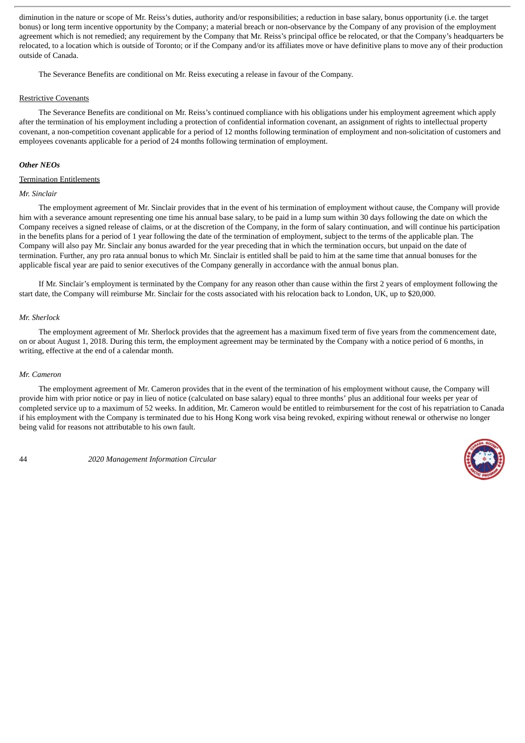diminution in the nature or scope of Mr. Reiss's duties, authority and/or responsibilities; a reduction in base salary, bonus opportunity (i.e. the target bonus) or long term incentive opportunity by the Company; a material breach or non-observance by the Company of any provision of the employment agreement which is not remedied; any requirement by the Company that Mr. Reiss's principal office be relocated, or that the Company's headquarters be relocated, to a location which is outside of Toronto; or if the Company and/or its affiliates move or have definitive plans to move any of their production outside of Canada.

The Severance Benefits are conditional on Mr. Reiss executing a release in favour of the Company.

<u>Restrictive Covenants</u>

The Severance Benefits are conditional on Mr. Reiss's continued compliance with his obligations under his employment agreement which apply after the termination of his employment including a protection of confidential information covenant, an assignment of rights to intellectual property covenant, a non-competition covenant applicable for a period of 12 months following termination of employment and non-solicitation of customers and employees covenants applicable for a period of 24 months following termination of employment.

***Other NEOs***

<u>Termination Entitlements</u>

*Mr. Sinclair*

The employment agreement of Mr. Sinclair provides that in the event of his termination of employment without cause, the Company will provide him with a severance amount representing one time his annual base salary, to be paid in a lump sum within 30 days following the date on which the Company receives a signed release of claims, or at the discretion of the Company, in the form of salary continuation, and will continue his participation in the benefits plans for a period of 1 year following the date of the termination of employment, subject to the terms of the applicable plan. The Company will also pay Mr. Sinclair any bonus awarded for the year preceding that in which the termination occurs, but unpaid on the date of termination. Further, any pro rata annual bonus to which Mr. Sinclair is entitled shall be paid to him at the same time that annual bonuses for the applicable fiscal year are paid to senior executives of the Company generally in accordance with the annual bonus plan.

If Mr. Sinclair's employment is terminated by the Company for any reason other than cause within the first 2 years of employment following the start date, the Company will reimburse Mr. Sinclair for the costs associated with his relocation back to London, UK, up to $20,000.

*Mr. Sherlock*

The employment agreement of Mr. Sherlock provides that the agreement has a maximum fixed term of five years from the commencement date, on or about August 1, 2018. During this term, the employment agreement may be terminated by the Company with a notice period of 6 months, in writing, effective at the end of a calendar month.

*Mr. Cameron*

The employment agreement of Mr. Cameron provides that in the event of the termination of his employment without cause, the Company will provide him with prior notice or pay in lieu of notice (calculated on base salary) equal to three months' plus an additional four weeks per year of completed service up to a maximum of 52 weeks. In addition, Mr. Cameron would be entitled to reimbursement for the cost of his repatriation to Canada if his employment with the Company is terminated due to his Hong Kong work visa being revoked, expiring without renewal or otherwise no longer being valid for reasons not attributable to his own fault.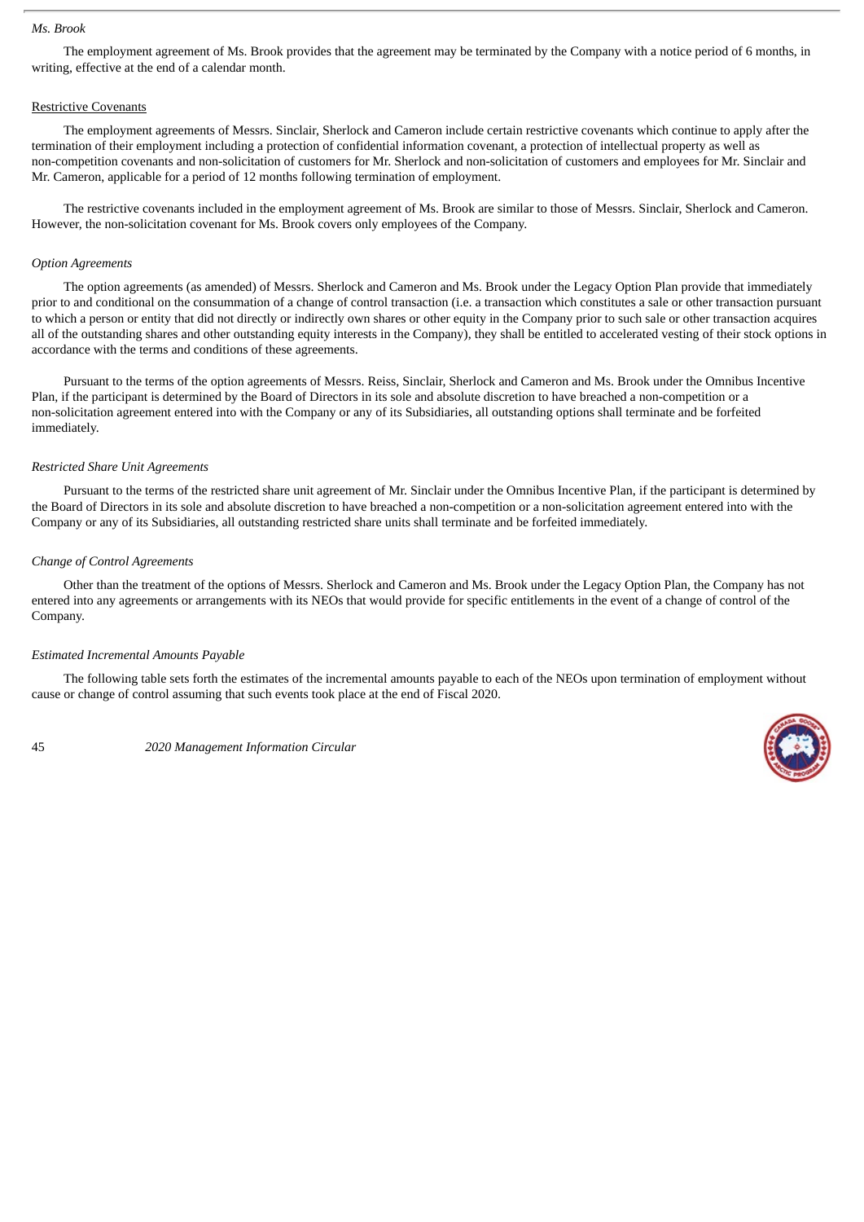*Ms. Brook*

The employment agreement of Ms. Brook provides that the agreement may be terminated by the Company with a notice period of 6 months, in writing, effective at the end of a calendar month.

Restrictive Covenants

The employment agreements of Messrs. Sinclair, Sherlock and Cameron include certain restrictive covenants which continue to apply after the termination of their employment including a protection of confidential information covenant, a protection of intellectual property as well as non-competition covenants and non-solicitation of customers for Mr. Sherlock and non-solicitation of customers and employees for Mr. Sinclair and Mr. Cameron, applicable for a period of 12 months following termination of employment.

The restrictive covenants included in the employment agreement of Ms. Brook are similar to those of Messrs. Sinclair, Sherlock and Cameron. However, the non-solicitation covenant for Ms. Brook covers only employees of the Company.

*Option Agreements*

The option agreements (as amended) of Messrs. Sherlock and Cameron and Ms. Brook under the Legacy Option Plan provide that immediately prior to and conditional on the consummation of a change of control transaction (i.e. a transaction which constitutes a sale or other transaction pursuant to which a person or entity that did not directly or indirectly own shares or other equity in the Company prior to such sale or other transaction acquires all of the outstanding shares and other outstanding equity interests in the Company), they shall be entitled to accelerated vesting of their stock options in accordance with the terms and conditions of these agreements.

Pursuant to the terms of the option agreements of Messrs. Reiss, Sinclair, Sherlock and Cameron and Ms. Brook under the Omnibus Incentive Plan, if the participant is determined by the Board of Directors in its sole and absolute discretion to have breached a non-competition or a non-solicitation agreement entered into with the Company or any of its Subsidiaries, all outstanding options shall terminate and be forfeited immediately.

*Restricted Share Unit Agreements*

Pursuant to the terms of the restricted share unit agreement of Mr. Sinclair under the Omnibus Incentive Plan, if the participant is determined by the Board of Directors in its sole and absolute discretion to have breached a non-competition or a non-solicitation agreement entered into with the Company or any of its Subsidiaries, all outstanding restricted share units shall terminate and be forfeited immediately.

*Change of Control Agreements*

Other than the treatment of the options of Messrs. Sherlock and Cameron and Ms. Brook under the Legacy Option Plan, the Company has not entered into any agreements or arrangements with its NEOs that would provide for specific entitlements in the event of a change of control of the Company.

*Estimated Incremental Amounts Payable*

The following table sets forth the estimates of the incremental amounts payable to each of the NEOs upon termination of employment without cause or change of control assuming that such events took place at the end of Fiscal 2020.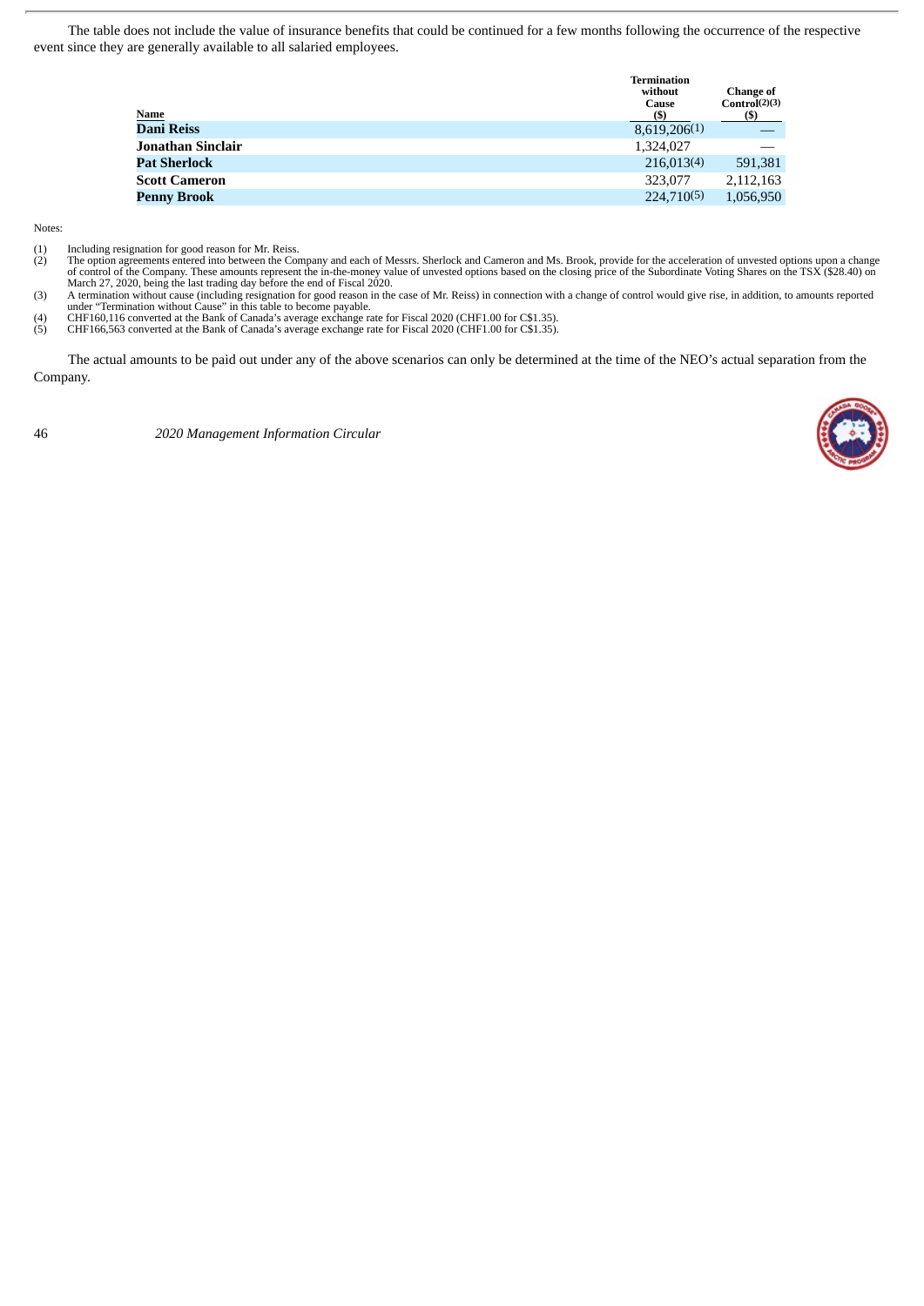The table does not include the value of insurance benefits that could be continued for a few months following the occurrence of the respective event since they are generally available to all salaried employees.

| Name | Termination without Cause ($) | Change of Control[(2)(3)] ($) |
|---|---|---|
| **Dani Reiss** | 8,619,206[(1)] | — |
| **Jonathan Sinclair** | 1,324,027 | — |
| **Pat Sherlock** | 216,013[(4)] | 591,381 |
| **Scott Cameron** | 323,077 | 2,112,163 |
| **Penny Brook** | 224,710[(5)] | 1,056,950 |

Notes:

(1) Including resignation for good reason for Mr. Reiss.

(2) The option agreements entered into between the Company and each of Messrs. Sherlock and Cameron and Ms. Brook, provide for the acceleration of unvested options upon a change of control of the Company. These amounts represent the in-the-money value of unvested options based on the closing price of the Subordinate Voting Shares on the TSX ($28.40) on March 27, 2020, being the last trading day before the end of Fiscal 2020.

(3) A termination without cause (including resignation for good reason in the case of Mr. Reiss) in connection with a change of control would give rise, in addition, to amounts reported under "Termination without Cause" in this table to become payable.

(4) CHF160,116 converted at the Bank of Canada's average exchange rate for Fiscal 2020 (CHF1.00 for C$1.35).

(5) CHF166,563 converted at the Bank of Canada's average exchange rate for Fiscal 2020 (CHF1.00 for C$1.35).

The actual amounts to be paid out under any of the above scenarios can only be determined at the time of the NEO's actual separation from the Company.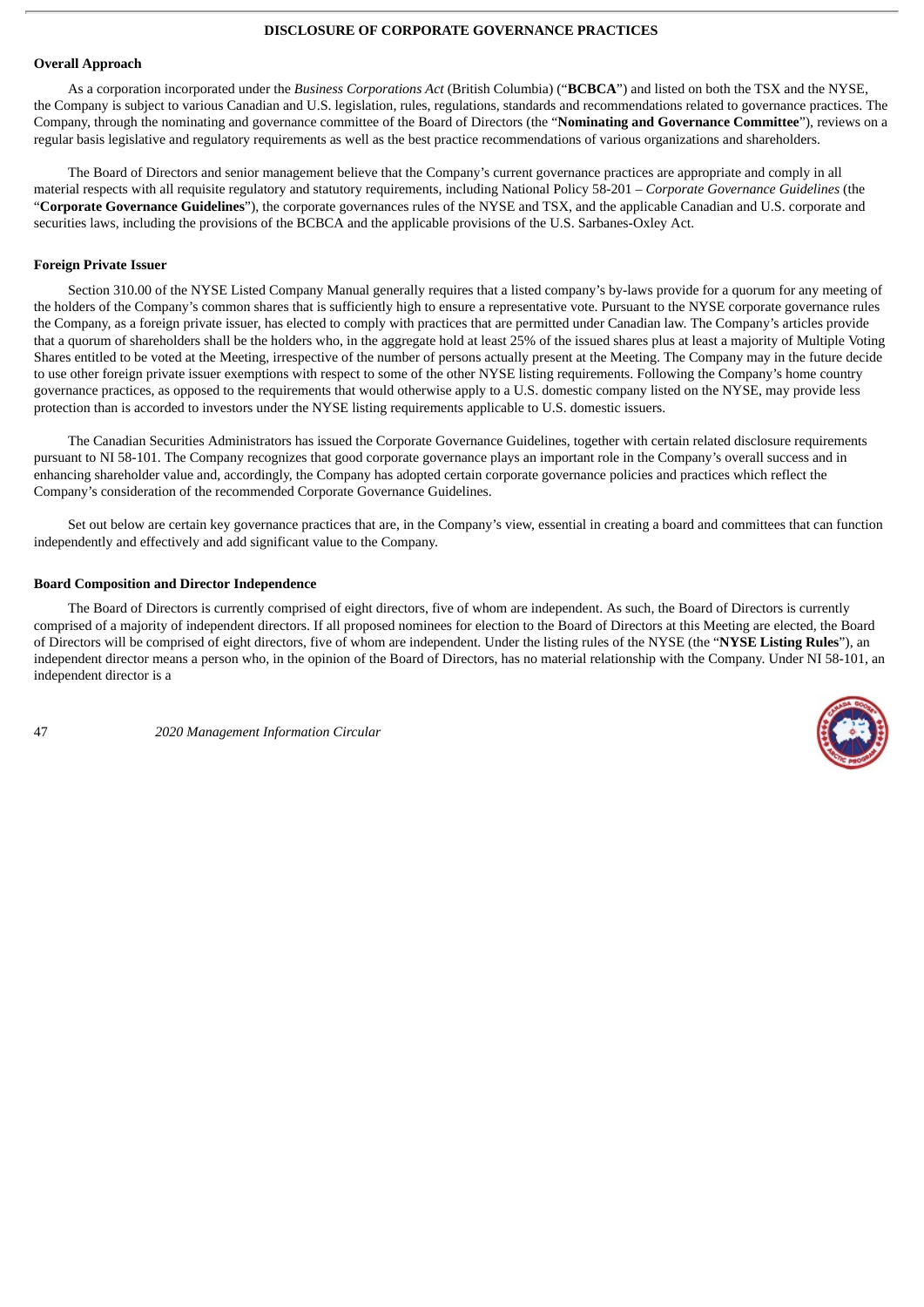# DISCLOSURE OF CORPORATE GOVERNANCE PRACTICES

**Overall Approach**

As a corporation incorporated under the *Business Corporations Act* (British Columbia) ("**BCBCA**") and listed on both the TSX and the NYSE, the Company is subject to various Canadian and U.S. legislation, rules, regulations, standards and recommendations related to governance practices. The Company, through the nominating and governance committee of the Board of Directors (the "**Nominating and Governance Committee**"), reviews on a regular basis legislative and regulatory requirements as well as the best practice recommendations of various organizations and shareholders.

The Board of Directors and senior management believe that the Company's current governance practices are appropriate and comply in all material respects with all requisite regulatory and statutory requirements, including National Policy 58-201 – *Corporate Governance Guidelines* (the "**Corporate Governance Guidelines**"), the corporate governances rules of the NYSE and TSX, and the applicable Canadian and U.S. corporate and securities laws, including the provisions of the BCBCA and the applicable provisions of the U.S. Sarbanes-Oxley Act.

**Foreign Private Issuer**

Section 310.00 of the NYSE Listed Company Manual generally requires that a listed company's by-laws provide for a quorum for any meeting of the holders of the Company's common shares that is sufficiently high to ensure a representative vote. Pursuant to the NYSE corporate governance rules the Company, as a foreign private issuer, has elected to comply with practices that are permitted under Canadian law. The Company's articles provide that a quorum of shareholders shall be the holders who, in the aggregate hold at least 25% of the issued shares plus at least a majority of Multiple Voting Shares entitled to be voted at the Meeting, irrespective of the number of persons actually present at the Meeting. The Company may in the future decide to use other foreign private issuer exemptions with respect to some of the other NYSE listing requirements. Following the Company's home country governance practices, as opposed to the requirements that would otherwise apply to a U.S. domestic company listed on the NYSE, may provide less protection than is accorded to investors under the NYSE listing requirements applicable to U.S. domestic issuers.

The Canadian Securities Administrators has issued the Corporate Governance Guidelines, together with certain related disclosure requirements pursuant to NI 58-101. The Company recognizes that good corporate governance plays an important role in the Company's overall success and in enhancing shareholder value and, accordingly, the Company has adopted certain corporate governance policies and practices which reflect the Company's consideration of the recommended Corporate Governance Guidelines.

Set out below are certain key governance practices that are, in the Company's view, essential in creating a board and committees that can function independently and effectively and add significant value to the Company.

**Board Composition and Director Independence**

The Board of Directors is currently comprised of eight directors, five of whom are independent. As such, the Board of Directors is currently comprised of a majority of independent directors. If all proposed nominees for election to the Board of Directors at this Meeting are elected, the Board of Directors will be comprised of eight directors, five of whom are independent. Under the listing rules of the NYSE (the "**NYSE Listing Rules**"), an independent director means a person who, in the opinion of the Board of Directors, has no material relationship with the Company. Under NI 58-101, an independent director is a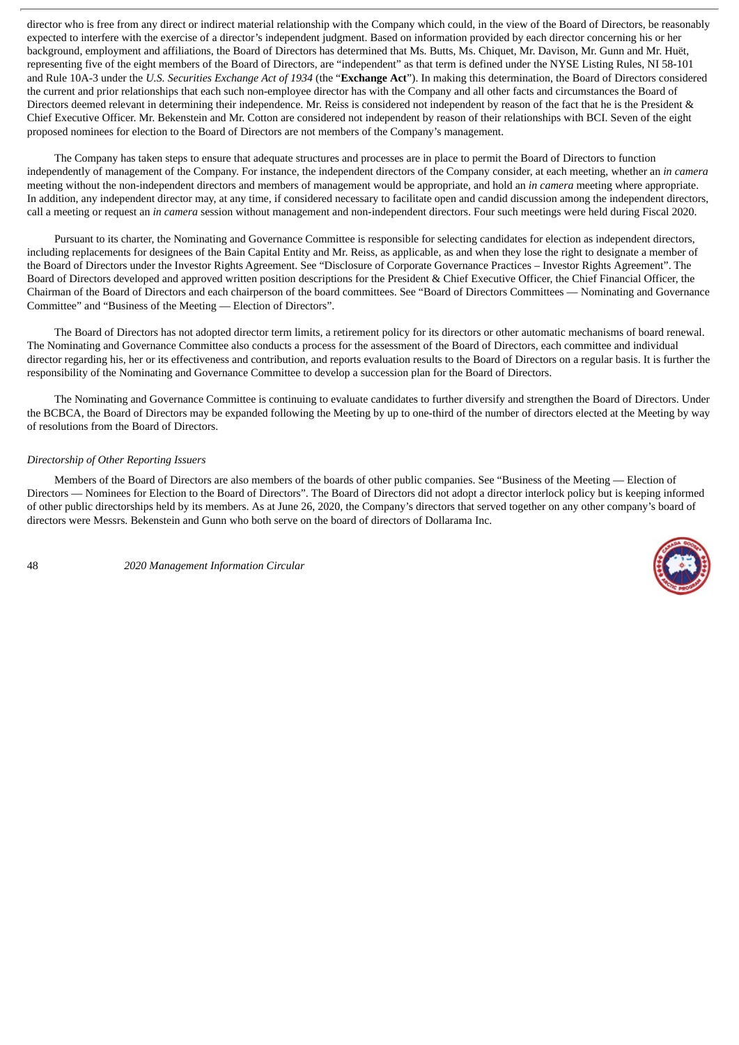director who is free from any direct or indirect material relationship with the Company which could, in the view of the Board of Directors, be reasonably expected to interfere with the exercise of a director's independent judgment. Based on information provided by each director concerning his or her background, employment and affiliations, the Board of Directors has determined that Ms. Butts, Ms. Chiquet, Mr. Davison, Mr. Gunn and Mr. Huët, representing five of the eight members of the Board of Directors, are "independent" as that term is defined under the NYSE Listing Rules, NI 58-101 and Rule 10A-3 under the *U.S. Securities Exchange Act of 1934* (the "**Exchange Act**"). In making this determination, the Board of Directors considered the current and prior relationships that each such non-employee director has with the Company and all other facts and circumstances the Board of Directors deemed relevant in determining their independence. Mr. Reiss is considered not independent by reason of the fact that he is the President & Chief Executive Officer. Mr. Bekenstein and Mr. Cotton are considered not independent by reason of their relationships with BCI. Seven of the eight proposed nominees for election to the Board of Directors are not members of the Company's management.

The Company has taken steps to ensure that adequate structures and processes are in place to permit the Board of Directors to function independently of management of the Company. For instance, the independent directors of the Company consider, at each meeting, whether an *in camera* meeting without the non-independent directors and members of management would be appropriate, and hold an *in camera* meeting where appropriate. In addition, any independent director may, at any time, if considered necessary to facilitate open and candid discussion among the independent directors, call a meeting or request an *in camera* session without management and non-independent directors. Four such meetings were held during Fiscal 2020.

Pursuant to its charter, the Nominating and Governance Committee is responsible for selecting candidates for election as independent directors, including replacements for designees of the Bain Capital Entity and Mr. Reiss, as applicable, as and when they lose the right to designate a member of the Board of Directors under the Investor Rights Agreement. See "Disclosure of Corporate Governance Practices – Investor Rights Agreement". The Board of Directors developed and approved written position descriptions for the President & Chief Executive Officer, the Chief Financial Officer, the Chairman of the Board of Directors and each chairperson of the board committees. See "Board of Directors Committees — Nominating and Governance Committee" and "Business of the Meeting — Election of Directors".

The Board of Directors has not adopted director term limits, a retirement policy for its directors or other automatic mechanisms of board renewal. The Nominating and Governance Committee also conducts a process for the assessment of the Board of Directors, each committee and individual director regarding his, her or its effectiveness and contribution, and reports evaluation results to the Board of Directors on a regular basis. It is further the responsibility of the Nominating and Governance Committee to develop a succession plan for the Board of Directors.

The Nominating and Governance Committee is continuing to evaluate candidates to further diversify and strengthen the Board of Directors. Under the BCBCA, the Board of Directors may be expanded following the Meeting by up to one-third of the number of directors elected at the Meeting by way of resolutions from the Board of Directors.

*Directorship of Other Reporting Issuers*

Members of the Board of Directors are also members of the boards of other public companies. See "Business of the Meeting — Election of Directors — Nominees for Election to the Board of Directors". The Board of Directors did not adopt a director interlock policy but is keeping informed of other public directorships held by its members. As at June 26, 2020, the Company's directors that served together on any other company's board of directors were Messrs. Bekenstein and Gunn who both serve on the board of directors of Dollarama Inc.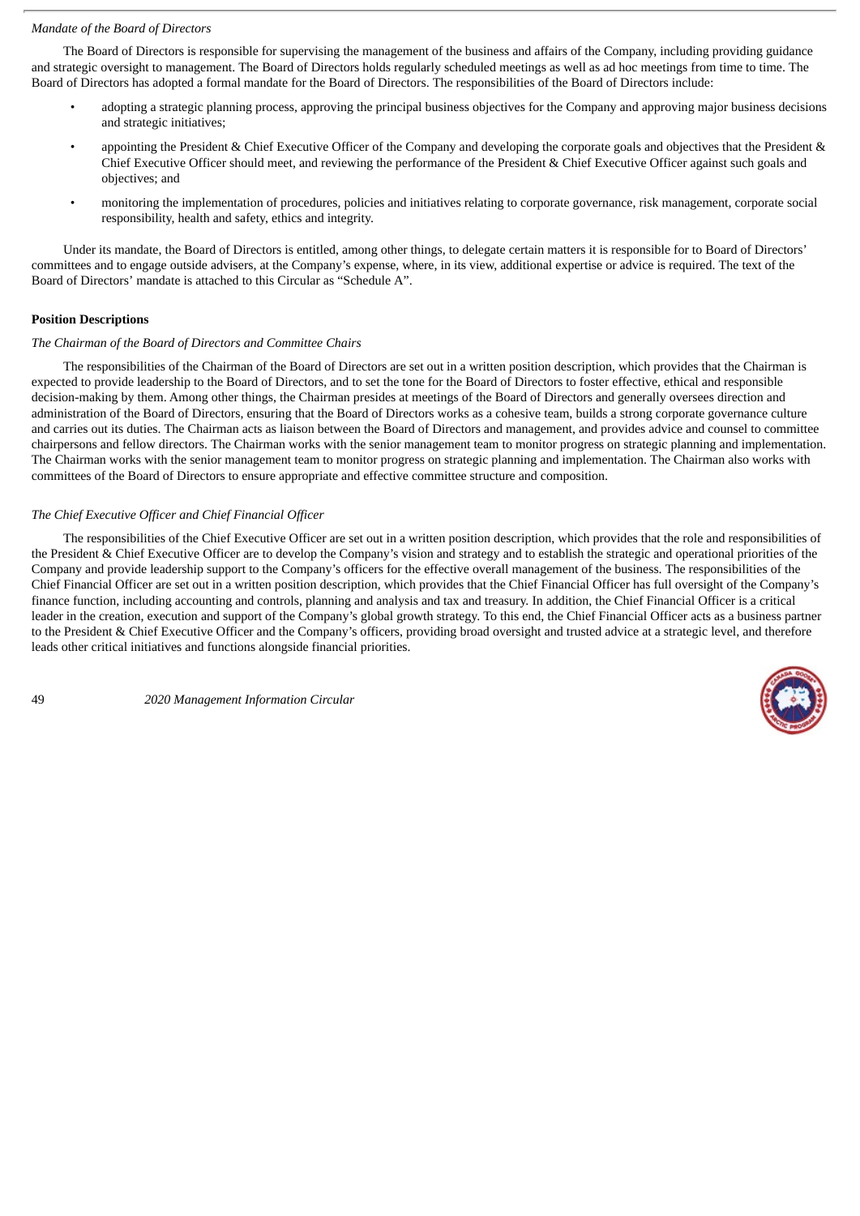*Mandate of the Board of Directors*

The Board of Directors is responsible for supervising the management of the business and affairs of the Company, including providing guidance and strategic oversight to management. The Board of Directors holds regularly scheduled meetings as well as ad hoc meetings from time to time. The Board of Directors has adopted a formal mandate for the Board of Directors. The responsibilities of the Board of Directors include:

- adopting a strategic planning process, approving the principal business objectives for the Company and approving major business decisions and strategic initiatives;
- appointing the President & Chief Executive Officer of the Company and developing the corporate goals and objectives that the President & Chief Executive Officer should meet, and reviewing the performance of the President & Chief Executive Officer against such goals and objectives; and
- monitoring the implementation of procedures, policies and initiatives relating to corporate governance, risk management, corporate social responsibility, health and safety, ethics and integrity.

Under its mandate, the Board of Directors is entitled, among other things, to delegate certain matters it is responsible for to Board of Directors' committees and to engage outside advisers, at the Company's expense, where, in its view, additional expertise or advice is required. The text of the Board of Directors' mandate is attached to this Circular as "Schedule A".

**Position Descriptions**

*The Chairman of the Board of Directors and Committee Chairs*

The responsibilities of the Chairman of the Board of Directors are set out in a written position description, which provides that the Chairman is expected to provide leadership to the Board of Directors, and to set the tone for the Board of Directors to foster effective, ethical and responsible decision-making by them. Among other things, the Chairman presides at meetings of the Board of Directors and generally oversees direction and administration of the Board of Directors, ensuring that the Board of Directors works as a cohesive team, builds a strong corporate governance culture and carries out its duties. The Chairman acts as liaison between the Board of Directors and management, and provides advice and counsel to committee chairpersons and fellow directors. The Chairman works with the senior management team to monitor progress on strategic planning and implementation. The Chairman works with the senior management team to monitor progress on strategic planning and implementation. The Chairman also works with committees of the Board of Directors to ensure appropriate and effective committee structure and composition.

*The Chief Executive Officer and Chief Financial Officer*

The responsibilities of the Chief Executive Officer are set out in a written position description, which provides that the role and responsibilities of the President & Chief Executive Officer are to develop the Company's vision and strategy and to establish the strategic and operational priorities of the Company and provide leadership support to the Company's officers for the effective overall management of the business. The responsibilities of the Chief Financial Officer are set out in a written position description, which provides that the Chief Financial Officer has full oversight of the Company's finance function, including accounting and controls, planning and analysis and tax and treasury. In addition, the Chief Financial Officer is a critical leader in the creation, execution and support of the Company's global growth strategy. To this end, the Chief Financial Officer acts as a business partner to the President & Chief Executive Officer and the Company's officers, providing broad oversight and trusted advice at a strategic level, and therefore leads other critical initiatives and functions alongside financial priorities.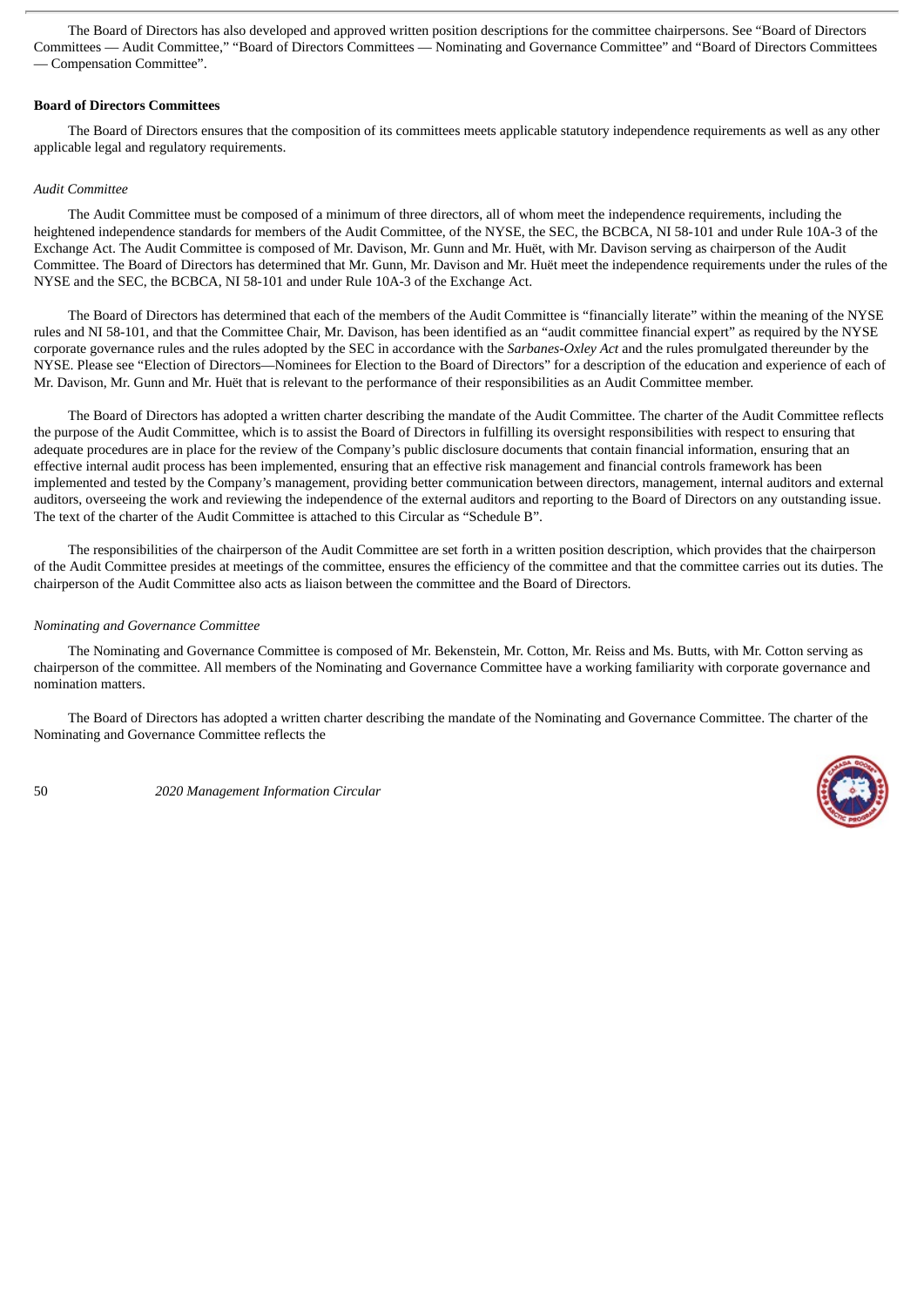The Board of Directors has also developed and approved written position descriptions for the committee chairpersons. See "Board of Directors Committees — Audit Committee," "Board of Directors Committees — Nominating and Governance Committee" and "Board of Directors Committees — Compensation Committee".

**Board of Directors Committees**

The Board of Directors ensures that the composition of its committees meets applicable statutory independence requirements as well as any other applicable legal and regulatory requirements.

*Audit Committee*

The Audit Committee must be composed of a minimum of three directors, all of whom meet the independence requirements, including the heightened independence standards for members of the Audit Committee, of the NYSE, the SEC, the BCBCA, NI 58-101 and under Rule 10A-3 of the Exchange Act. The Audit Committee is composed of Mr. Davison, Mr. Gunn and Mr. Huët, with Mr. Davison serving as chairperson of the Audit Committee. The Board of Directors has determined that Mr. Gunn, Mr. Davison and Mr. Huët meet the independence requirements under the rules of the NYSE and the SEC, the BCBCA, NI 58-101 and under Rule 10A-3 of the Exchange Act.

The Board of Directors has determined that each of the members of the Audit Committee is "financially literate" within the meaning of the NYSE rules and NI 58-101, and that the Committee Chair, Mr. Davison, has been identified as an "audit committee financial expert" as required by the NYSE corporate governance rules and the rules adopted by the SEC in accordance with the *Sarbanes-Oxley Act* and the rules promulgated thereunder by the NYSE. Please see "Election of Directors—Nominees for Election to the Board of Directors" for a description of the education and experience of each of Mr. Davison, Mr. Gunn and Mr. Huët that is relevant to the performance of their responsibilities as an Audit Committee member.

The Board of Directors has adopted a written charter describing the mandate of the Audit Committee. The charter of the Audit Committee reflects the purpose of the Audit Committee, which is to assist the Board of Directors in fulfilling its oversight responsibilities with respect to ensuring that adequate procedures are in place for the review of the Company's public disclosure documents that contain financial information, ensuring that an effective internal audit process has been implemented, ensuring that an effective risk management and financial controls framework has been implemented and tested by the Company's management, providing better communication between directors, management, internal auditors and external auditors, overseeing the work and reviewing the independence of the external auditors and reporting to the Board of Directors on any outstanding issue. The text of the charter of the Audit Committee is attached to this Circular as "Schedule B".

The responsibilities of the chairperson of the Audit Committee are set forth in a written position description, which provides that the chairperson of the Audit Committee presides at meetings of the committee, ensures the efficiency of the committee and that the committee carries out its duties. The chairperson of the Audit Committee also acts as liaison between the committee and the Board of Directors.

*Nominating and Governance Committee*

The Nominating and Governance Committee is composed of Mr. Bekenstein, Mr. Cotton, Mr. Reiss and Ms. Butts, with Mr. Cotton serving as chairperson of the committee. All members of the Nominating and Governance Committee have a working familiarity with corporate governance and nomination matters.

The Board of Directors has adopted a written charter describing the mandate of the Nominating and Governance Committee. The charter of the Nominating and Governance Committee reflects the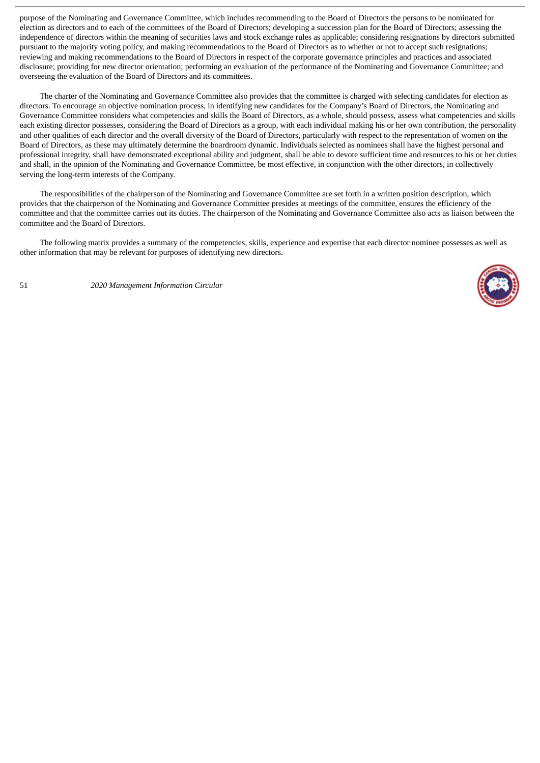purpose of the Nominating and Governance Committee, which includes recommending to the Board of Directors the persons to be nominated for election as directors and to each of the committees of the Board of Directors; developing a succession plan for the Board of Directors; assessing the independence of directors within the meaning of securities laws and stock exchange rules as applicable; considering resignations by directors submitted pursuant to the majority voting policy, and making recommendations to the Board of Directors as to whether or not to accept such resignations; reviewing and making recommendations to the Board of Directors in respect of the corporate governance principles and practices and associated disclosure; providing for new director orientation; performing an evaluation of the performance of the Nominating and Governance Committee; and overseeing the evaluation of the Board of Directors and its committees.

The charter of the Nominating and Governance Committee also provides that the committee is charged with selecting candidates for election as directors. To encourage an objective nomination process, in identifying new candidates for the Company's Board of Directors, the Nominating and Governance Committee considers what competencies and skills the Board of Directors, as a whole, should possess, assess what competencies and skills each existing director possesses, considering the Board of Directors as a group, with each individual making his or her own contribution, the personality and other qualities of each director and the overall diversity of the Board of Directors, particularly with respect to the representation of women on the Board of Directors, as these may ultimately determine the boardroom dynamic. Individuals selected as nominees shall have the highest personal and professional integrity, shall have demonstrated exceptional ability and judgment, shall be able to devote sufficient time and resources to his or her duties and shall, in the opinion of the Nominating and Governance Committee, be most effective, in conjunction with the other directors, in collectively serving the long-term interests of the Company.

The responsibilities of the chairperson of the Nominating and Governance Committee are set forth in a written position description, which provides that the chairperson of the Nominating and Governance Committee presides at meetings of the committee, ensures the efficiency of the committee and that the committee carries out its duties. The chairperson of the Nominating and Governance Committee also acts as liaison between the committee and the Board of Directors.

The following matrix provides a summary of the competencies, skills, experience and expertise that each director nominee possesses as well as other information that may be relevant for purposes of identifying new directors.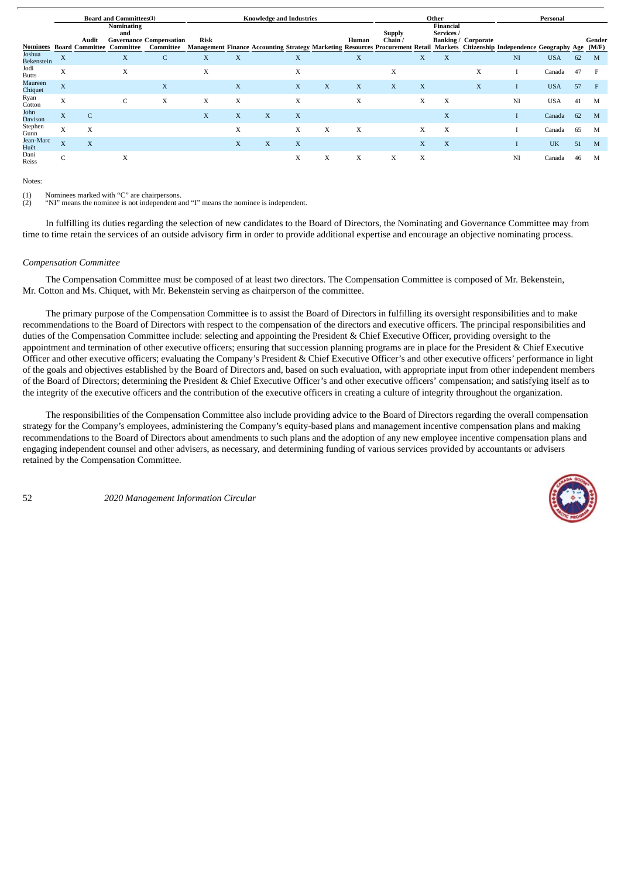| | Board and Committees(1) | | | | Knowledge and Industries | | | | | | Other | | | | Personal | | | |
|---|---|---|---|---|---|---|---|---|---|---|---|---|---|---|---|---|---|---|
| Nominees | Board | Audit Committee | Nominating and Governance Committee | Compensation Committee | Risk Management | Finance | Accounting | Strategy | Marketing | Human Resources | Supply Chain / Procurement | Retail | Financial Services / Banking / Markets | Corporate Citizenship | Independence | Geography | Age | Gender (M/F) |
| Joshua Bekenstein | X | | X | C | X | X | | X | | X | | X | X | | NI | USA | 62 | M |
| Jodi Butts | X | | X | | X | | | X | | | X | | | X | I | Canada | 47 | F |
| Maureen Chiquet | X | | | X | | X | | X | X | X | X | X | | X | I | USA | 57 | F |
| Ryan Cotton | X | | C | X | X | X | | X | | X | | X | X | | NI | USA | 41 | M |
| John Davison | X | C | | | X | X | X | X | | | | | X | | I | Canada | 62 | M |
| Stephen Gunn | X | X | | | | X | | X | X | X | | X | X | | I | Canada | 65 | M |
| Jean-Marc Huët | X | X | | | | X | X | X | | | | X | X | | I | UK | 51 | M |
| Dani Reiss | C | | X | | | | | X | X | X | X | X | | | NI | Canada | 46 | M |

Notes:

(1) Nominees marked with "C" are chairpersons.
(2) "NI" means the nominee is not independent and "I" means the nominee is independent.

In fulfilling its duties regarding the selection of new candidates to the Board of Directors, the Nominating and Governance Committee may from time to time retain the services of an outside advisory firm in order to provide additional expertise and encourage an objective nominating process.

*Compensation Committee*

The Compensation Committee must be composed of at least two directors. The Compensation Committee is composed of Mr. Bekenstein, Mr. Cotton and Ms. Chiquet, with Mr. Bekenstein serving as chairperson of the committee.

The primary purpose of the Compensation Committee is to assist the Board of Directors in fulfilling its oversight responsibilities and to make recommendations to the Board of Directors with respect to the compensation of the directors and executive officers. The principal responsibilities and duties of the Compensation Committee include: selecting and appointing the President & Chief Executive Officer, providing oversight to the appointment and termination of other executive officers; ensuring that succession planning programs are in place for the President & Chief Executive Officer and other executive officers; evaluating the Company's President & Chief Executive Officer's and other executive officers' performance in light of the goals and objectives established by the Board of Directors and, based on such evaluation, with appropriate input from other independent members of the Board of Directors; determining the President & Chief Executive Officer's and other executive officers' compensation; and satisfying itself as to the integrity of the executive officers and the contribution of the executive officers in creating a culture of integrity throughout the organization.

The responsibilities of the Compensation Committee also include providing advice to the Board of Directors regarding the overall compensation strategy for the Company's employees, administering the Company's equity-based plans and management incentive compensation plans and making recommendations to the Board of Directors about amendments to such plans and the adoption of any new employee incentive compensation plans and engaging independent counsel and other advisers, as necessary, and determining funding of various services provided by accountants or advisers retained by the Compensation Committee.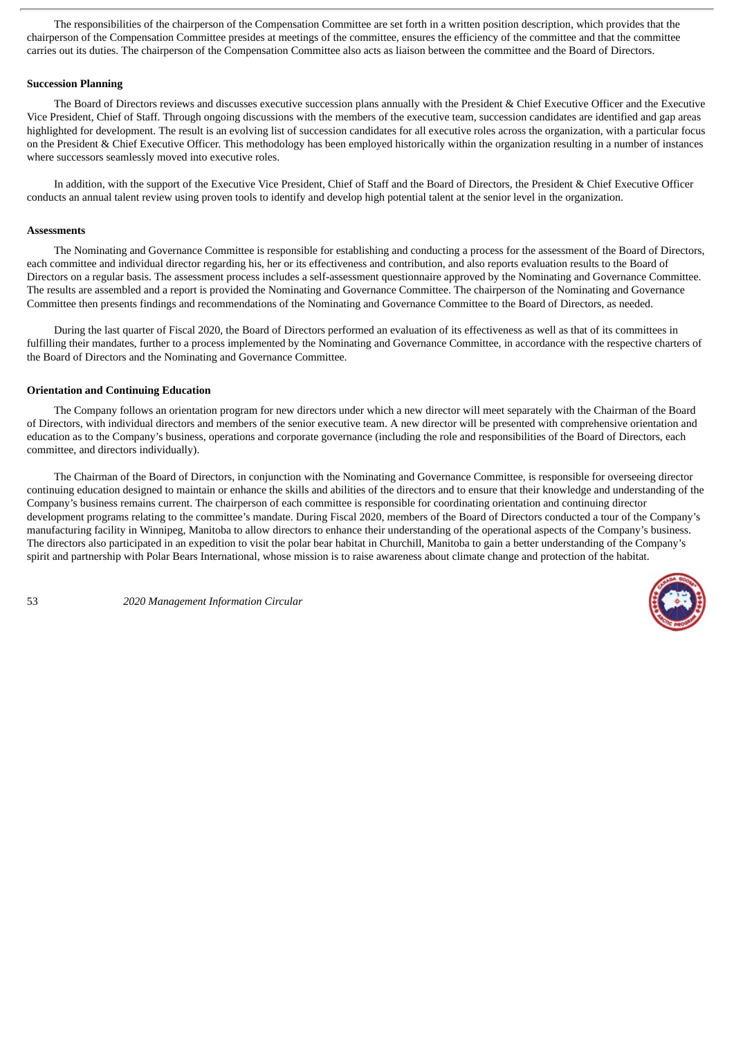The responsibilities of the chairperson of the Compensation Committee are set forth in a written position description, which provides that the chairperson of the Compensation Committee presides at meetings of the committee, ensures the efficiency of the committee and that the committee carries out its duties. The chairperson of the Compensation Committee also acts as liaison between the committee and the Board of Directors.

**Succession Planning**

The Board of Directors reviews and discusses executive succession plans annually with the President & Chief Executive Officer and the Executive Vice President, Chief of Staff. Through ongoing discussions with the members of the executive team, succession candidates are identified and gap areas highlighted for development. The result is an evolving list of succession candidates for all executive roles across the organization, with a particular focus on the President & Chief Executive Officer. This methodology has been employed historically within the organization resulting in a number of instances where successors seamlessly moved into executive roles.

In addition, with the support of the Executive Vice President, Chief of Staff and the Board of Directors, the President & Chief Executive Officer conducts an annual talent review using proven tools to identify and develop high potential talent at the senior level in the organization.

**Assessments**

The Nominating and Governance Committee is responsible for establishing and conducting a process for the assessment of the Board of Directors, each committee and individual director regarding his, her or its effectiveness and contribution, and also reports evaluation results to the Board of Directors on a regular basis. The assessment process includes a self-assessment questionnaire approved by the Nominating and Governance Committee. The results are assembled and a report is provided the Nominating and Governance Committee. The chairperson of the Nominating and Governance Committee then presents findings and recommendations of the Nominating and Governance Committee to the Board of Directors, as needed.

During the last quarter of Fiscal 2020, the Board of Directors performed an evaluation of its effectiveness as well as that of its committees in fulfilling their mandates, further to a process implemented by the Nominating and Governance Committee, in accordance with the respective charters of the Board of Directors and the Nominating and Governance Committee.

**Orientation and Continuing Education**

The Company follows an orientation program for new directors under which a new director will meet separately with the Chairman of the Board of Directors, with individual directors and members of the senior executive team. A new director will be presented with comprehensive orientation and education as to the Company's business, operations and corporate governance (including the role and responsibilities of the Board of Directors, each committee, and directors individually).

The Chairman of the Board of Directors, in conjunction with the Nominating and Governance Committee, is responsible for overseeing director continuing education designed to maintain or enhance the skills and abilities of the directors and to ensure that their knowledge and understanding of the Company's business remains current. The chairperson of each committee is responsible for coordinating orientation and continuing director development programs relating to the committee's mandate. During Fiscal 2020, members of the Board of Directors conducted a tour of the Company's manufacturing facility in Winnipeg, Manitoba to allow directors to enhance their understanding of the operational aspects of the Company's business. The directors also participated in an expedition to visit the polar bear habitat in Churchill, Manitoba to gain a better understanding of the Company's spirit and partnership with Polar Bears International, whose mission is to raise awareness about climate change and protection of the habitat.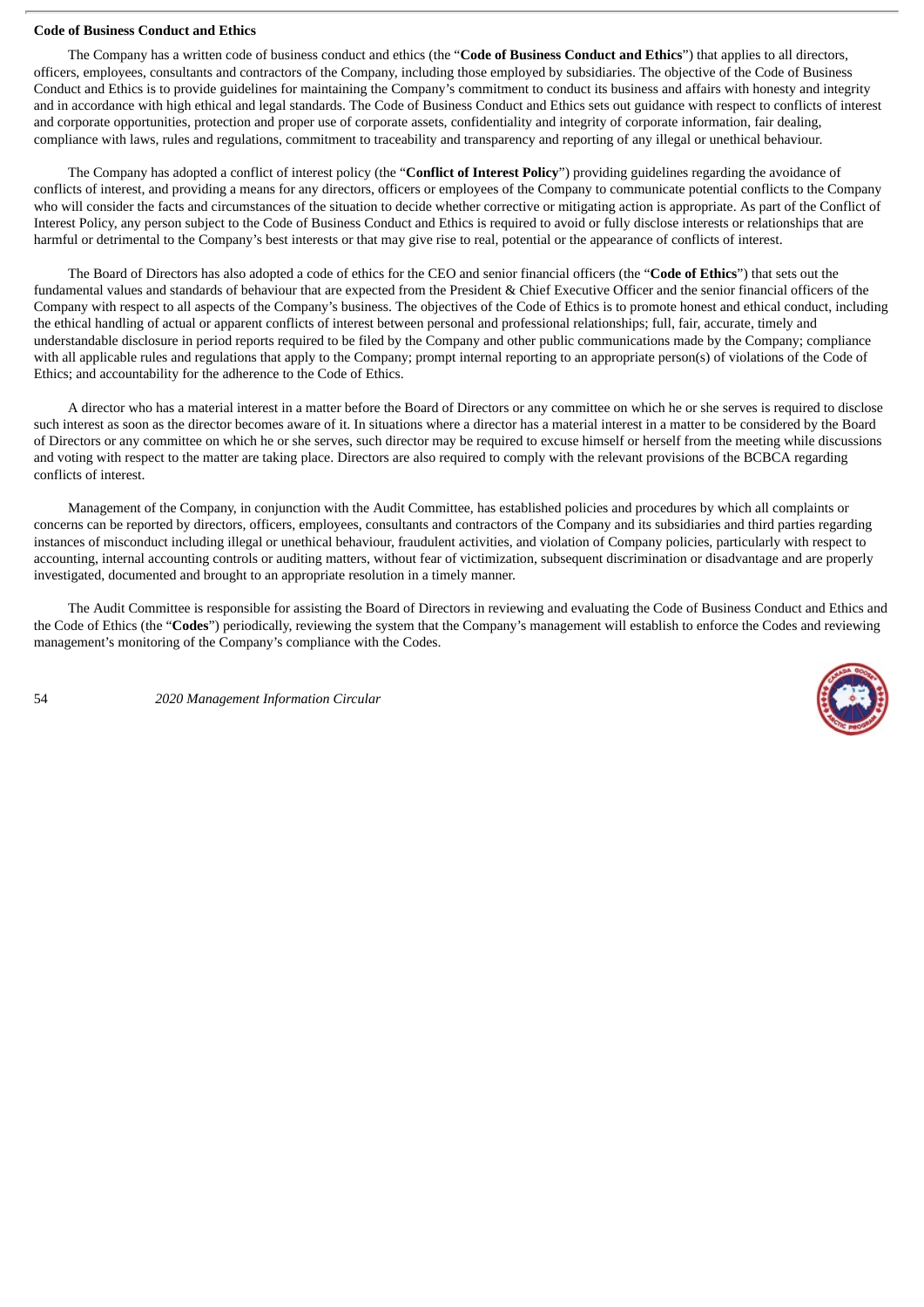**Code of Business Conduct and Ethics**

The Company has a written code of business conduct and ethics (the "**Code of Business Conduct and Ethics**") that applies to all directors, officers, employees, consultants and contractors of the Company, including those employed by subsidiaries. The objective of the Code of Business Conduct and Ethics is to provide guidelines for maintaining the Company's commitment to conduct its business and affairs with honesty and integrity and in accordance with high ethical and legal standards. The Code of Business Conduct and Ethics sets out guidance with respect to conflicts of interest and corporate opportunities, protection and proper use of corporate assets, confidentiality and integrity of corporate information, fair dealing, compliance with laws, rules and regulations, commitment to traceability and transparency and reporting of any illegal or unethical behaviour.

The Company has adopted a conflict of interest policy (the "**Conflict of Interest Policy**") providing guidelines regarding the avoidance of conflicts of interest, and providing a means for any directors, officers or employees of the Company to communicate potential conflicts to the Company who will consider the facts and circumstances of the situation to decide whether corrective or mitigating action is appropriate. As part of the Conflict of Interest Policy, any person subject to the Code of Business Conduct and Ethics is required to avoid or fully disclose interests or relationships that are harmful or detrimental to the Company's best interests or that may give rise to real, potential or the appearance of conflicts of interest.

The Board of Directors has also adopted a code of ethics for the CEO and senior financial officers (the "**Code of Ethics**") that sets out the fundamental values and standards of behaviour that are expected from the President & Chief Executive Officer and the senior financial officers of the Company with respect to all aspects of the Company's business. The objectives of the Code of Ethics is to promote honest and ethical conduct, including the ethical handling of actual or apparent conflicts of interest between personal and professional relationships; full, fair, accurate, timely and understandable disclosure in period reports required to be filed by the Company and other public communications made by the Company; compliance with all applicable rules and regulations that apply to the Company; prompt internal reporting to an appropriate person(s) of violations of the Code of Ethics; and accountability for the adherence to the Code of Ethics.

A director who has a material interest in a matter before the Board of Directors or any committee on which he or she serves is required to disclose such interest as soon as the director becomes aware of it. In situations where a director has a material interest in a matter to be considered by the Board of Directors or any committee on which he or she serves, such director may be required to excuse himself or herself from the meeting while discussions and voting with respect to the matter are taking place. Directors are also required to comply with the relevant provisions of the BCBCA regarding conflicts of interest.

Management of the Company, in conjunction with the Audit Committee, has established policies and procedures by which all complaints or concerns can be reported by directors, officers, employees, consultants and contractors of the Company and its subsidiaries and third parties regarding instances of misconduct including illegal or unethical behaviour, fraudulent activities, and violation of Company policies, particularly with respect to accounting, internal accounting controls or auditing matters, without fear of victimization, subsequent discrimination or disadvantage and are properly investigated, documented and brought to an appropriate resolution in a timely manner.

The Audit Committee is responsible for assisting the Board of Directors in reviewing and evaluating the Code of Business Conduct and Ethics and the Code of Ethics (the "**Codes**") periodically, reviewing the system that the Company's management will establish to enforce the Codes and reviewing management's monitoring of the Company's compliance with the Codes.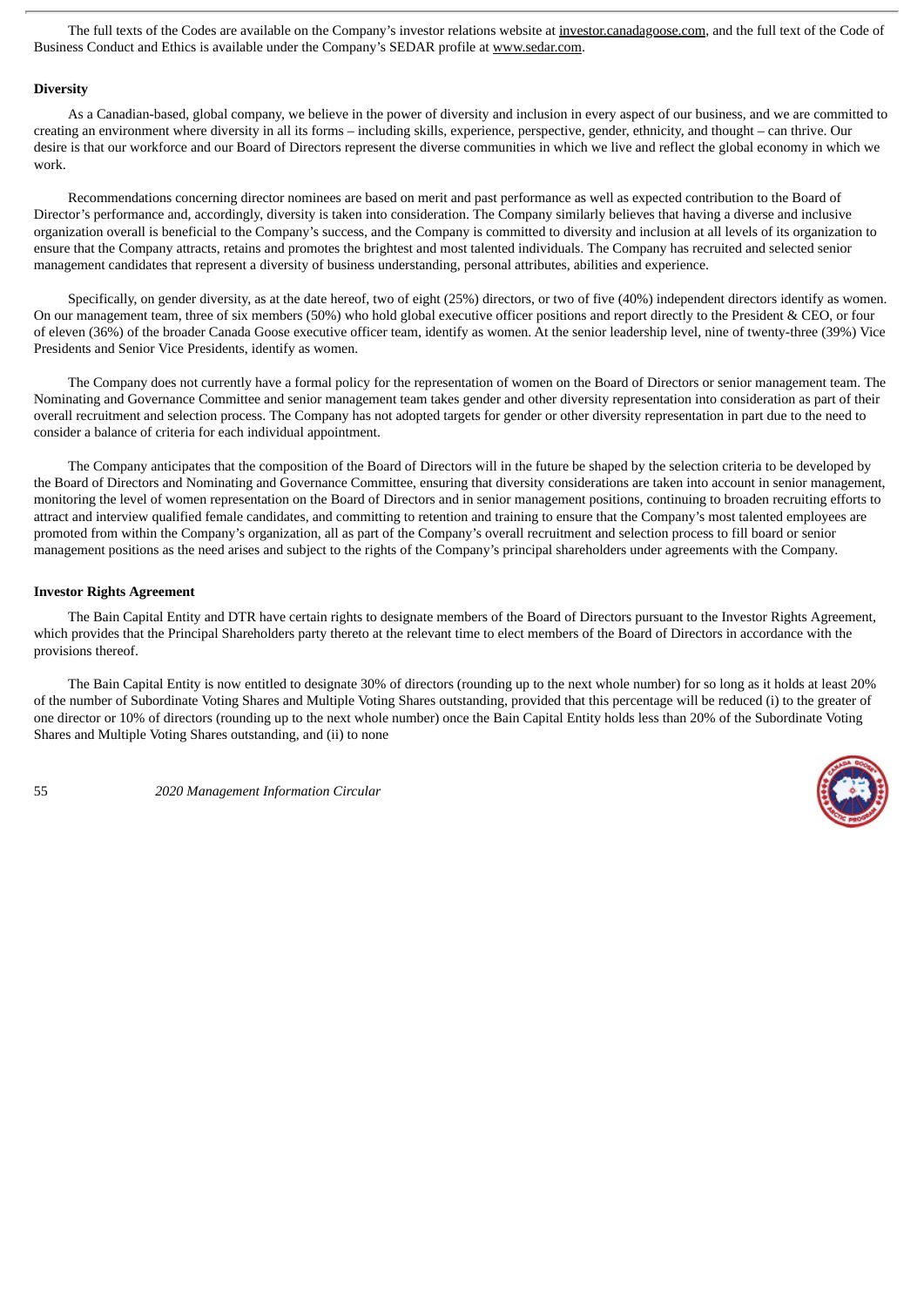The full texts of the Codes are available on the Company's investor relations website at investor.canadagoose.com, and the full text of the Code of Business Conduct and Ethics is available under the Company's SEDAR profile at www.sedar.com.

**Diversity**

As a Canadian-based, global company, we believe in the power of diversity and inclusion in every aspect of our business, and we are committed to creating an environment where diversity in all its forms – including skills, experience, perspective, gender, ethnicity, and thought – can thrive. Our desire is that our workforce and our Board of Directors represent the diverse communities in which we live and reflect the global economy in which we work.

Recommendations concerning director nominees are based on merit and past performance as well as expected contribution to the Board of Director's performance and, accordingly, diversity is taken into consideration. The Company similarly believes that having a diverse and inclusive organization overall is beneficial to the Company's success, and the Company is committed to diversity and inclusion at all levels of its organization to ensure that the Company attracts, retains and promotes the brightest and most talented individuals. The Company has recruited and selected senior management candidates that represent a diversity of business understanding, personal attributes, abilities and experience.

Specifically, on gender diversity, as at the date hereof, two of eight (25%) directors, or two of five (40%) independent directors identify as women. On our management team, three of six members (50%) who hold global executive officer positions and report directly to the President & CEO, or four of eleven (36%) of the broader Canada Goose executive officer team, identify as women. At the senior leadership level, nine of twenty-three (39%) Vice Presidents and Senior Vice Presidents, identify as women.

The Company does not currently have a formal policy for the representation of women on the Board of Directors or senior management team. The Nominating and Governance Committee and senior management team takes gender and other diversity representation into consideration as part of their overall recruitment and selection process. The Company has not adopted targets for gender or other diversity representation in part due to the need to consider a balance of criteria for each individual appointment.

The Company anticipates that the composition of the Board of Directors will in the future be shaped by the selection criteria to be developed by the Board of Directors and Nominating and Governance Committee, ensuring that diversity considerations are taken into account in senior management, monitoring the level of women representation on the Board of Directors and in senior management positions, continuing to broaden recruiting efforts to attract and interview qualified female candidates, and committing to retention and training to ensure that the Company's most talented employees are promoted from within the Company's organization, all as part of the Company's overall recruitment and selection process to fill board or senior management positions as the need arises and subject to the rights of the Company's principal shareholders under agreements with the Company.

**Investor Rights Agreement**

The Bain Capital Entity and DTR have certain rights to designate members of the Board of Directors pursuant to the Investor Rights Agreement, which provides that the Principal Shareholders party thereto at the relevant time to elect members of the Board of Directors in accordance with the provisions thereof.

The Bain Capital Entity is now entitled to designate 30% of directors (rounding up to the next whole number) for so long as it holds at least 20% of the number of Subordinate Voting Shares and Multiple Voting Shares outstanding, provided that this percentage will be reduced (i) to the greater of one director or 10% of directors (rounding up to the next whole number) once the Bain Capital Entity holds less than 20% of the Subordinate Voting Shares and Multiple Voting Shares outstanding, and (ii) to none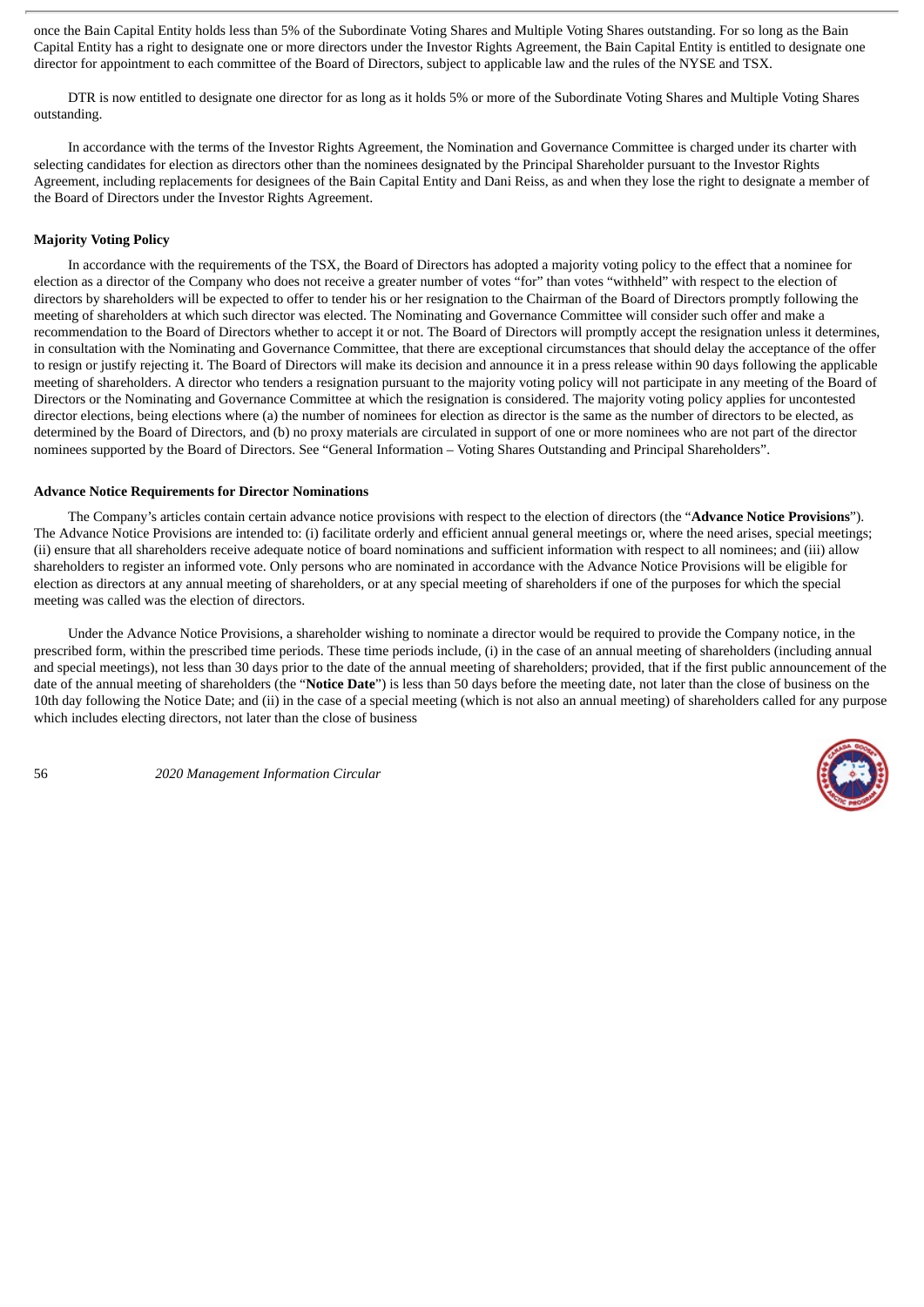once the Bain Capital Entity holds less than 5% of the Subordinate Voting Shares and Multiple Voting Shares outstanding. For so long as the Bain Capital Entity has a right to designate one or more directors under the Investor Rights Agreement, the Bain Capital Entity is entitled to designate one director for appointment to each committee of the Board of Directors, subject to applicable law and the rules of the NYSE and TSX.

DTR is now entitled to designate one director for as long as it holds 5% or more of the Subordinate Voting Shares and Multiple Voting Shares outstanding.

In accordance with the terms of the Investor Rights Agreement, the Nomination and Governance Committee is charged under its charter with selecting candidates for election as directors other than the nominees designated by the Principal Shareholder pursuant to the Investor Rights Agreement, including replacements for designees of the Bain Capital Entity and Dani Reiss, as and when they lose the right to designate a member of the Board of Directors under the Investor Rights Agreement.

**Majority Voting Policy**

In accordance with the requirements of the TSX, the Board of Directors has adopted a majority voting policy to the effect that a nominee for election as a director of the Company who does not receive a greater number of votes "for" than votes "withheld" with respect to the election of directors by shareholders will be expected to offer to tender his or her resignation to the Chairman of the Board of Directors promptly following the meeting of shareholders at which such director was elected. The Nominating and Governance Committee will consider such offer and make a recommendation to the Board of Directors whether to accept it or not. The Board of Directors will promptly accept the resignation unless it determines, in consultation with the Nominating and Governance Committee, that there are exceptional circumstances that should delay the acceptance of the offer to resign or justify rejecting it. The Board of Directors will make its decision and announce it in a press release within 90 days following the applicable meeting of shareholders. A director who tenders a resignation pursuant to the majority voting policy will not participate in any meeting of the Board of Directors or the Nominating and Governance Committee at which the resignation is considered. The majority voting policy applies for uncontested director elections, being elections where (a) the number of nominees for election as director is the same as the number of directors to be elected, as determined by the Board of Directors, and (b) no proxy materials are circulated in support of one or more nominees who are not part of the director nominees supported by the Board of Directors. See "General Information – Voting Shares Outstanding and Principal Shareholders".

**Advance Notice Requirements for Director Nominations**

The Company's articles contain certain advance notice provisions with respect to the election of directors (the "**Advance Notice Provisions**"). The Advance Notice Provisions are intended to: (i) facilitate orderly and efficient annual general meetings or, where the need arises, special meetings; (ii) ensure that all shareholders receive adequate notice of board nominations and sufficient information with respect to all nominees; and (iii) allow shareholders to register an informed vote. Only persons who are nominated in accordance with the Advance Notice Provisions will be eligible for election as directors at any annual meeting of shareholders, or at any special meeting of shareholders if one of the purposes for which the special meeting was called was the election of directors.

Under the Advance Notice Provisions, a shareholder wishing to nominate a director would be required to provide the Company notice, in the prescribed form, within the prescribed time periods. These time periods include, (i) in the case of an annual meeting of shareholders (including annual and special meetings), not less than 30 days prior to the date of the annual meeting of shareholders; provided, that if the first public announcement of the date of the annual meeting of shareholders (the "**Notice Date**") is less than 50 days before the meeting date, not later than the close of business on the 10th day following the Notice Date; and (ii) in the case of a special meeting (which is not also an annual meeting) of shareholders called for any purpose which includes electing directors, not later than the close of business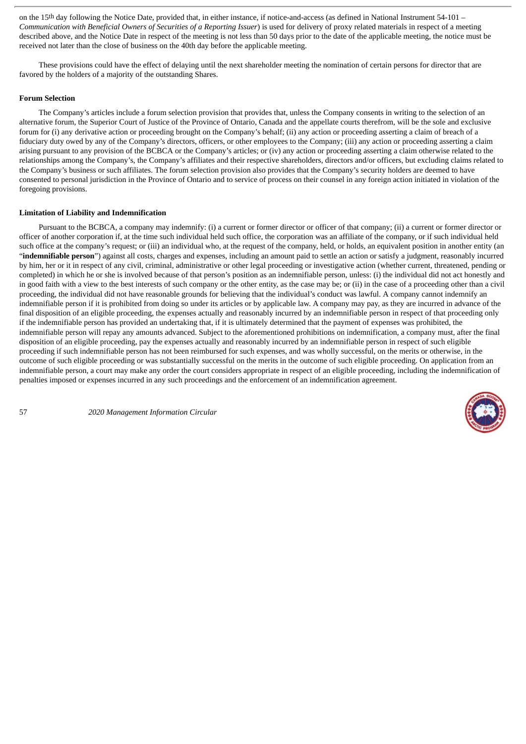on the 15th day following the Notice Date, provided that, in either instance, if notice-and-access (as defined in National Instrument 54-101 – *Communication with Beneficial Owners of Securities of a Reporting Issuer*) is used for delivery of proxy related materials in respect of a meeting described above, and the Notice Date in respect of the meeting is not less than 50 days prior to the date of the applicable meeting, the notice must be received not later than the close of business on the 40th day before the applicable meeting.

These provisions could have the effect of delaying until the next shareholder meeting the nomination of certain persons for director that are favored by the holders of a majority of the outstanding Shares.

**Forum Selection**

The Company's articles include a forum selection provision that provides that, unless the Company consents in writing to the selection of an alternative forum, the Superior Court of Justice of the Province of Ontario, Canada and the appellate courts therefrom, will be the sole and exclusive forum for (i) any derivative action or proceeding brought on the Company's behalf; (ii) any action or proceeding asserting a claim of breach of a fiduciary duty owed by any of the Company's directors, officers, or other employees to the Company; (iii) any action or proceeding asserting a claim arising pursuant to any provision of the BCBCA or the Company's articles; or (iv) any action or proceeding asserting a claim otherwise related to the relationships among the Company's, the Company's affiliates and their respective shareholders, directors and/or officers, but excluding claims related to the Company's business or such affiliates. The forum selection provision also provides that the Company's security holders are deemed to have consented to personal jurisdiction in the Province of Ontario and to service of process on their counsel in any foreign action initiated in violation of the foregoing provisions.

**Limitation of Liability and Indemnification**

Pursuant to the BCBCA, a company may indemnify: (i) a current or former director or officer of that company; (ii) a current or former director or officer of another corporation if, at the time such individual held such office, the corporation was an affiliate of the company, or if such individual held such office at the company's request; or (iii) an individual who, at the request of the company, held, or holds, an equivalent position in another entity (an "**indemnifiable person**") against all costs, charges and expenses, including an amount paid to settle an action or satisfy a judgment, reasonably incurred by him, her or it in respect of any civil, criminal, administrative or other legal proceeding or investigative action (whether current, threatened, pending or completed) in which he or she is involved because of that person's position as an indemnifiable person, unless: (i) the individual did not act honestly and in good faith with a view to the best interests of such company or the other entity, as the case may be; or (ii) in the case of a proceeding other than a civil proceeding, the individual did not have reasonable grounds for believing that the individual's conduct was lawful. A company cannot indemnify an indemnifiable person if it is prohibited from doing so under its articles or by applicable law. A company may pay, as they are incurred in advance of the final disposition of an eligible proceeding, the expenses actually and reasonably incurred by an indemnifiable person in respect of that proceeding only if the indemnifiable person has provided an undertaking that, if it is ultimately determined that the payment of expenses was prohibited, the indemnifiable person will repay any amounts advanced. Subject to the aforementioned prohibitions on indemnification, a company must, after the final disposition of an eligible proceeding, pay the expenses actually and reasonably incurred by an indemnifiable person in respect of such eligible proceeding if such indemnifiable person has not been reimbursed for such expenses, and was wholly successful, on the merits or otherwise, in the outcome of such eligible proceeding or was substantially successful on the merits in the outcome of such eligible proceeding. On application from an indemnifiable person, a court may make any order the court considers appropriate in respect of an eligible proceeding, including the indemnification of penalties imposed or expenses incurred in any such proceedings and the enforcement of an indemnification agreement.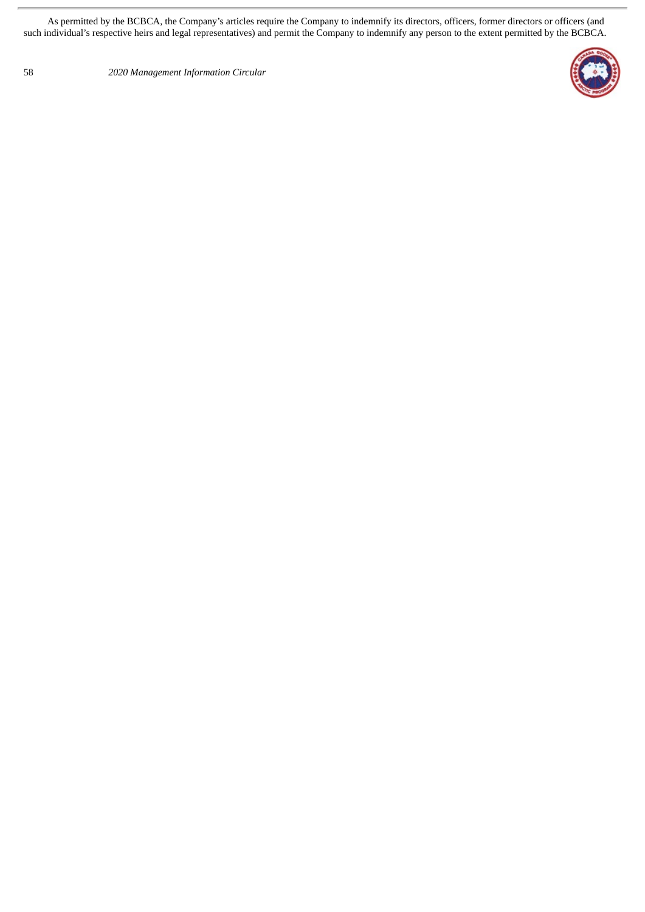As permitted by the BCBCA, the Company's articles require the Company to indemnify its directors, officers, former directors or officers (and such individual's respective heirs and legal representatives) and permit the Company to indemnify any person to the extent permitted by the BCBCA.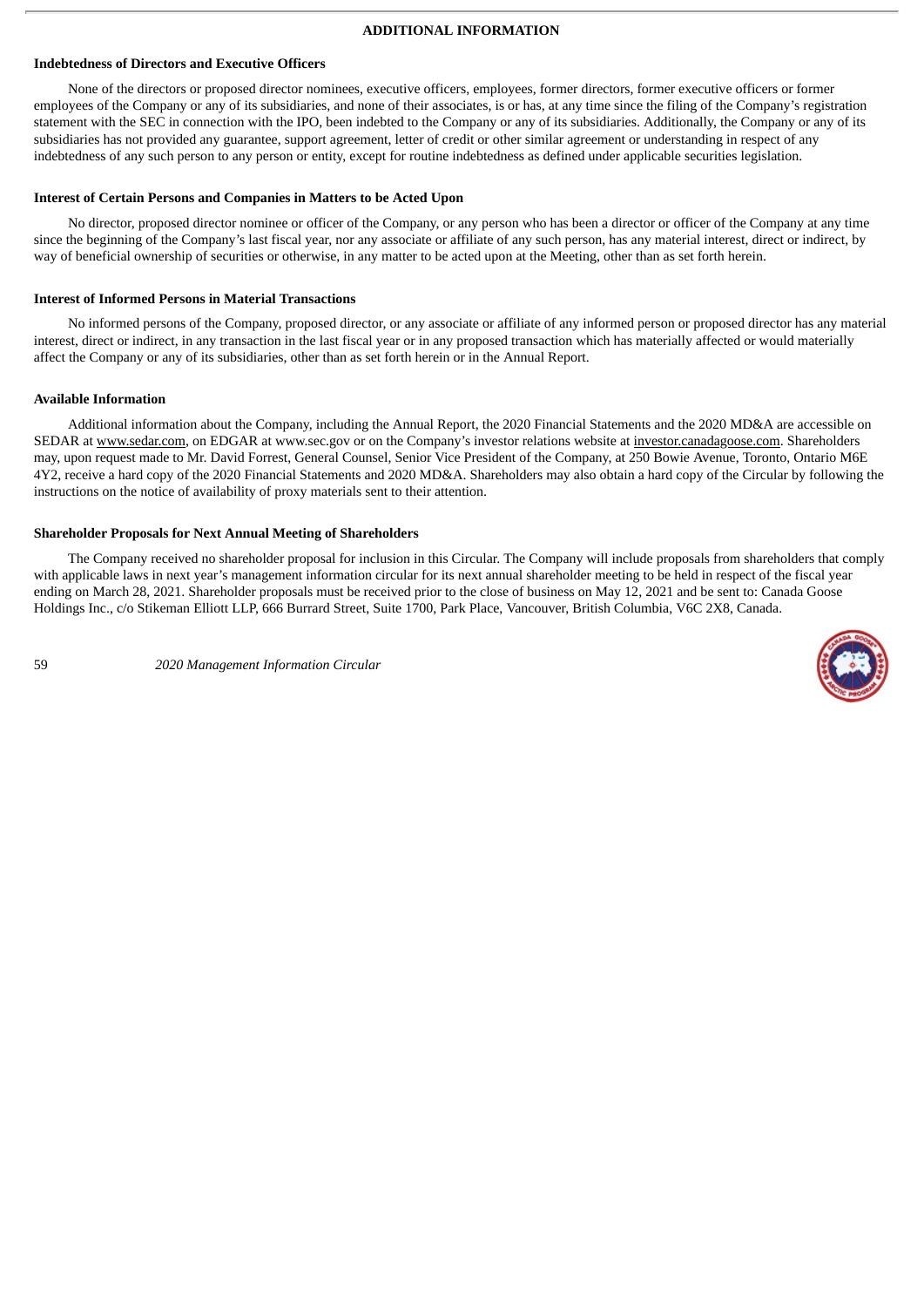## ADDITIONAL INFORMATION

### Indebtedness of Directors and Executive Officers

None of the directors or proposed director nominees, executive officers, employees, former directors, former executive officers or former employees of the Company or any of its subsidiaries, and none of their associates, is or has, at any time since the filing of the Company's registration statement with the SEC in connection with the IPO, been indebted to the Company or any of its subsidiaries. Additionally, the Company or any of its subsidiaries has not provided any guarantee, support agreement, letter of credit or other similar agreement or understanding in respect of any indebtedness of any such person to any person or entity, except for routine indebtedness as defined under applicable securities legislation.

### Interest of Certain Persons and Companies in Matters to be Acted Upon

No director, proposed director nominee or officer of the Company, or any person who has been a director or officer of the Company at any time since the beginning of the Company's last fiscal year, nor any associate or affiliate of any such person, has any material interest, direct or indirect, by way of beneficial ownership of securities or otherwise, in any matter to be acted upon at the Meeting, other than as set forth herein.

### Interest of Informed Persons in Material Transactions

No informed persons of the Company, proposed director, or any associate or affiliate of any informed person or proposed director has any material interest, direct or indirect, in any transaction in the last fiscal year or in any proposed transaction which has materially affected or would materially affect the Company or any of its subsidiaries, other than as set forth herein or in the Annual Report.

### Available Information

Additional information about the Company, including the Annual Report, the 2020 Financial Statements and the 2020 MD&A are accessible on SEDAR at www.sedar.com, on EDGAR at www.sec.gov or on the Company's investor relations website at investor.canadagoose.com. Shareholders may, upon request made to Mr. David Forrest, General Counsel, Senior Vice President of the Company, at 250 Bowie Avenue, Toronto, Ontario M6E 4Y2, receive a hard copy of the 2020 Financial Statements and 2020 MD&A. Shareholders may also obtain a hard copy of the Circular by following the instructions on the notice of availability of proxy materials sent to their attention.

### Shareholder Proposals for Next Annual Meeting of Shareholders

The Company received no shareholder proposal for inclusion in this Circular. The Company will include proposals from shareholders that comply with applicable laws in next year's management information circular for its next annual shareholder meeting to be held in respect of the fiscal year ending on March 28, 2021. Shareholder proposals must be received prior to the close of business on May 12, 2021 and be sent to: Canada Goose Holdings Inc., c/o Stikeman Elliott LLP, 666 Burrard Street, Suite 1700, Park Place, Vancouver, British Columbia, V6C 2X8, Canada.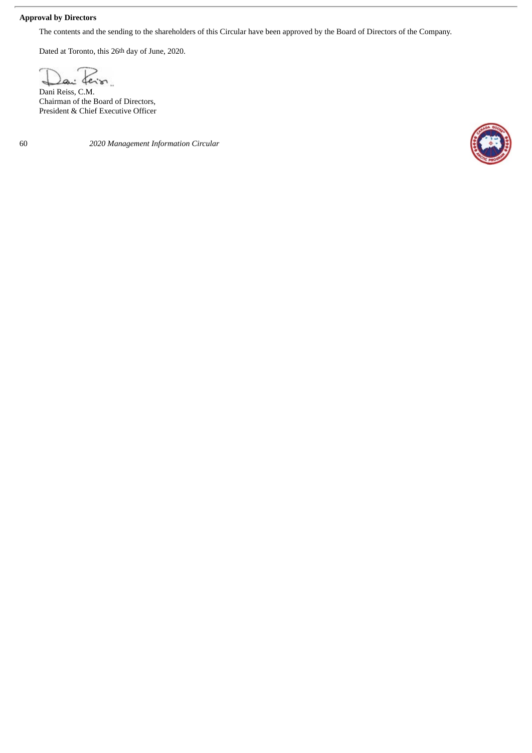**Approval by Directors**

The contents and the sending to the shareholders of this Circular have been approved by the Board of Directors of the Company.

Dated at Toronto, this 26th day of June, 2020.

Dani Reiss, C.M.
Chairman of the Board of Directors,
President & Chief Executive Officer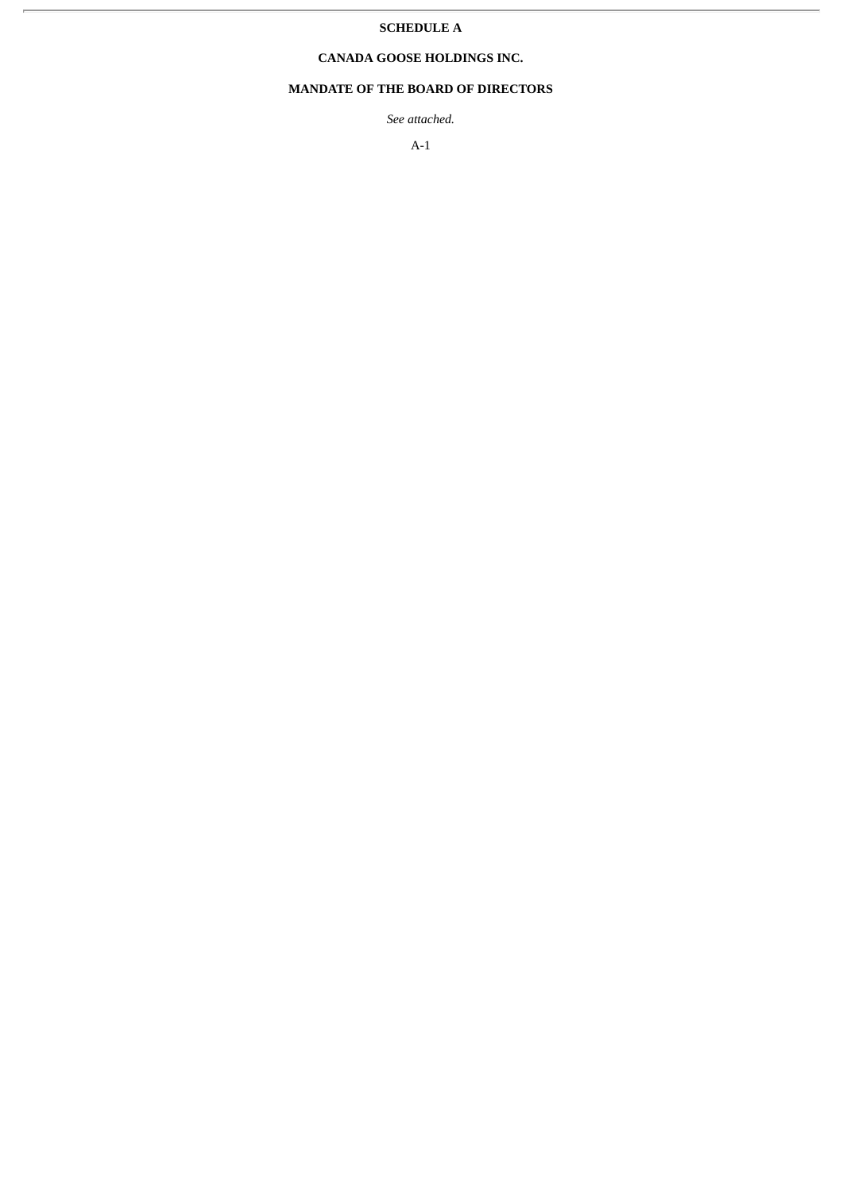**SCHEDULE A**

**CANADA GOOSE HOLDINGS INC.**

**MANDATE OF THE BOARD OF DIRECTORS**

*See attached.*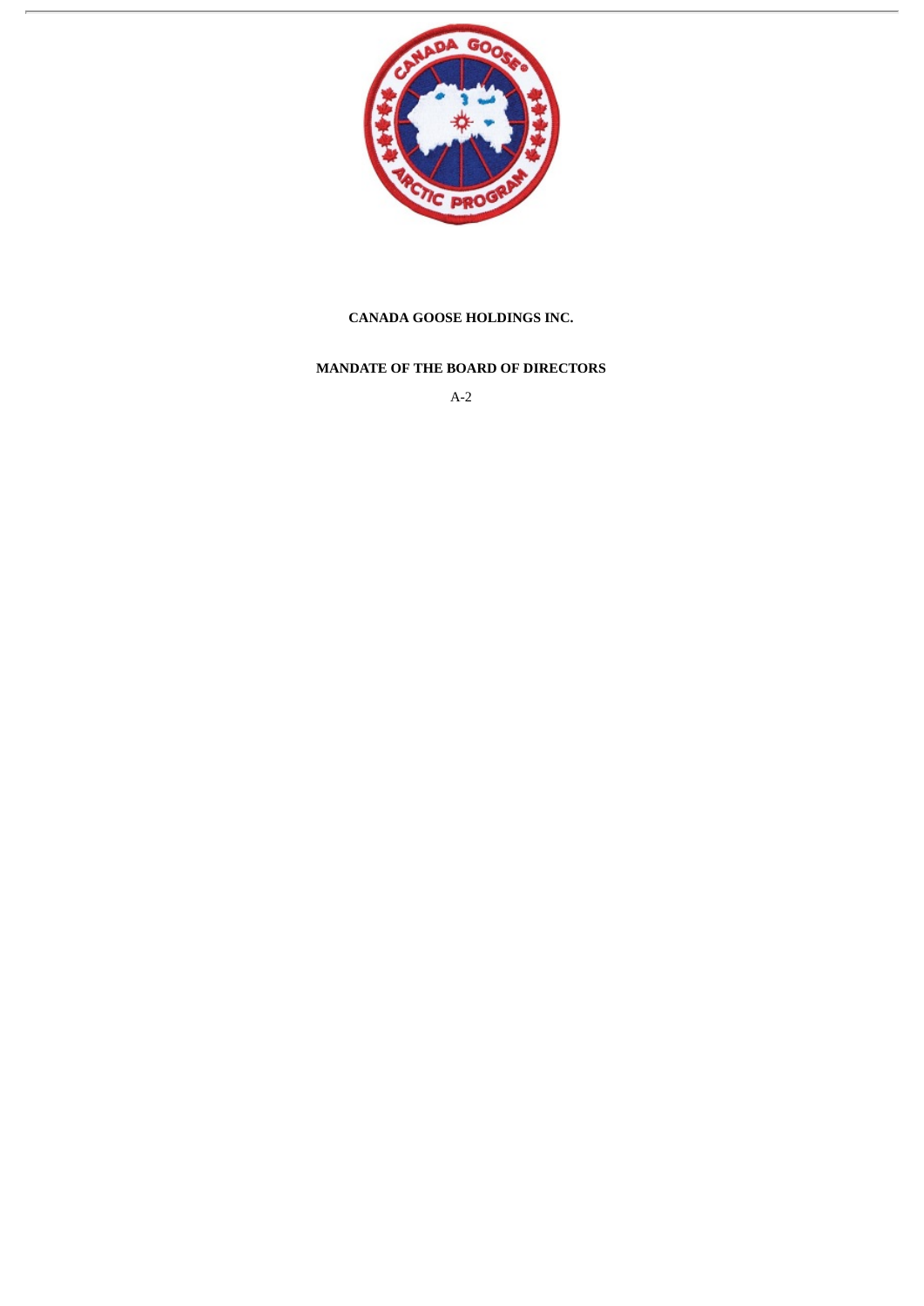**CANADA GOOSE HOLDINGS INC.**

**MANDATE OF THE BOARD OF DIRECTORS**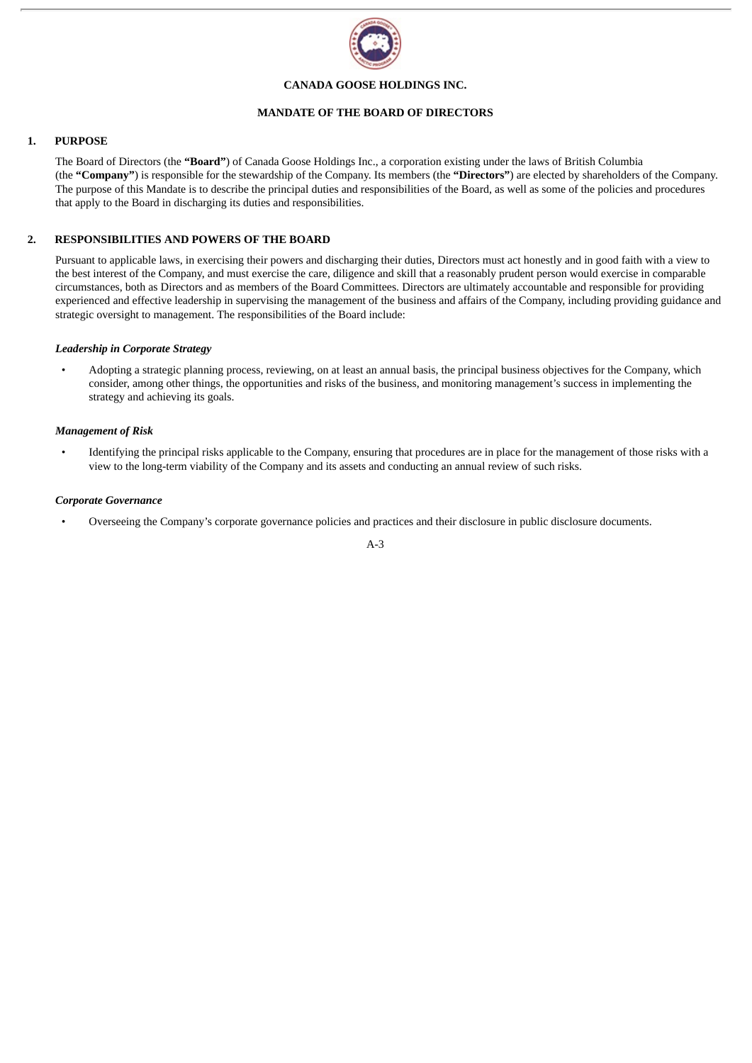**CANADA GOOSE HOLDINGS INC.**

**MANDATE OF THE BOARD OF DIRECTORS**

## 1. PURPOSE

The Board of Directors (the **"Board"**) of Canada Goose Holdings Inc., a corporation existing under the laws of British Columbia (the **"Company"**) is responsible for the stewardship of the Company. Its members (the **"Directors"**) are elected by shareholders of the Company. The purpose of this Mandate is to describe the principal duties and responsibilities of the Board, as well as some of the policies and procedures that apply to the Board in discharging its duties and responsibilities.

## 2. RESPONSIBILITIES AND POWERS OF THE BOARD

Pursuant to applicable laws, in exercising their powers and discharging their duties, Directors must act honestly and in good faith with a view to the best interest of the Company, and must exercise the care, diligence and skill that a reasonably prudent person would exercise in comparable circumstances, both as Directors and as members of the Board Committees. Directors are ultimately accountable and responsible for providing experienced and effective leadership in supervising the management of the business and affairs of the Company, including providing guidance and strategic oversight to management. The responsibilities of the Board include:

***Leadership in Corporate Strategy***

- Adopting a strategic planning process, reviewing, on at least an annual basis, the principal business objectives for the Company, which consider, among other things, the opportunities and risks of the business, and monitoring management's success in implementing the strategy and achieving its goals.

***Management of Risk***

- Identifying the principal risks applicable to the Company, ensuring that procedures are in place for the management of those risks with a view to the long-term viability of the Company and its assets and conducting an annual review of such risks.

***Corporate Governance***

- Overseeing the Company's corporate governance policies and practices and their disclosure in public disclosure documents.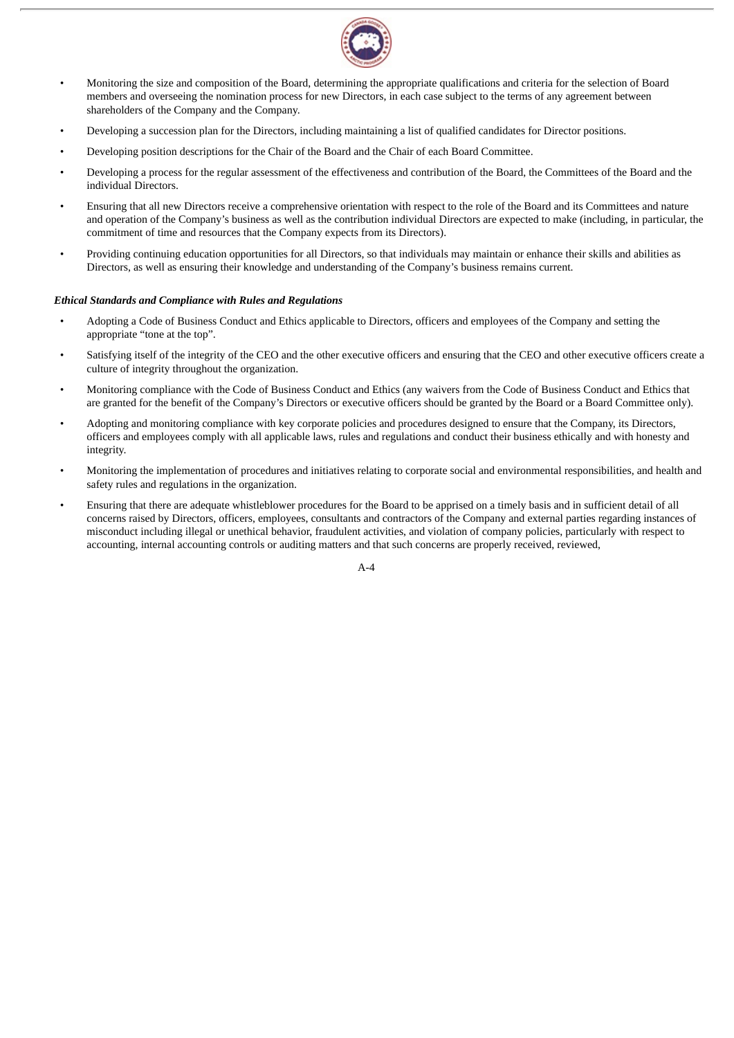- Monitoring the size and composition of the Board, determining the appropriate qualifications and criteria for the selection of Board members and overseeing the nomination process for new Directors, in each case subject to the terms of any agreement between shareholders of the Company and the Company.
- Developing a succession plan for the Directors, including maintaining a list of qualified candidates for Director positions.
- Developing position descriptions for the Chair of the Board and the Chair of each Board Committee.
- Developing a process for the regular assessment of the effectiveness and contribution of the Board, the Committees of the Board and the individual Directors.
- Ensuring that all new Directors receive a comprehensive orientation with respect to the role of the Board and its Committees and nature and operation of the Company's business as well as the contribution individual Directors are expected to make (including, in particular, the commitment of time and resources that the Company expects from its Directors).
- Providing continuing education opportunities for all Directors, so that individuals may maintain or enhance their skills and abilities as Directors, as well as ensuring their knowledge and understanding of the Company's business remains current.

***Ethical Standards and Compliance with Rules and Regulations***

- Adopting a Code of Business Conduct and Ethics applicable to Directors, officers and employees of the Company and setting the appropriate "tone at the top".
- Satisfying itself of the integrity of the CEO and the other executive officers and ensuring that the CEO and other executive officers create a culture of integrity throughout the organization.
- Monitoring compliance with the Code of Business Conduct and Ethics (any waivers from the Code of Business Conduct and Ethics that are granted for the benefit of the Company's Directors or executive officers should be granted by the Board or a Board Committee only).
- Adopting and monitoring compliance with key corporate policies and procedures designed to ensure that the Company, its Directors, officers and employees comply with all applicable laws, rules and regulations and conduct their business ethically and with honesty and integrity.
- Monitoring the implementation of procedures and initiatives relating to corporate social and environmental responsibilities, and health and safety rules and regulations in the organization.
- Ensuring that there are adequate whistleblower procedures for the Board to be apprised on a timely basis and in sufficient detail of all concerns raised by Directors, officers, employees, consultants and contractors of the Company and external parties regarding instances of misconduct including illegal or unethical behavior, fraudulent activities, and violation of company policies, particularly with respect to accounting, internal accounting controls or auditing matters and that such concerns are properly received, reviewed,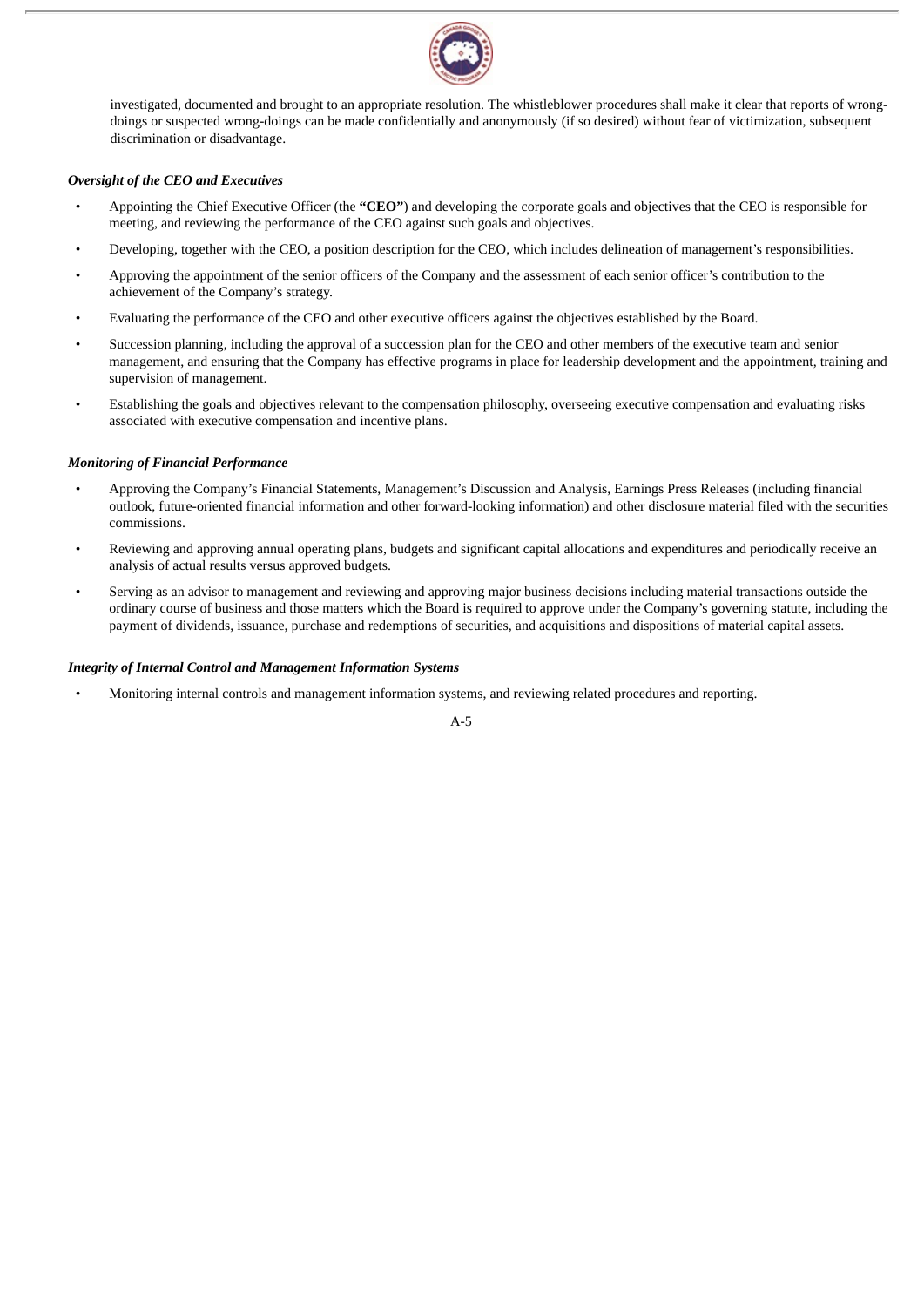investigated, documented and brought to an appropriate resolution. The whistleblower procedures shall make it clear that reports of wrong-doings or suspected wrong-doings can be made confidentially and anonymously (if so desired) without fear of victimization, subsequent discrimination or disadvantage.

***Oversight of the CEO and Executives***

- Appointing the Chief Executive Officer (the **"CEO"**) and developing the corporate goals and objectives that the CEO is responsible for meeting, and reviewing the performance of the CEO against such goals and objectives.
- Developing, together with the CEO, a position description for the CEO, which includes delineation of management's responsibilities.
- Approving the appointment of the senior officers of the Company and the assessment of each senior officer's contribution to the achievement of the Company's strategy.
- Evaluating the performance of the CEO and other executive officers against the objectives established by the Board.
- Succession planning, including the approval of a succession plan for the CEO and other members of the executive team and senior management, and ensuring that the Company has effective programs in place for leadership development and the appointment, training and supervision of management.
- Establishing the goals and objectives relevant to the compensation philosophy, overseeing executive compensation and evaluating risks associated with executive compensation and incentive plans.

***Monitoring of Financial Performance***

- Approving the Company's Financial Statements, Management's Discussion and Analysis, Earnings Press Releases (including financial outlook, future-oriented financial information and other forward-looking information) and other disclosure material filed with the securities commissions.
- Reviewing and approving annual operating plans, budgets and significant capital allocations and expenditures and periodically receive an analysis of actual results versus approved budgets.
- Serving as an advisor to management and reviewing and approving major business decisions including material transactions outside the ordinary course of business and those matters which the Board is required to approve under the Company's governing statute, including the payment of dividends, issuance, purchase and redemptions of securities, and acquisitions and dispositions of material capital assets.

***Integrity of Internal Control and Management Information Systems***

- Monitoring internal controls and management information systems, and reviewing related procedures and reporting.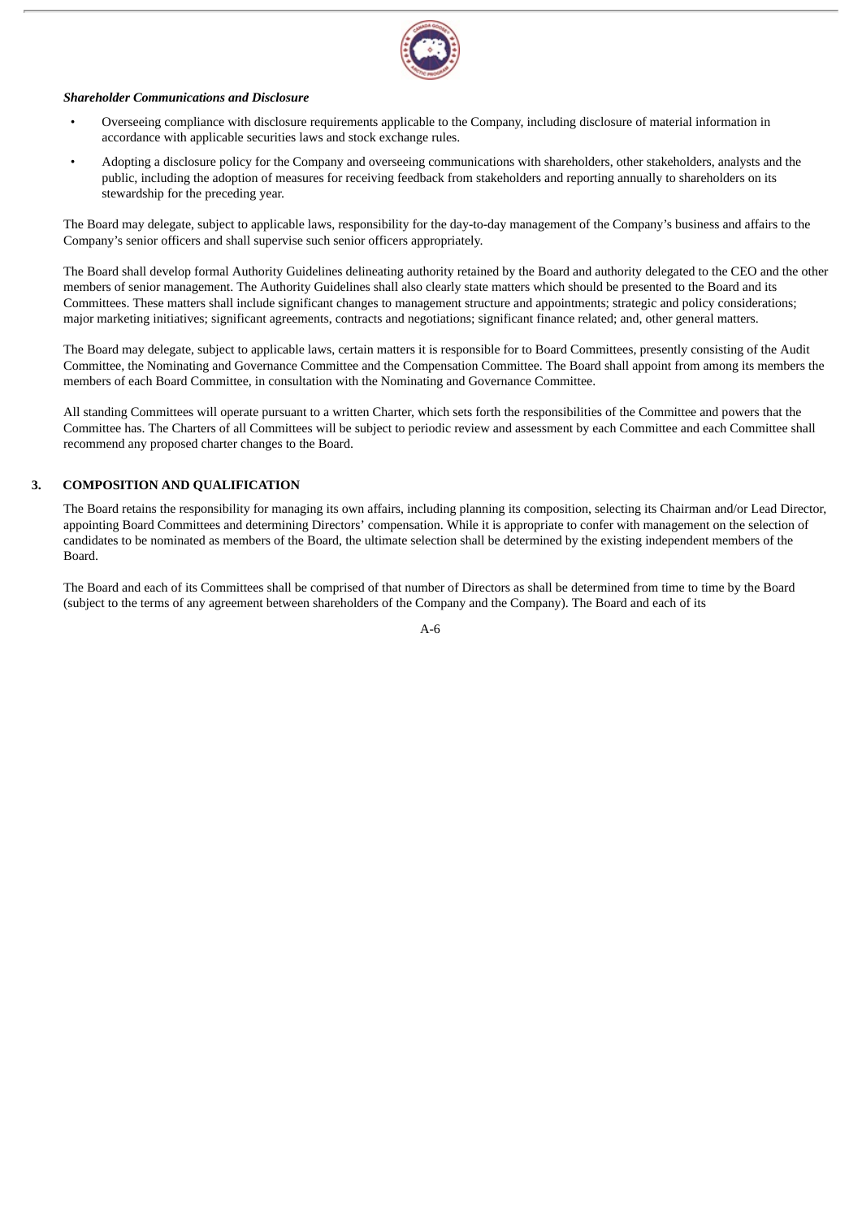***Shareholder Communications and Disclosure***

- Overseeing compliance with disclosure requirements applicable to the Company, including disclosure of material information in accordance with applicable securities laws and stock exchange rules.
- Adopting a disclosure policy for the Company and overseeing communications with shareholders, other stakeholders, analysts and the public, including the adoption of measures for receiving feedback from stakeholders and reporting annually to shareholders on its stewardship for the preceding year.

The Board may delegate, subject to applicable laws, responsibility for the day-to-day management of the Company's business and affairs to the Company's senior officers and shall supervise such senior officers appropriately.

The Board shall develop formal Authority Guidelines delineating authority retained by the Board and authority delegated to the CEO and the other members of senior management. The Authority Guidelines shall also clearly state matters which should be presented to the Board and its Committees. These matters shall include significant changes to management structure and appointments; strategic and policy considerations; major marketing initiatives; significant agreements, contracts and negotiations; significant finance related; and, other general matters.

The Board may delegate, subject to applicable laws, certain matters it is responsible for to Board Committees, presently consisting of the Audit Committee, the Nominating and Governance Committee and the Compensation Committee. The Board shall appoint from among its members the members of each Board Committee, in consultation with the Nominating and Governance Committee.

All standing Committees will operate pursuant to a written Charter, which sets forth the responsibilities of the Committee and powers that the Committee has. The Charters of all Committees will be subject to periodic review and assessment by each Committee and each Committee shall recommend any proposed charter changes to the Board.

## 3. COMPOSITION AND QUALIFICATION

The Board retains the responsibility for managing its own affairs, including planning its composition, selecting its Chairman and/or Lead Director, appointing Board Committees and determining Directors' compensation. While it is appropriate to confer with management on the selection of candidates to be nominated as members of the Board, the ultimate selection shall be determined by the existing independent members of the Board.

The Board and each of its Committees shall be comprised of that number of Directors as shall be determined from time to time by the Board (subject to the terms of any agreement between shareholders of the Company and the Company). The Board and each of its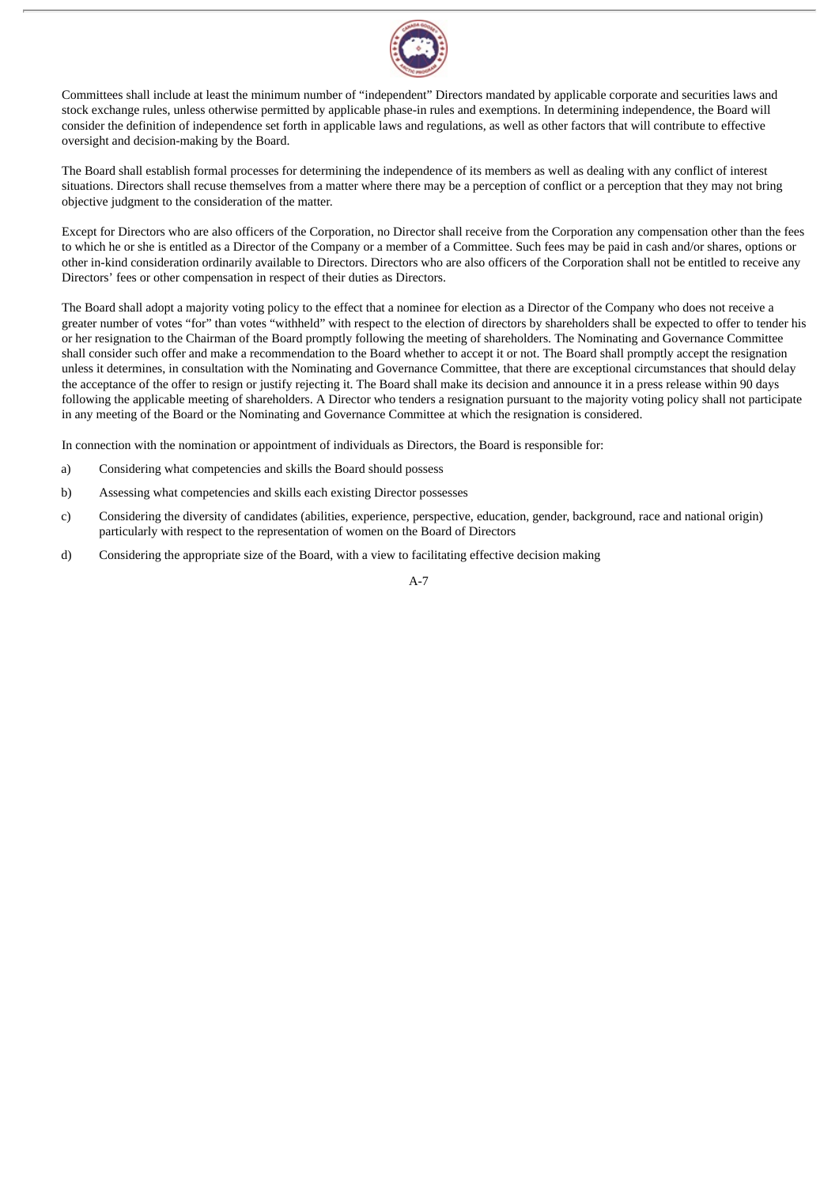Committees shall include at least the minimum number of "independent" Directors mandated by applicable corporate and securities laws and stock exchange rules, unless otherwise permitted by applicable phase-in rules and exemptions. In determining independence, the Board will consider the definition of independence set forth in applicable laws and regulations, as well as other factors that will contribute to effective oversight and decision-making by the Board.

The Board shall establish formal processes for determining the independence of its members as well as dealing with any conflict of interest situations. Directors shall recuse themselves from a matter where there may be a perception of conflict or a perception that they may not bring objective judgment to the consideration of the matter.

Except for Directors who are also officers of the Corporation, no Director shall receive from the Corporation any compensation other than the fees to which he or she is entitled as a Director of the Company or a member of a Committee. Such fees may be paid in cash and/or shares, options or other in-kind consideration ordinarily available to Directors. Directors who are also officers of the Corporation shall not be entitled to receive any Directors' fees or other compensation in respect of their duties as Directors.

The Board shall adopt a majority voting policy to the effect that a nominee for election as a Director of the Company who does not receive a greater number of votes "for" than votes "withheld" with respect to the election of directors by shareholders shall be expected to offer to tender his or her resignation to the Chairman of the Board promptly following the meeting of shareholders. The Nominating and Governance Committee shall consider such offer and make a recommendation to the Board whether to accept it or not. The Board shall promptly accept the resignation unless it determines, in consultation with the Nominating and Governance Committee, that there are exceptional circumstances that should delay the acceptance of the offer to resign or justify rejecting it. The Board shall make its decision and announce it in a press release within 90 days following the applicable meeting of shareholders. A Director who tenders a resignation pursuant to the majority voting policy shall not participate in any meeting of the Board or the Nominating and Governance Committee at which the resignation is considered.

In connection with the nomination or appointment of individuals as Directors, the Board is responsible for:

a) Considering what competencies and skills the Board should possess

b) Assessing what competencies and skills each existing Director possesses

c) Considering the diversity of candidates (abilities, experience, perspective, education, gender, background, race and national origin) particularly with respect to the representation of women on the Board of Directors

d) Considering the appropriate size of the Board, with a view to facilitating effective decision making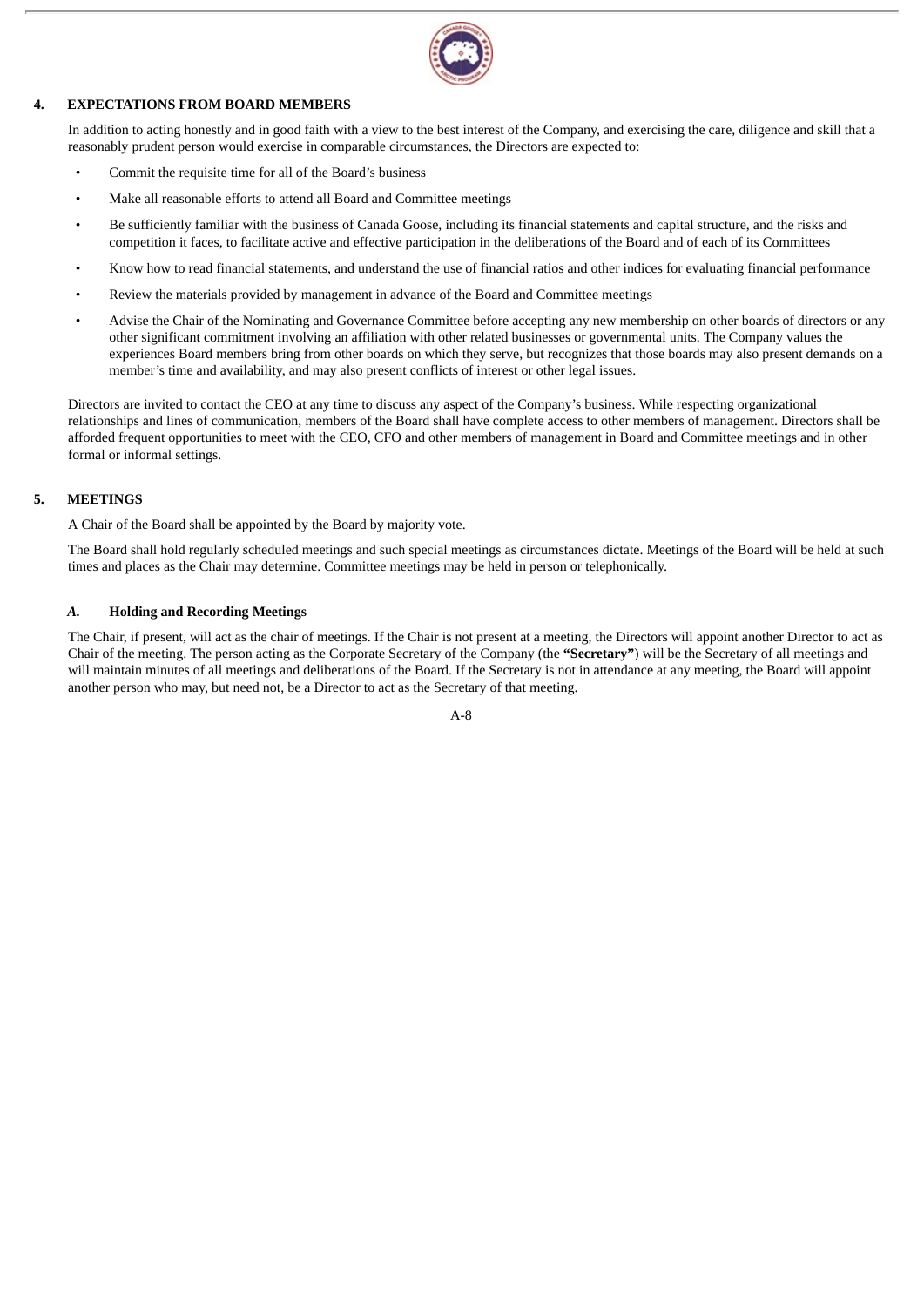## 4. EXPECTATIONS FROM BOARD MEMBERS

In addition to acting honestly and in good faith with a view to the best interest of the Company, and exercising the care, diligence and skill that a reasonably prudent person would exercise in comparable circumstances, the Directors are expected to:

- Commit the requisite time for all of the Board's business
- Make all reasonable efforts to attend all Board and Committee meetings
- Be sufficiently familiar with the business of Canada Goose, including its financial statements and capital structure, and the risks and competition it faces, to facilitate active and effective participation in the deliberations of the Board and of each of its Committees
- Know how to read financial statements, and understand the use of financial ratios and other indices for evaluating financial performance
- Review the materials provided by management in advance of the Board and Committee meetings
- Advise the Chair of the Nominating and Governance Committee before accepting any new membership on other boards of directors or any other significant commitment involving an affiliation with other related businesses or governmental units. The Company values the experiences Board members bring from other boards on which they serve, but recognizes that those boards may also present demands on a member's time and availability, and may also present conflicts of interest or other legal issues.

Directors are invited to contact the CEO at any time to discuss any aspect of the Company's business. While respecting organizational relationships and lines of communication, members of the Board shall have complete access to other members of management. Directors shall be afforded frequent opportunities to meet with the CEO, CFO and other members of management in Board and Committee meetings and in other formal or informal settings.

## 5. MEETINGS

A Chair of the Board shall be appointed by the Board by majority vote.

The Board shall hold regularly scheduled meetings and such special meetings as circumstances dictate. Meetings of the Board will be held at such times and places as the Chair may determine. Committee meetings may be held in person or telephonically.

### *A.* Holding and Recording Meetings

The Chair, if present, will act as the chair of meetings. If the Chair is not present at a meeting, the Directors will appoint another Director to act as Chair of the meeting. The person acting as the Corporate Secretary of the Company (the **"Secretary"**) will be the Secretary of all meetings and will maintain minutes of all meetings and deliberations of the Board. If the Secretary is not in attendance at any meeting, the Board will appoint another person who may, but need not, be a Director to act as the Secretary of that meeting.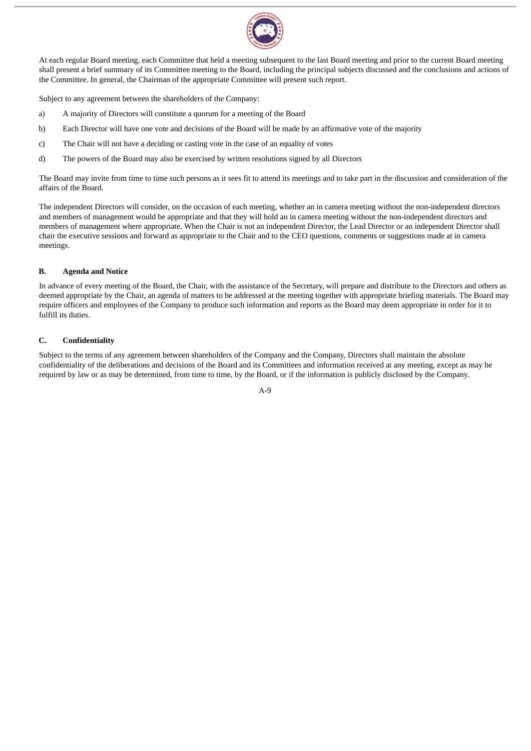At each regular Board meeting, each Committee that held a meeting subsequent to the last Board meeting and prior to the current Board meeting shall present a brief summary of its Committee meeting to the Board, including the principal subjects discussed and the conclusions and actions of the Committee. In general, the Chairman of the appropriate Committee will present such report.

Subject to any agreement between the shareholders of the Company:

a) A majority of Directors will constitute a quorum for a meeting of the Board

b) Each Director will have one vote and decisions of the Board will be made by an affirmative vote of the majority

c) The Chair will not have a deciding or casting vote in the case of an equality of votes

d) The powers of the Board may also be exercised by written resolutions signed by all Directors

The Board may invite from time to time such persons as it sees fit to attend its meetings and to take part in the discussion and consideration of the affairs of the Board.

The independent Directors will consider, on the occasion of each meeting, whether an in camera meeting without the non-independent directors and members of management would be appropriate and that they will hold an in camera meeting without the non-independent directors and members of management where appropriate. When the Chair is not an independent Director, the Lead Director or an independent Director shall chair the executive sessions and forward as appropriate to the Chair and to the CEO questions, comments or suggestions made at in camera meetings.

### B. Agenda and Notice

In advance of every meeting of the Board, the Chair, with the assistance of the Secretary, will prepare and distribute to the Directors and others as deemed appropriate by the Chair, an agenda of matters to be addressed at the meeting together with appropriate briefing materials. The Board may require officers and employees of the Company to produce such information and reports as the Board may deem appropriate in order for it to fulfill its duties.

### C. Confidentiality

Subject to the terms of any agreement between shareholders of the Company and the Company, Directors shall maintain the absolute confidentiality of the deliberations and decisions of the Board and its Committees and information received at any meeting, except as may be required by law or as may be determined, from time to time, by the Board, or if the information is publicly disclosed by the Company.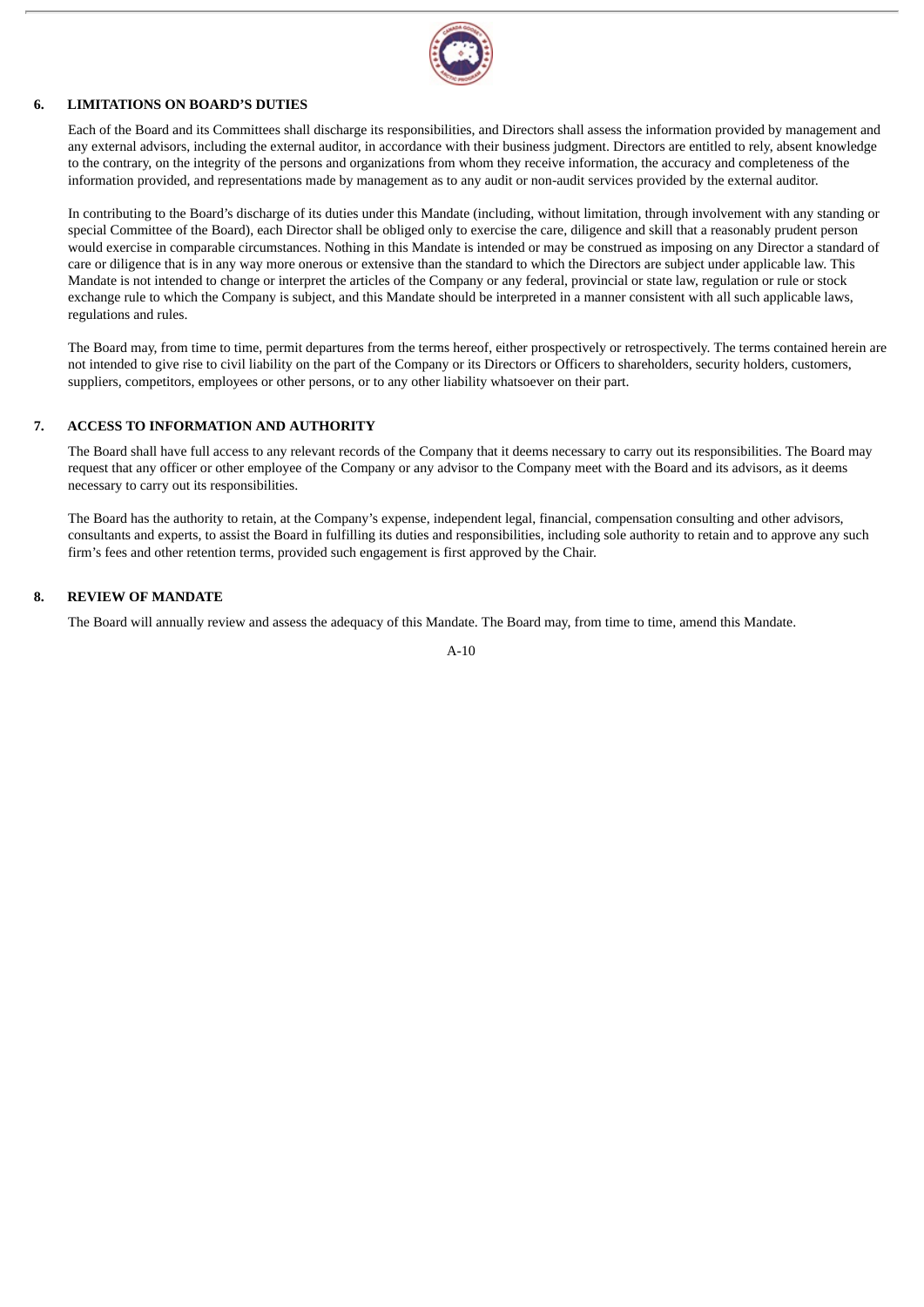## 6. LIMITATIONS ON BOARD'S DUTIES

Each of the Board and its Committees shall discharge its responsibilities, and Directors shall assess the information provided by management and any external advisors, including the external auditor, in accordance with their business judgment. Directors are entitled to rely, absent knowledge to the contrary, on the integrity of the persons and organizations from whom they receive information, the accuracy and completeness of the information provided, and representations made by management as to any audit or non-audit services provided by the external auditor.

In contributing to the Board's discharge of its duties under this Mandate (including, without limitation, through involvement with any standing or special Committee of the Board), each Director shall be obliged only to exercise the care, diligence and skill that a reasonably prudent person would exercise in comparable circumstances. Nothing in this Mandate is intended or may be construed as imposing on any Director a standard of care or diligence that is in any way more onerous or extensive than the standard to which the Directors are subject under applicable law. This Mandate is not intended to change or interpret the articles of the Company or any federal, provincial or state law, regulation or rule or stock exchange rule to which the Company is subject, and this Mandate should be interpreted in a manner consistent with all such applicable laws, regulations and rules.

The Board may, from time to time, permit departures from the terms hereof, either prospectively or retrospectively. The terms contained herein are not intended to give rise to civil liability on the part of the Company or its Directors or Officers to shareholders, security holders, customers, suppliers, competitors, employees or other persons, or to any other liability whatsoever on their part.

## 7. ACCESS TO INFORMATION AND AUTHORITY

The Board shall have full access to any relevant records of the Company that it deems necessary to carry out its responsibilities. The Board may request that any officer or other employee of the Company or any advisor to the Company meet with the Board and its advisors, as it deems necessary to carry out its responsibilities.

The Board has the authority to retain, at the Company's expense, independent legal, financial, compensation consulting and other advisors, consultants and experts, to assist the Board in fulfilling its duties and responsibilities, including sole authority to retain and to approve any such firm's fees and other retention terms, provided such engagement is first approved by the Chair.

## 8. REVIEW OF MANDATE

The Board will annually review and assess the adequacy of this Mandate. The Board may, from time to time, amend this Mandate.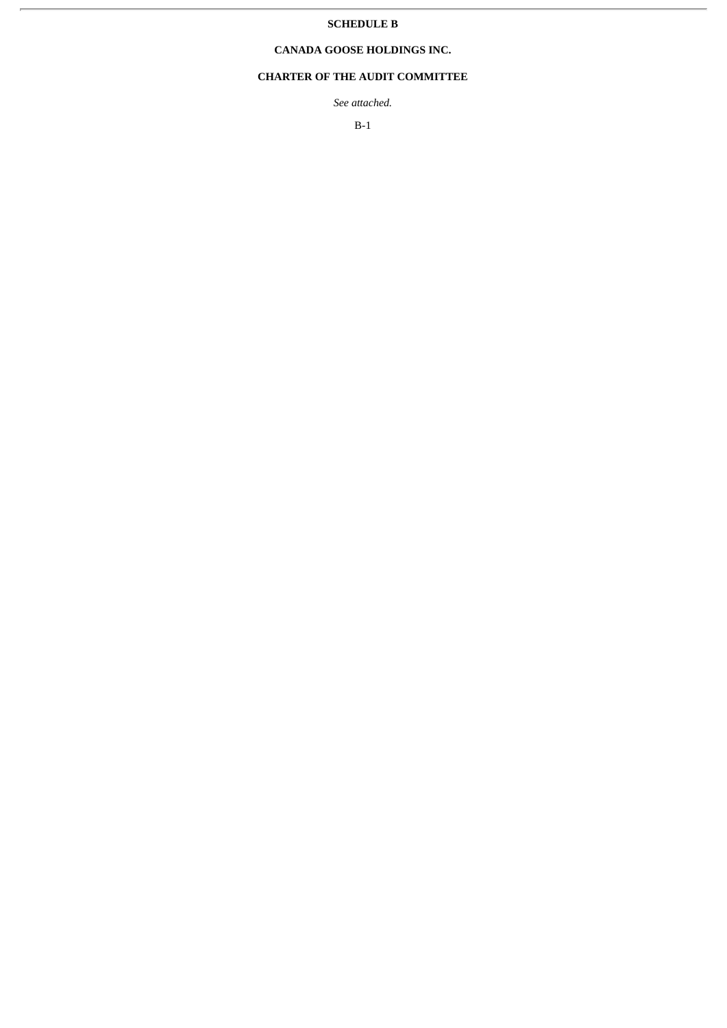**SCHEDULE B**

**CANADA GOOSE HOLDINGS INC.**

**CHARTER OF THE AUDIT COMMITTEE**

*See attached.*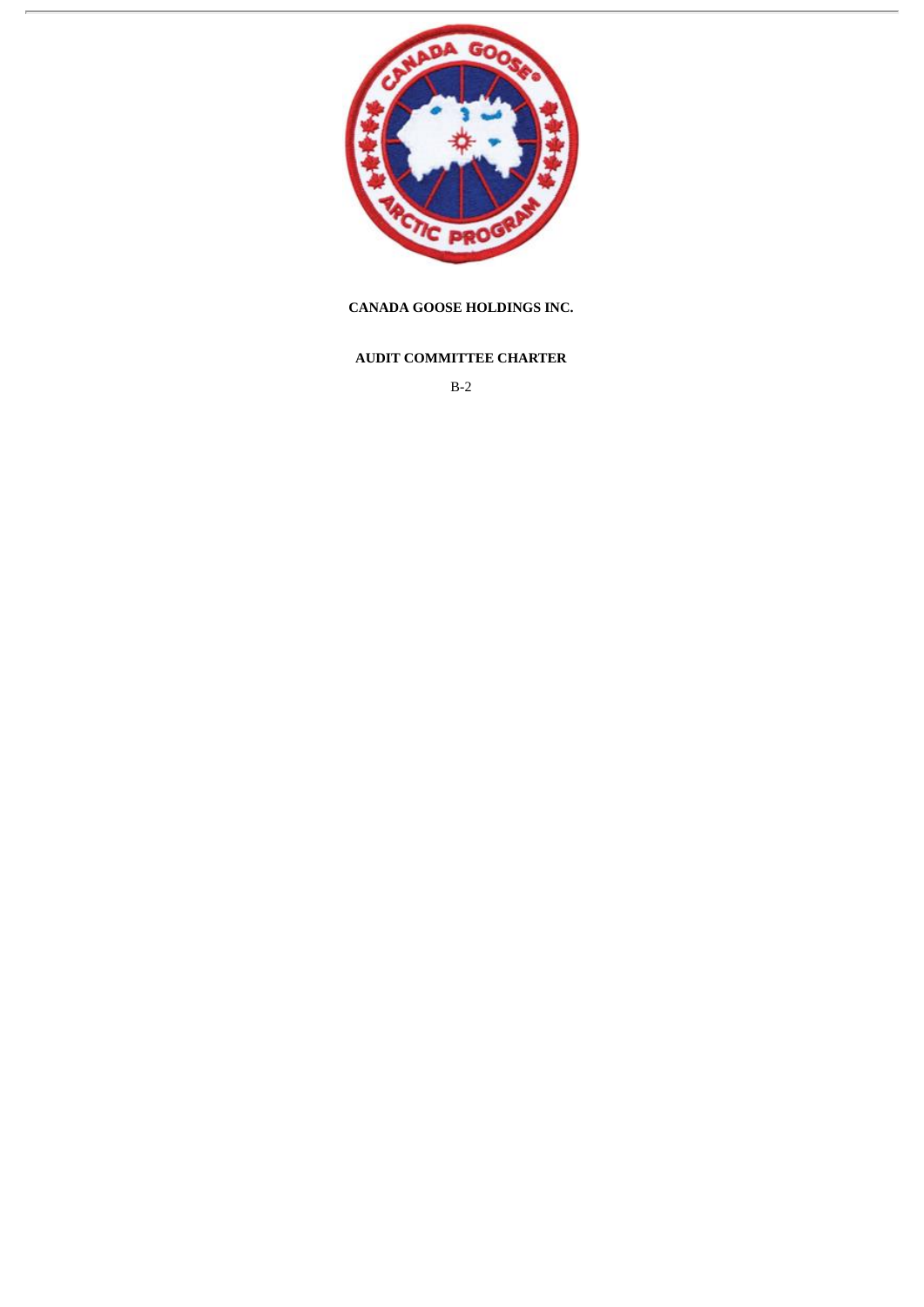**CANADA GOOSE HOLDINGS INC.**

**AUDIT COMMITTEE CHARTER**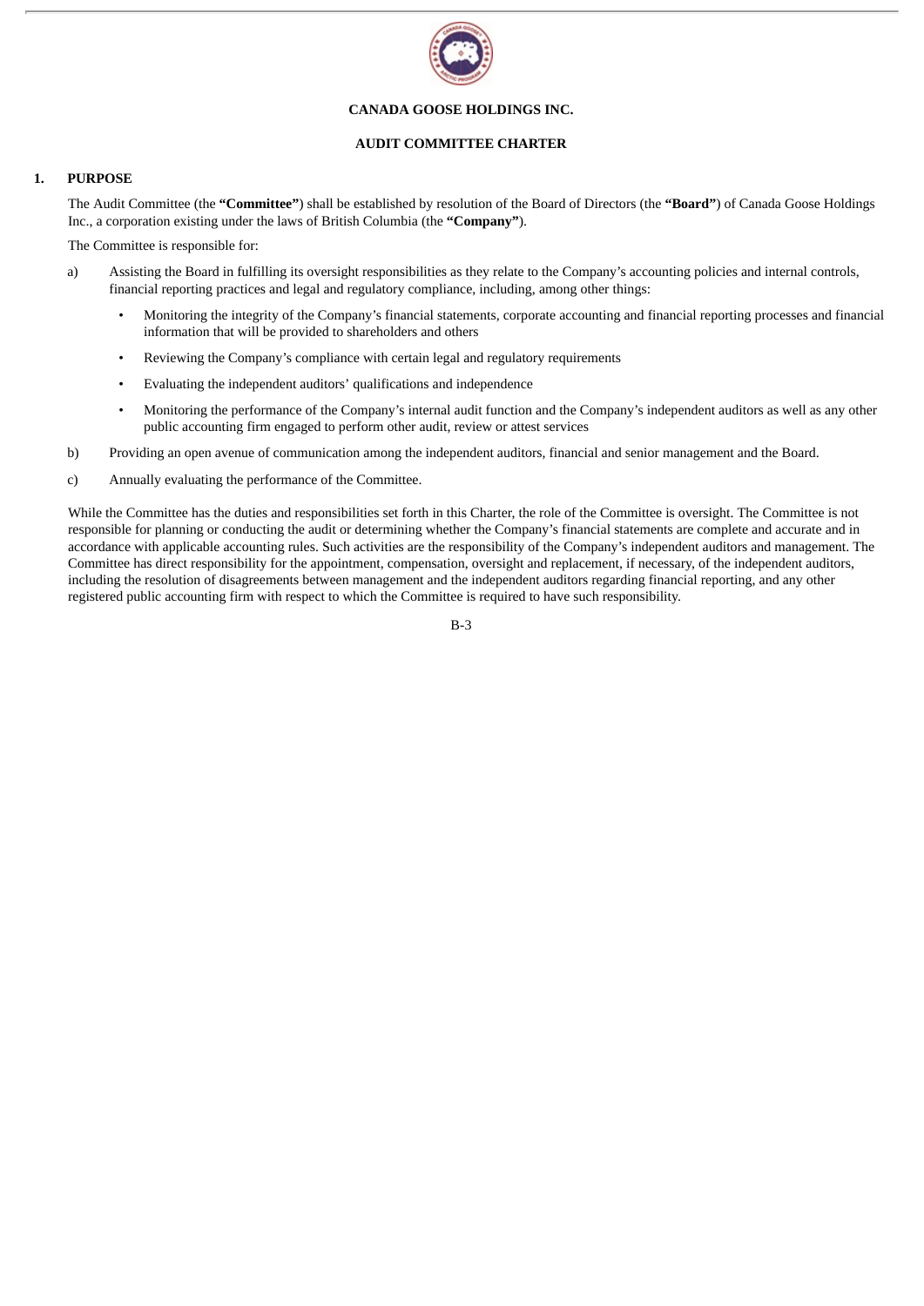**CANADA GOOSE HOLDINGS INC.**

**AUDIT COMMITTEE CHARTER**

## 1. PURPOSE

The Audit Committee (the **"Committee"**) shall be established by resolution of the Board of Directors (the **"Board"**) of Canada Goose Holdings Inc., a corporation existing under the laws of British Columbia (the **"Company"**).

The Committee is responsible for:

a) Assisting the Board in fulfilling its oversight responsibilities as they relate to the Company's accounting policies and internal controls, financial reporting practices and legal and regulatory compliance, including, among other things:

- Monitoring the integrity of the Company's financial statements, corporate accounting and financial reporting processes and financial information that will be provided to shareholders and others
- Reviewing the Company's compliance with certain legal and regulatory requirements
- Evaluating the independent auditors' qualifications and independence
- Monitoring the performance of the Company's internal audit function and the Company's independent auditors as well as any other public accounting firm engaged to perform other audit, review or attest services

b) Providing an open avenue of communication among the independent auditors, financial and senior management and the Board.

c) Annually evaluating the performance of the Committee.

While the Committee has the duties and responsibilities set forth in this Charter, the role of the Committee is oversight. The Committee is not responsible for planning or conducting the audit or determining whether the Company's financial statements are complete and accurate and in accordance with applicable accounting rules. Such activities are the responsibility of the Company's independent auditors and management. The Committee has direct responsibility for the appointment, compensation, oversight and replacement, if necessary, of the independent auditors, including the resolution of disagreements between management and the independent auditors regarding financial reporting, and any other registered public accounting firm with respect to which the Committee is required to have such responsibility.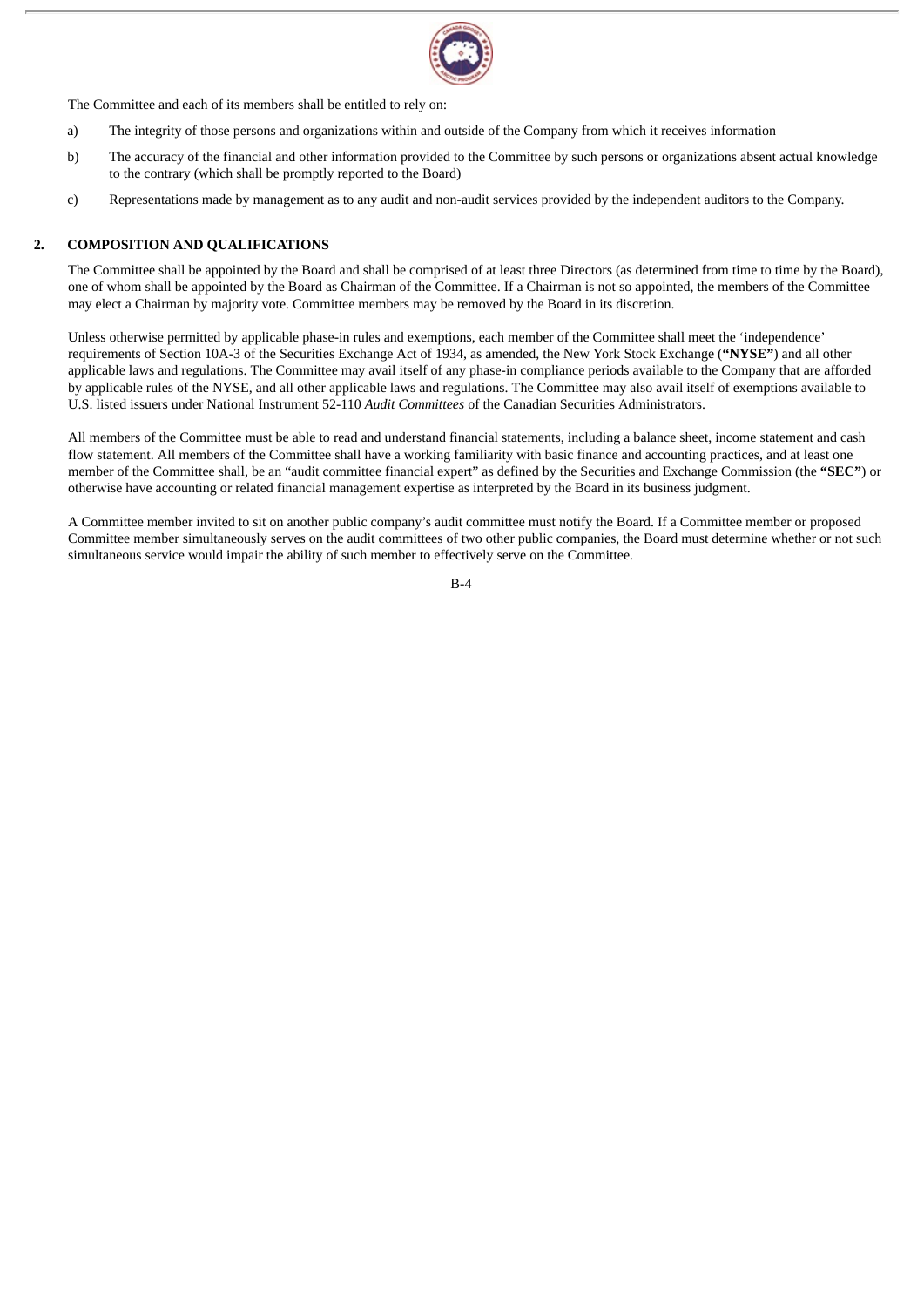The Committee and each of its members shall be entitled to rely on:

a) The integrity of those persons and organizations within and outside of the Company from which it receives information

b) The accuracy of the financial and other information provided to the Committee by such persons or organizations absent actual knowledge to the contrary (which shall be promptly reported to the Board)

c) Representations made by management as to any audit and non-audit services provided by the independent auditors to the Company.

## 2. COMPOSITION AND QUALIFICATIONS

The Committee shall be appointed by the Board and shall be comprised of at least three Directors (as determined from time to time by the Board), one of whom shall be appointed by the Board as Chairman of the Committee. If a Chairman is not so appointed, the members of the Committee may elect a Chairman by majority vote. Committee members may be removed by the Board in its discretion.

Unless otherwise permitted by applicable phase-in rules and exemptions, each member of the Committee shall meet the 'independence' requirements of Section 10A-3 of the Securities Exchange Act of 1934, as amended, the New York Stock Exchange (**"NYSE"**) and all other applicable laws and regulations. The Committee may avail itself of any phase-in compliance periods available to the Company that are afforded by applicable rules of the NYSE, and all other applicable laws and regulations. The Committee may also avail itself of exemptions available to U.S. listed issuers under National Instrument 52-110 *Audit Committees* of the Canadian Securities Administrators.

All members of the Committee must be able to read and understand financial statements, including a balance sheet, income statement and cash flow statement. All members of the Committee shall have a working familiarity with basic finance and accounting practices, and at least one member of the Committee shall, be an "audit committee financial expert" as defined by the Securities and Exchange Commission (the **"SEC"**) or otherwise have accounting or related financial management expertise as interpreted by the Board in its business judgment.

A Committee member invited to sit on another public company's audit committee must notify the Board. If a Committee member or proposed Committee member simultaneously serves on the audit committees of two other public companies, the Board must determine whether or not such simultaneous service would impair the ability of such member to effectively serve on the Committee.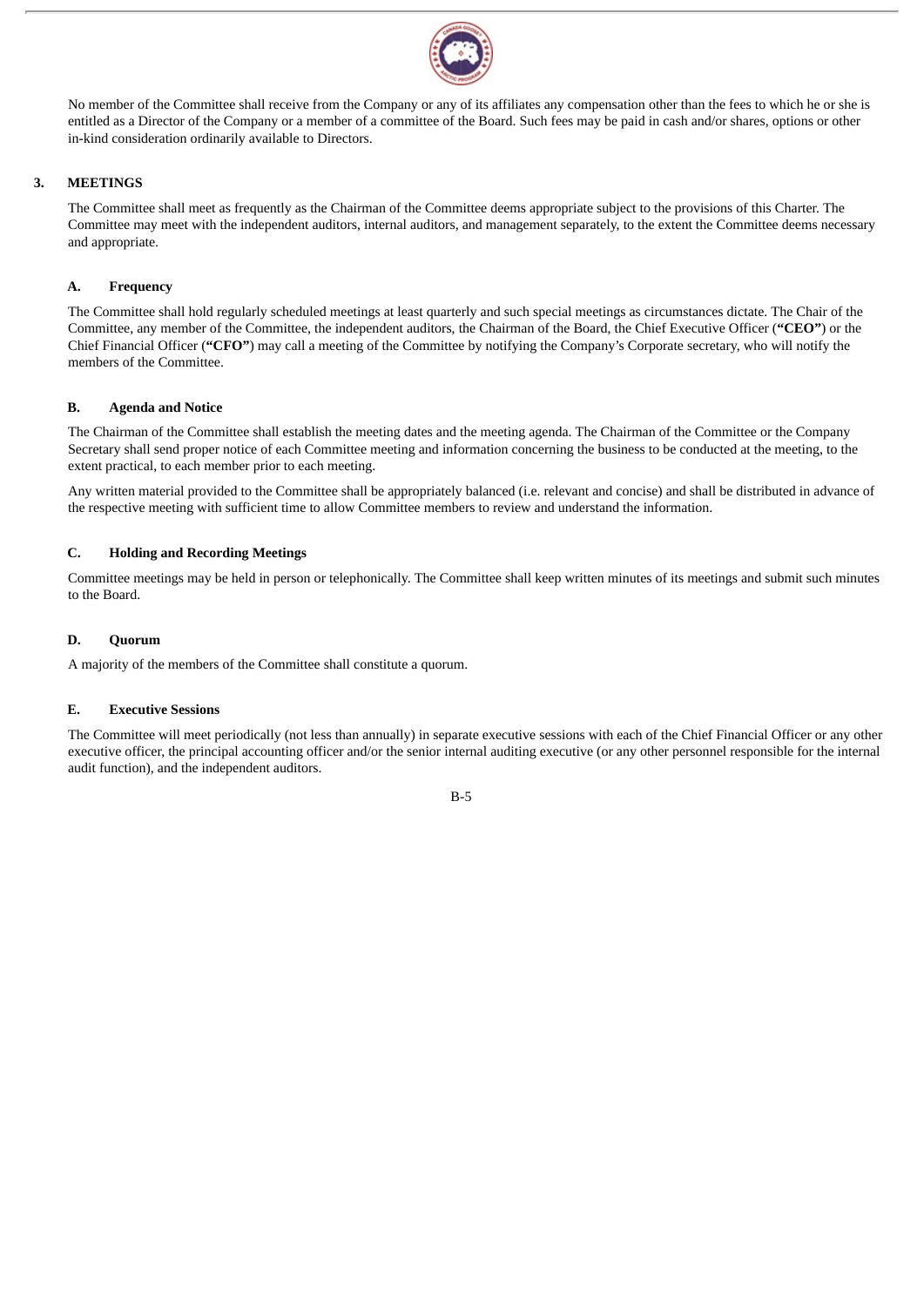No member of the Committee shall receive from the Company or any of its affiliates any compensation other than the fees to which he or she is entitled as a Director of the Company or a member of a committee of the Board. Such fees may be paid in cash and/or shares, options or other in-kind consideration ordinarily available to Directors.

## 3. MEETINGS

The Committee shall meet as frequently as the Chairman of the Committee deems appropriate subject to the provisions of this Charter. The Committee may meet with the independent auditors, internal auditors, and management separately, to the extent the Committee deems necessary and appropriate.

### A. Frequency

The Committee shall hold regularly scheduled meetings at least quarterly and such special meetings as circumstances dictate. The Chair of the Committee, any member of the Committee, the independent auditors, the Chairman of the Board, the Chief Executive Officer (**"CEO"**) or the Chief Financial Officer (**"CFO"**) may call a meeting of the Committee by notifying the Company's Corporate secretary, who will notify the members of the Committee.

### B. Agenda and Notice

The Chairman of the Committee shall establish the meeting dates and the meeting agenda. The Chairman of the Committee or the Company Secretary shall send proper notice of each Committee meeting and information concerning the business to be conducted at the meeting, to the extent practical, to each member prior to each meeting.

Any written material provided to the Committee shall be appropriately balanced (i.e. relevant and concise) and shall be distributed in advance of the respective meeting with sufficient time to allow Committee members to review and understand the information.

### C. Holding and Recording Meetings

Committee meetings may be held in person or telephonically. The Committee shall keep written minutes of its meetings and submit such minutes to the Board.

### D. Quorum

A majority of the members of the Committee shall constitute a quorum.

### E. Executive Sessions

The Committee will meet periodically (not less than annually) in separate executive sessions with each of the Chief Financial Officer or any other executive officer, the principal accounting officer and/or the senior internal auditing executive (or any other personnel responsible for the internal audit function), and the independent auditors.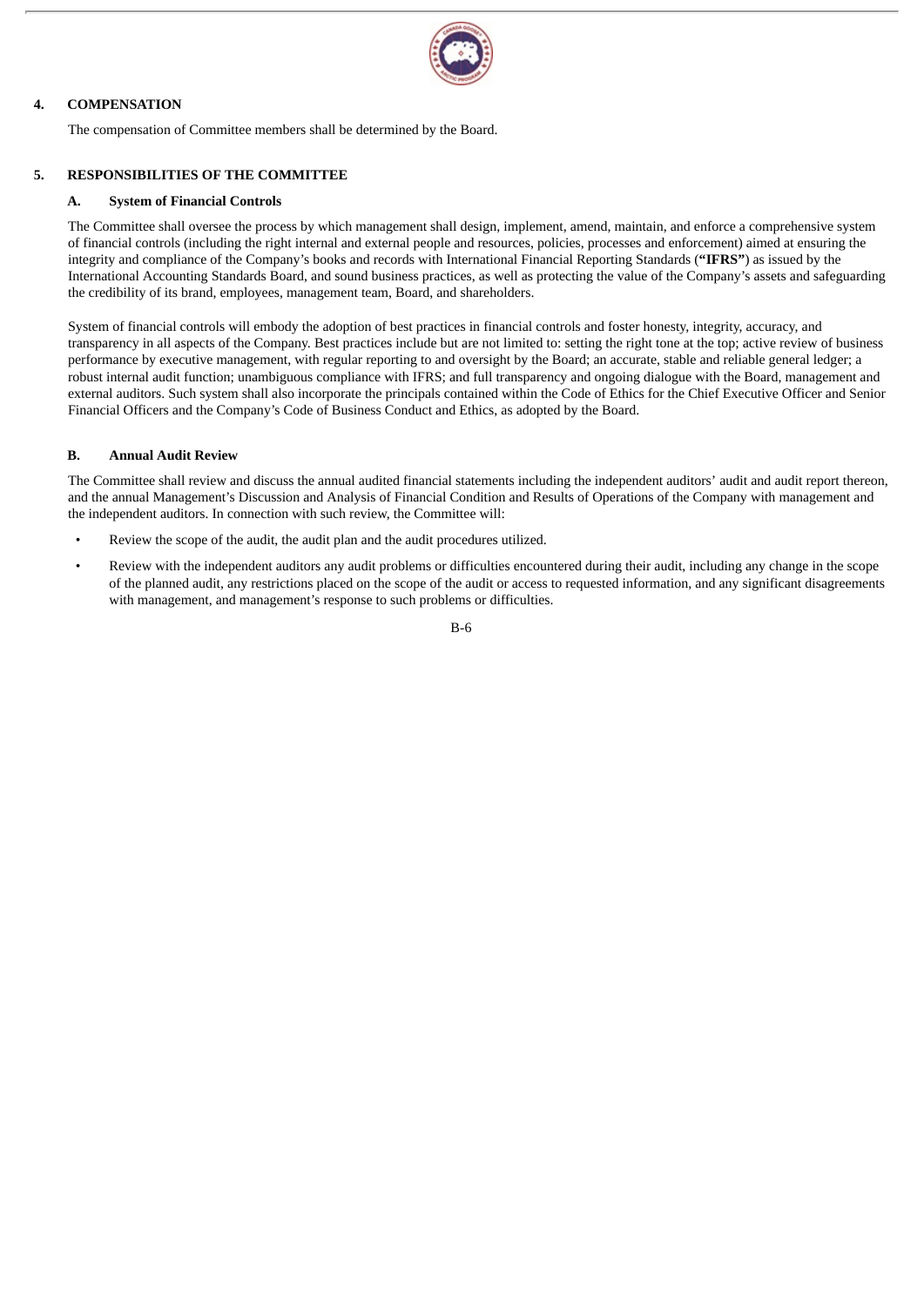## 4. COMPENSATION

The compensation of Committee members shall be determined by the Board.

## 5. RESPONSIBILITIES OF THE COMMITTEE

### A. System of Financial Controls

The Committee shall oversee the process by which management shall design, implement, amend, maintain, and enforce a comprehensive system of financial controls (including the right internal and external people and resources, policies, processes and enforcement) aimed at ensuring the integrity and compliance of the Company's books and records with International Financial Reporting Standards (**"IFRS"**) as issued by the International Accounting Standards Board, and sound business practices, as well as protecting the value of the Company's assets and safeguarding the credibility of its brand, employees, management team, Board, and shareholders.

System of financial controls will embody the adoption of best practices in financial controls and foster honesty, integrity, accuracy, and transparency in all aspects of the Company. Best practices include but are not limited to: setting the right tone at the top; active review of business performance by executive management, with regular reporting to and oversight by the Board; an accurate, stable and reliable general ledger; a robust internal audit function; unambiguous compliance with IFRS; and full transparency and ongoing dialogue with the Board, management and external auditors. Such system shall also incorporate the principals contained within the Code of Ethics for the Chief Executive Officer and Senior Financial Officers and the Company's Code of Business Conduct and Ethics, as adopted by the Board.

### B. Annual Audit Review

The Committee shall review and discuss the annual audited financial statements including the independent auditors' audit and audit report thereon, and the annual Management's Discussion and Analysis of Financial Condition and Results of Operations of the Company with management and the independent auditors. In connection with such review, the Committee will:

- Review the scope of the audit, the audit plan and the audit procedures utilized.
- Review with the independent auditors any audit problems or difficulties encountered during their audit, including any change in the scope of the planned audit, any restrictions placed on the scope of the audit or access to requested information, and any significant disagreements with management, and management's response to such problems or difficulties.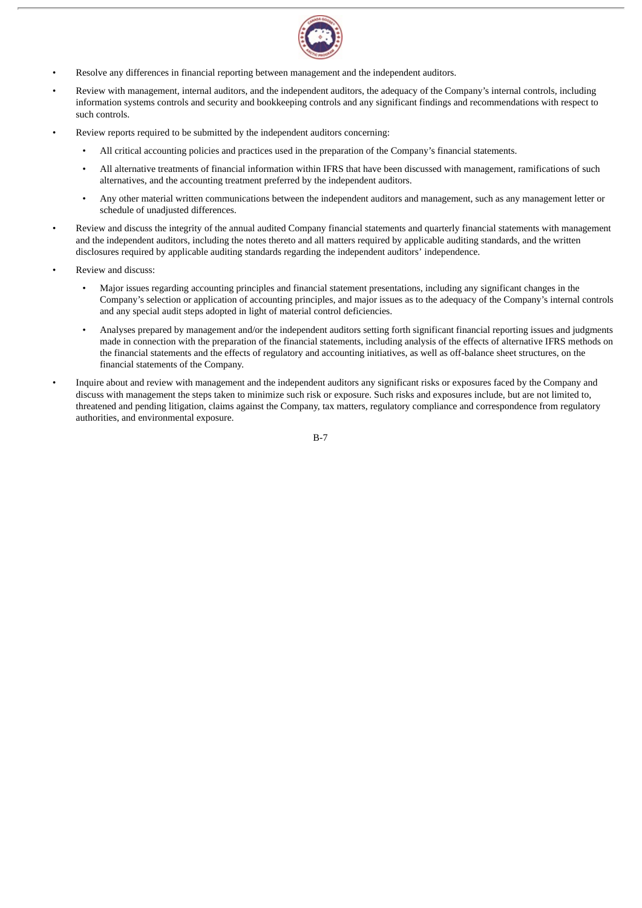- Resolve any differences in financial reporting between management and the independent auditors.
- Review with management, internal auditors, and the independent auditors, the adequacy of the Company's internal controls, including information systems controls and security and bookkeeping controls and any significant findings and recommendations with respect to such controls.
- Review reports required to be submitted by the independent auditors concerning:
  - All critical accounting policies and practices used in the preparation of the Company's financial statements.
  - All alternative treatments of financial information within IFRS that have been discussed with management, ramifications of such alternatives, and the accounting treatment preferred by the independent auditors.
  - Any other material written communications between the independent auditors and management, such as any management letter or schedule of unadjusted differences.
- Review and discuss the integrity of the annual audited Company financial statements and quarterly financial statements with management and the independent auditors, including the notes thereto and all matters required by applicable auditing standards, and the written disclosures required by applicable auditing standards regarding the independent auditors' independence.
- Review and discuss:
  - Major issues regarding accounting principles and financial statement presentations, including any significant changes in the Company's selection or application of accounting principles, and major issues as to the adequacy of the Company's internal controls and any special audit steps adopted in light of material control deficiencies.
  - Analyses prepared by management and/or the independent auditors setting forth significant financial reporting issues and judgments made in connection with the preparation of the financial statements, including analysis of the effects of alternative IFRS methods on the financial statements and the effects of regulatory and accounting initiatives, as well as off-balance sheet structures, on the financial statements of the Company.
- Inquire about and review with management and the independent auditors any significant risks or exposures faced by the Company and discuss with management the steps taken to minimize such risk or exposure. Such risks and exposures include, but are not limited to, threatened and pending litigation, claims against the Company, tax matters, regulatory compliance and correspondence from regulatory authorities, and environmental exposure.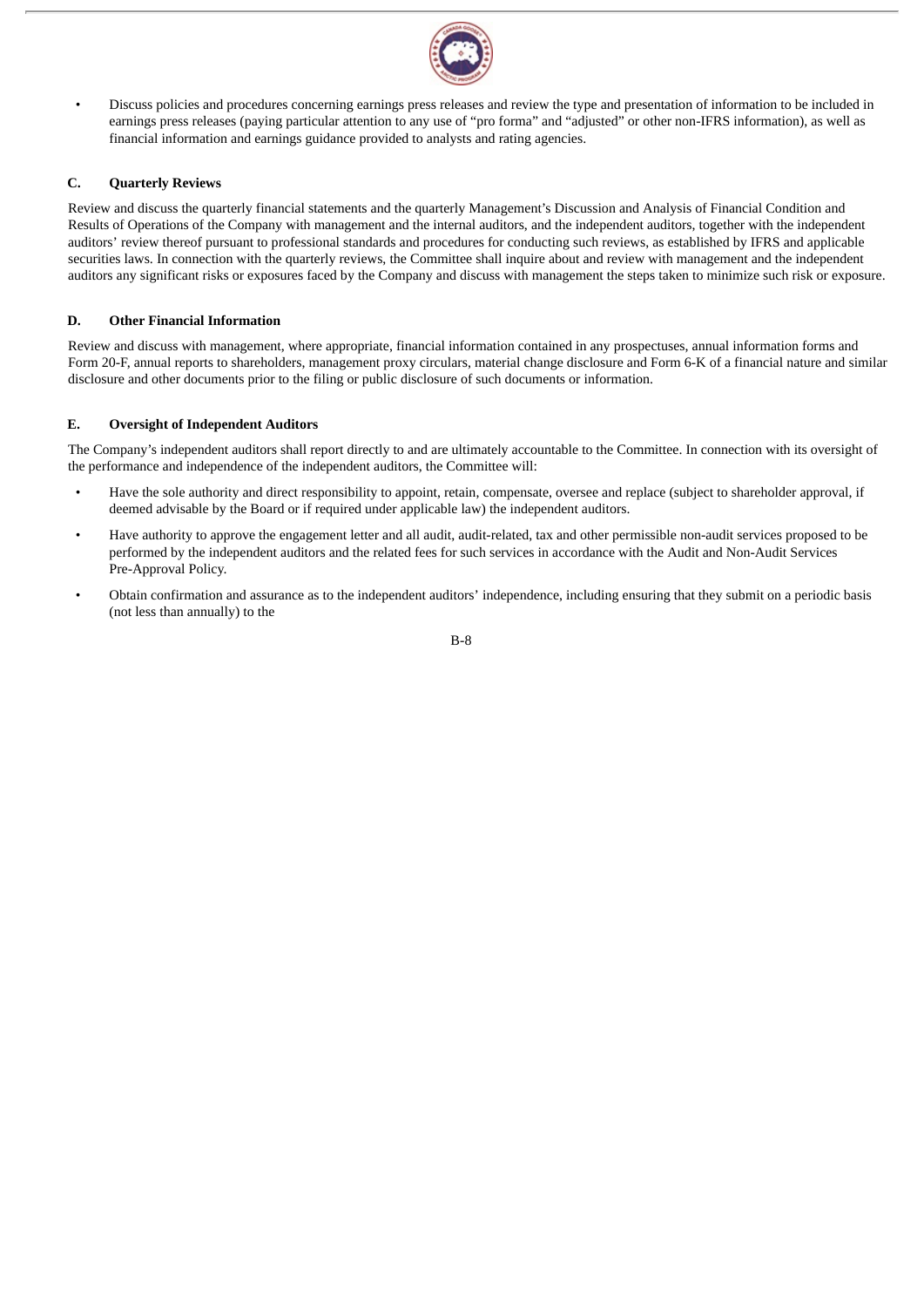- Discuss policies and procedures concerning earnings press releases and review the type and presentation of information to be included in earnings press releases (paying particular attention to any use of "pro forma" and "adjusted" or other non-IFRS information), as well as financial information and earnings guidance provided to analysts and rating agencies.

### C. Quarterly Reviews

Review and discuss the quarterly financial statements and the quarterly Management's Discussion and Analysis of Financial Condition and Results of Operations of the Company with management and the internal auditors, and the independent auditors, together with the independent auditors' review thereof pursuant to professional standards and procedures for conducting such reviews, as established by IFRS and applicable securities laws. In connection with the quarterly reviews, the Committee shall inquire about and review with management and the independent auditors any significant risks or exposures faced by the Company and discuss with management the steps taken to minimize such risk or exposure.

### D. Other Financial Information

Review and discuss with management, where appropriate, financial information contained in any prospectuses, annual information forms and Form 20-F, annual reports to shareholders, management proxy circulars, material change disclosure and Form 6-K of a financial nature and similar disclosure and other documents prior to the filing or public disclosure of such documents or information.

### E. Oversight of Independent Auditors

The Company's independent auditors shall report directly to and are ultimately accountable to the Committee. In connection with its oversight of the performance and independence of the independent auditors, the Committee will:

- Have the sole authority and direct responsibility to appoint, retain, compensate, oversee and replace (subject to shareholder approval, if deemed advisable by the Board or if required under applicable law) the independent auditors.
- Have authority to approve the engagement letter and all audit, audit-related, tax and other permissible non-audit services proposed to be performed by the independent auditors and the related fees for such services in accordance with the Audit and Non-Audit Services Pre-Approval Policy.
- Obtain confirmation and assurance as to the independent auditors' independence, including ensuring that they submit on a periodic basis (not less than annually) to the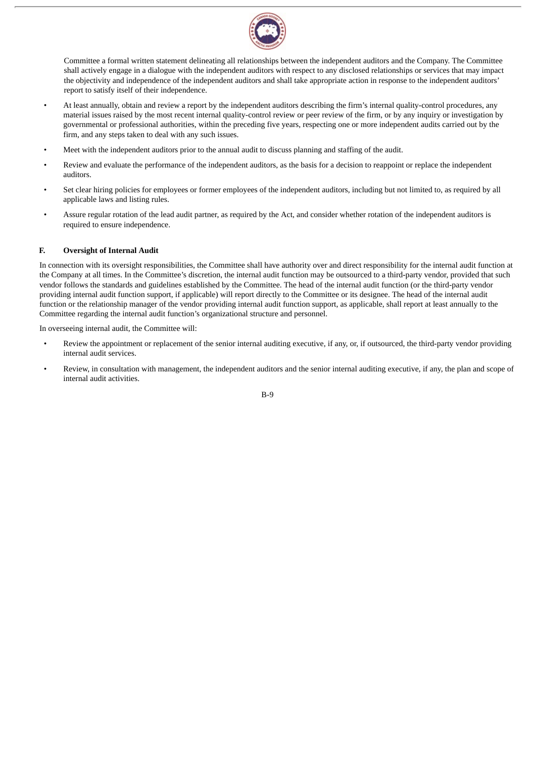Committee a formal written statement delineating all relationships between the independent auditors and the Company. The Committee shall actively engage in a dialogue with the independent auditors with respect to any disclosed relationships or services that may impact the objectivity and independence of the independent auditors and shall take appropriate action in response to the independent auditors' report to satisfy itself of their independence.

- At least annually, obtain and review a report by the independent auditors describing the firm's internal quality-control procedures, any material issues raised by the most recent internal quality-control review or peer review of the firm, or by any inquiry or investigation by governmental or professional authorities, within the preceding five years, respecting one or more independent audits carried out by the firm, and any steps taken to deal with any such issues.
- Meet with the independent auditors prior to the annual audit to discuss planning and staffing of the audit.
- Review and evaluate the performance of the independent auditors, as the basis for a decision to reappoint or replace the independent auditors.
- Set clear hiring policies for employees or former employees of the independent auditors, including but not limited to, as required by all applicable laws and listing rules.
- Assure regular rotation of the lead audit partner, as required by the Act, and consider whether rotation of the independent auditors is required to ensure independence.

**F. Oversight of Internal Audit**

In connection with its oversight responsibilities, the Committee shall have authority over and direct responsibility for the internal audit function at the Company at all times. In the Committee's discretion, the internal audit function may be outsourced to a third-party vendor, provided that such vendor follows the standards and guidelines established by the Committee. The head of the internal audit function (or the third-party vendor providing internal audit function support, if applicable) will report directly to the Committee or its designee. The head of the internal audit function or the relationship manager of the vendor providing internal audit function support, as applicable, shall report at least annually to the Committee regarding the internal audit function's organizational structure and personnel.

In overseeing internal audit, the Committee will:

- Review the appointment or replacement of the senior internal auditing executive, if any, or, if outsourced, the third-party vendor providing internal audit services.
- Review, in consultation with management, the independent auditors and the senior internal auditing executive, if any, the plan and scope of internal audit activities.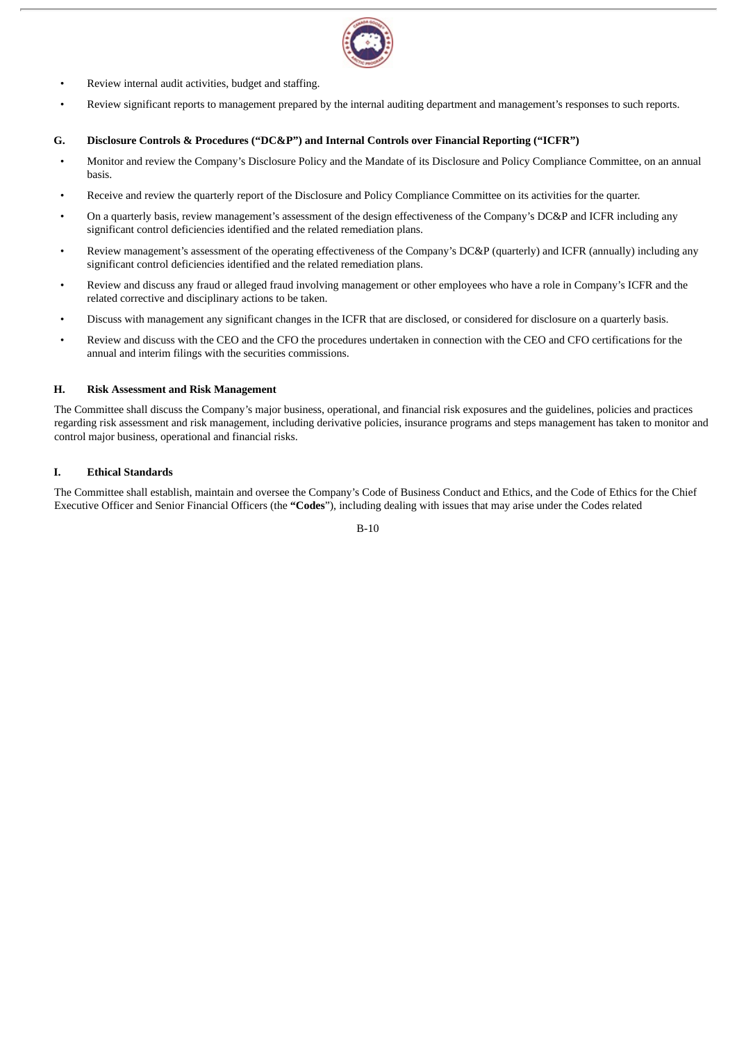- Review internal audit activities, budget and staffing.
- Review significant reports to management prepared by the internal auditing department and management's responses to such reports.

### G. Disclosure Controls & Procedures ("DC&P") and Internal Controls over Financial Reporting ("ICFR")

- Monitor and review the Company's Disclosure Policy and the Mandate of its Disclosure and Policy Compliance Committee, on an annual basis.
- Receive and review the quarterly report of the Disclosure and Policy Compliance Committee on its activities for the quarter.
- On a quarterly basis, review management's assessment of the design effectiveness of the Company's DC&P and ICFR including any significant control deficiencies identified and the related remediation plans.
- Review management's assessment of the operating effectiveness of the Company's DC&P (quarterly) and ICFR (annually) including any significant control deficiencies identified and the related remediation plans.
- Review and discuss any fraud or alleged fraud involving management or other employees who have a role in Company's ICFR and the related corrective and disciplinary actions to be taken.
- Discuss with management any significant changes in the ICFR that are disclosed, or considered for disclosure on a quarterly basis.
- Review and discuss with the CEO and the CFO the procedures undertaken in connection with the CEO and CFO certifications for the annual and interim filings with the securities commissions.

### H. Risk Assessment and Risk Management

The Committee shall discuss the Company's major business, operational, and financial risk exposures and the guidelines, policies and practices regarding risk assessment and risk management, including derivative policies, insurance programs and steps management has taken to monitor and control major business, operational and financial risks.

### I. Ethical Standards

The Committee shall establish, maintain and oversee the Company's Code of Business Conduct and Ethics, and the Code of Ethics for the Chief Executive Officer and Senior Financial Officers (the **"Codes"**), including dealing with issues that may arise under the Codes related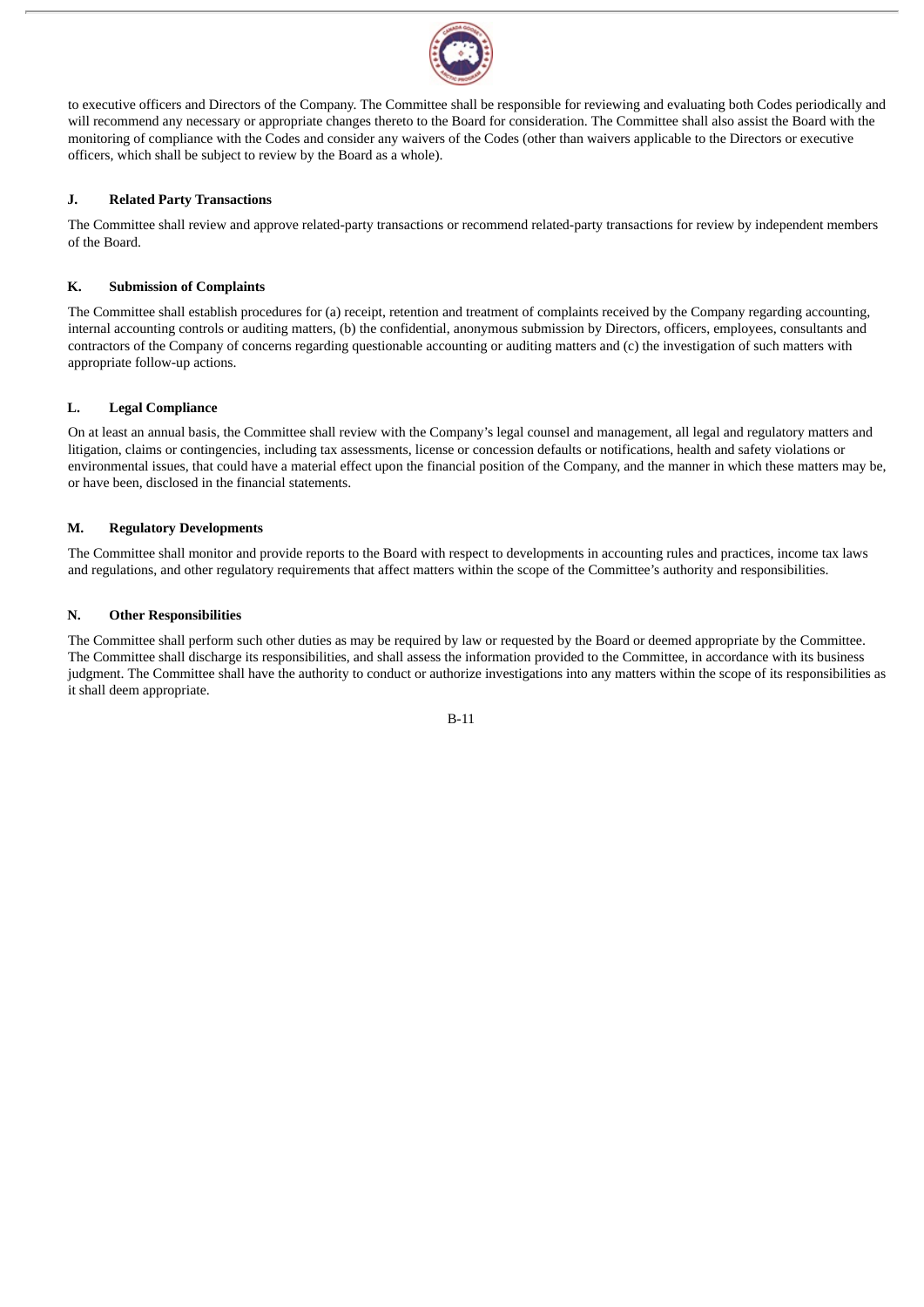to executive officers and Directors of the Company. The Committee shall be responsible for reviewing and evaluating both Codes periodically and will recommend any necessary or appropriate changes thereto to the Board for consideration. The Committee shall also assist the Board with the monitoring of compliance with the Codes and consider any waivers of the Codes (other than waivers applicable to the Directors or executive officers, which shall be subject to review by the Board as a whole).

### J. Related Party Transactions

The Committee shall review and approve related-party transactions or recommend related-party transactions for review by independent members of the Board.

### K. Submission of Complaints

The Committee shall establish procedures for (a) receipt, retention and treatment of complaints received by the Company regarding accounting, internal accounting controls or auditing matters, (b) the confidential, anonymous submission by Directors, officers, employees, consultants and contractors of the Company of concerns regarding questionable accounting or auditing matters and (c) the investigation of such matters with appropriate follow-up actions.

### L. Legal Compliance

On at least an annual basis, the Committee shall review with the Company's legal counsel and management, all legal and regulatory matters and litigation, claims or contingencies, including tax assessments, license or concession defaults or notifications, health and safety violations or environmental issues, that could have a material effect upon the financial position of the Company, and the manner in which these matters may be, or have been, disclosed in the financial statements.

### M. Regulatory Developments

The Committee shall monitor and provide reports to the Board with respect to developments in accounting rules and practices, income tax laws and regulations, and other regulatory requirements that affect matters within the scope of the Committee's authority and responsibilities.

### N. Other Responsibilities

The Committee shall perform such other duties as may be required by law or requested by the Board or deemed appropriate by the Committee. The Committee shall discharge its responsibilities, and shall assess the information provided to the Committee, in accordance with its business judgment. The Committee shall have the authority to conduct or authorize investigations into any matters within the scope of its responsibilities as it shall deem appropriate.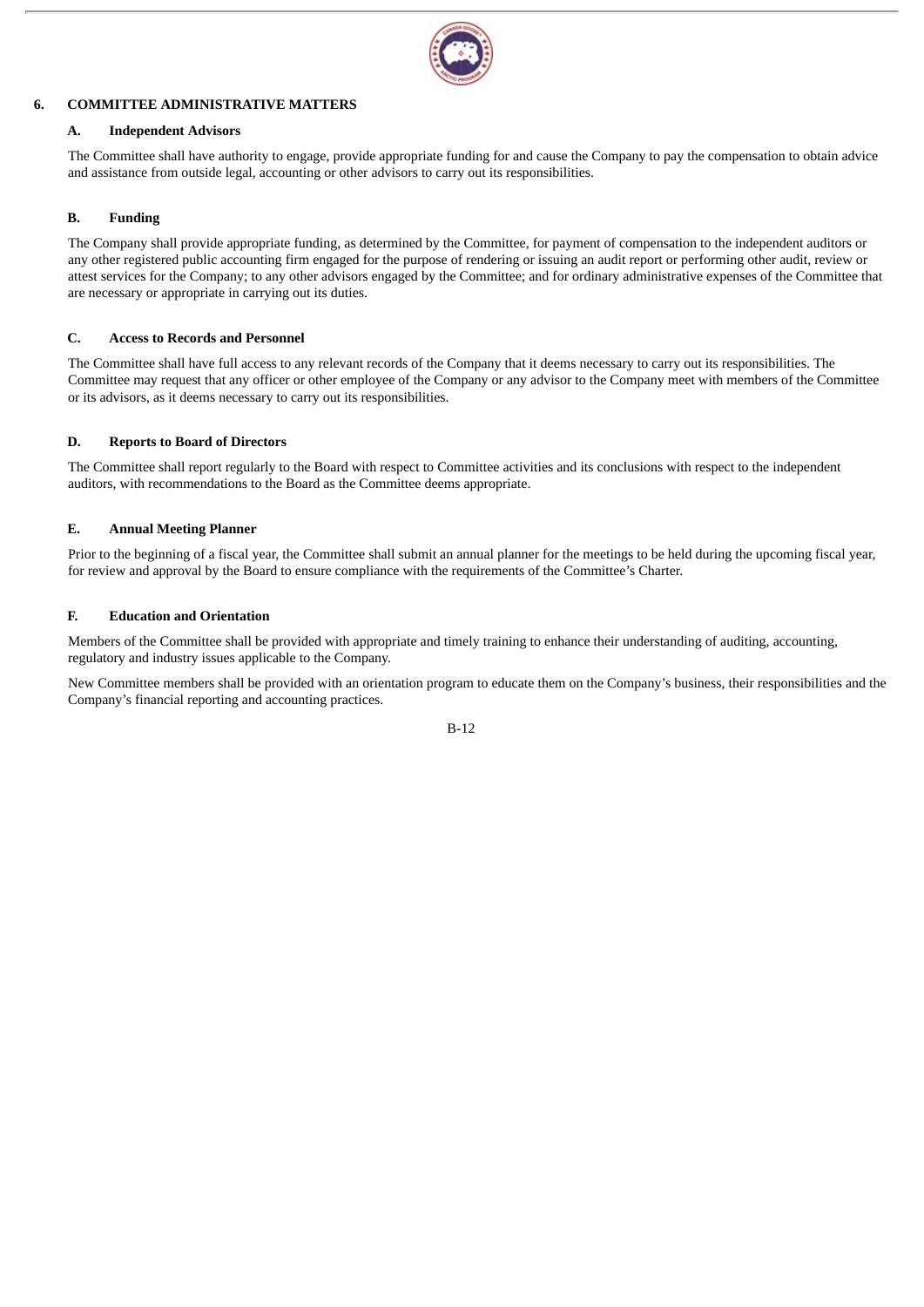## 6. COMMITTEE ADMINISTRATIVE MATTERS

### A. Independent Advisors

The Committee shall have authority to engage, provide appropriate funding for and cause the Company to pay the compensation to obtain advice and assistance from outside legal, accounting or other advisors to carry out its responsibilities.

### B. Funding

The Company shall provide appropriate funding, as determined by the Committee, for payment of compensation to the independent auditors or any other registered public accounting firm engaged for the purpose of rendering or issuing an audit report or performing other audit, review or attest services for the Company; to any other advisors engaged by the Committee; and for ordinary administrative expenses of the Committee that are necessary or appropriate in carrying out its duties.

### C. Access to Records and Personnel

The Committee shall have full access to any relevant records of the Company that it deems necessary to carry out its responsibilities. The Committee may request that any officer or other employee of the Company or any advisor to the Company meet with members of the Committee or its advisors, as it deems necessary to carry out its responsibilities.

### D. Reports to Board of Directors

The Committee shall report regularly to the Board with respect to Committee activities and its conclusions with respect to the independent auditors, with recommendations to the Board as the Committee deems appropriate.

### E. Annual Meeting Planner

Prior to the beginning of a fiscal year, the Committee shall submit an annual planner for the meetings to be held during the upcoming fiscal year, for review and approval by the Board to ensure compliance with the requirements of the Committee's Charter.

### F. Education and Orientation

Members of the Committee shall be provided with appropriate and timely training to enhance their understanding of auditing, accounting, regulatory and industry issues applicable to the Company.

New Committee members shall be provided with an orientation program to educate them on the Company's business, their responsibilities and the Company's financial reporting and accounting practices.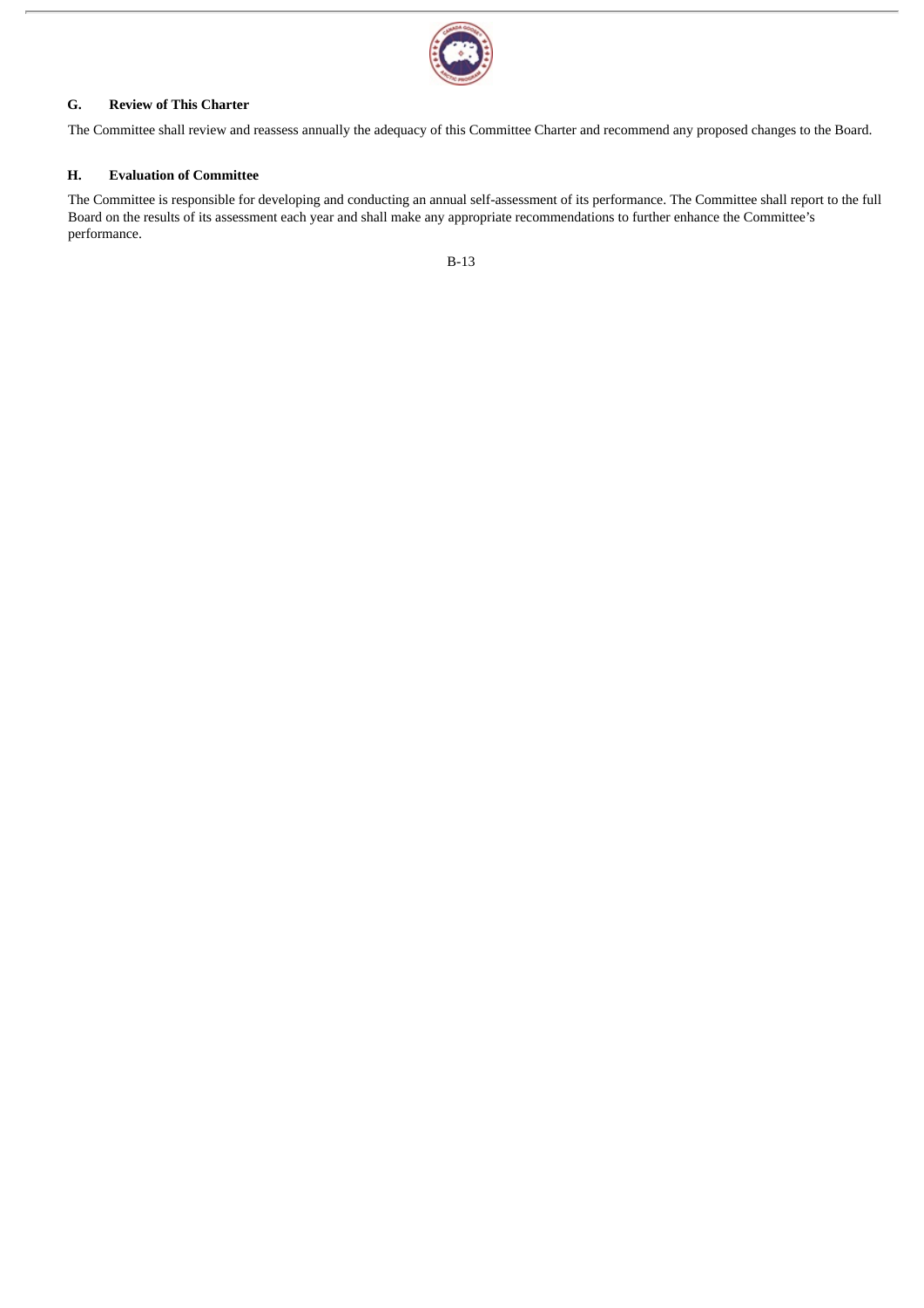### G. Review of This Charter

The Committee shall review and reassess annually the adequacy of this Committee Charter and recommend any proposed changes to the Board.

### H. Evaluation of Committee

The Committee is responsible for developing and conducting an annual self-assessment of its performance. The Committee shall report to the full Board on the results of its assessment each year and shall make any appropriate recommendations to further enhance the Committee's performance.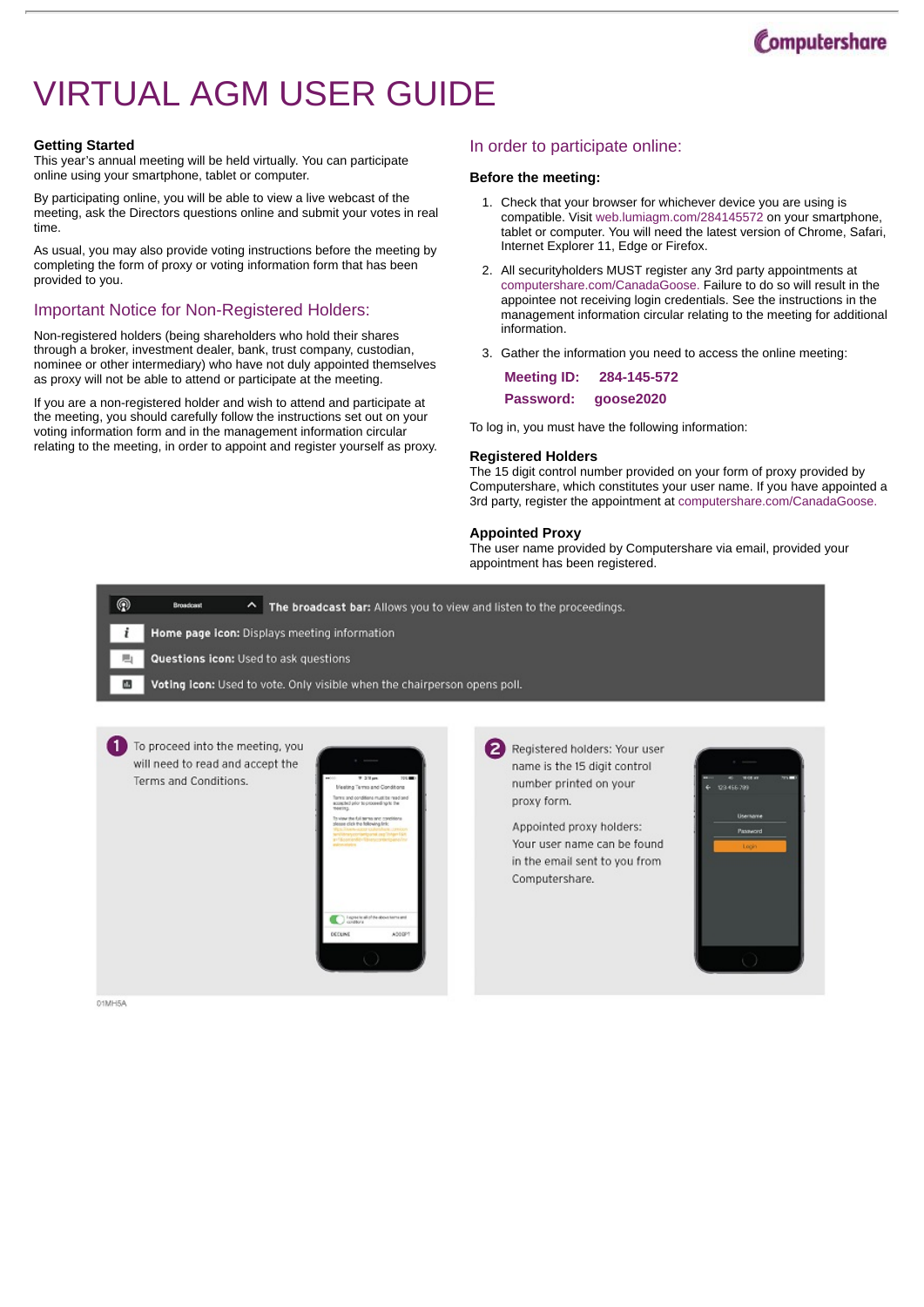# VIRTUAL AGM USER GUIDE

### Getting Started

This year's annual meeting will be held virtually. You can participate online using your smartphone, tablet or computer.

By participating online, you will be able to view a live webcast of the meeting, ask the Directors questions online and submit your votes in real time.

As usual, you may also provide voting instructions before the meeting by completing the form of proxy or voting information form that has been provided to you.

## Important Notice for Non-Registered Holders:

Non-registered holders (being shareholders who hold their shares through a broker, investment dealer, bank, trust company, custodian, nominee or other intermediary) who have not duly appointed themselves as proxy will not be able to attend or participate at the meeting.

If you are a non-registered holder and wish to attend and participate at the meeting, you should carefully follow the instructions set out on your voting information form and in the management information circular relating to the meeting, in order to appoint and register yourself as proxy.

## In order to participate online:

### Before the meeting:

1. Check that your browser for whichever device you are using is compatible. Visit web.lumiagm.com/284145572 on your smartphone, tablet or computer. You will need the latest version of Chrome, Safari, Internet Explorer 11, Edge or Firefox.
2. All securityholders MUST register any 3rd party appointments at computershare.com/CanadaGoose. Failure to do so will result in the appointee not receiving login credentials. See the instructions in the management information circular relating to the meeting for additional information.
3. Gather the information you need to access the online meeting:

**Meeting ID: 284-145-572**

**Password: goose2020**

To log in, you must have the following information:

### Registered Holders

The 15 digit control number provided on your form of proxy provided by Computershare, which constitutes your user name. If you have appointed a 3rd party, register the appointment at computershare.com/CanadaGoose.

### Appointed Proxy

The user name provided by Computershare via email, provided your appointment has been registered.

**The broadcast bar:** Allows you to view and listen to the proceedings.

**Home page icon:** Displays meeting information

**Questions icon:** Used to ask questions

**Voting icon:** Used to vote. Only visible when the chairperson opens poll.

1. To proceed into the meeting, you will need to read and accept the Terms and Conditions.

2. Registered holders: Your user name is the 15 digit control number printed on your proxy form.

   Appointed proxy holders: Your user name can be found in the email sent to you from Computershare.

01MH5A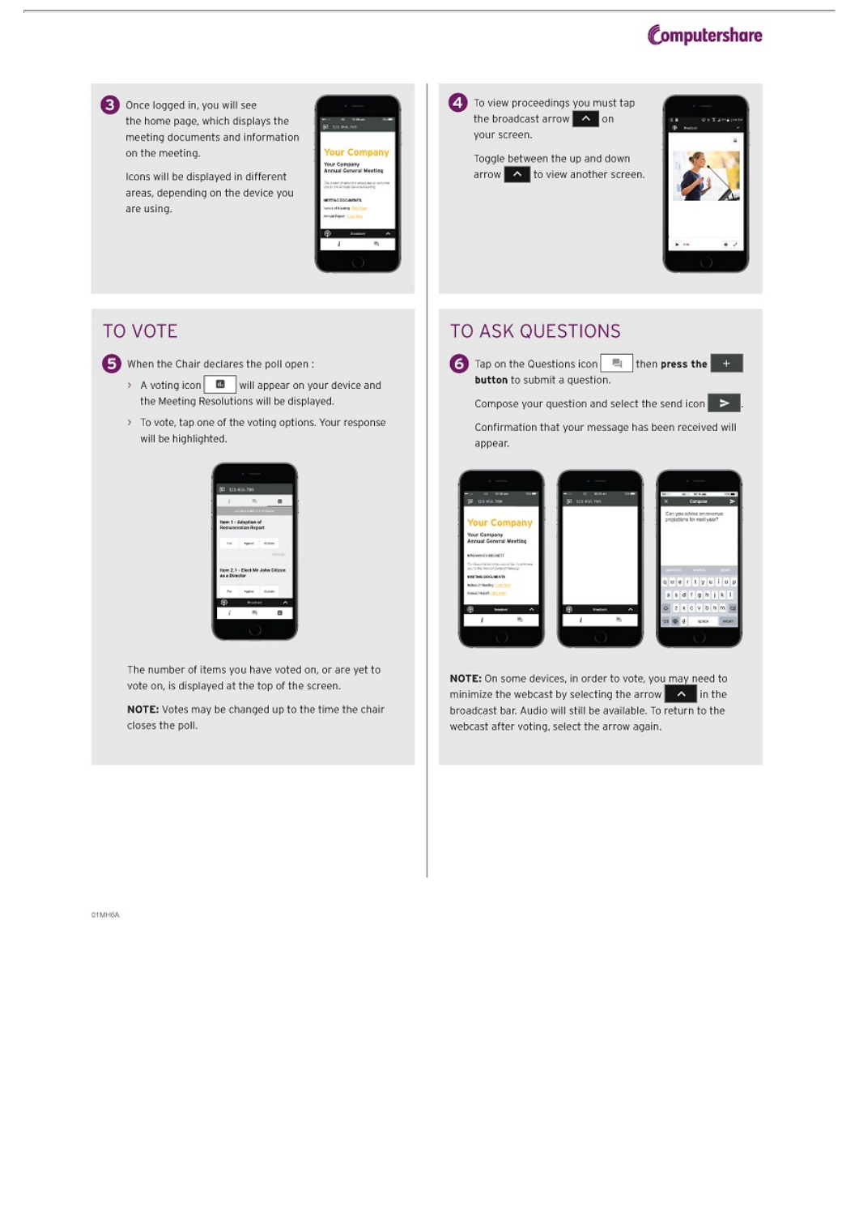3. Once logged in, you will see the home page, which displays the meeting documents and information on the meeting.

   Icons will be displayed in different areas, depending on the device you are using.

4. To view proceedings you must tap the broadcast arrow on your screen.

   Toggle between the up and down arrow to view another screen.

## TO VOTE

5. When the Chair declares the poll open :

   - A voting icon will appear on your device and the Meeting Resolutions will be displayed.
   - To vote, tap one of the voting options. Your response will be highlighted.

The number of items you have voted on, or are yet to vote on, is displayed at the top of the screen.

**NOTE:** Votes may be changed up to the time the chair closes the poll.

## TO ASK QUESTIONS

6. Tap on the Questions icon then **press the button** to submit a question.

   Compose your question and select the send icon.

   Confirmation that your message has been received will appear.

**NOTE:** On some devices, in order to vote, you may need to minimize the webcast by selecting the arrow in the broadcast bar. Audio will still be available. To return to the webcast after voting, select the arrow again.

01MH6A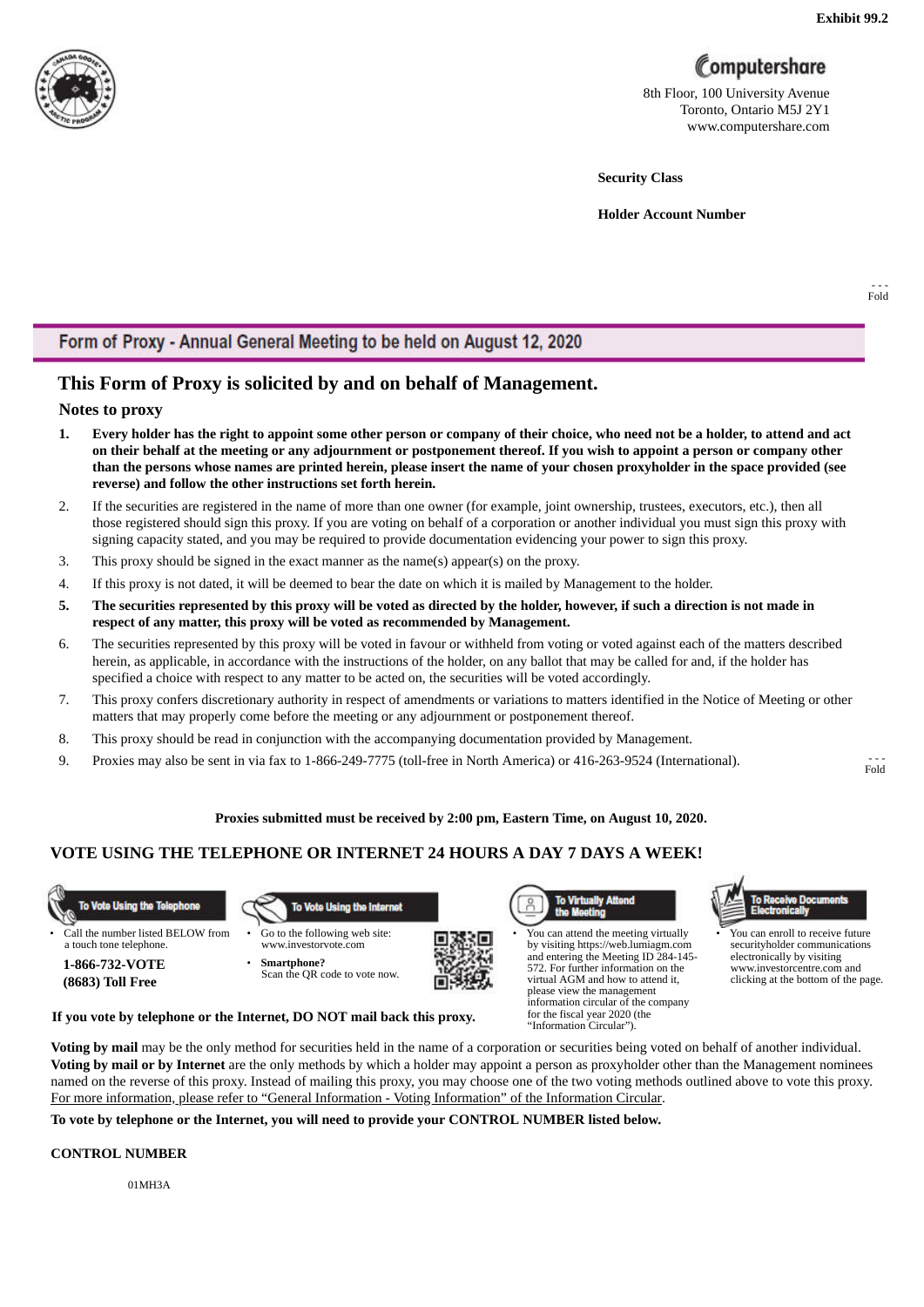Exhibit 99.2

Computershare
8th Floor, 100 University Avenue
Toronto, Ontario M5J 2Y1
www.computershare.com

**Security Class**

**Holder Account Number**

## Form of Proxy - Annual General Meeting to be held on August 12, 2020

## This Form of Proxy is solicited by and on behalf of Management.

### Notes to proxy

1. **Every holder has the right to appoint some other person or company of their choice, who need not be a holder, to attend and act on their behalf at the meeting or any adjournment or postponement thereof. If you wish to appoint a person or company other than the persons whose names are printed herein, please insert the name of your chosen proxyholder in the space provided (see reverse) and follow the other instructions set forth herein.**
2. If the securities are registered in the name of more than one owner (for example, joint ownership, trustees, executors, etc.), then all those registered should sign this proxy. If you are voting on behalf of a corporation or another individual you must sign this proxy with signing capacity stated, and you may be required to provide documentation evidencing your power to sign this proxy.
3. This proxy should be signed in the exact manner as the name(s) appear(s) on the proxy.
4. If this proxy is not dated, it will be deemed to bear the date on which it is mailed by Management to the holder.
5. **The securities represented by this proxy will be voted as directed by the holder, however, if such a direction is not made in respect of any matter, this proxy will be voted as recommended by Management.**
6. The securities represented by this proxy will be voted in favour or withheld from voting or voted against each of the matters described herein, as applicable, in accordance with the instructions of the holder, on any ballot that may be called for and, if the holder has specified a choice with respect to any matter to be acted on, the securities will be voted accordingly.
7. This proxy confers discretionary authority in respect of amendments or variations to matters identified in the Notice of Meeting or other matters that may properly come before the meeting or any adjournment or postponement thereof.
8. This proxy should be read in conjunction with the accompanying documentation provided by Management.
9. Proxies may also be sent in via fax to 1-866-249-7775 (toll-free in North America) or 416-263-9524 (International).

**Proxies submitted must be received by 2:00 pm, Eastern Time, on August 10, 2020.**

## VOTE USING THE TELEPHONE OR INTERNET 24 HOURS A DAY 7 DAYS A WEEK!

**To Vote Using the Telephone**

- Call the number listed BELOW from a touch tone telephone.

**1-866-732-VOTE (8683) Toll Free**

**To Vote Using the Internet**

- Go to the following web site: www.investorvote.com
- **Smartphone?** Scan the QR code to vote now.

**To Virtually Attend the Meeting**

- You can attend the meeting virtually by visiting https://web.lumiagm.com and entering the Meeting ID 284-145-572. For further information on the virtual AGM and how to attend it, please view the management information circular of the company for the fiscal year 2020 (the "Information Circular").

**To Receive Documents Electronically**

- You can enroll to receive future securityholder communications electronically by visiting www.investorcentre.com and clicking at the bottom of the page.

**If you vote by telephone or the Internet, DO NOT mail back this proxy.**

**Voting by mail** may be the only method for securities held in the name of a corporation or securities being voted on behalf of another individual. **Voting by mail or by Internet** are the only methods by which a holder may appoint a person as proxyholder other than the Management nominees named on the reverse of this proxy. Instead of mailing this proxy, you may choose one of the two voting methods outlined above to vote this proxy. For more information, please refer to "General Information - Voting Information" of the Information Circular.

**To vote by telephone or the Internet, you will need to provide your CONTROL NUMBER listed below.**

**CONTROL NUMBER**

01MH3A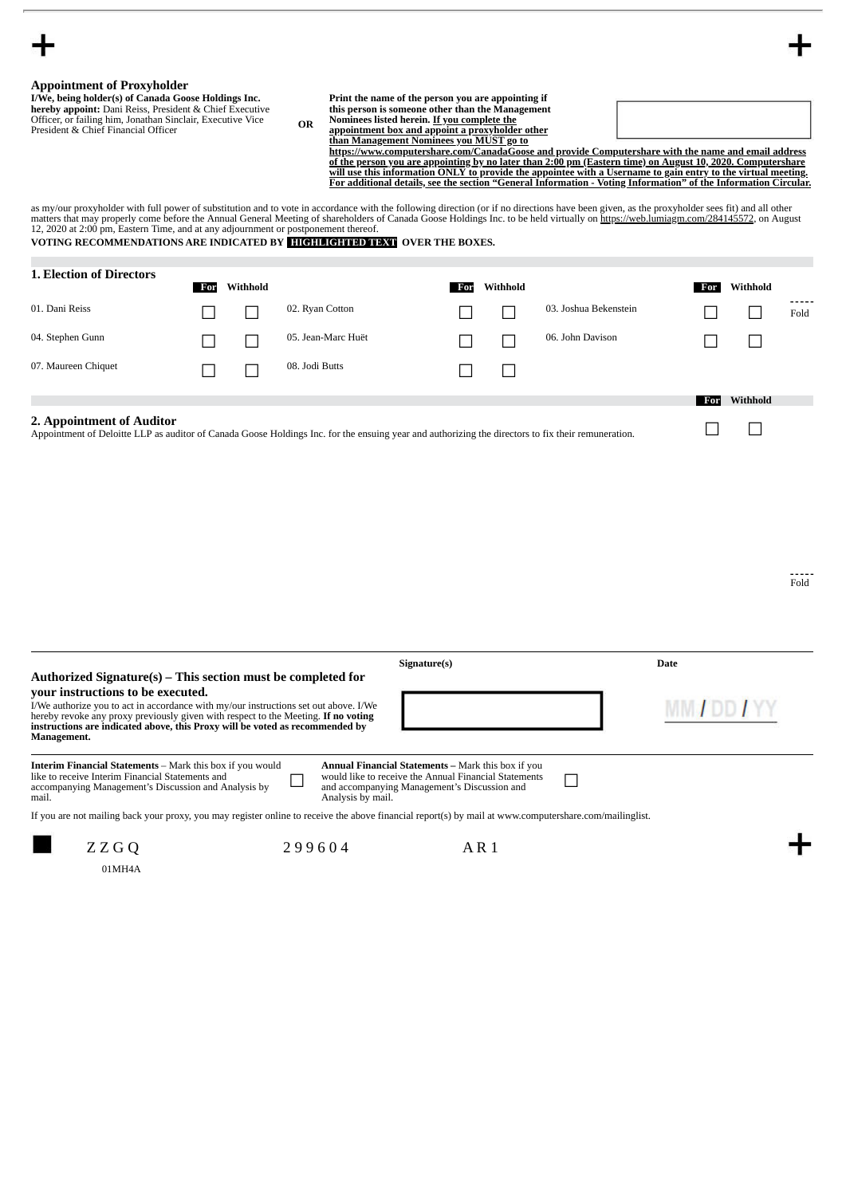## Appointment of Proxyholder

**I/We, being holder(s) of Canada Goose Holdings Inc. hereby appoint:** Dani Reiss, President & Chief Executive Officer, or failing him, Jonathan Sinclair, Executive Vice President & Chief Financial Officer

**OR**

**Print the name of the person you are appointing if this person is someone other than the Management Nominees listed herein. If you complete the appointment box and appoint a proxyholder other than Management Nominees you MUST go to https://www.computershare.com/CanadaGoose and provide Computershare with the name and email address of the person you are appointing by no later than 2:00 pm (Eastern time) on August 10, 2020. Computershare will use this information ONLY to provide the appointee with a Username to gain entry to the virtual meeting. For additional details, see the section "General Information - Voting Information" of the Information Circular.**

as my/our proxyholder with full power of substitution and to vote in accordance with the following direction (or if no directions have been given, as the proxyholder sees fit) and all other matters that may properly come before the Annual General Meeting of shareholders of Canada Goose Holdings Inc. to be held virtually on https://web.lumiagm.com/284145572, on August 12, 2020 at 2:00 pm, Eastern Time, and at any adjournment or postponement thereof.

**VOTING RECOMMENDATIONS ARE INDICATED BY HIGHLIGHTED TEXT OVER THE BOXES.**

### 1. Election of Directors

| | For | Withhold | | For | Withhold | | For | Withhold |
|---|---|---|---|---|---|---|---|---|
| 01. Dani Reiss | ☐ | ☐ | 02. Ryan Cotton | ☐ | ☐ | 03. Joshua Bekenstein | ☐ | ☐ |
| 04. Stephen Gunn | ☐ | ☐ | 05. Jean-Marc Huët | ☐ | ☐ | 06. John Davison | ☐ | ☐ |
| 07. Maureen Chiquet | ☐ | ☐ | 08. Jodi Butts | ☐ | ☐ | | | |

### 2. Appointment of Auditor

| | For | Withhold |
|---|---|---|
| Appointment of Deloitte LLP as auditor of Canada Goose Holdings Inc. for the ensuing year and authorizing the directors to fix their remuneration. | ☐ | ☐ |

Fold

Fold

**Authorized Signature(s) – This section must be completed for your instructions to be executed.**

I/We authorize you to act in accordance with my/our instructions set out above. I/We hereby revoke any proxy previously given with respect to the Meeting. **If no voting instructions are indicated above, this Proxy will be voted as recommended by Management.**

Signature(s)

Date

MM / DD / YY

**Interim Financial Statements** – Mark this box if you would like to receive Interim Financial Statements and accompanying Management's Discussion and Analysis by mail. ☐

**Annual Financial Statements** – Mark this box if you would like to receive the Annual Financial Statements and accompanying Management's Discussion and Analysis by mail. ☐

If you are not mailing back your proxy, you may register online to receive the above financial report(s) by mail at www.computershare.com/mailinglist.

Z Z G Q 299604 AR1

01MH4A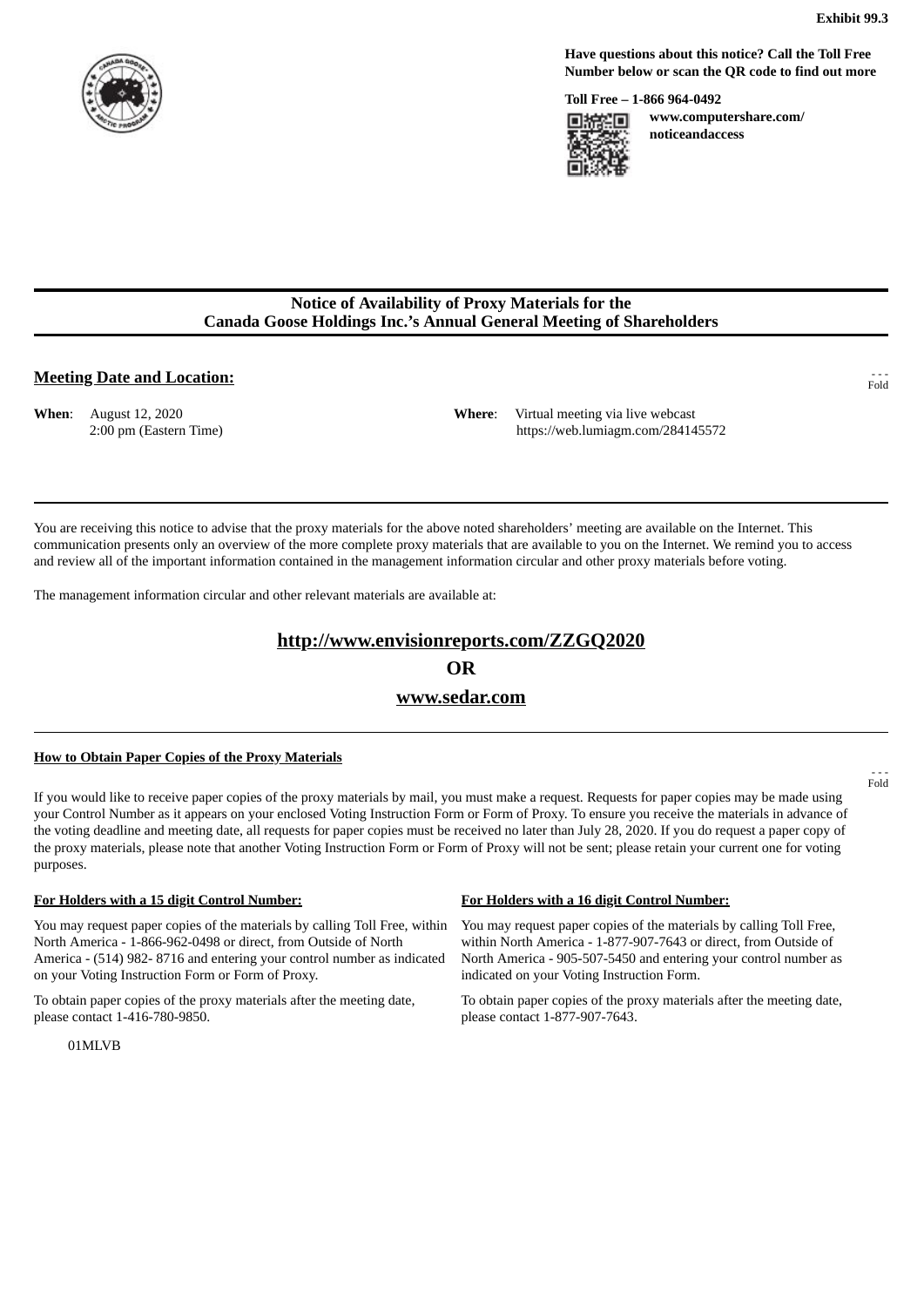Exhibit 99.3

**Have questions about this notice? Call the Toll Free Number below or scan the QR code to find out more**

**Toll Free – 1-866 964-0492**

**www.computershare.com/noticeandaccess**

# Notice of Availability of Proxy Materials for the Canada Goose Holdings Inc.'s Annual General Meeting of Shareholders

## Meeting Date and Location:

**When**: August 12, 2020
2:00 pm (Eastern Time)

**Where**: Virtual meeting via live webcast
https://web.lumiagm.com/284145572

You are receiving this notice to advise that the proxy materials for the above noted shareholders' meeting are available on the Internet. This communication presents only an overview of the more complete proxy materials that are available to you on the Internet. We remind you to access and review all of the important information contained in the management information circular and other proxy materials before voting.

The management information circular and other relevant materials are available at:

**http://www.envisionreports.com/ZZGQ2020**

**OR**

**www.sedar.com**

### How to Obtain Paper Copies of the Proxy Materials

If you would like to receive paper copies of the proxy materials by mail, you must make a request. Requests for paper copies may be made using your Control Number as it appears on your enclosed Voting Instruction Form or Form of Proxy. To ensure you receive the materials in advance of the voting deadline and meeting date, all requests for paper copies must be received no later than July 28, 2020. If you do request a paper copy of the proxy materials, please note that another Voting Instruction Form or Form of Proxy will not be sent; please retain your current one for voting purposes.

**For Holders with a 15 digit Control Number:**

You may request paper copies of the materials by calling Toll Free, within North America - 1-866-962-0498 or direct, from Outside of North America - (514) 982- 8716 and entering your control number as indicated on your Voting Instruction Form or Form of Proxy.

To obtain paper copies of the proxy materials after the meeting date, please contact 1-416-780-9850.

**For Holders with a 16 digit Control Number:**

You may request paper copies of the materials by calling Toll Free, within North America - 1-877-907-7643 or direct, from Outside of North America - 905-507-5450 and entering your control number as indicated on your Voting Instruction Form.

To obtain paper copies of the proxy materials after the meeting date, please contact 1-877-907-7643.

01MLVB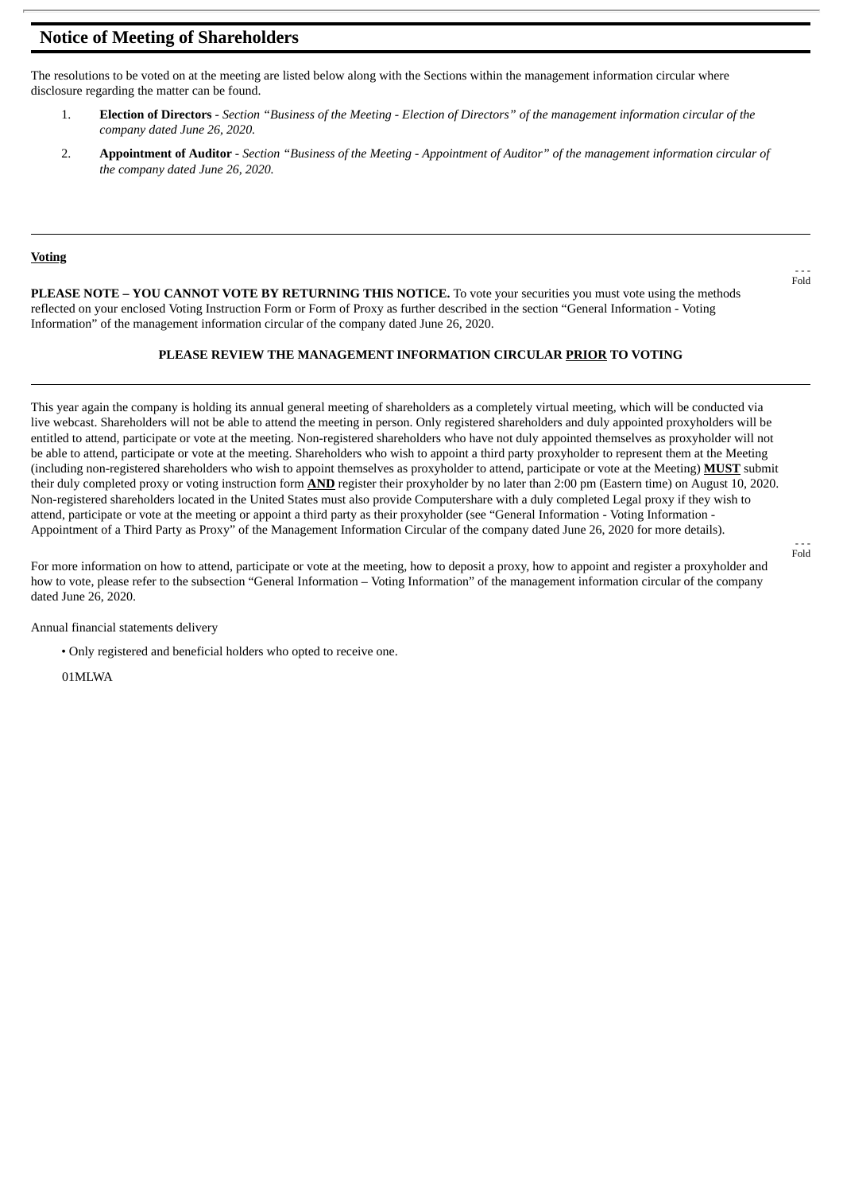# Notice of Meeting of Shareholders

The resolutions to be voted on at the meeting are listed below along with the Sections within the management information circular where disclosure regarding the matter can be found.

1. **Election of Directors** - *Section "Business of the Meeting - Election of Directors" of the management information circular of the company dated June 26, 2020.*
2. **Appointment of Auditor** - *Section "Business of the Meeting - Appointment of Auditor" of the management information circular of the company dated June 26, 2020.*

---

**Voting**

**PLEASE NOTE – YOU CANNOT VOTE BY RETURNING THIS NOTICE.** To vote your securities you must vote using the methods reflected on your enclosed Voting Instruction Form or Form of Proxy as further described in the section "General Information - Voting Information" of the management information circular of the company dated June 26, 2020.

**PLEASE REVIEW THE MANAGEMENT INFORMATION CIRCULAR PRIOR TO VOTING**

---

This year again the company is holding its annual general meeting of shareholders as a completely virtual meeting, which will be conducted via live webcast. Shareholders will not be able to attend the meeting in person. Only registered shareholders and duly appointed proxyholders will be entitled to attend, participate or vote at the meeting. Non-registered shareholders who have not duly appointed themselves as proxyholder will not be able to attend, participate or vote at the meeting. Shareholders who wish to appoint a third party proxyholder to represent them at the Meeting (including non-registered shareholders who wish to appoint themselves as proxyholder to attend, participate or vote at the Meeting) **MUST** submit their duly completed proxy or voting instruction form **AND** register their proxyholder by no later than 2:00 pm (Eastern time) on August 10, 2020. Non-registered shareholders located in the United States must also provide Computershare with a duly completed Legal proxy if they wish to attend, participate or vote at the meeting or appoint a third party as their proxyholder (see "General Information - Voting Information - Appointment of a Third Party as Proxy" of the Management Information Circular of the company dated June 26, 2020 for more details).

For more information on how to attend, participate or vote at the meeting, how to deposit a proxy, how to appoint and register a proxyholder and how to vote, please refer to the subsection "General Information – Voting Information" of the management information circular of the company dated June 26, 2020.

Annual financial statements delivery

- Only registered and beneficial holders who opted to receive one.

01MLWA